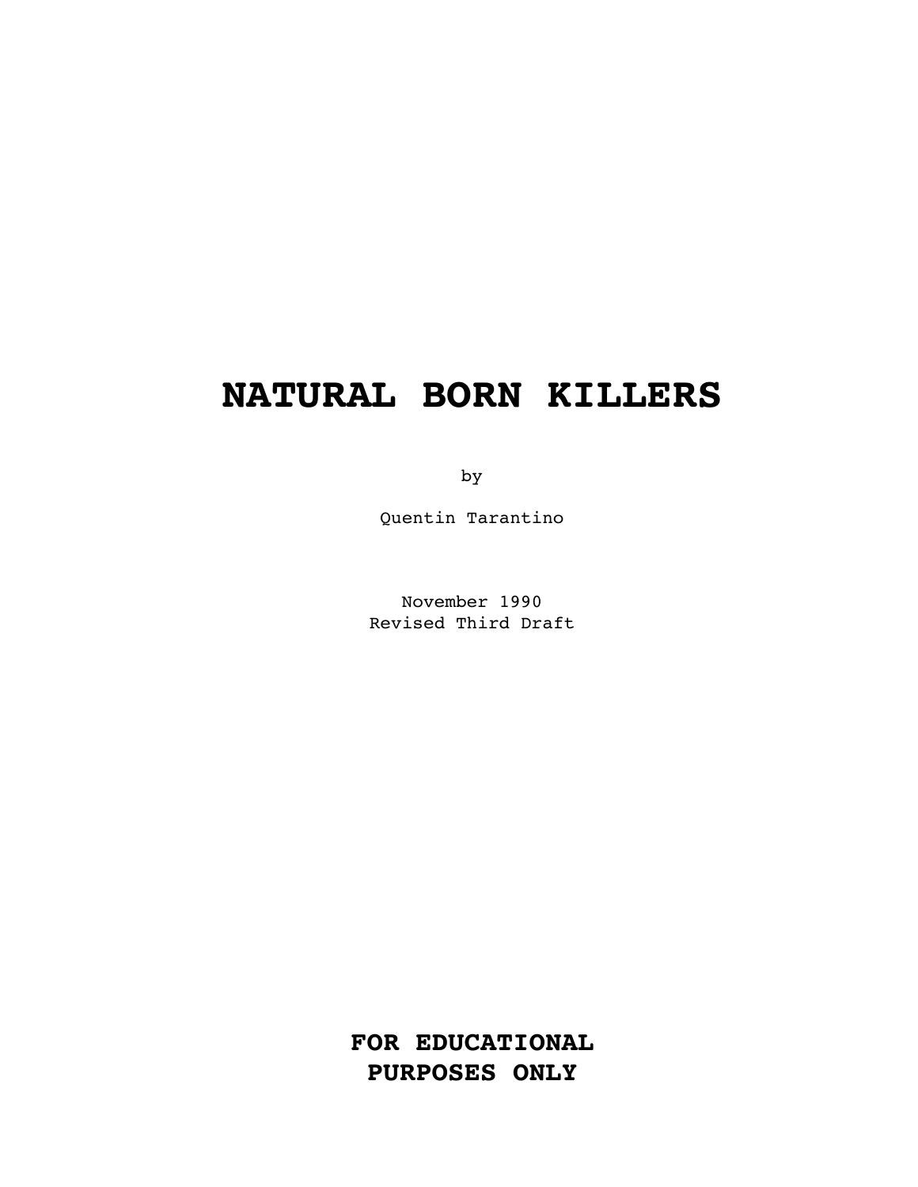# NATURAL BORN KILLERS

by

Quentin Tarantino

November 1990
Revised Third Draft

**FOR EDUCATIONAL PURPOSES ONLY**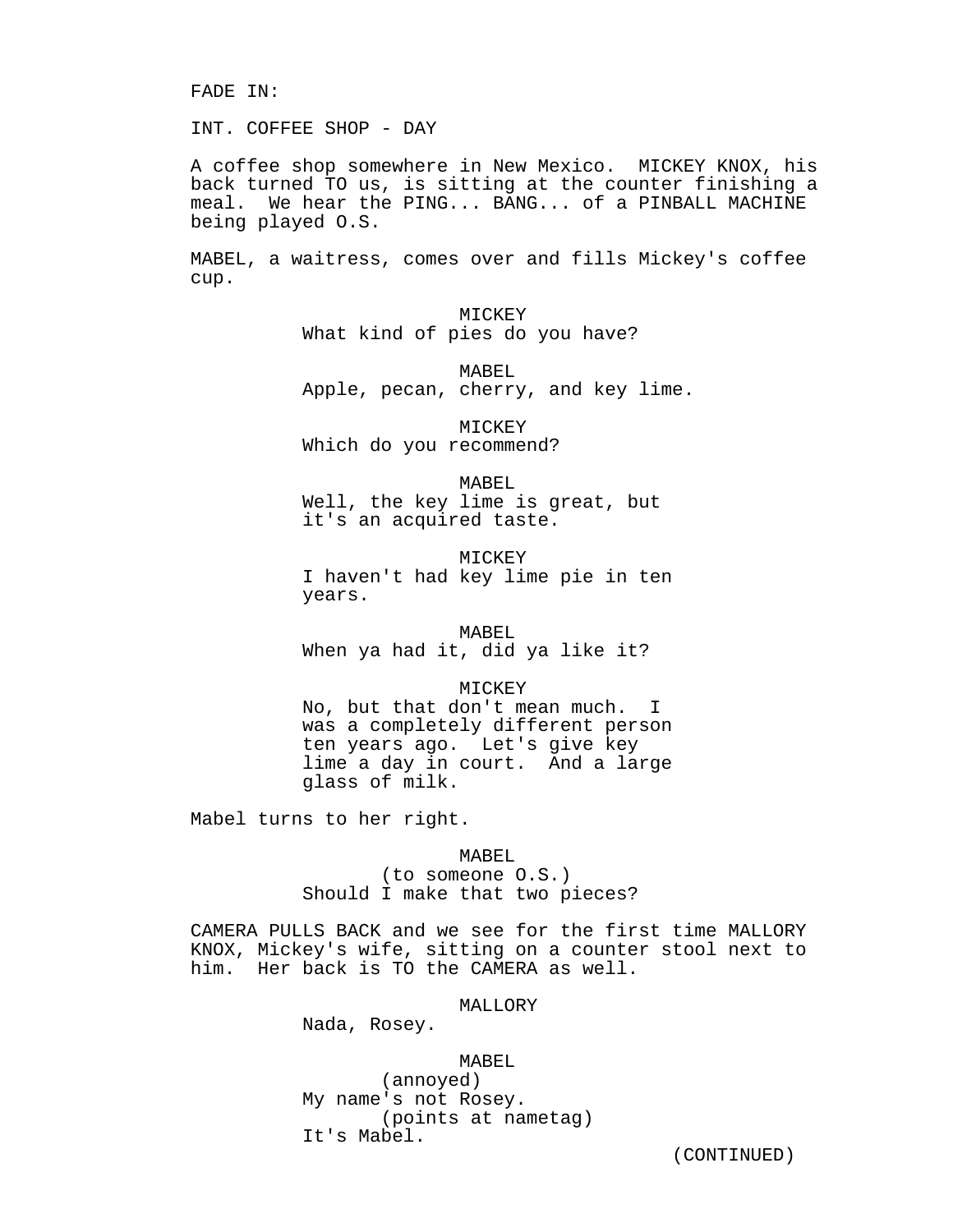FADE IN:

INT. COFFEE SHOP - DAY

A coffee shop somewhere in New Mexico. MICKEY KNOX, his back turned TO us, is sitting at the counter finishing a meal. We hear the PING... BANG... of a PINBALL MACHINE being played O.S.

MABEL, a waitress, comes over and fills Mickey's coffee cup.

MICKEY
What kind of pies do you have?

MABEL
Apple, pecan, cherry, and key lime.

MICKEY
Which do you recommend?

MABEL
Well, the key lime is great, but it's an acquired taste.

MICKEY
I haven't had key lime pie in ten years.

MABEL
When ya had it, did ya like it?

MICKEY
No, but that don't mean much. I was a completely different person ten years ago. Let's give key lime a day in court. And a large glass of milk.

Mabel turns to her right.

MABEL
(to someone O.S.)
Should I make that two pieces?

CAMERA PULLS BACK and we see for the first time MALLORY KNOX, Mickey's wife, sitting on a counter stool next to him. Her back is TO the CAMERA as well.

MALLORY
Nada, Rosey.

MABEL
(annoyed)
My name's not Rosey.
(points at nametag)
It's Mabel.

(CONTINUED)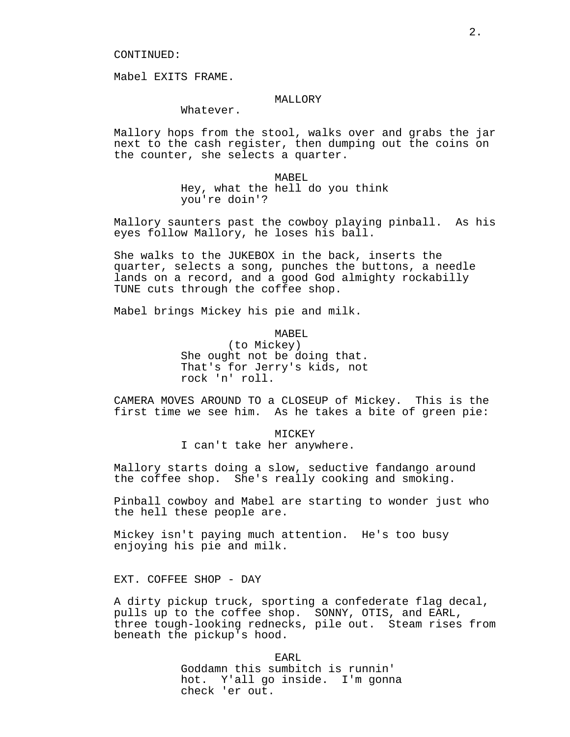CONTINUED:

Mabel EXITS FRAME.

MALLORY

Whatever.

Mallory hops from the stool, walks over and grabs the jar next to the cash register, then dumping out the coins on the counter, she selects a quarter.

MABEL

Hey, what the hell do you think you're doin'?

Mallory saunters past the cowboy playing pinball. As his eyes follow Mallory, he loses his ball.

She walks to the JUKEBOX in the back, inserts the quarter, selects a song, punches the buttons, a needle lands on a record, and a good God almighty rockabilly TUNE cuts through the coffee shop.

Mabel brings Mickey his pie and milk.

MABEL

(to Mickey)

She ought not be doing that. That's for Jerry's kids, not rock 'n' roll.

CAMERA MOVES AROUND TO a CLOSEUP of Mickey. This is the first time we see him. As he takes a bite of green pie:

MICKEY

I can't take her anywhere.

Mallory starts doing a slow, seductive fandango around the coffee shop. She's really cooking and smoking.

Pinball cowboy and Mabel are starting to wonder just who the hell these people are.

Mickey isn't paying much attention. He's too busy enjoying his pie and milk.

EXT. COFFEE SHOP - DAY

A dirty pickup truck, sporting a confederate flag decal, pulls up to the coffee shop. SONNY, OTIS, and EARL, three tough-looking rednecks, pile out. Steam rises from beneath the pickup's hood.

EARL

Goddamn this sumbitch is runnin' hot. Y'all go inside. I'm gonna check 'er out.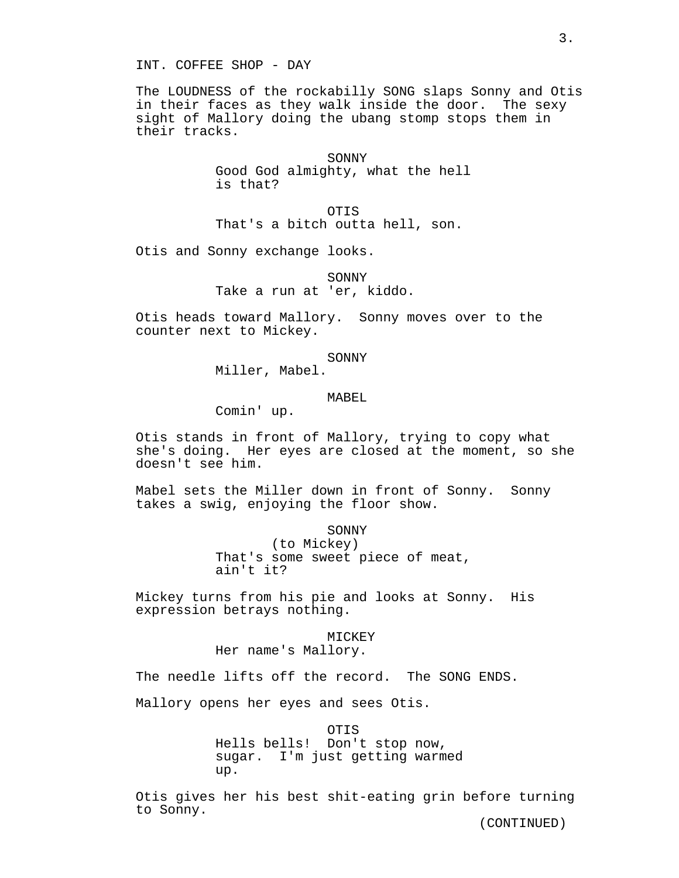INT. COFFEE SHOP - DAY

The LOUDNESS of the rockabilly SONG slaps Sonny and Otis in their faces as they walk inside the door. The sexy sight of Mallory doing the ubang stomp stops them in their tracks.

SONNY
Good God almighty, what the hell is that?

OTIS
That's a bitch outta hell, son.

Otis and Sonny exchange looks.

SONNY
Take a run at 'er, kiddo.

Otis heads toward Mallory. Sonny moves over to the counter next to Mickey.

SONNY
Miller, Mabel.

MABEL
Comin' up.

Otis stands in front of Mallory, trying to copy what she's doing. Her eyes are closed at the moment, so she doesn't see him.

Mabel sets the Miller down in front of Sonny. Sonny takes a swig, enjoying the floor show.

SONNY
(to Mickey)
That's some sweet piece of meat, ain't it?

Mickey turns from his pie and looks at Sonny. His expression betrays nothing.

MICKEY
Her name's Mallory.

The needle lifts off the record. The SONG ENDS.

Mallory opens her eyes and sees Otis.

OTIS
Hells bells! Don't stop now, sugar. I'm just getting warmed up.

Otis gives her his best shit-eating grin before turning to Sonny.

(CONTINUED)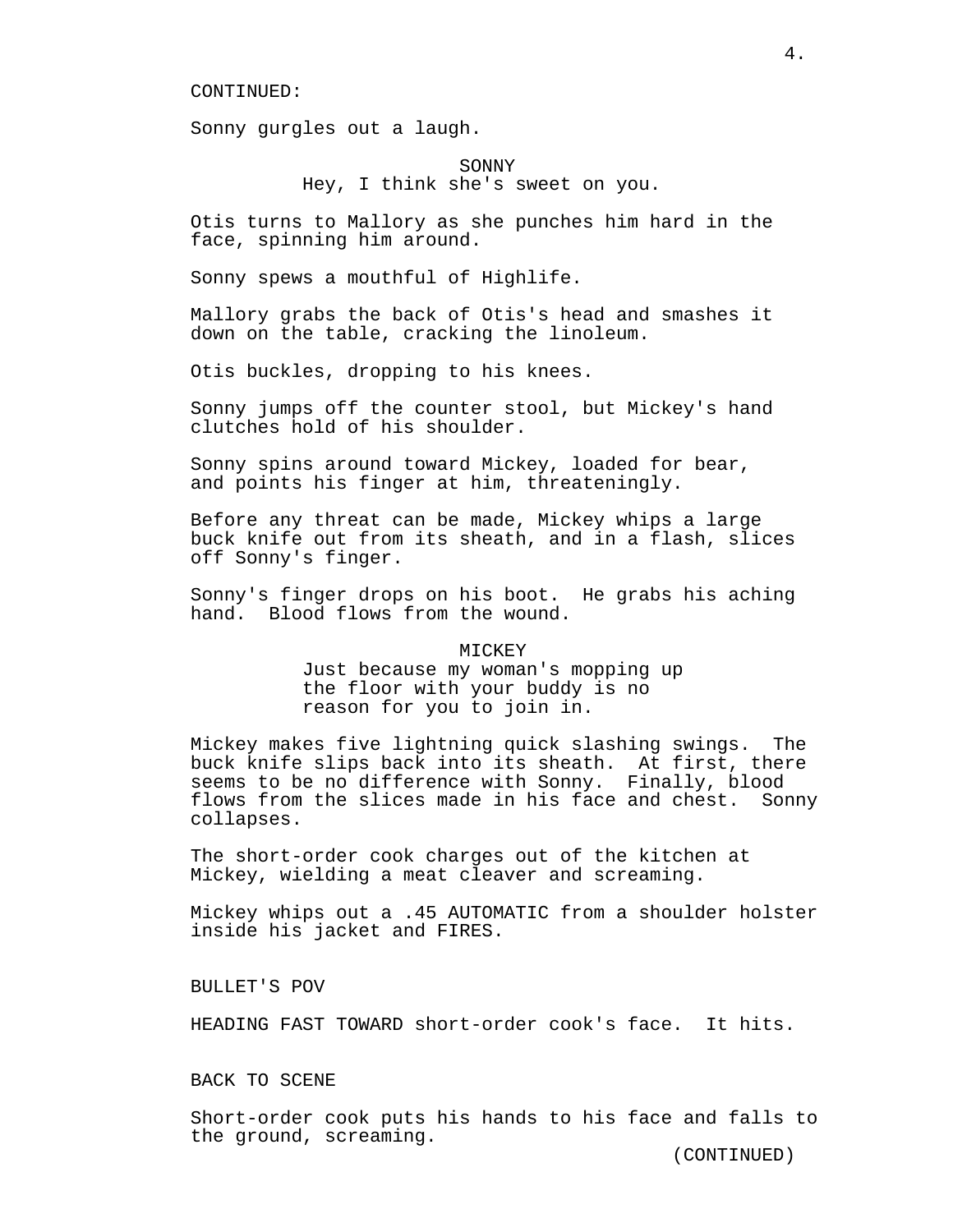CONTINUED:

Sonny gurgles out a laugh.

SONNY
Hey, I think she's sweet on you.

Otis turns to Mallory as she punches him hard in the face, spinning him around.

Sonny spews a mouthful of Highlife.

Mallory grabs the back of Otis's head and smashes it down on the table, cracking the linoleum.

Otis buckles, dropping to his knees.

Sonny jumps off the counter stool, but Mickey's hand clutches hold of his shoulder.

Sonny spins around toward Mickey, loaded for bear, and points his finger at him, threateningly.

Before any threat can be made, Mickey whips a large buck knife out from its sheath, and in a flash, slices off Sonny's finger.

Sonny's finger drops on his boot. He grabs his aching hand. Blood flows from the wound.

MICKEY
Just because my woman's mopping up the floor with your buddy is no reason for you to join in.

Mickey makes five lightning quick slashing swings. The buck knife slips back into its sheath. At first, there seems to be no difference with Sonny. Finally, blood flows from the slices made in his face and chest. Sonny collapses.

The short-order cook charges out of the kitchen at Mickey, wielding a meat cleaver and screaming.

Mickey whips out a .45 AUTOMATIC from a shoulder holster inside his jacket and FIRES.

BULLET'S POV

HEADING FAST TOWARD short-order cook's face. It hits.

BACK TO SCENE

Short-order cook puts his hands to his face and falls to the ground, screaming.

(CONTINUED)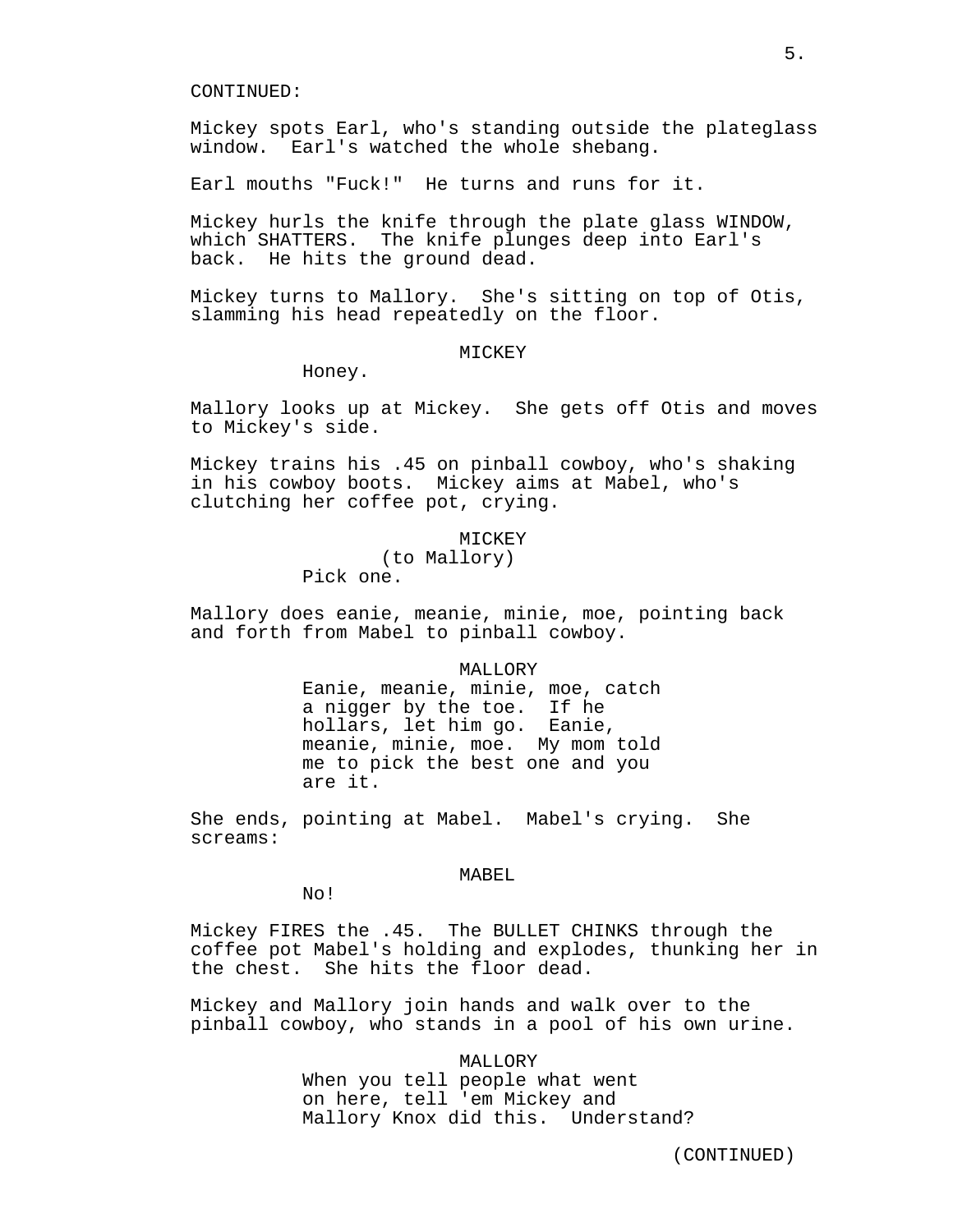CONTINUED:

Mickey spots Earl, who's standing outside the plateglass window. Earl's watched the whole shebang.

Earl mouths "Fuck!" He turns and runs for it.

Mickey hurls the knife through the plate glass WINDOW, which SHATTERS. The knife plunges deep into Earl's back. He hits the ground dead.

Mickey turns to Mallory. She's sitting on top of Otis, slamming his head repeatedly on the floor.

MICKEY

Honey.

Mallory looks up at Mickey. She gets off Otis and moves to Mickey's side.

Mickey trains his .45 on pinball cowboy, who's shaking in his cowboy boots. Mickey aims at Mabel, who's clutching her coffee pot, crying.

MICKEY

(to Mallory)

Pick one.

Mallory does eanie, meanie, minie, moe, pointing back and forth from Mabel to pinball cowboy.

MALLORY

Eanie, meanie, minie, moe, catch a nigger by the toe. If he hollars, let him go. Eanie, meanie, minie, moe. My mom told me to pick the best one and you are it.

She ends, pointing at Mabel. Mabel's crying. She screams:

MABEL

No!

Mickey FIRES the .45. The BULLET CHINKS through the coffee pot Mabel's holding and explodes, thunking her in the chest. She hits the floor dead.

Mickey and Mallory join hands and walk over to the pinball cowboy, who stands in a pool of his own urine.

MALLORY

When you tell people what went on here, tell 'em Mickey and Mallory Knox did this. Understand?

(CONTINUED)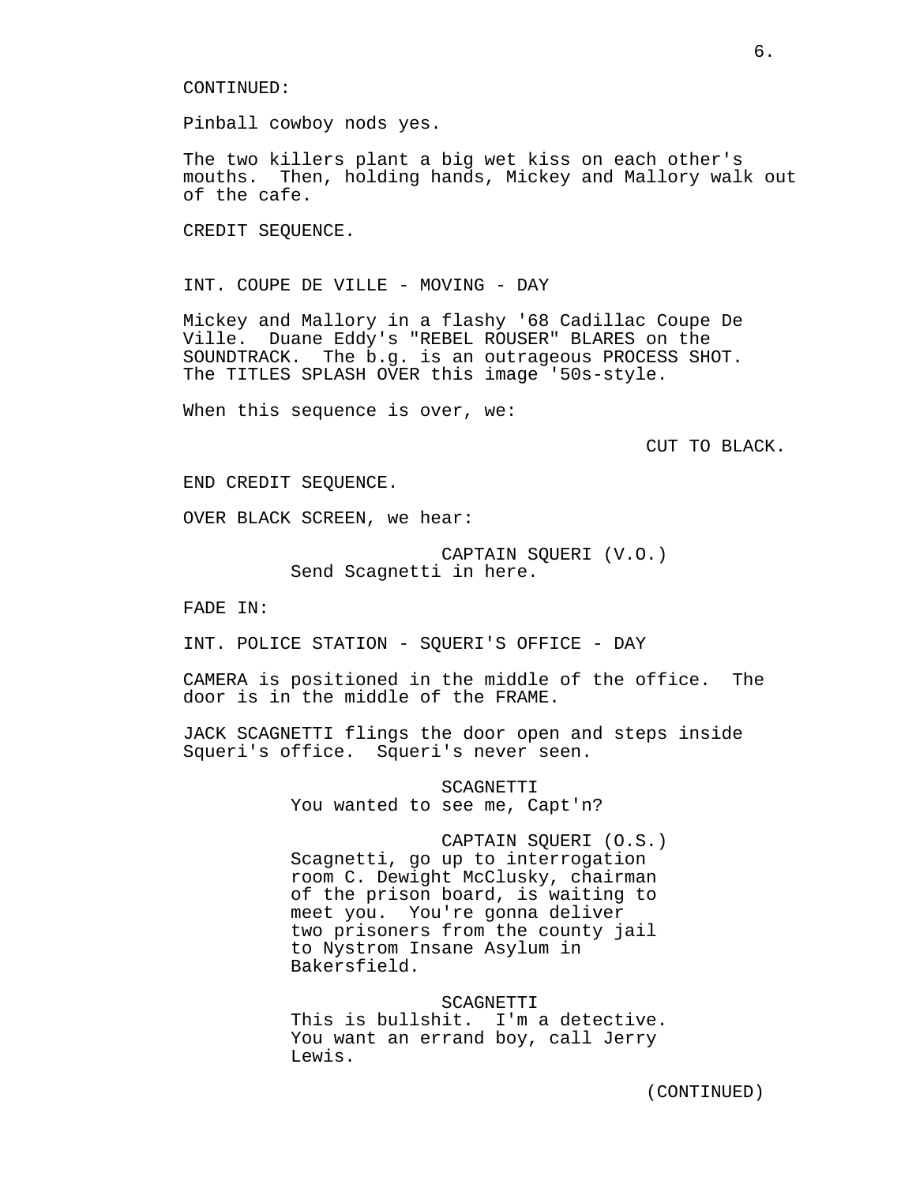CONTINUED:

Pinball cowboy nods yes.

The two killers plant a big wet kiss on each other's mouths. Then, holding hands, Mickey and Mallory walk out of the cafe.

CREDIT SEQUENCE.

INT. COUPE DE VILLE - MOVING - DAY

Mickey and Mallory in a flashy '68 Cadillac Coupe De Ville. Duane Eddy's "REBEL ROUSER" BLARES on the SOUNDTRACK. The b.g. is an outrageous PROCESS SHOT. The TITLES SPLASH OVER this image '50s-style.

When this sequence is over, we:

CUT TO BLACK.

END CREDIT SEQUENCE.

OVER BLACK SCREEN, we hear:

CAPTAIN SQUERI (V.O.)
Send Scagnetti in here.

FADE IN:

INT. POLICE STATION - SQUERI'S OFFICE - DAY

CAMERA is positioned in the middle of the office. The door is in the middle of the FRAME.

JACK SCAGNETTI flings the door open and steps inside Squeri's office. Squeri's never seen.

SCAGNETTI
You wanted to see me, Capt'n?

CAPTAIN SQUERI (O.S.)
Scagnetti, go up to interrogation room C. Dewight McClusky, chairman of the prison board, is waiting to meet you. You're gonna deliver two prisoners from the county jail to Nystrom Insane Asylum in Bakersfield.

SCAGNETTI
This is bullshit. I'm a detective. You want an errand boy, call Jerry Lewis.

(CONTINUED)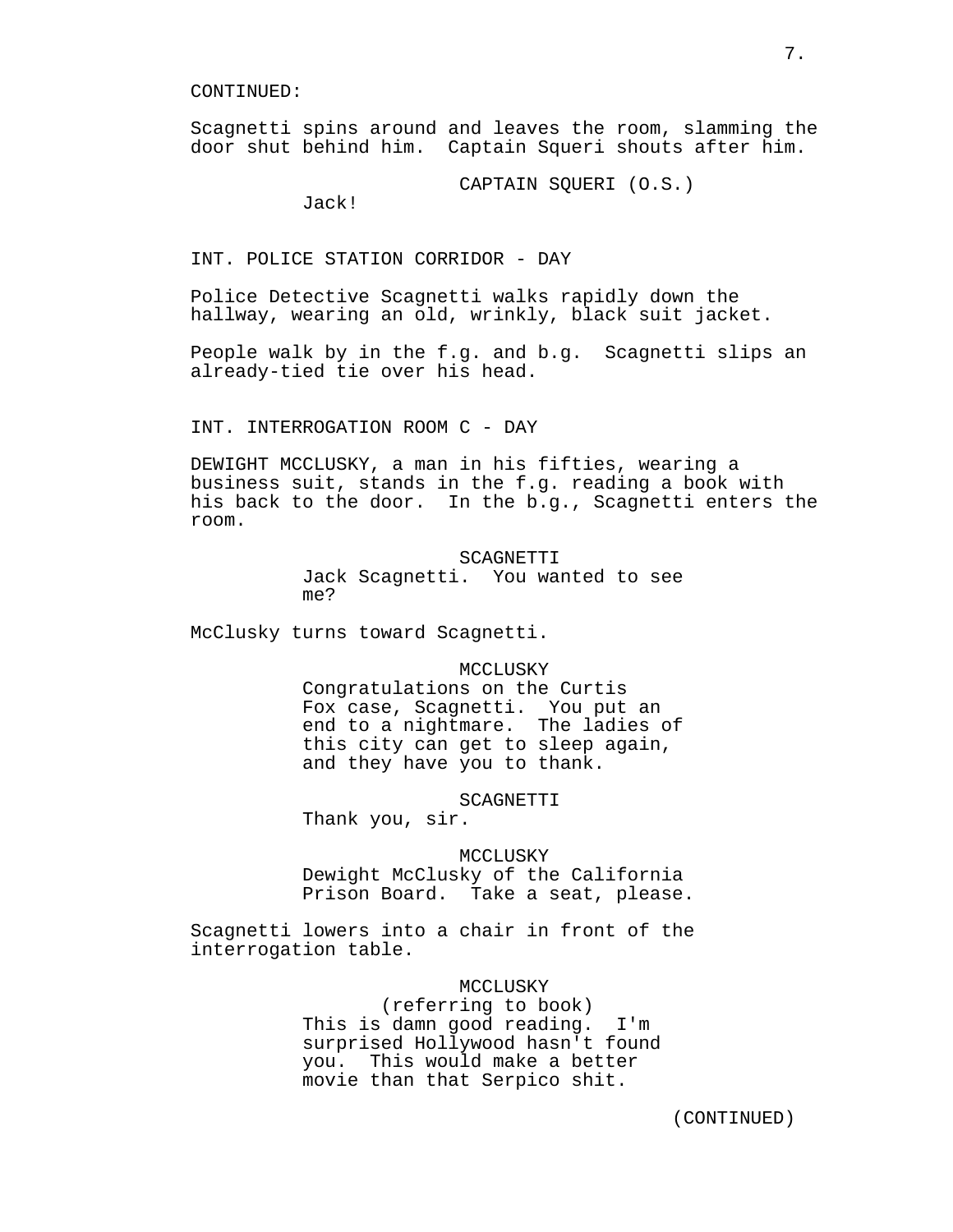CONTINUED:

Scagnetti spins around and leaves the room, slamming the door shut behind him. Captain Squeri shouts after him.

CAPTAIN SQUERI (O.S.)
Jack!

INT. POLICE STATION CORRIDOR - DAY

Police Detective Scagnetti walks rapidly down the hallway, wearing an old, wrinkly, black suit jacket.

People walk by in the f.g. and b.g. Scagnetti slips an already-tied tie over his head.

INT. INTERROGATION ROOM C - DAY

DEWIGHT MCCLUSKY, a man in his fifties, wearing a business suit, stands in the f.g. reading a book with his back to the door. In the b.g., Scagnetti enters the room.

SCAGNETTI
Jack Scagnetti. You wanted to see me?

McClusky turns toward Scagnetti.

MCCLUSKY
Congratulations on the Curtis Fox case, Scagnetti. You put an end to a nightmare. The ladies of this city can get to sleep again, and they have you to thank.

SCAGNETTI
Thank you, sir.

MCCLUSKY
Dewight McClusky of the California Prison Board. Take a seat, please.

Scagnetti lowers into a chair in front of the interrogation table.

MCCLUSKY
(referring to book)
This is damn good reading. I'm surprised Hollywood hasn't found you. This would make a better movie than that Serpico shit.

(CONTINUED)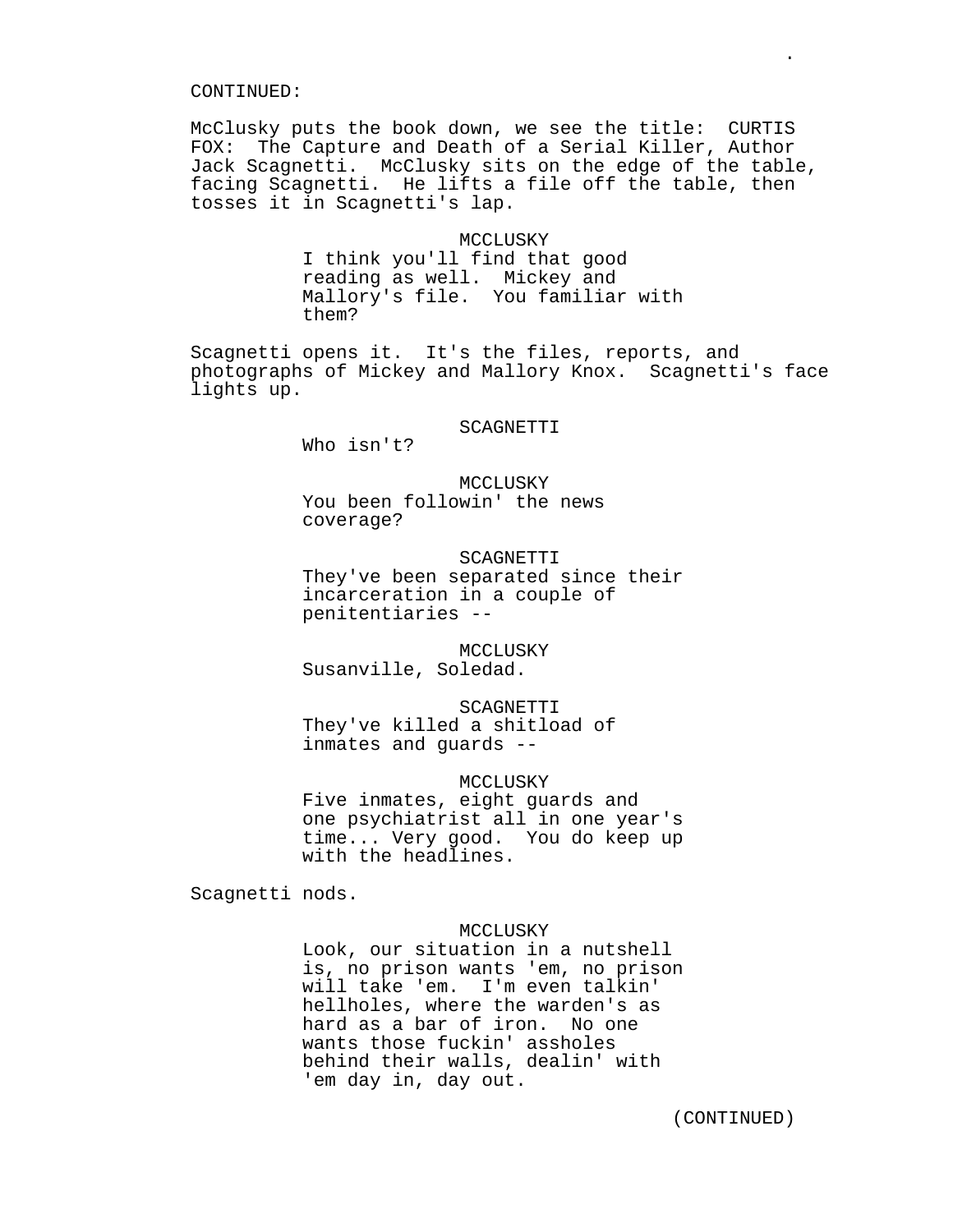CONTINUED:

McClusky puts the book down, we see the title: CURTIS FOX: The Capture and Death of a Serial Killer, Author Jack Scagnetti. McClusky sits on the edge of the table, facing Scagnetti. He lifts a file off the table, then tosses it in Scagnetti's lap.

MCCLUSKY
I think you'll find that good reading as well. Mickey and Mallory's file. You familiar with them?

Scagnetti opens it. It's the files, reports, and photographs of Mickey and Mallory Knox. Scagnetti's face lights up.

SCAGNETTI
Who isn't?

MCCLUSKY
You been followin' the news coverage?

SCAGNETTI
They've been separated since their incarceration in a couple of penitentiaries --

MCCLUSKY
Susanville, Soledad.

SCAGNETTI
They've killed a shitload of inmates and guards --

MCCLUSKY
Five inmates, eight guards and one psychiatrist all in one year's time... Very good. You do keep up with the headlines.

Scagnetti nods.

MCCLUSKY
Look, our situation in a nutshell is, no prison wants 'em, no prison will take 'em. I'm even talkin' hellholes, where the warden's as hard as a bar of iron. No one wants those fuckin' assholes behind their walls, dealin' with 'em day in, day out.

(CONTINUED)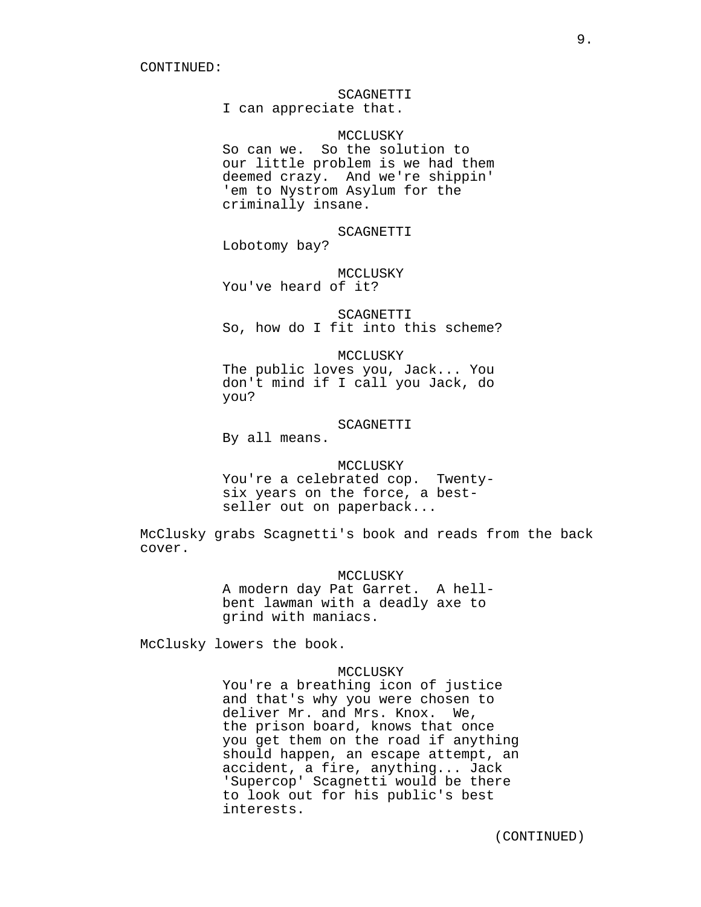CONTINUED:

SCAGNETTI
I can appreciate that.

MCCLUSKY
So can we. So the solution to our little problem is we had them deemed crazy. And we're shippin' 'em to Nystrom Asylum for the criminally insane.

SCAGNETTI
Lobotomy bay?

MCCLUSKY
You've heard of it?

SCAGNETTI
So, how do I fit into this scheme?

MCCLUSKY
The public loves you, Jack... You don't mind if I call you Jack, do you?

SCAGNETTI
By all means.

MCCLUSKY
You're a celebrated cop. Twenty-six years on the force, a best-seller out on paperback...

McClusky grabs Scagnetti's book and reads from the back cover.

MCCLUSKY
A modern day Pat Garret. A hell-bent lawman with a deadly axe to grind with maniacs.

McClusky lowers the book.

MCCLUSKY
You're a breathing icon of justice and that's why you were chosen to deliver Mr. and Mrs. Knox. We, the prison board, knows that once you get them on the road if anything should happen, an escape attempt, an accident, a fire, anything... Jack 'Supercop' Scagnetti would be there to look out for his public's best interests.

(CONTINUED)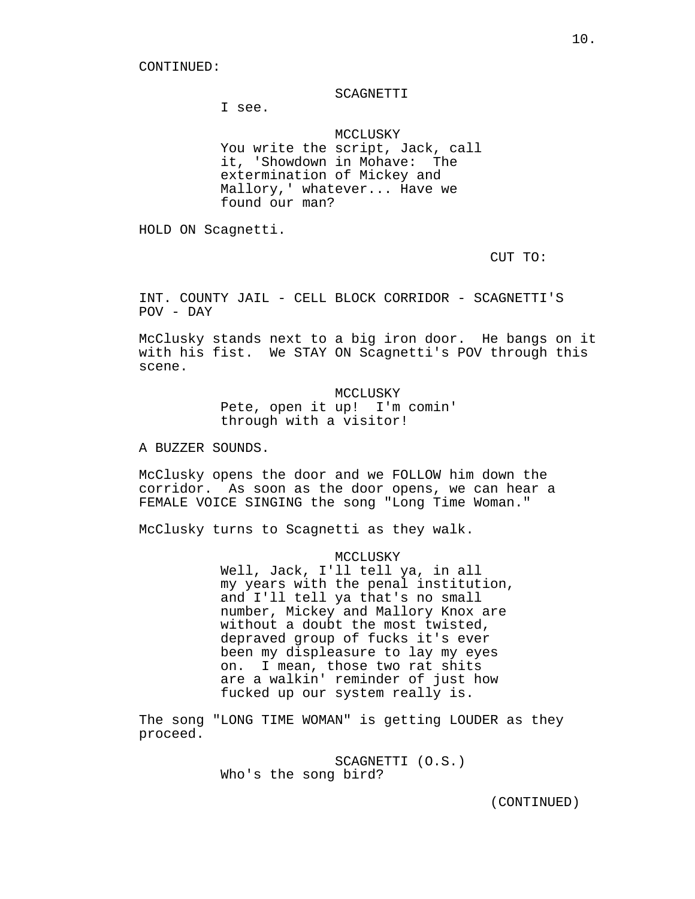CONTINUED:

SCAGNETTI

I see.

MCCLUSKY

You write the script, Jack, call it, 'Showdown in Mohave: The extermination of Mickey and Mallory,' whatever... Have we found our man?

HOLD ON Scagnetti.

CUT TO:

INT. COUNTY JAIL - CELL BLOCK CORRIDOR - SCAGNETTI'S POV - DAY

McClusky stands next to a big iron door. He bangs on it with his fist. We STAY ON Scagnetti's POV through this scene.

MCCLUSKY

Pete, open it up! I'm comin' through with a visitor!

A BUZZER SOUNDS.

McClusky opens the door and we FOLLOW him down the corridor. As soon as the door opens, we can hear a FEMALE VOICE SINGING the song "Long Time Woman."

McClusky turns to Scagnetti as they walk.

MCCLUSKY

Well, Jack, I'll tell ya, in all my years with the penal institution, and I'll tell ya that's no small number, Mickey and Mallory Knox are without a doubt the most twisted, depraved group of fucks it's ever been my displeasure to lay my eyes on. I mean, those two rat shits are a walkin' reminder of just how fucked up our system really is.

The song "LONG TIME WOMAN" is getting LOUDER as they proceed.

SCAGNETTI (O.S.)

Who's the song bird?

(CONTINUED)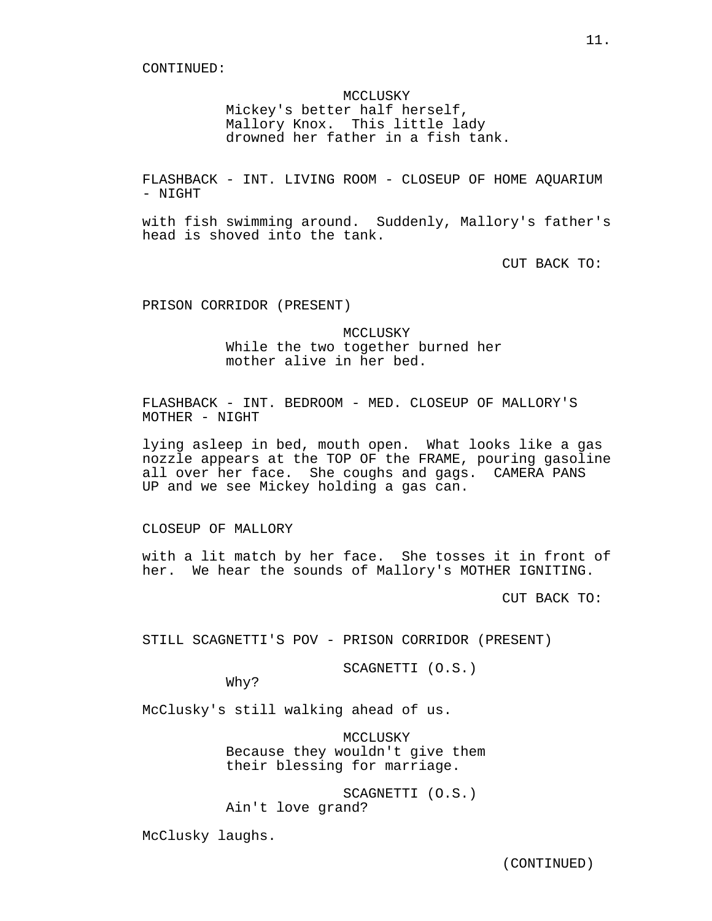CONTINUED:

MCCLUSKY
Mickey's better half herself, Mallory Knox. This little lady drowned her father in a fish tank.

FLASHBACK - INT. LIVING ROOM - CLOSEUP OF HOME AQUARIUM - NIGHT

with fish swimming around. Suddenly, Mallory's father's head is shoved into the tank.

CUT BACK TO:

PRISON CORRIDOR (PRESENT)

MCCLUSKY
While the two together burned her mother alive in her bed.

FLASHBACK - INT. BEDROOM - MED. CLOSEUP OF MALLORY'S MOTHER - NIGHT

lying asleep in bed, mouth open. What looks like a gas nozzle appears at the TOP OF the FRAME, pouring gasoline all over her face. She coughs and gags. CAMERA PANS UP and we see Mickey holding a gas can.

CLOSEUP OF MALLORY

with a lit match by her face. She tosses it in front of her. We hear the sounds of Mallory's MOTHER IGNITING.

CUT BACK TO:

STILL SCAGNETTI'S POV - PRISON CORRIDOR (PRESENT)

SCAGNETTI (O.S.)
Why?

McClusky's still walking ahead of us.

MCCLUSKY
Because they wouldn't give them their blessing for marriage.

SCAGNETTI (O.S.)
Ain't love grand?

McClusky laughs.

(CONTINUED)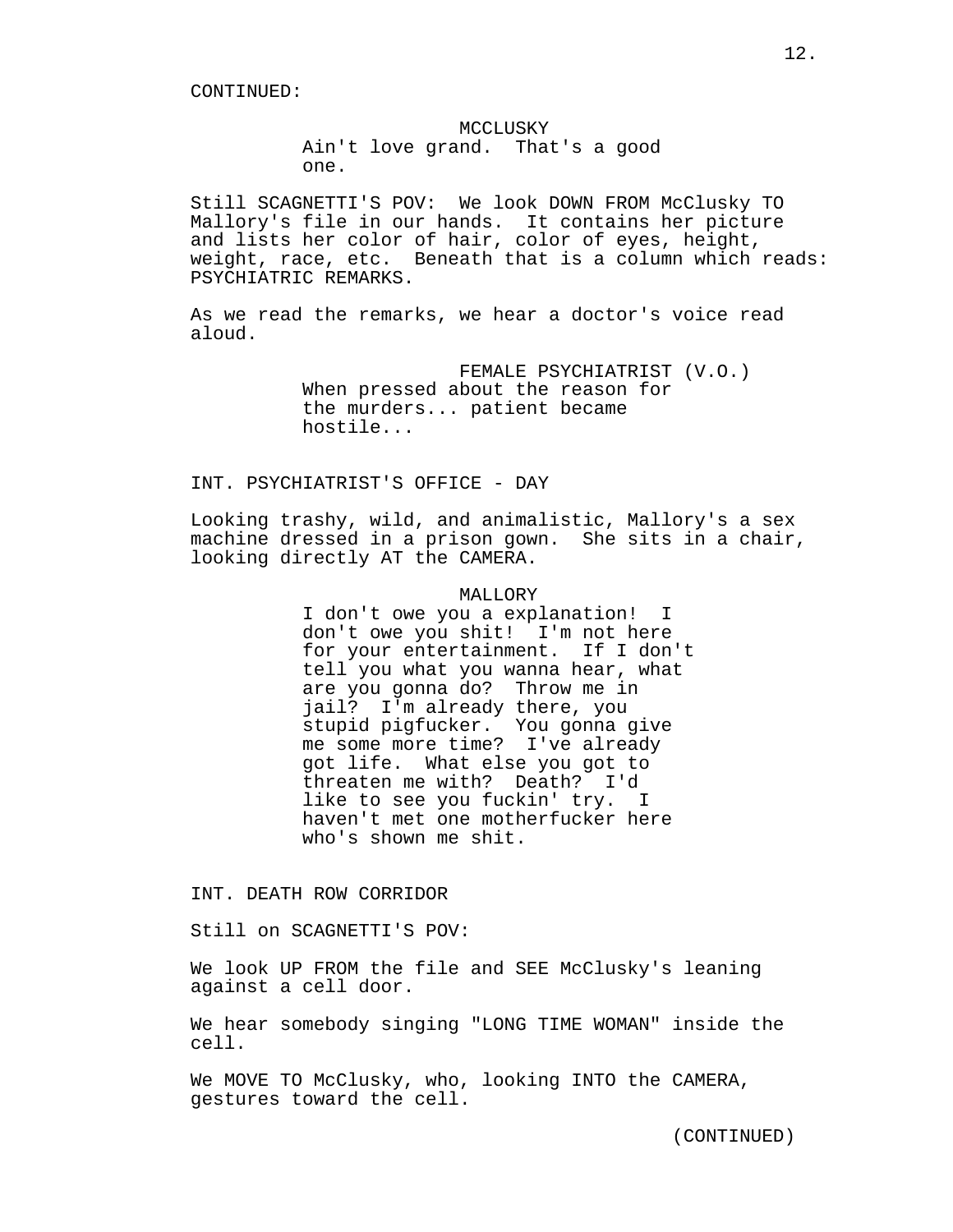CONTINUED:

MCCLUSKY
Ain't love grand. That's a good one.

Still SCAGNETTI'S POV: We look DOWN FROM McClusky TO Mallory's file in our hands. It contains her picture and lists her color of hair, color of eyes, height, weight, race, etc. Beneath that is a column which reads: PSYCHIATRIC REMARKS.

As we read the remarks, we hear a doctor's voice read aloud.

FEMALE PSYCHIATRIST (V.O.)
When pressed about the reason for the murders... patient became hostile...

INT. PSYCHIATRIST'S OFFICE - DAY

Looking trashy, wild, and animalistic, Mallory's a sex machine dressed in a prison gown. She sits in a chair, looking directly AT the CAMERA.

MALLORY
I don't owe you a explanation! I don't owe you shit! I'm not here for your entertainment. If I don't tell you what you wanna hear, what are you gonna do? Throw me in jail? I'm already there, you stupid pigfucker. You gonna give me some more time? I've already got life. What else you got to threaten me with? Death? I'd like to see you fuckin' try. I haven't met one motherfucker here who's shown me shit.

INT. DEATH ROW CORRIDOR

Still on SCAGNETTI'S POV:

We look UP FROM the file and SEE McClusky's leaning against a cell door.

We hear somebody singing "LONG TIME WOMAN" inside the cell.

We MOVE TO McClusky, who, looking INTO the CAMERA, gestures toward the cell.

(CONTINUED)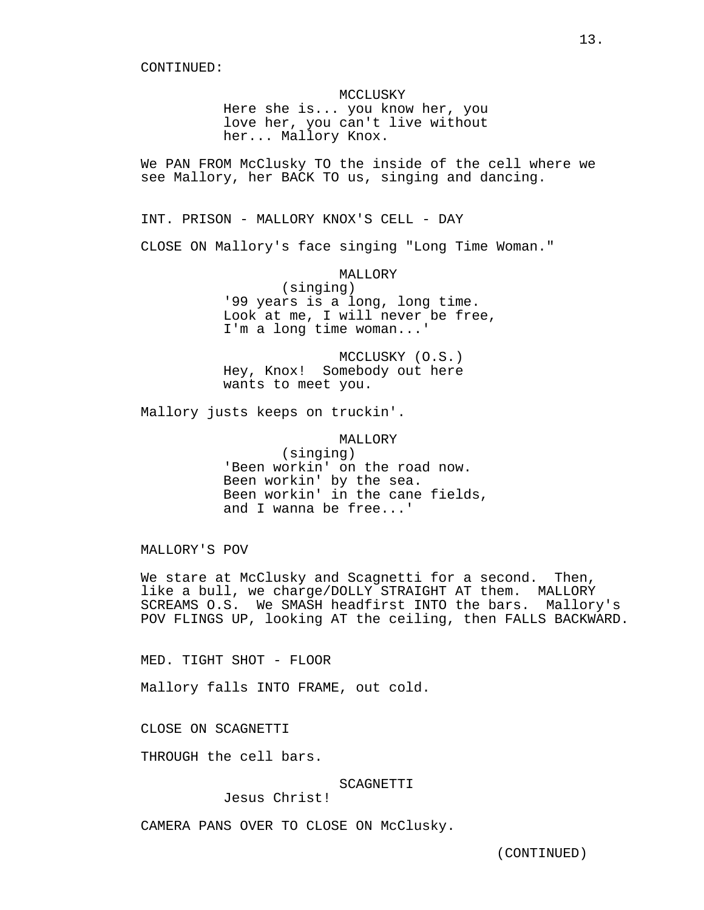CONTINUED:

MCCLUSKY
Here she is... you know her, you love her, you can't live without her... Mallory Knox.

We PAN FROM McClusky TO the inside of the cell where we see Mallory, her BACK TO us, singing and dancing.

INT. PRISON - MALLORY KNOX'S CELL - DAY

CLOSE ON Mallory's face singing "Long Time Woman."

MALLORY
(singing)
'99 years is a long, long time.
Look at me, I will never be free,
I'm a long time woman...'

MCCLUSKY (O.S.)
Hey, Knox! Somebody out here wants to meet you.

Mallory justs keeps on truckin'.

MALLORY
(singing)
'Been workin' on the road now.
Been workin' by the sea.
Been workin' in the cane fields,
and I wanna be free...'

MALLORY'S POV

We stare at McClusky and Scagnetti for a second. Then, like a bull, we charge/DOLLY STRAIGHT AT them. MALLORY SCREAMS O.S. We SMASH headfirst INTO the bars. Mallory's POV FLINGS UP, looking AT the ceiling, then FALLS BACKWARD.

MED. TIGHT SHOT - FLOOR

Mallory falls INTO FRAME, out cold.

CLOSE ON SCAGNETTI

THROUGH the cell bars.

SCAGNETTI
Jesus Christ!

CAMERA PANS OVER TO CLOSE ON McClusky.

(CONTINUED)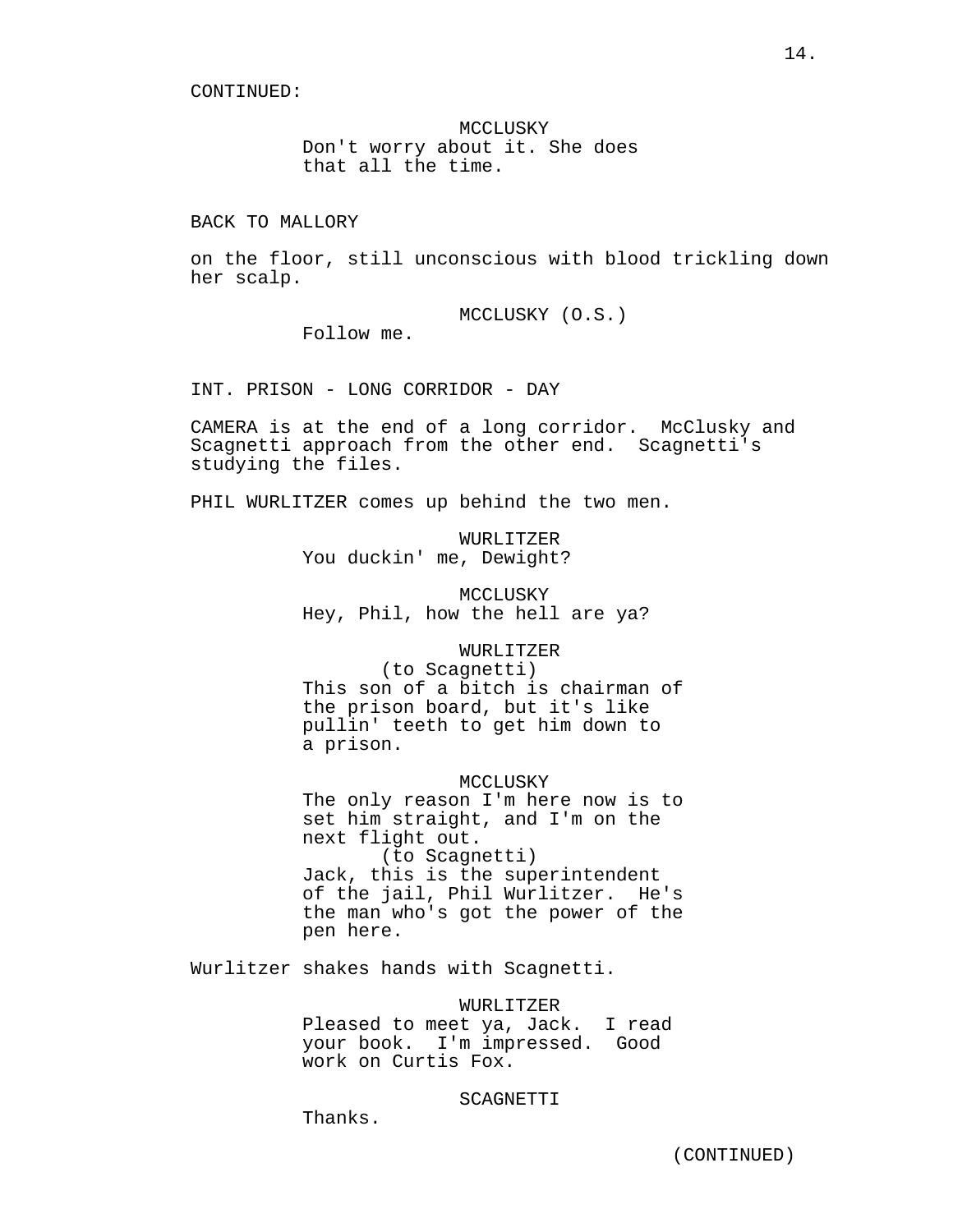CONTINUED:

MCCLUSKY
Don't worry about it. She does that all the time.

BACK TO MALLORY

on the floor, still unconscious with blood trickling down her scalp.

MCCLUSKY (O.S.)
Follow me.

INT. PRISON - LONG CORRIDOR - DAY

CAMERA is at the end of a long corridor. McClusky and Scagnetti approach from the other end. Scagnetti's studying the files.

PHIL WURLITZER comes up behind the two men.

WURLITZER
You duckin' me, Dewight?

MCCLUSKY
Hey, Phil, how the hell are ya?

WURLITZER
(to Scagnetti)
This son of a bitch is chairman of the prison board, but it's like pullin' teeth to get him down to a prison.

MCCLUSKY
The only reason I'm here now is to set him straight, and I'm on the next flight out.
(to Scagnetti)
Jack, this is the superintendent of the jail, Phil Wurlitzer. He's the man who's got the power of the pen here.

Wurlitzer shakes hands with Scagnetti.

WURLITZER
Pleased to meet ya, Jack. I read your book. I'm impressed. Good work on Curtis Fox.

SCAGNETTI
Thanks.

(CONTINUED)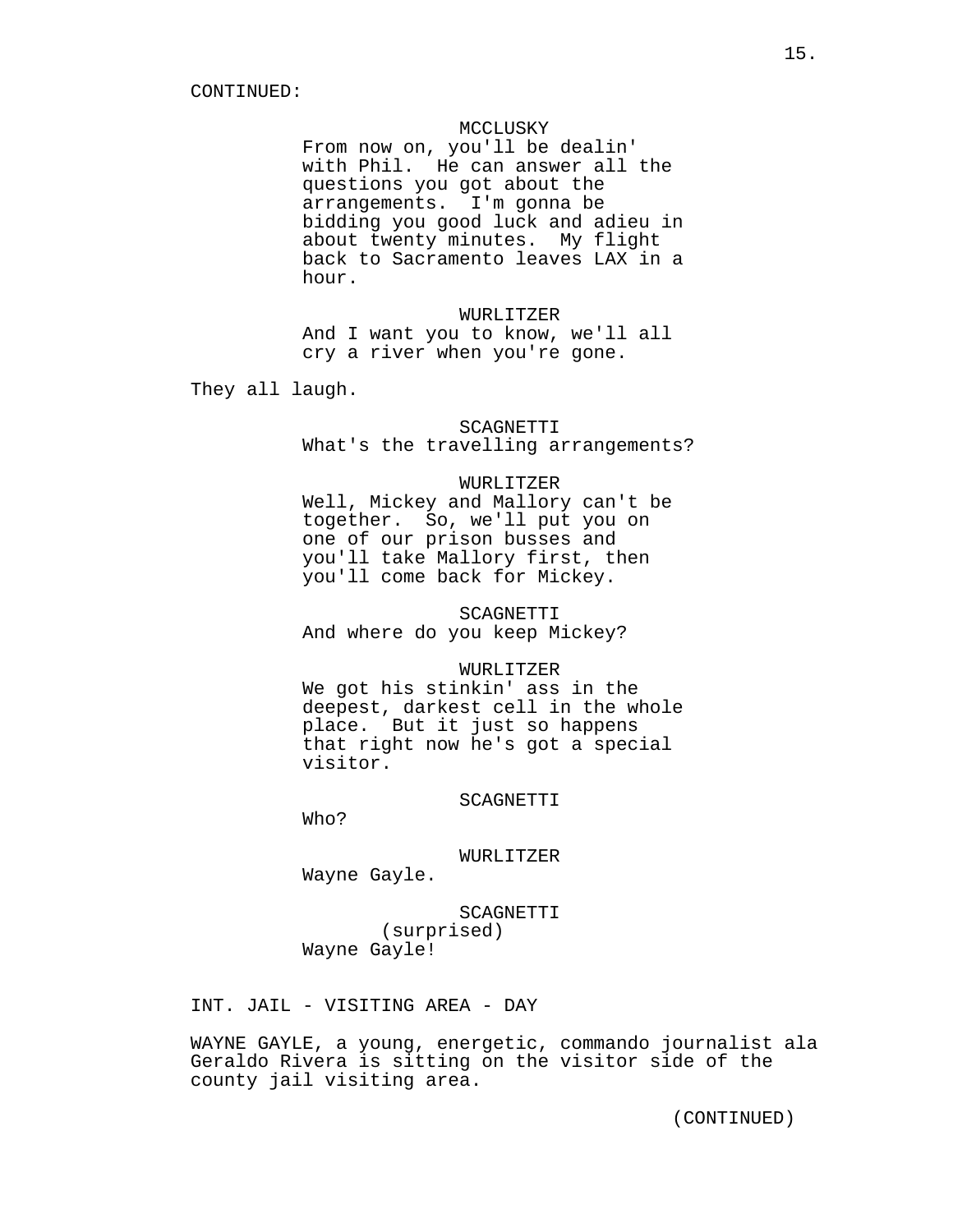CONTINUED:

MCCLUSKY
From now on, you'll be dealin' with Phil.  He can answer all the questions you got about the arrangements.  I'm gonna be bidding you good luck and adieu in about twenty minutes.  My flight back to Sacramento leaves LAX in a hour.

WURLITZER
And I want you to know, we'll all cry a river when you're gone.

They all laugh.

SCAGNETTI
What's the travelling arrangements?

WURLITZER
Well, Mickey and Mallory can't be together.  So, we'll put you on one of our prison busses and you'll take Mallory first, then you'll come back for Mickey.

SCAGNETTI
And where do you keep Mickey?

WURLITZER
We got his stinkin' ass in the deepest, darkest cell in the whole place.  But it just so happens that right now he's got a special visitor.

SCAGNETTI
Who?

WURLITZER
Wayne Gayle.

SCAGNETTI
(surprised)
Wayne Gayle!

INT. JAIL - VISITING AREA - DAY

WAYNE GAYLE, a young, energetic, commando journalist ala Geraldo Rivera is sitting on the visitor side of the county jail visiting area.

(CONTINUED)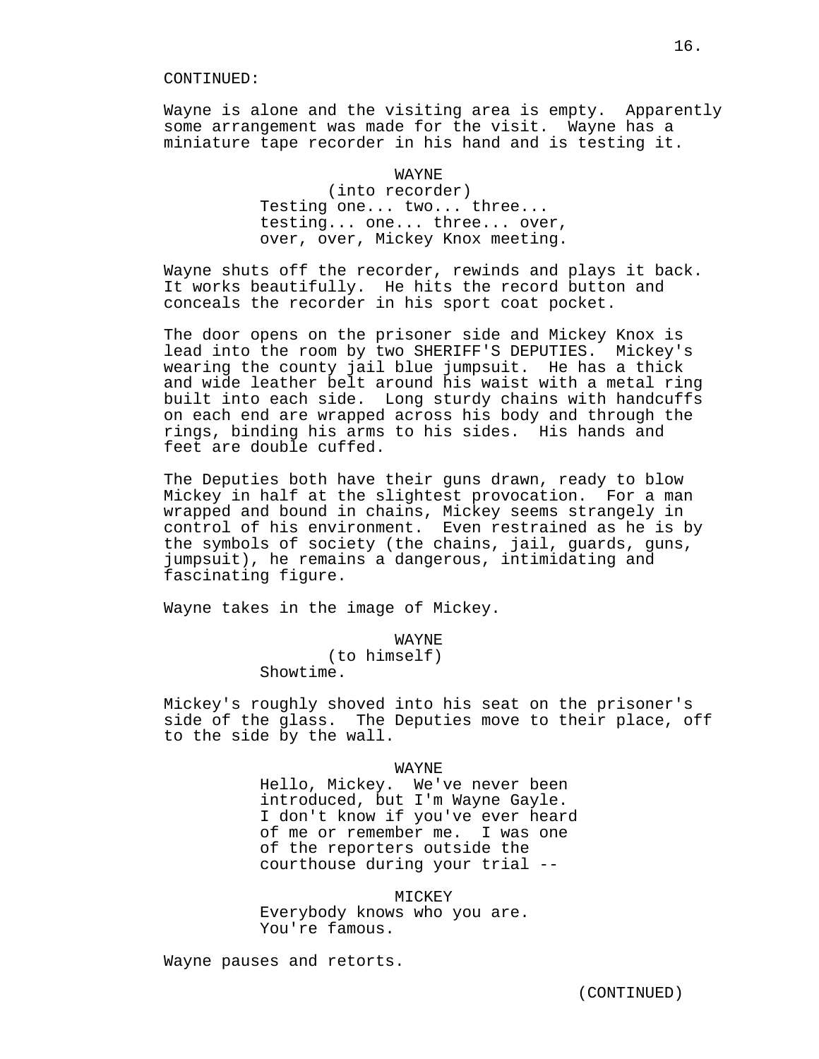CONTINUED:

Wayne is alone and the visiting area is empty. Apparently some arrangement was made for the visit. Wayne has a miniature tape recorder in his hand and is testing it.

WAYNE
(into recorder)
Testing one... two... three... testing... one... three... over, over, over, Mickey Knox meeting.

Wayne shuts off the recorder, rewinds and plays it back. It works beautifully. He hits the record button and conceals the recorder in his sport coat pocket.

The door opens on the prisoner side and Mickey Knox is lead into the room by two SHERIFF'S DEPUTIES. Mickey's wearing the county jail blue jumpsuit. He has a thick and wide leather belt around his waist with a metal ring built into each side. Long sturdy chains with handcuffs on each end are wrapped across his body and through the rings, binding his arms to his sides. His hands and feet are double cuffed.

The Deputies both have their guns drawn, ready to blow Mickey in half at the slightest provocation. For a man wrapped and bound in chains, Mickey seems strangely in control of his environment. Even restrained as he is by the symbols of society (the chains, jail, guards, guns, jumpsuit), he remains a dangerous, intimidating and fascinating figure.

Wayne takes in the image of Mickey.

WAYNE
(to himself)
Showtime.

Mickey's roughly shoved into his seat on the prisoner's side of the glass. The Deputies move to their place, off to the side by the wall.

WAYNE
Hello, Mickey. We've never been introduced, but I'm Wayne Gayle. I don't know if you've ever heard of me or remember me. I was one of the reporters outside the courthouse during your trial --

MICKEY
Everybody knows who you are. You're famous.

Wayne pauses and retorts.

(CONTINUED)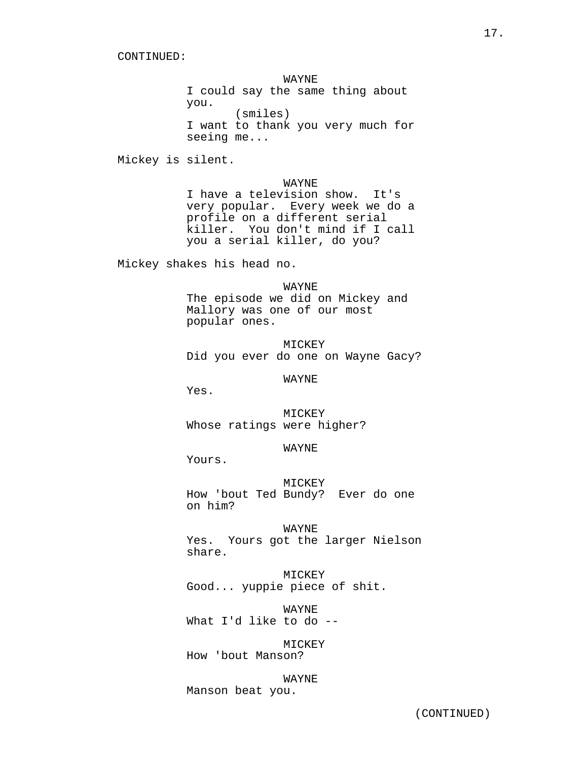CONTINUED:

WAYNE
I could say the same thing about you.
(smiles)
I want to thank you very much for seeing me...

Mickey is silent.

WAYNE
I have a television show. It's very popular. Every week we do a profile on a different serial killer. You don't mind if I call you a serial killer, do you?

Mickey shakes his head no.

WAYNE
The episode we did on Mickey and Mallory was one of our most popular ones.

MICKEY
Did you ever do one on Wayne Gacy?

WAYNE
Yes.

MICKEY
Whose ratings were higher?

WAYNE
Yours.

MICKEY
How 'bout Ted Bundy? Ever do one on him?

WAYNE
Yes. Yours got the larger Nielson share.

MICKEY
Good... yuppie piece of shit.

WAYNE
What I'd like to do --

MICKEY
How 'bout Manson?

WAYNE
Manson beat you.

(CONTINUED)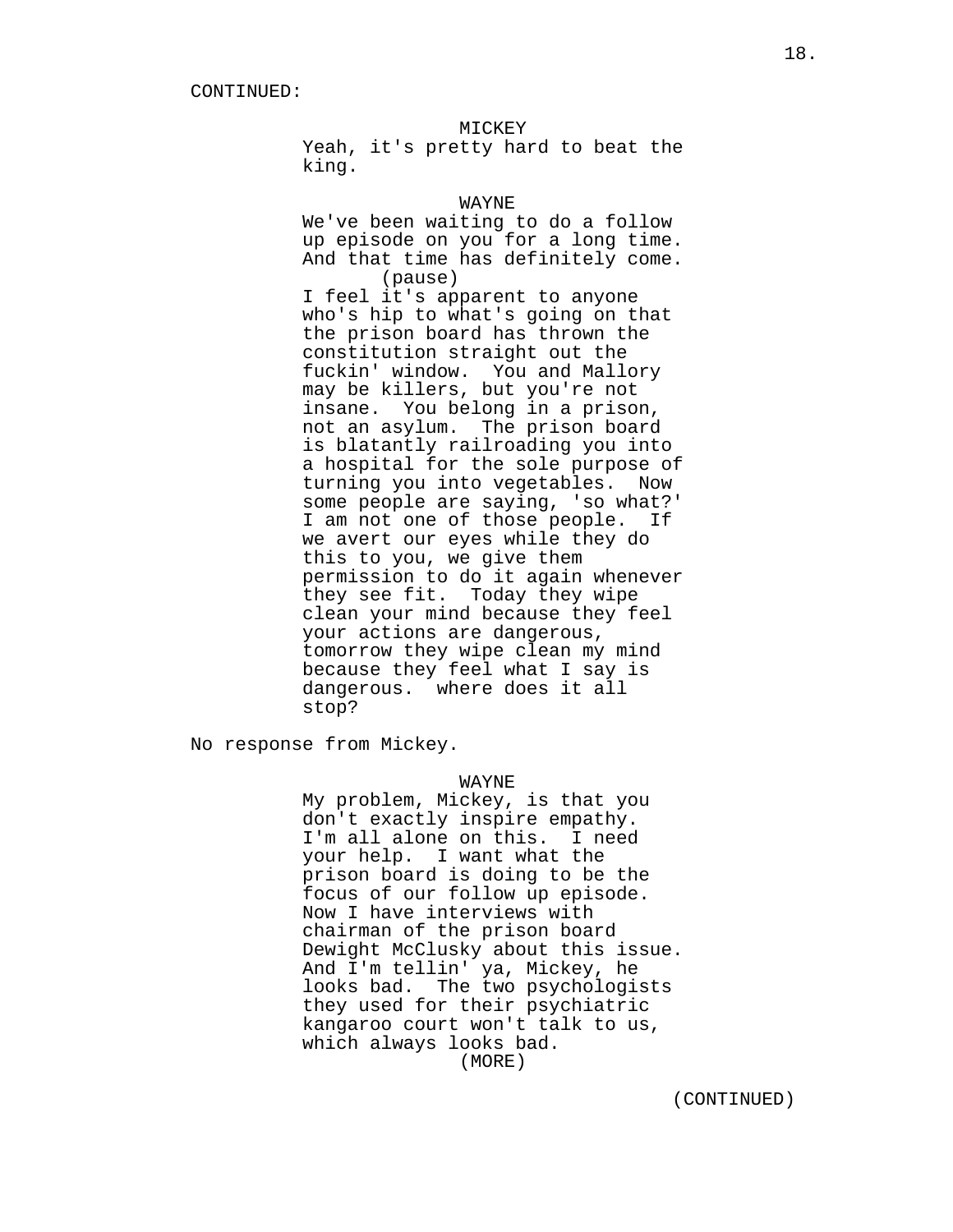CONTINUED:

MICKEY
Yeah, it's pretty hard to beat the king.

WAYNE
We've been waiting to do a follow up episode on you for a long time. And that time has definitely come.
(pause)
I feel it's apparent to anyone who's hip to what's going on that the prison board has thrown the constitution straight out the fuckin' window. You and Mallory may be killers, but you're not insane. You belong in a prison, not an asylum. The prison board is blatantly railroading you into a hospital for the sole purpose of turning you into vegetables. Now some people are saying, 'so what?' I am not one of those people. If we avert our eyes while they do this to you, we give them permission to do it again whenever they see fit. Today they wipe clean your mind because they feel your actions are dangerous, tomorrow they wipe clean my mind because they feel what I say is dangerous. where does it all stop?

No response from Mickey.

WAYNE
My problem, Mickey, is that you don't exactly inspire empathy. I'm all alone on this. I need your help. I want what the prison board is doing to be the focus of our follow up episode. Now I have interviews with chairman of the prison board Dewight McClusky about this issue. And I'm tellin' ya, Mickey, he looks bad. The two psychologists they used for their psychiatric kangaroo court won't talk to us, which always looks bad.
(MORE)

(CONTINUED)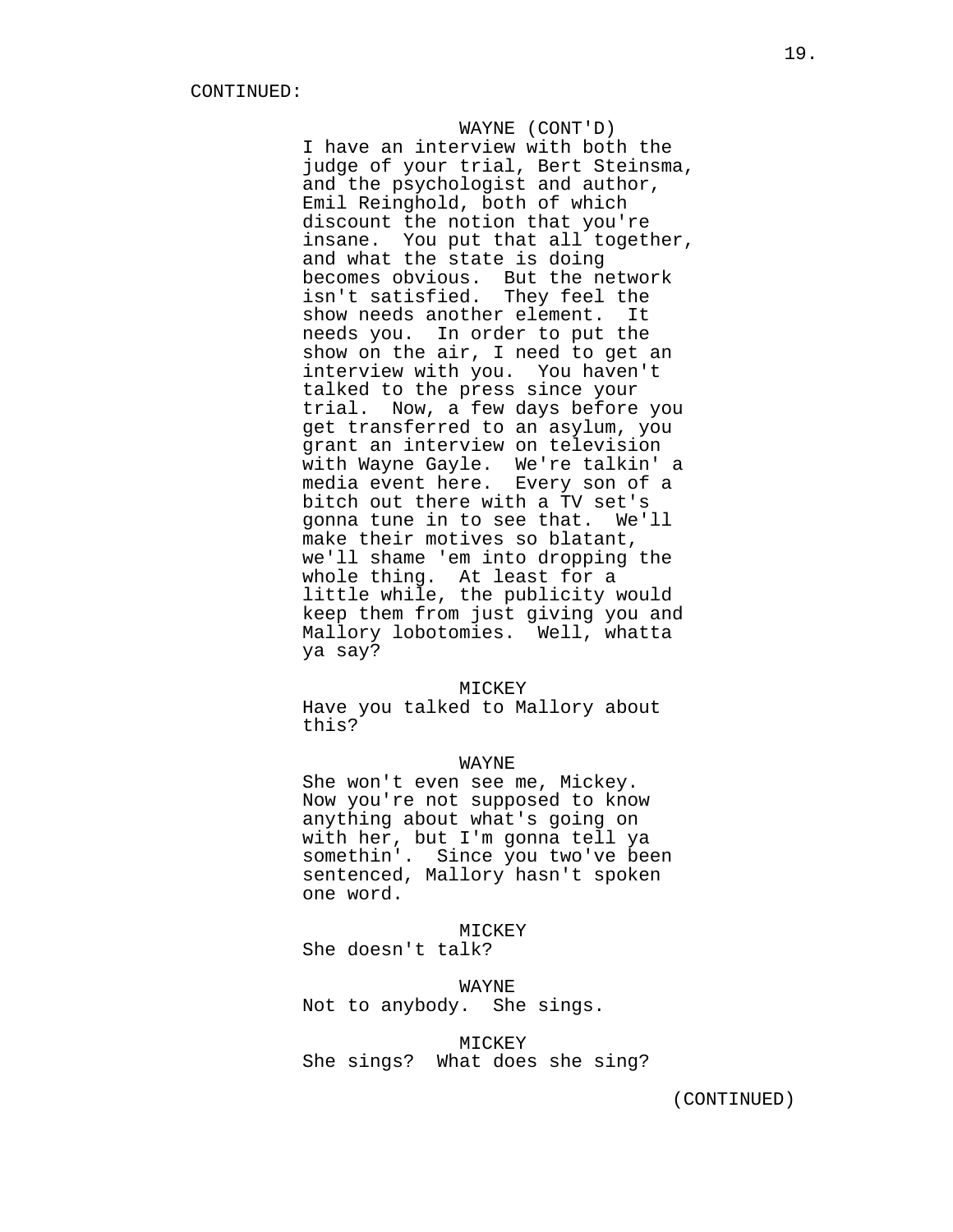CONTINUED:

WAYNE (CONT'D)
I have an interview with both the judge of your trial, Bert Steinsma, and the psychologist and author, Emil Reinghold, both of which discount the notion that you're insane. You put that all together, and what the state is doing becomes obvious. But the network isn't satisfied. They feel the show needs another element. It needs you. In order to put the show on the air, I need to get an interview with you. You haven't talked to the press since your trial. Now, a few days before you get transferred to an asylum, you grant an interview on television with Wayne Gayle. We're talkin' a media event here. Every son of a bitch out there with a TV set's gonna tune in to see that. We'll make their motives so blatant, we'll shame 'em into dropping the whole thing. At least for a little while, the publicity would keep them from just giving you and Mallory lobotomies. Well, whatta ya say?

MICKEY
Have you talked to Mallory about this?

WAYNE
She won't even see me, Mickey. Now you're not supposed to know anything about what's going on with her, but I'm gonna tell ya somethin'. Since you two've been sentenced, Mallory hasn't spoken one word.

MICKEY
She doesn't talk?

WAYNE
Not to anybody. She sings.

MICKEY
She sings? What does she sing?

(CONTINUED)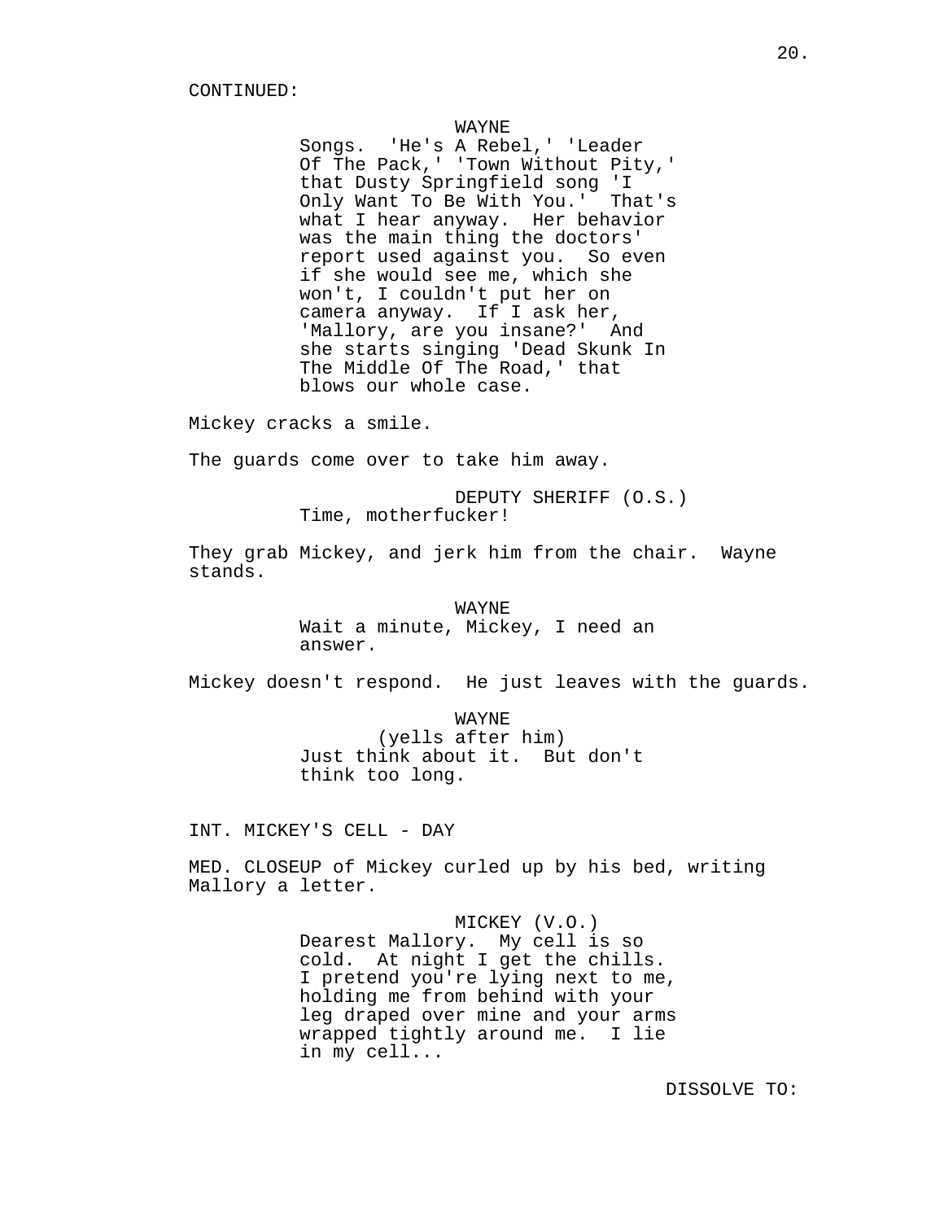CONTINUED:

WAYNE

Songs. 'He's A Rebel,' 'Leader Of The Pack,' 'Town Without Pity,' that Dusty Springfield song 'I Only Want To Be With You.' That's what I hear anyway. Her behavior was the main thing the doctors' report used against you. So even if she would see me, which she won't, I couldn't put her on camera anyway. If I ask her, 'Mallory, are you insane?' And she starts singing 'Dead Skunk In The Middle Of The Road,' that blows our whole case.

Mickey cracks a smile.

The guards come over to take him away.

DEPUTY SHERIFF (O.S.)

Time, motherfucker!

They grab Mickey, and jerk him from the chair. Wayne stands.

WAYNE

Wait a minute, Mickey, I need an answer.

Mickey doesn't respond. He just leaves with the guards.

WAYNE

(yells after him)

Just think about it. But don't think too long.

INT. MICKEY'S CELL - DAY

MED. CLOSEUP of Mickey curled up by his bed, writing Mallory a letter.

MICKEY (V.O.)

Dearest Mallory. My cell is so cold. At night I get the chills. I pretend you're lying next to me, holding me from behind with your leg draped over mine and your arms wrapped tightly around me. I lie in my cell...

DISSOLVE TO: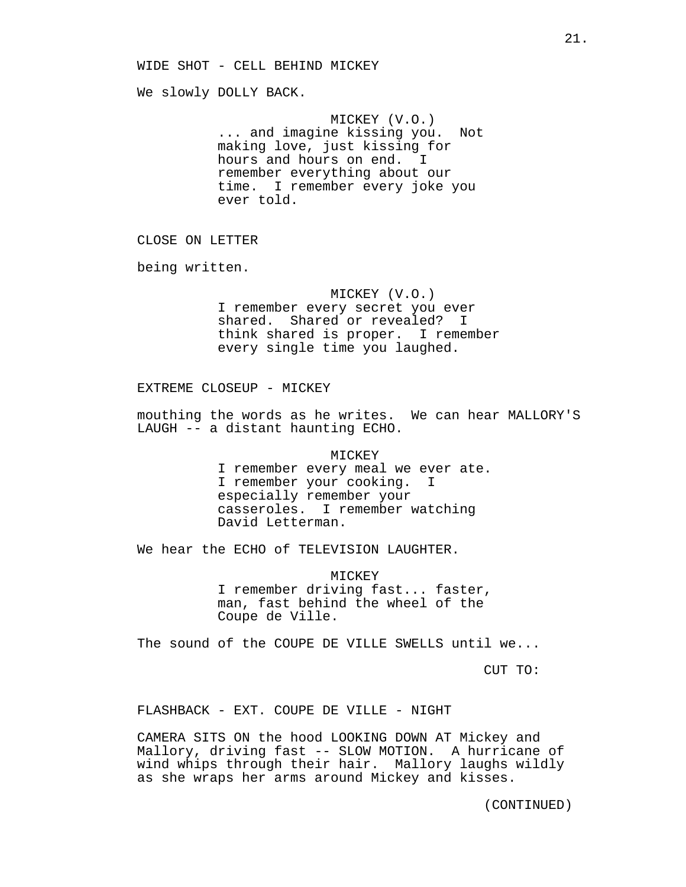WIDE SHOT - CELL BEHIND MICKEY

We slowly DOLLY BACK.

MICKEY (V.O.)
... and imagine kissing you. Not making love, just kissing for hours and hours on end. I remember everything about our time. I remember every joke you ever told.

CLOSE ON LETTER

being written.

MICKEY (V.O.)
I remember every secret you ever shared. Shared or revealed? I think shared is proper. I remember every single time you laughed.

EXTREME CLOSEUP - MICKEY

mouthing the words as he writes. We can hear MALLORY'S LAUGH -- a distant haunting ECHO.

MICKEY
I remember every meal we ever ate. I remember your cooking. I especially remember your casseroles. I remember watching David Letterman.

We hear the ECHO of TELEVISION LAUGHTER.

MICKEY
I remember driving fast... faster, man, fast behind the wheel of the Coupe de Ville.

The sound of the COUPE DE VILLE SWELLS until we...

CUT TO:

FLASHBACK - EXT. COUPE DE VILLE - NIGHT

CAMERA SITS ON the hood LOOKING DOWN AT Mickey and Mallory, driving fast -- SLOW MOTION. A hurricane of wind whips through their hair. Mallory laughs wildly as she wraps her arms around Mickey and kisses.

(CONTINUED)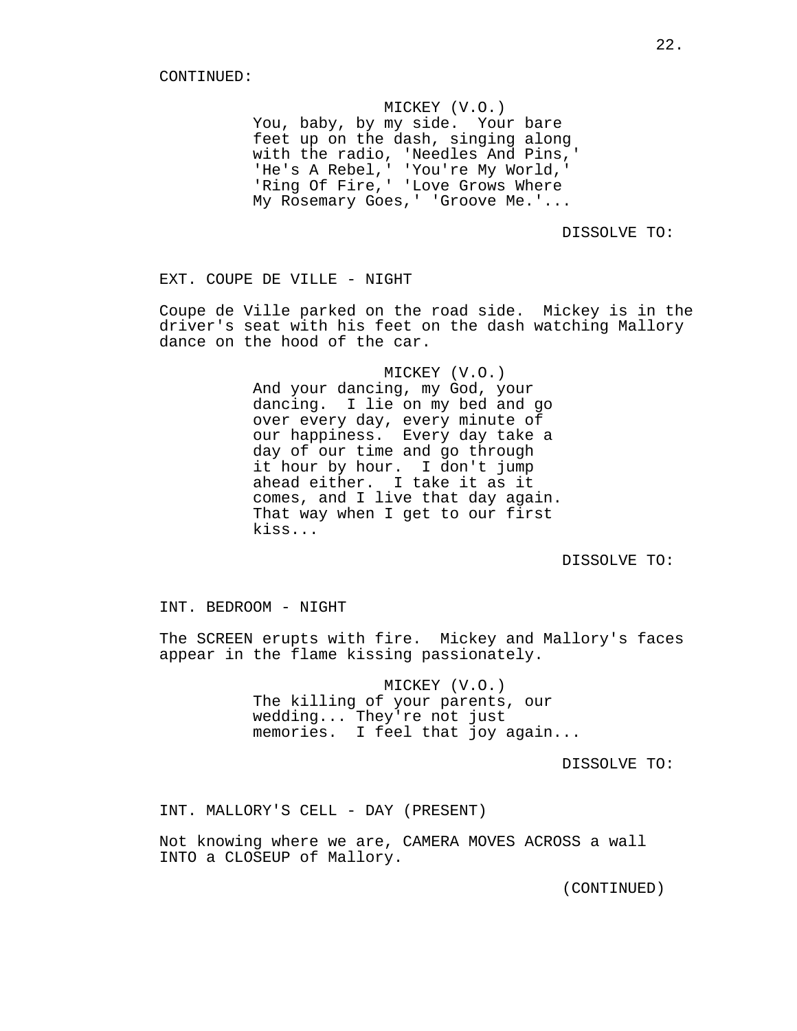CONTINUED:

MICKEY (V.O.)
You, baby, by my side. Your bare feet up on the dash, singing along with the radio, 'Needles And Pins,' 'He's A Rebel,' 'You're My World,' 'Ring Of Fire,' 'Love Grows Where My Rosemary Goes,' 'Groove Me.'...

DISSOLVE TO:

EXT. COUPE DE VILLE - NIGHT

Coupe de Ville parked on the road side. Mickey is in the driver's seat with his feet on the dash watching Mallory dance on the hood of the car.

MICKEY (V.O.)
And your dancing, my God, your dancing. I lie on my bed and go over every day, every minute of our happiness. Every day take a day of our time and go through it hour by hour. I don't jump ahead either. I take it as it comes, and I live that day again. That way when I get to our first kiss...

DISSOLVE TO:

INT. BEDROOM - NIGHT

The SCREEN erupts with fire. Mickey and Mallory's faces appear in the flame kissing passionately.

MICKEY (V.O.)
The killing of your parents, our wedding... They're not just memories. I feel that joy again...

DISSOLVE TO:

INT. MALLORY'S CELL - DAY (PRESENT)

Not knowing where we are, CAMERA MOVES ACROSS a wall INTO a CLOSEUP of Mallory.

(CONTINUED)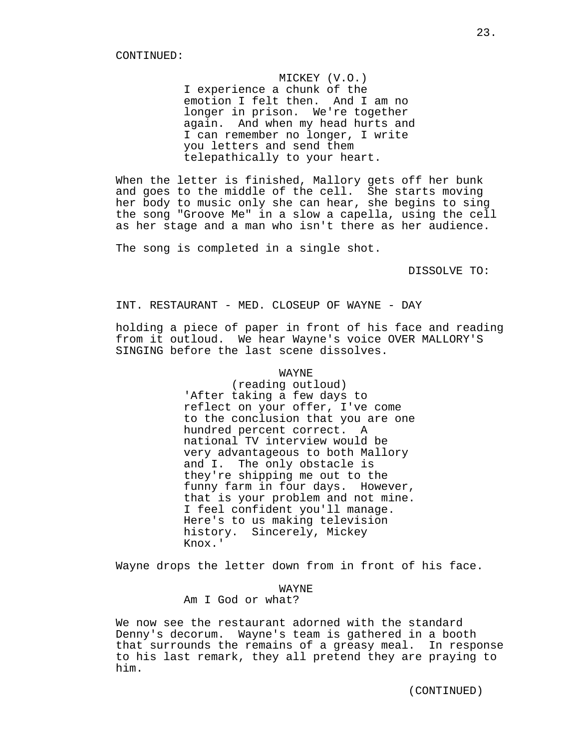CONTINUED:

MICKEY (V.O.)
I experience a chunk of the emotion I felt then. And I am no longer in prison. We're together again. And when my head hurts and I can remember no longer, I write you letters and send them telepathically to your heart.

When the letter is finished, Mallory gets off her bunk and goes to the middle of the cell. She starts moving her body to music only she can hear, she begins to sing the song "Groove Me" in a slow a capella, using the cell as her stage and a man who isn't there as her audience.

The song is completed in a single shot.

DISSOLVE TO:

INT. RESTAURANT - MED. CLOSEUP OF WAYNE - DAY

holding a piece of paper in front of his face and reading from it outloud. We hear Wayne's voice OVER MALLORY'S SINGING before the last scene dissolves.

WAYNE
(reading outloud)
'After taking a few days to reflect on your offer, I've come to the conclusion that you are one hundred percent correct. A national TV interview would be very advantageous to both Mallory and I. The only obstacle is they're shipping me out to the funny farm in four days. However, that is your problem and not mine. I feel confident you'll manage. Here's to us making television history. Sincerely, Mickey Knox.'

Wayne drops the letter down from in front of his face.

WAYNE
Am I God or what?

We now see the restaurant adorned with the standard Denny's decorum. Wayne's team is gathered in a booth that surrounds the remains of a greasy meal. In response to his last remark, they all pretend they are praying to him.

(CONTINUED)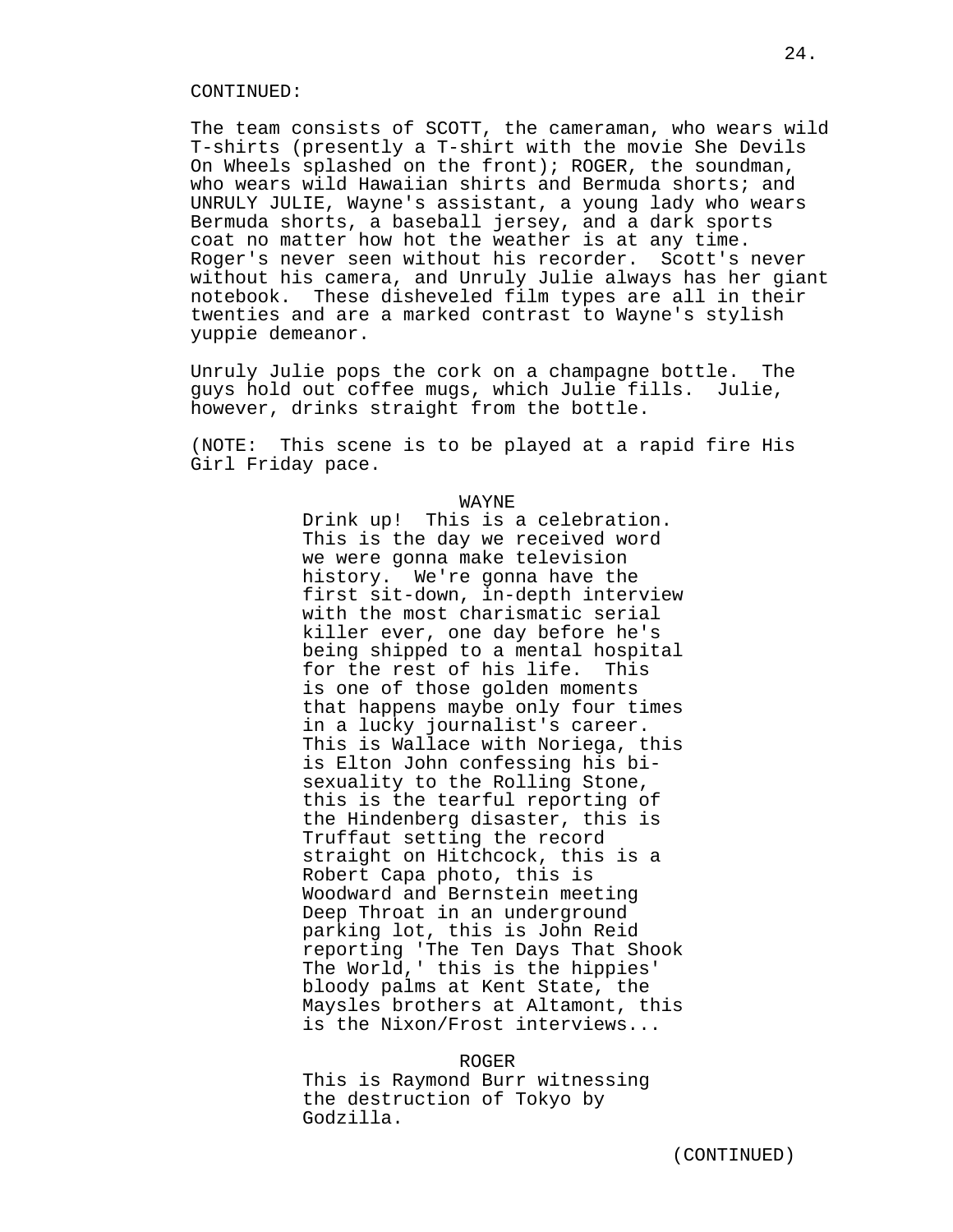CONTINUED:

The team consists of SCOTT, the cameraman, who wears wild T-shirts (presently a T-shirt with the movie She Devils On Wheels splashed on the front); ROGER, the soundman, who wears wild Hawaiian shirts and Bermuda shorts; and UNRULY JULIE, Wayne's assistant, a young lady who wears Bermuda shorts, a baseball jersey, and a dark sports coat no matter how hot the weather is at any time. Roger's never seen without his recorder. Scott's never without his camera, and Unruly Julie always has her giant notebook. These disheveled film types are all in their twenties and are a marked contrast to Wayne's stylish yuppie demeanor.

Unruly Julie pops the cork on a champagne bottle. The guys hold out coffee mugs, which Julie fills. Julie, however, drinks straight from the bottle.

(NOTE: This scene is to be played at a rapid fire His Girl Friday pace.

WAYNE

Drink up! This is a celebration. This is the day we received word we were gonna make television history. We're gonna have the first sit-down, in-depth interview with the most charismatic serial killer ever, one day before he's being shipped to a mental hospital for the rest of his life. This is one of those golden moments that happens maybe only four times in a lucky journalist's career. This is Wallace with Noriega, this is Elton John confessing his bi-sexuality to the Rolling Stone, this is the tearful reporting of the Hindenberg disaster, this is Truffaut setting the record straight on Hitchcock, this is a Robert Capa photo, this is Woodward and Bernstein meeting Deep Throat in an underground parking lot, this is John Reid reporting 'The Ten Days That Shook The World,' this is the hippies' bloody palms at Kent State, the Maysles brothers at Altamont, this is the Nixon/Frost interviews...

ROGER

This is Raymond Burr witnessing the destruction of Tokyo by Godzilla.

(CONTINUED)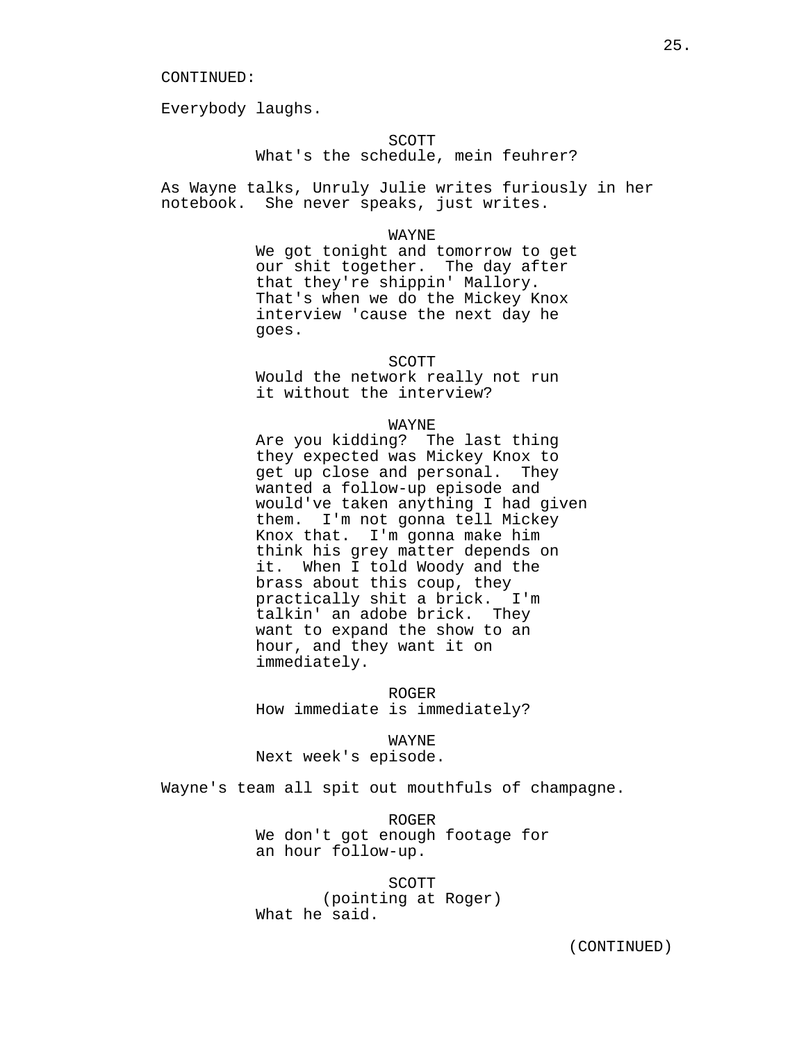CONTINUED:

Everybody laughs.

SCOTT
What's the schedule, mein feuhrer?

As Wayne talks, Unruly Julie writes furiously in her notebook. She never speaks, just writes.

WAYNE
We got tonight and tomorrow to get our shit together. The day after that they're shippin' Mallory. That's when we do the Mickey Knox interview 'cause the next day he goes.

SCOTT
Would the network really not run it without the interview?

WAYNE
Are you kidding? The last thing they expected was Mickey Knox to get up close and personal. They wanted a follow-up episode and would've taken anything I had given them. I'm not gonna tell Mickey Knox that. I'm gonna make him think his grey matter depends on it. When I told Woody and the brass about this coup, they practically shit a brick. I'm talkin' an adobe brick. They want to expand the show to an hour, and they want it on immediately.

ROGER
How immediate is immediately?

WAYNE
Next week's episode.

Wayne's team all spit out mouthfuls of champagne.

ROGER
We don't got enough footage for an hour follow-up.

SCOTT
(pointing at Roger)
What he said.

(CONTINUED)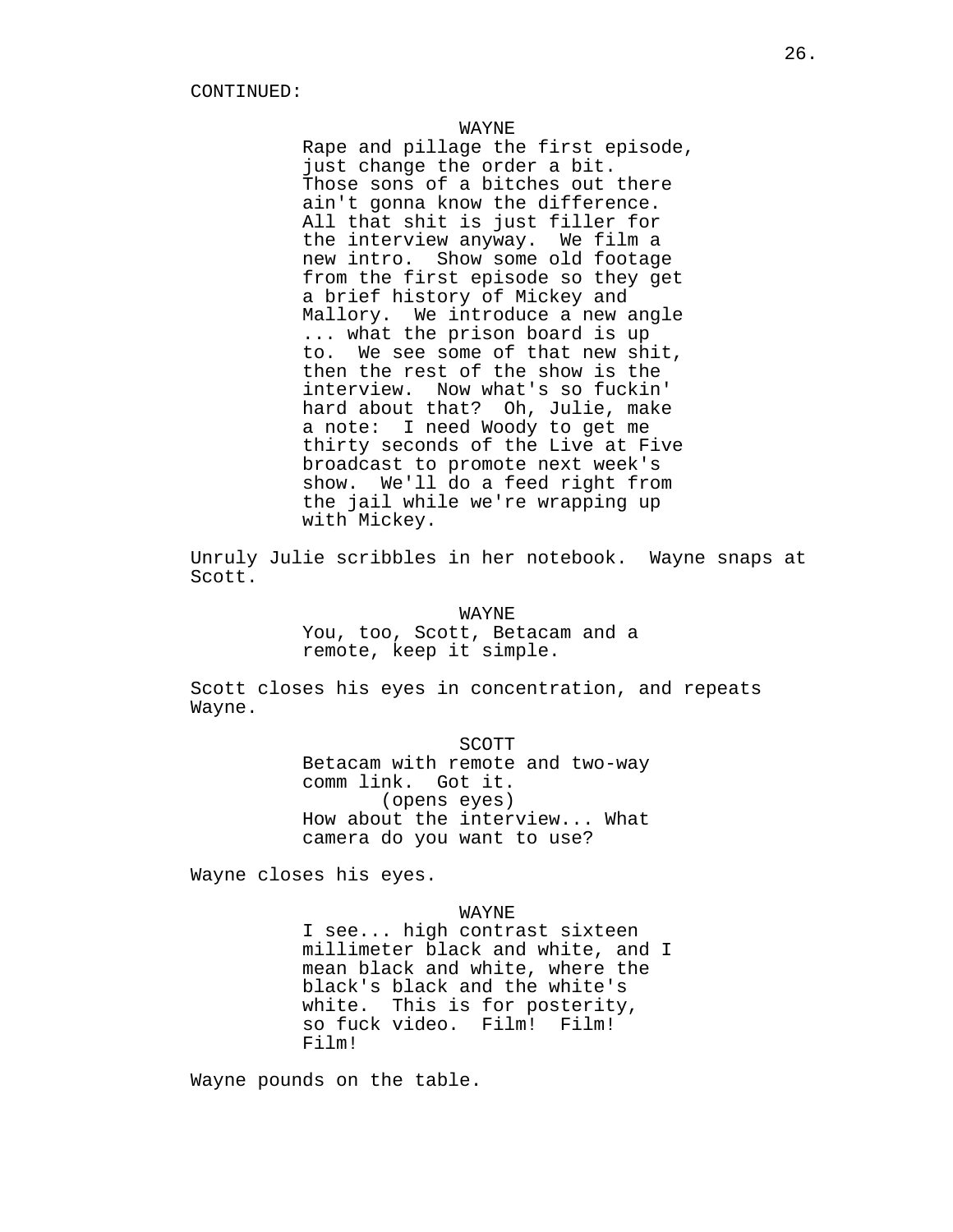CONTINUED:

WAYNE

Rape and pillage the first episode, just change the order a bit. Those sons of a bitches out there ain't gonna know the difference. All that shit is just filler for the interview anyway. We film a new intro. Show some old footage from the first episode so they get a brief history of Mickey and Mallory. We introduce a new angle ... what the prison board is up to. We see some of that new shit, then the rest of the show is the interview. Now what's so fuckin' hard about that? Oh, Julie, make a note: I need Woody to get me thirty seconds of the Live at Five broadcast to promote next week's show. We'll do a feed right from the jail while we're wrapping up with Mickey.

Unruly Julie scribbles in her notebook. Wayne snaps at Scott.

WAYNE

You, too, Scott, Betacam and a remote, keep it simple.

Scott closes his eyes in concentration, and repeats Wayne.

SCOTT

Betacam with remote and two-way comm link. Got it.

(opens eyes)

How about the interview... What camera do you want to use?

Wayne closes his eyes.

WAYNE

I see... high contrast sixteen millimeter black and white, and I mean black and white, where the black's black and the white's white. This is for posterity, so fuck video. Film! Film! Film!

Wayne pounds on the table.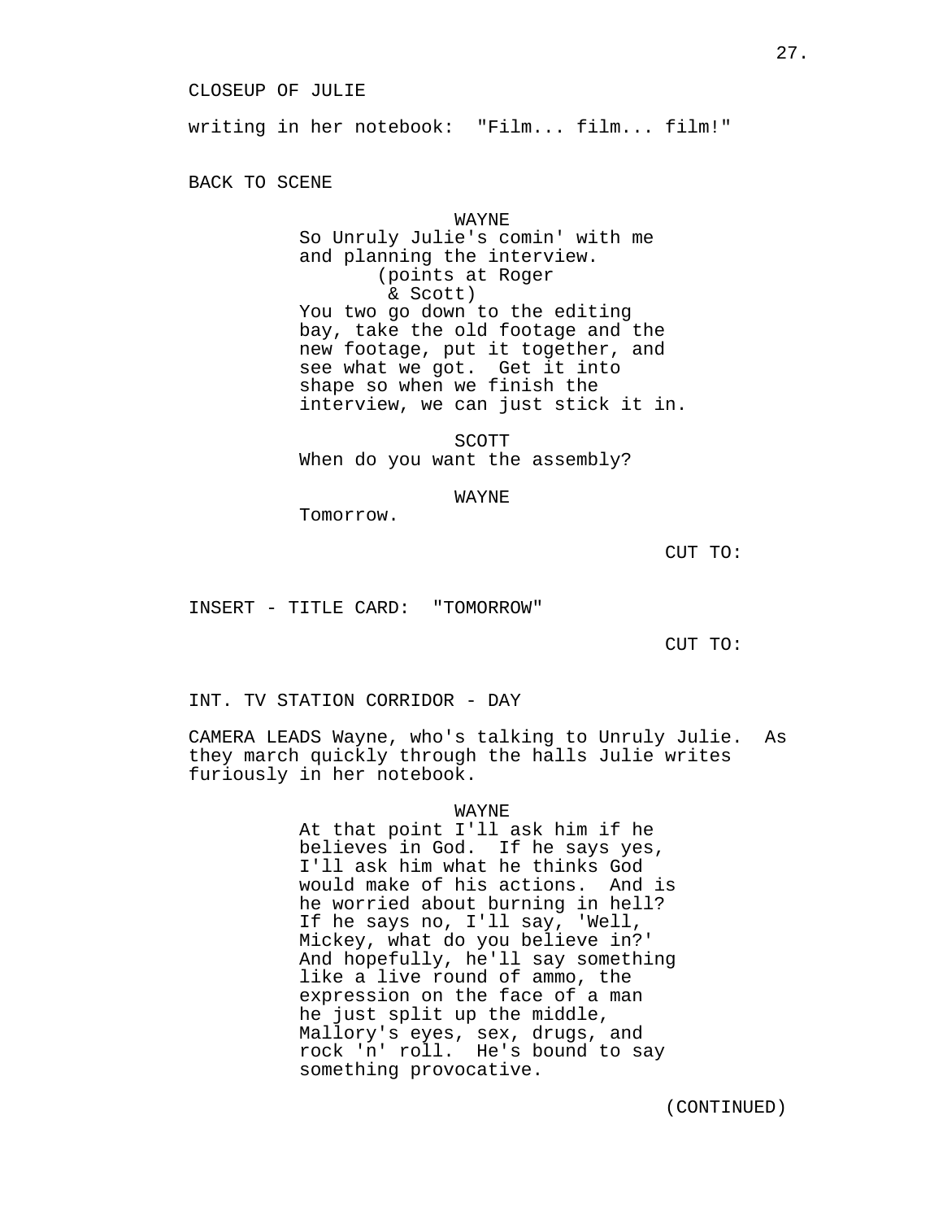CLOSEUP OF JULIE

writing in her notebook: "Film... film... film!"

BACK TO SCENE

WAYNE
So Unruly Julie's comin' with me and planning the interview.
(points at Roger & Scott)
You two go down to the editing bay, take the old footage and the new footage, put it together, and see what we got. Get it into shape so when we finish the interview, we can just stick it in.

SCOTT
When do you want the assembly?

WAYNE
Tomorrow.

CUT TO:

INSERT - TITLE CARD: "TOMORROW"

CUT TO:

INT. TV STATION CORRIDOR - DAY

CAMERA LEADS Wayne, who's talking to Unruly Julie. As they march quickly through the halls Julie writes furiously in her notebook.

WAYNE
At that point I'll ask him if he believes in God. If he says yes, I'll ask him what he thinks God would make of his actions. And is he worried about burning in hell? If he says no, I'll say, 'Well, Mickey, what do you believe in?' And hopefully, he'll say something like a live round of ammo, the expression on the face of a man he just split up the middle, Mallory's eyes, sex, drugs, and rock 'n' roll. He's bound to say something provocative.

(CONTINUED)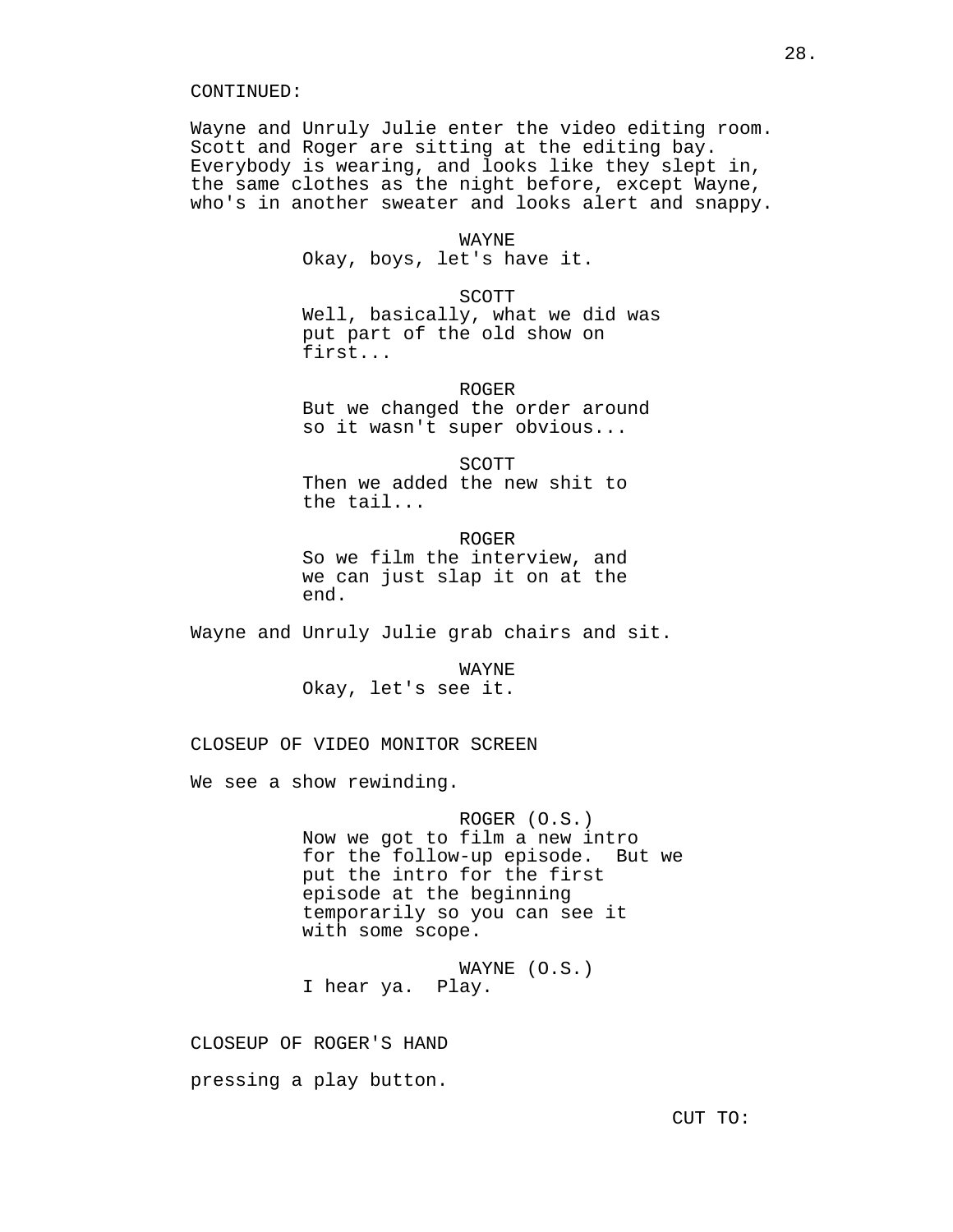CONTINUED:

Wayne and Unruly Julie enter the video editing room. Scott and Roger are sitting at the editing bay. Everybody is wearing, and looks like they slept in, the same clothes as the night before, except Wayne, who's in another sweater and looks alert and snappy.

WAYNE
Okay, boys, let's have it.

SCOTT
Well, basically, what we did was put part of the old show on first...

ROGER
But we changed the order around so it wasn't super obvious...

SCOTT
Then we added the new shit to the tail...

ROGER
So we film the interview, and we can just slap it on at the end.

Wayne and Unruly Julie grab chairs and sit.

WAYNE
Okay, let's see it.

CLOSEUP OF VIDEO MONITOR SCREEN

We see a show rewinding.

ROGER (O.S.)
Now we got to film a new intro for the follow-up episode. But we put the intro for the first episode at the beginning temporarily so you can see it with some scope.

WAYNE (O.S.)
I hear ya. Play.

CLOSEUP OF ROGER'S HAND

pressing a play button.

CUT TO: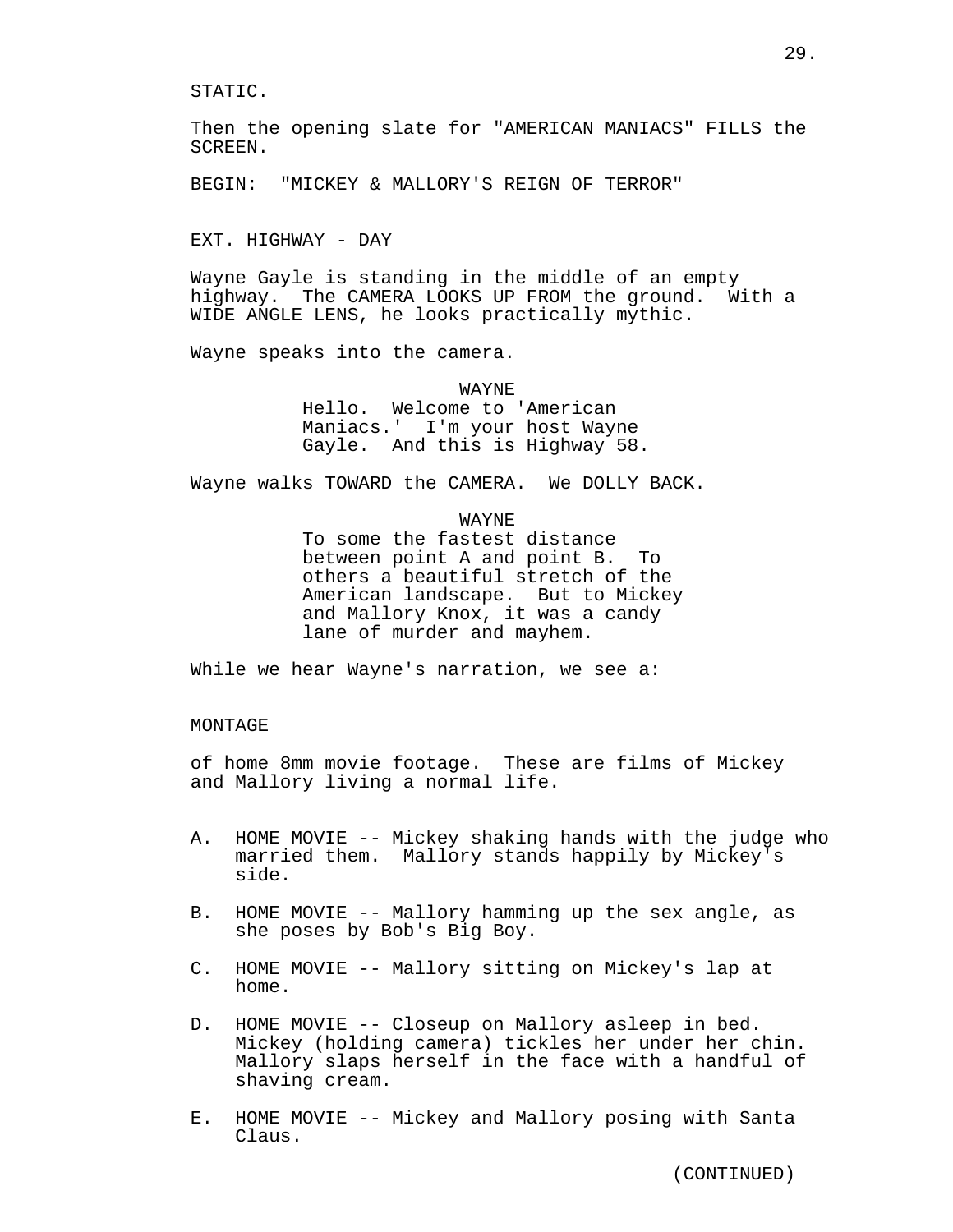STATIC.

Then the opening slate for "AMERICAN MANIACS" FILLS the SCREEN.

BEGIN: "MICKEY & MALLORY'S REIGN OF TERROR"

EXT. HIGHWAY - DAY

Wayne Gayle is standing in the middle of an empty highway. The CAMERA LOOKS UP FROM the ground. With a WIDE ANGLE LENS, he looks practically mythic.

Wayne speaks into the camera.

WAYNE
Hello. Welcome to 'American Maniacs.' I'm your host Wayne Gayle. And this is Highway 58.

Wayne walks TOWARD the CAMERA. We DOLLY BACK.

WAYNE
To some the fastest distance between point A and point B. To others a beautiful stretch of the American landscape. But to Mickey and Mallory Knox, it was a candy lane of murder and mayhem.

While we hear Wayne's narration, we see a:

MONTAGE

of home 8mm movie footage. These are films of Mickey and Mallory living a normal life.

A. HOME MOVIE -- Mickey shaking hands with the judge who married them. Mallory stands happily by Mickey's side.

B. HOME MOVIE -- Mallory hamming up the sex angle, as she poses by Bob's Big Boy.

C. HOME MOVIE -- Mallory sitting on Mickey's lap at home.

D. HOME MOVIE -- Closeup on Mallory asleep in bed. Mickey (holding camera) tickles her under her chin. Mallory slaps herself in the face with a handful of shaving cream.

E. HOME MOVIE -- Mickey and Mallory posing with Santa Claus.

(CONTINUED)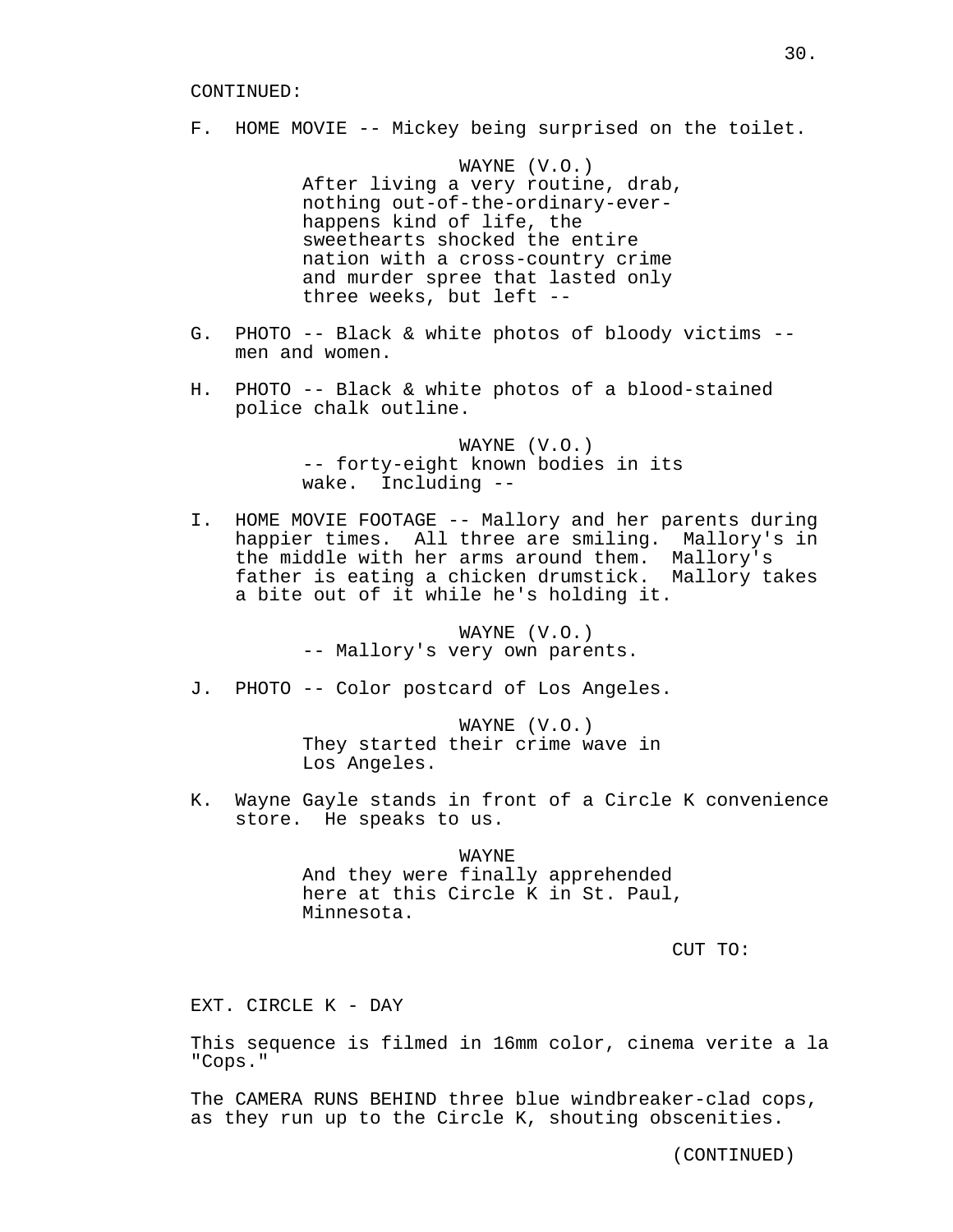CONTINUED:

F. HOME MOVIE -- Mickey being surprised on the toilet.

WAYNE (V.O.)
After living a very routine, drab, nothing out-of-the-ordinary-ever-happens kind of life, the sweethearts shocked the entire nation with a cross-country crime and murder spree that lasted only three weeks, but left --

G. PHOTO -- Black & white photos of bloody victims -- men and women.

H. PHOTO -- Black & white photos of a blood-stained police chalk outline.

WAYNE (V.O.)
-- forty-eight known bodies in its wake. Including --

I. HOME MOVIE FOOTAGE -- Mallory and her parents during happier times. All three are smiling. Mallory's in the middle with her arms around them. Mallory's father is eating a chicken drumstick. Mallory takes a bite out of it while he's holding it.

WAYNE (V.O.)
-- Mallory's very own parents.

J. PHOTO -- Color postcard of Los Angeles.

WAYNE (V.O.)
They started their crime wave in Los Angeles.

K. Wayne Gayle stands in front of a Circle K convenience store. He speaks to us.

WAYNE
And they were finally apprehended here at this Circle K in St. Paul, Minnesota.

CUT TO:

EXT. CIRCLE K - DAY

This sequence is filmed in 16mm color, cinema verite a la "Cops."

The CAMERA RUNS BEHIND three blue windbreaker-clad cops, as they run up to the Circle K, shouting obscenities.

(CONTINUED)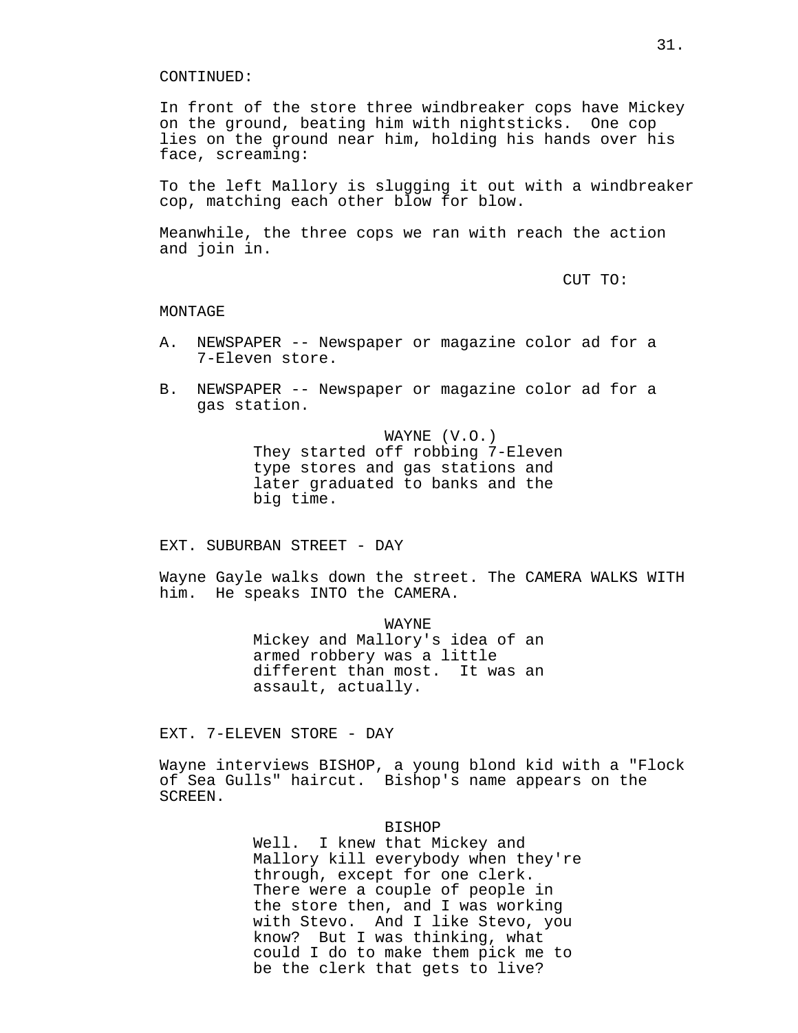CONTINUED:

In front of the store three windbreaker cops have Mickey on the ground, beating him with nightsticks. One cop lies on the ground near him, holding his hands over his face, screaming:

To the left Mallory is slugging it out with a windbreaker cop, matching each other blow for blow.

Meanwhile, the three cops we ran with reach the action and join in.

CUT TO:

MONTAGE

A. NEWSPAPER -- Newspaper or magazine color ad for a 7-Eleven store.

B. NEWSPAPER -- Newspaper or magazine color ad for a gas station.

WAYNE (V.O.)
They started off robbing 7-Eleven type stores and gas stations and later graduated to banks and the big time.

EXT. SUBURBAN STREET - DAY

Wayne Gayle walks down the street. The CAMERA WALKS WITH him. He speaks INTO the CAMERA.

WAYNE
Mickey and Mallory's idea of an armed robbery was a little different than most. It was an assault, actually.

EXT. 7-ELEVEN STORE - DAY

Wayne interviews BISHOP, a young blond kid with a "Flock of Sea Gulls" haircut. Bishop's name appears on the SCREEN.

BISHOP
Well. I knew that Mickey and Mallory kill everybody when they're through, except for one clerk. There were a couple of people in the store then, and I was working with Stevo. And I like Stevo, you know? But I was thinking, what could I do to make them pick me to be the clerk that gets to live?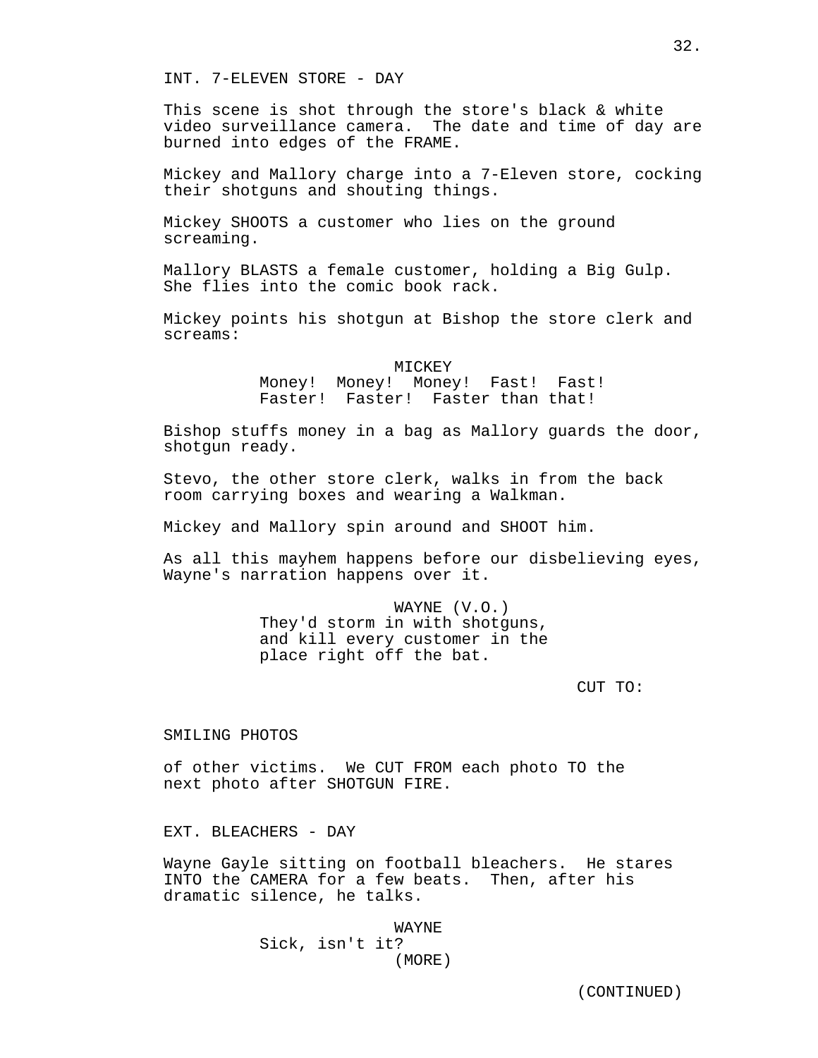INT. 7-ELEVEN STORE - DAY

This scene is shot through the store's black & white video surveillance camera. The date and time of day are burned into edges of the FRAME.

Mickey and Mallory charge into a 7-Eleven store, cocking their shotguns and shouting things.

Mickey SHOOTS a customer who lies on the ground screaming.

Mallory BLASTS a female customer, holding a Big Gulp. She flies into the comic book rack.

Mickey points his shotgun at Bishop the store clerk and screams:

MICKEY
Money! Money! Money! Fast! Fast! Faster! Faster! Faster than that!

Bishop stuffs money in a bag as Mallory guards the door, shotgun ready.

Stevo, the other store clerk, walks in from the back room carrying boxes and wearing a Walkman.

Mickey and Mallory spin around and SHOOT him.

As all this mayhem happens before our disbelieving eyes, Wayne's narration happens over it.

WAYNE (V.O.)
They'd storm in with shotguns, and kill every customer in the place right off the bat.

CUT TO:

SMILING PHOTOS

of other victims. We CUT FROM each photo TO the next photo after SHOTGUN FIRE.

EXT. BLEACHERS - DAY

Wayne Gayle sitting on football bleachers. He stares INTO the CAMERA for a few beats. Then, after his dramatic silence, he talks.

WAYNE
Sick, isn't it?
(MORE)

(CONTINUED)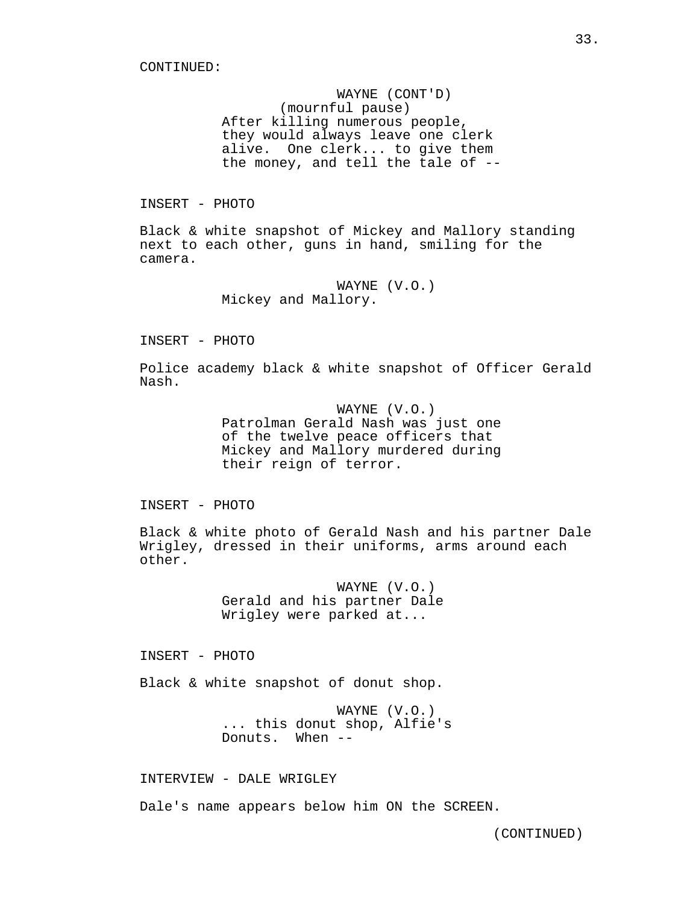CONTINUED:

WAYNE (CONT'D)
(mournful pause)
After killing numerous people, they would always leave one clerk alive. One clerk... to give them the money, and tell the tale of --

INSERT - PHOTO

Black & white snapshot of Mickey and Mallory standing next to each other, guns in hand, smiling for the camera.

WAYNE (V.O.)
Mickey and Mallory.

INSERT - PHOTO

Police academy black & white snapshot of Officer Gerald Nash.

WAYNE (V.O.)
Patrolman Gerald Nash was just one of the twelve peace officers that Mickey and Mallory murdered during their reign of terror.

INSERT - PHOTO

Black & white photo of Gerald Nash and his partner Dale Wrigley, dressed in their uniforms, arms around each other.

WAYNE (V.O.)
Gerald and his partner Dale Wrigley were parked at...

INSERT - PHOTO

Black & white snapshot of donut shop.

WAYNE (V.O.)
... this donut shop, Alfie's Donuts. When --

INTERVIEW - DALE WRIGLEY

Dale's name appears below him ON the SCREEN.

(CONTINUED)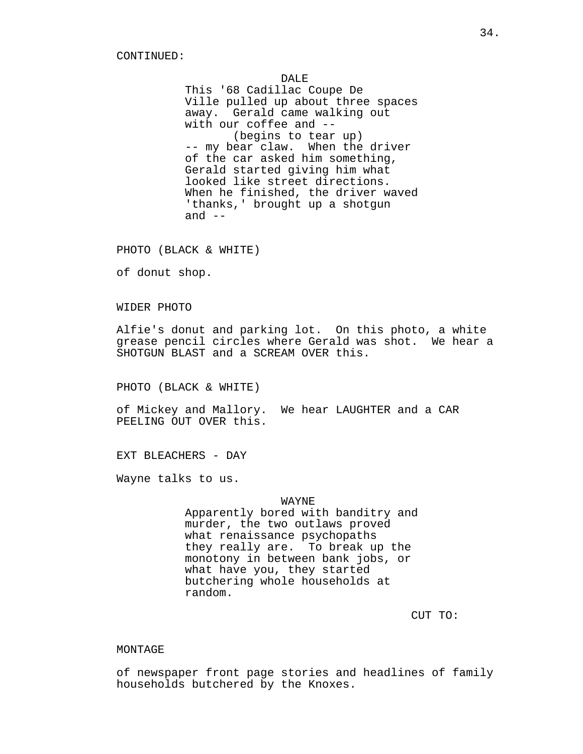CONTINUED:

DALE
This '68 Cadillac Coupe De Ville pulled up about three spaces away. Gerald came walking out with our coffee and --
(begins to tear up)
-- my bear claw. When the driver of the car asked him something, Gerald started giving him what looked like street directions. When he finished, the driver waved 'thanks,' brought up a shotgun and --

PHOTO (BLACK & WHITE)

of donut shop.

WIDER PHOTO

Alfie's donut and parking lot. On this photo, a white grease pencil circles where Gerald was shot. We hear a SHOTGUN BLAST and a SCREAM OVER this.

PHOTO (BLACK & WHITE)

of Mickey and Mallory. We hear LAUGHTER and a CAR PEELING OUT OVER this.

EXT BLEACHERS - DAY

Wayne talks to us.

WAYNE
Apparently bored with banditry and murder, the two outlaws proved what renaissance psychopaths they really are. To break up the monotony in between bank jobs, or what have you, they started butchering whole households at random.

CUT TO:

MONTAGE

of newspaper front page stories and headlines of family households butchered by the Knoxes.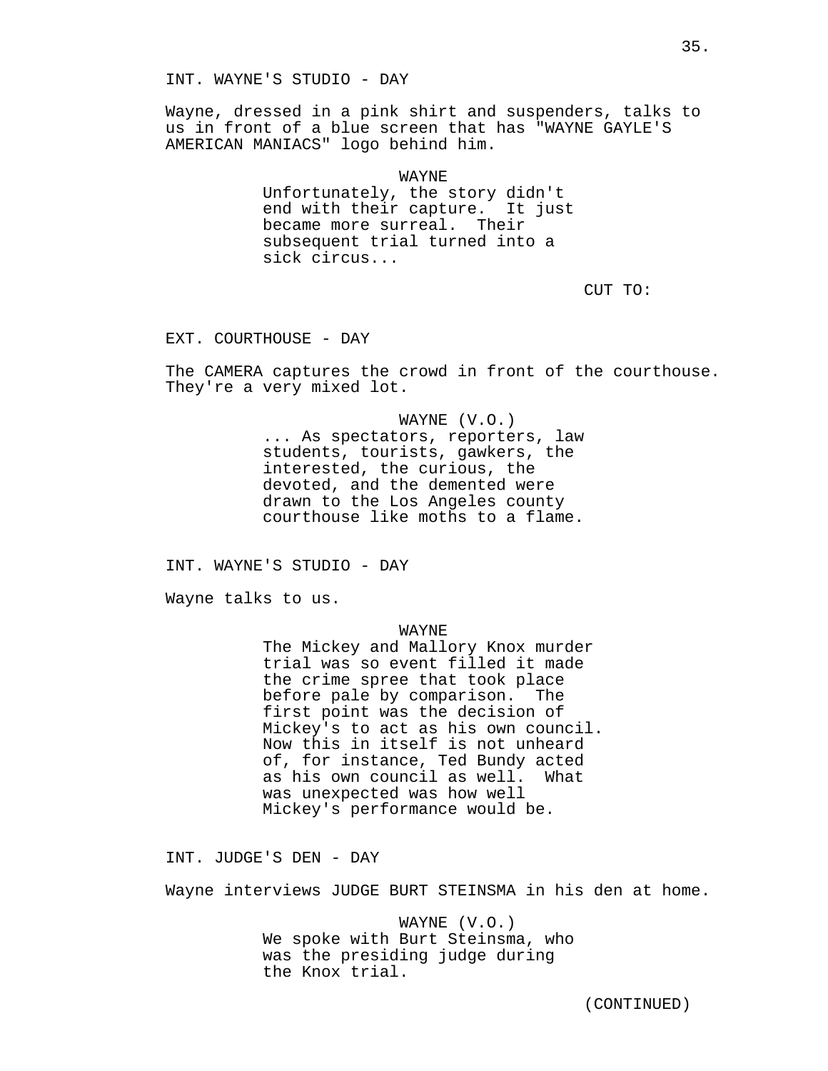INT. WAYNE'S STUDIO - DAY

Wayne, dressed in a pink shirt and suspenders, talks to us in front of a blue screen that has "WAYNE GAYLE'S AMERICAN MANIACS" logo behind him.

WAYNE
Unfortunately, the story didn't end with their capture. It just became more surreal. Their subsequent trial turned into a sick circus...

CUT TO:

EXT. COURTHOUSE - DAY

The CAMERA captures the crowd in front of the courthouse. They're a very mixed lot.

WAYNE (V.O.)
... As spectators, reporters, law students, tourists, gawkers, the interested, the curious, the devoted, and the demented were drawn to the Los Angeles county courthouse like moths to a flame.

INT. WAYNE'S STUDIO - DAY

Wayne talks to us.

WAYNE
The Mickey and Mallory Knox murder trial was so event filled it made the crime spree that took place before pale by comparison. The first point was the decision of Mickey's to act as his own council. Now this in itself is not unheard of, for instance, Ted Bundy acted as his own council as well. What was unexpected was how well Mickey's performance would be.

INT. JUDGE'S DEN - DAY

Wayne interviews JUDGE BURT STEINSMA in his den at home.

WAYNE (V.O.)
We spoke with Burt Steinsma, who was the presiding judge during the Knox trial.

(CONTINUED)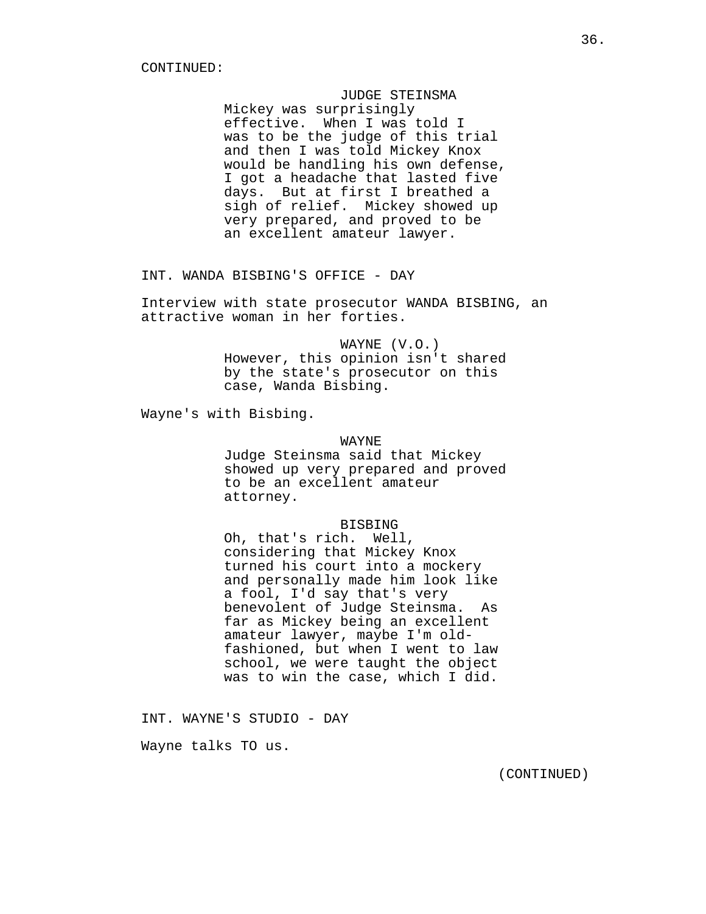CONTINUED:

JUDGE STEINSMA

Mickey was surprisingly effective. When I was told I was to be the judge of this trial and then I was told Mickey Knox would be handling his own defense, I got a headache that lasted five days. But at first I breathed a sigh of relief. Mickey showed up very prepared, and proved to be an excellent amateur lawyer.

INT. WANDA BISBING'S OFFICE - DAY

Interview with state prosecutor WANDA BISBING, an attractive woman in her forties.

WAYNE (V.O.)

However, this opinion isn't shared by the state's prosecutor on this case, Wanda Bisbing.

Wayne's with Bisbing.

WAYNE

Judge Steinsma said that Mickey showed up very prepared and proved to be an excellent amateur attorney.

BISBING

Oh, that's rich. Well, considering that Mickey Knox turned his court into a mockery and personally made him look like a fool, I'd say that's very benevolent of Judge Steinsma. As far as Mickey being an excellent amateur lawyer, maybe I'm old-fashioned, but when I went to law school, we were taught the object was to win the case, which I did.

INT. WAYNE'S STUDIO - DAY

Wayne talks TO us.

(CONTINUED)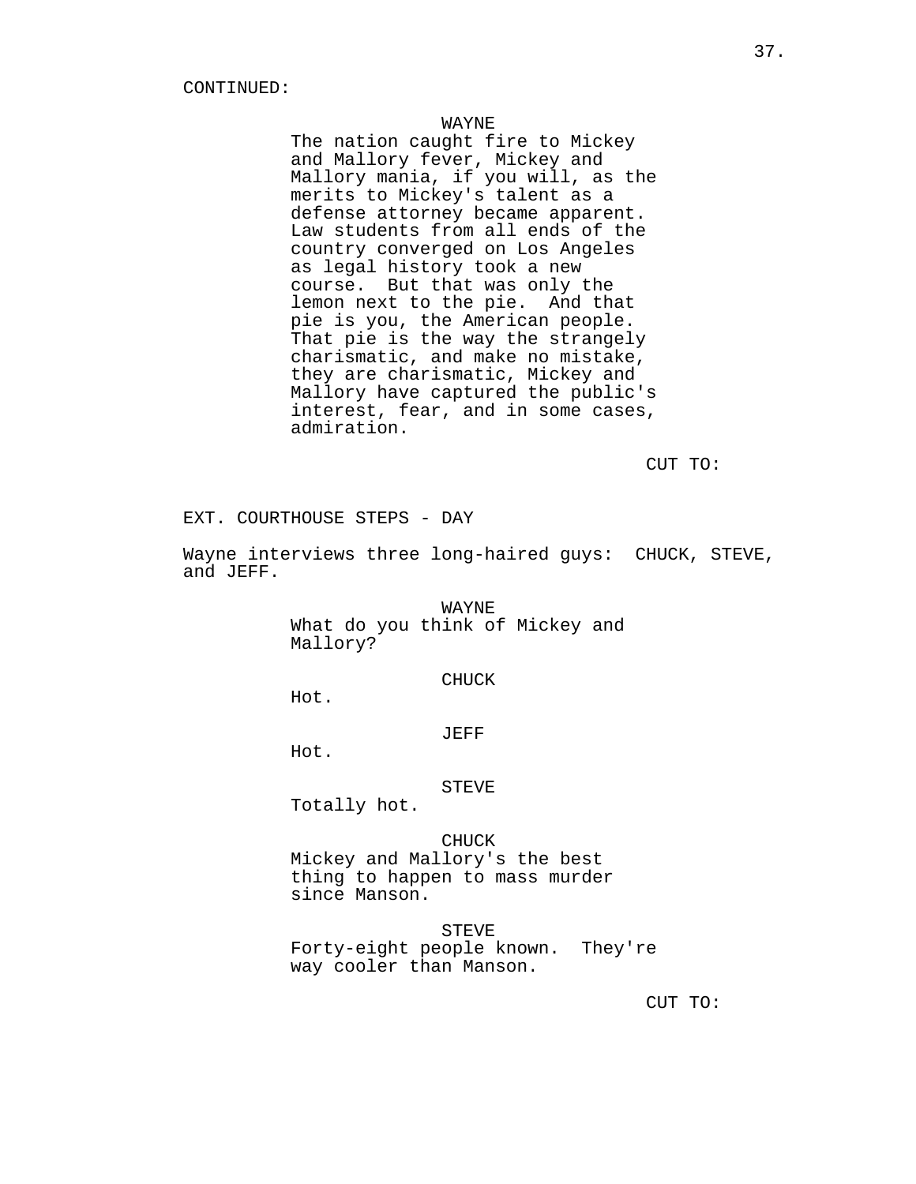CONTINUED:

WAYNE

The nation caught fire to Mickey and Mallory fever, Mickey and Mallory mania, if you will, as the merits to Mickey's talent as a defense attorney became apparent. Law students from all ends of the country converged on Los Angeles as legal history took a new course. But that was only the lemon next to the pie. And that pie is you, the American people. That pie is the way the strangely charismatic, and make no mistake, they are charismatic, Mickey and Mallory have captured the public's interest, fear, and in some cases, admiration.

CUT TO:

EXT. COURTHOUSE STEPS - DAY

Wayne interviews three long-haired guys: CHUCK, STEVE, and JEFF.

WAYNE

What do you think of Mickey and Mallory?

CHUCK

Hot.

JEFF

Hot.

STEVE

Totally hot.

CHUCK

Mickey and Mallory's the best thing to happen to mass murder since Manson.

STEVE

Forty-eight people known. They're way cooler than Manson.

CUT TO: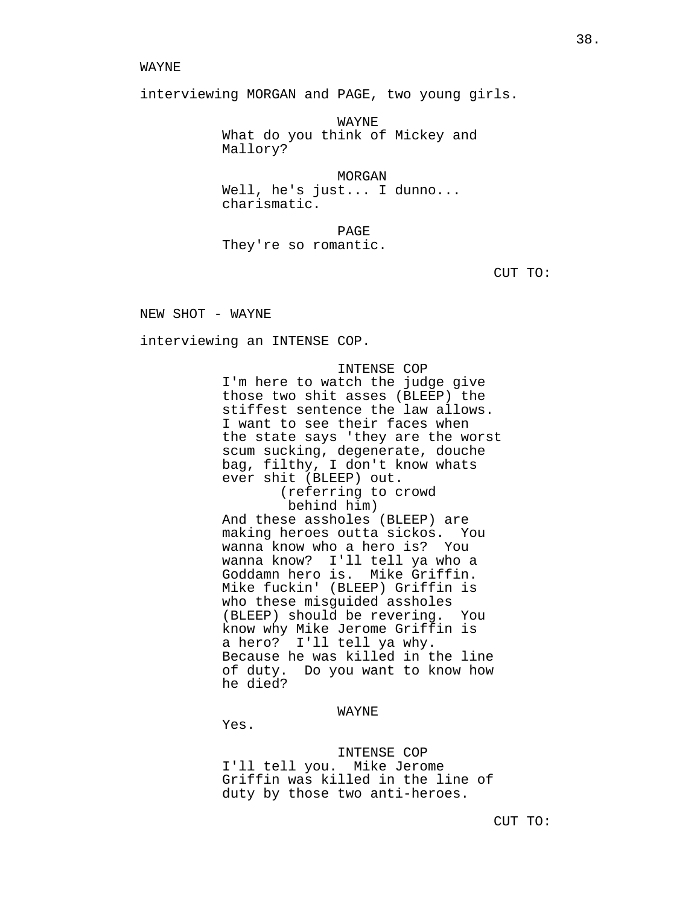WAYNE

interviewing MORGAN and PAGE, two young girls.

WAYNE
What do you think of Mickey and Mallory?

MORGAN
Well, he's just... I dunno... charismatic.

PAGE
They're so romantic.

CUT TO:

NEW SHOT - WAYNE

interviewing an INTENSE COP.

INTENSE COP
I'm here to watch the judge give those two shit asses (BLEEP) the stiffest sentence the law allows. I want to see their faces when the state says 'they are the worst scum sucking, degenerate, douche bag, filthy, I don't know whats ever shit (BLEEP) out.
(referring to crowd behind him)
And these assholes (BLEEP) are making heroes outta sickos. You wanna know who a hero is? You wanna know? I'll tell ya who a Goddamn hero is. Mike Griffin. Mike fuckin' (BLEEP) Griffin is who these misguided assholes (BLEEP) should be revering. You know why Mike Jerome Griffin is a hero? I'll tell ya why. Because he was killed in the line of duty. Do you want to know how he died?

WAYNE
Yes.

INTENSE COP
I'll tell you. Mike Jerome Griffin was killed in the line of duty by those two anti-heroes.

CUT TO: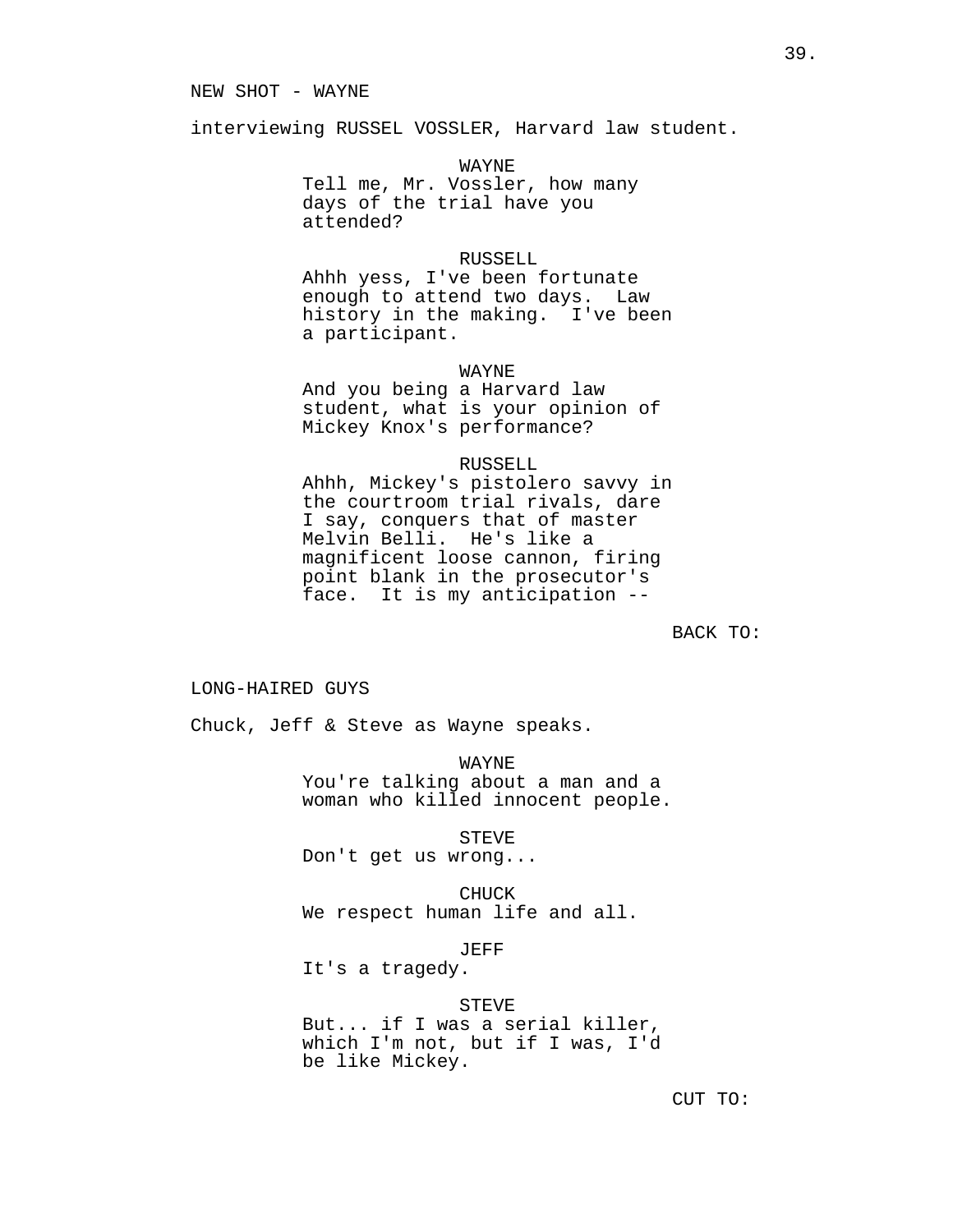NEW SHOT - WAYNE

interviewing RUSSEL VOSSLER, Harvard law student.

WAYNE
Tell me, Mr. Vossler, how many days of the trial have you attended?

RUSSELL
Ahhh yess, I've been fortunate enough to attend two days. Law history in the making. I've been a participant.

WAYNE
And you being a Harvard law student, what is your opinion of Mickey Knox's performance?

RUSSELL
Ahhh, Mickey's pistolero savvy in the courtroom trial rivals, dare I say, conquers that of master Melvin Belli. He's like a magnificent loose cannon, firing point blank in the prosecutor's face. It is my anticipation --

BACK TO:

LONG-HAIRED GUYS

Chuck, Jeff & Steve as Wayne speaks.

WAYNE
You're talking about a man and a woman who killed innocent people.

STEVE
Don't get us wrong...

CHUCK
We respect human life and all.

JEFF
It's a tragedy.

STEVE
But... if I was a serial killer, which I'm not, but if I was, I'd be like Mickey.

CUT TO: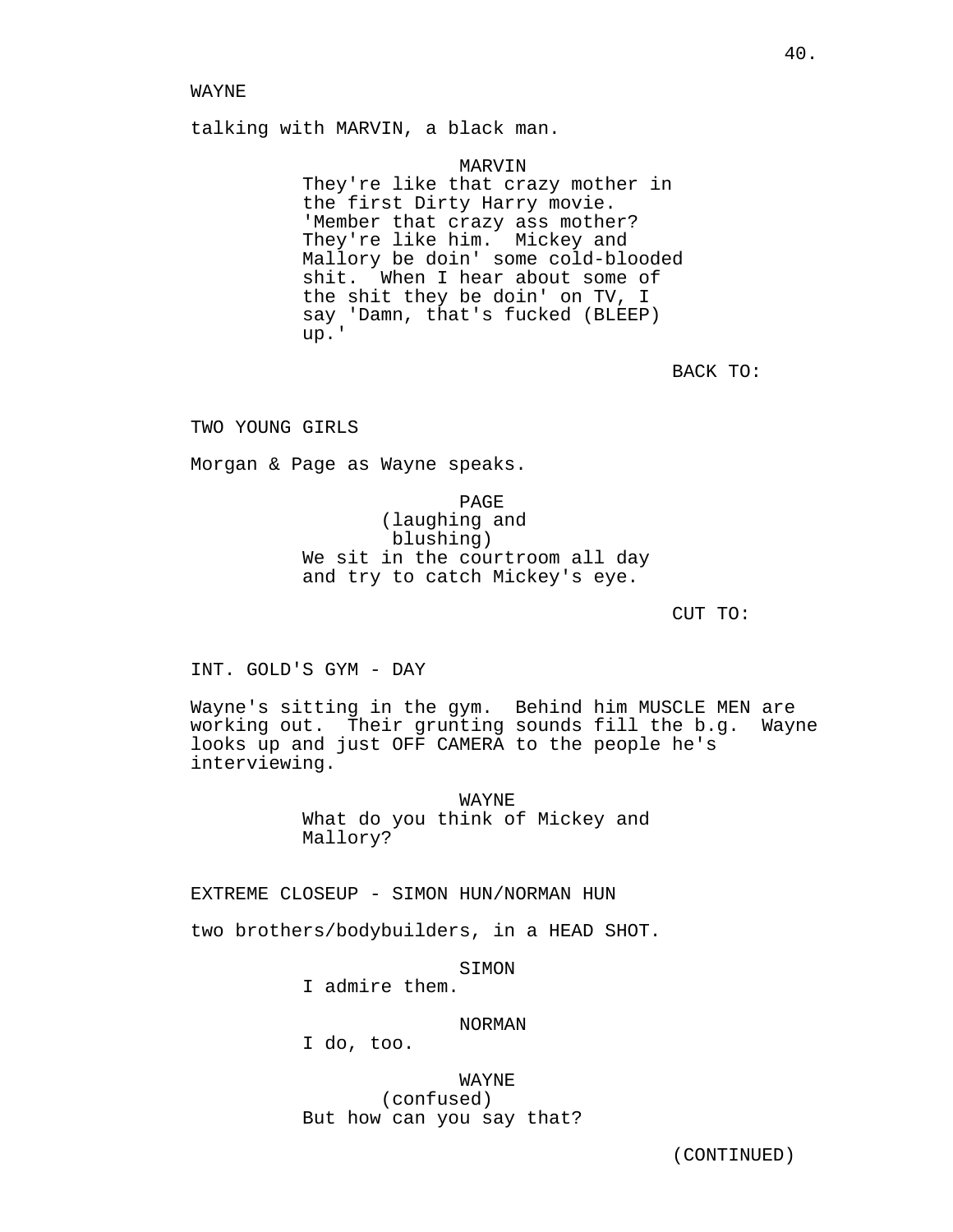WAYNE

talking with MARVIN, a black man.

MARVIN
They're like that crazy mother in the first Dirty Harry movie. 'Member that crazy ass mother? They're like him. Mickey and Mallory be doin' some cold-blooded shit. When I hear about some of the shit they be doin' on TV, I say 'Damn, that's fucked (BLEEP) up.'

BACK TO:

TWO YOUNG GIRLS

Morgan & Page as Wayne speaks.

PAGE
(laughing and blushing)
We sit in the courtroom all day and try to catch Mickey's eye.

CUT TO:

INT. GOLD'S GYM - DAY

Wayne's sitting in the gym. Behind him MUSCLE MEN are working out. Their grunting sounds fill the b.g. Wayne looks up and just OFF CAMERA to the people he's interviewing.

WAYNE
What do you think of Mickey and Mallory?

EXTREME CLOSEUP - SIMON HUN/NORMAN HUN

two brothers/bodybuilders, in a HEAD SHOT.

SIMON
I admire them.

NORMAN
I do, too.

WAYNE
(confused)
But how can you say that?

(CONTINUED)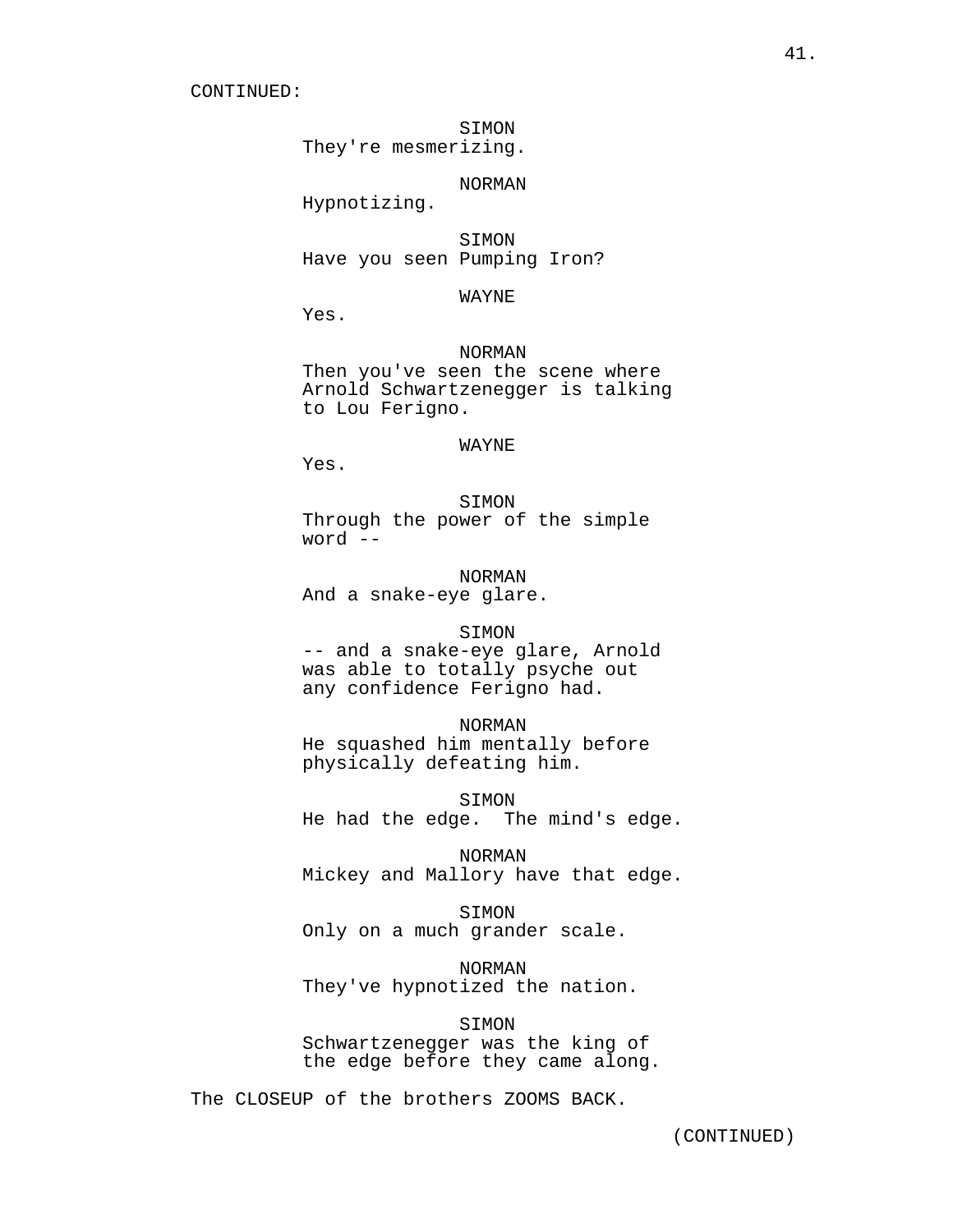CONTINUED:

SIMON
They're mesmerizing.

NORMAN
Hypnotizing.

SIMON
Have you seen Pumping Iron?

WAYNE
Yes.

NORMAN
Then you've seen the scene where Arnold Schwartzenegger is talking to Lou Ferigno.

WAYNE
Yes.

SIMON
Through the power of the simple word --

NORMAN
And a snake-eye glare.

SIMON
-- and a snake-eye glare, Arnold was able to totally psyche out any confidence Ferigno had.

NORMAN
He squashed him mentally before physically defeating him.

SIMON
He had the edge. The mind's edge.

NORMAN
Mickey and Mallory have that edge.

SIMON
Only on a much grander scale.

NORMAN
They've hypnotized the nation.

SIMON
Schwartzenegger was the king of the edge before they came along.

The CLOSEUP of the brothers ZOOMS BACK.

(CONTINUED)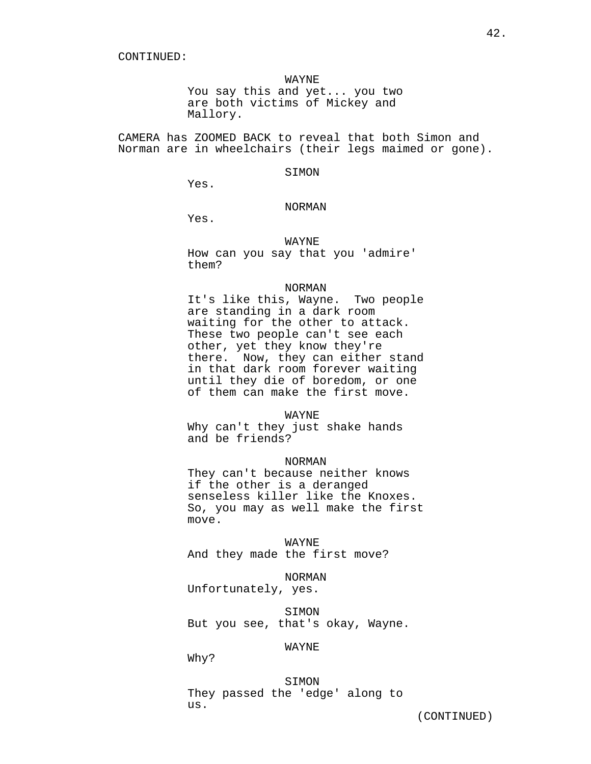CONTINUED:

WAYNE
You say this and yet... you two are both victims of Mickey and Mallory.

CAMERA has ZOOMED BACK to reveal that both Simon and Norman are in wheelchairs (their legs maimed or gone).

SIMON
Yes.

NORMAN
Yes.

WAYNE
How can you say that you 'admire' them?

NORMAN
It's like this, Wayne. Two people are standing in a dark room waiting for the other to attack. These two people can't see each other, yet they know they're there. Now, they can either stand in that dark room forever waiting until they die of boredom, or one of them can make the first move.

WAYNE
Why can't they just shake hands and be friends?

NORMAN
They can't because neither knows if the other is a deranged senseless killer like the Knoxes. So, you may as well make the first move.

WAYNE
And they made the first move?

NORMAN
Unfortunately, yes.

SIMON
But you see, that's okay, Wayne.

WAYNE
Why?

SIMON
They passed the 'edge' along to us.

(CONTINUED)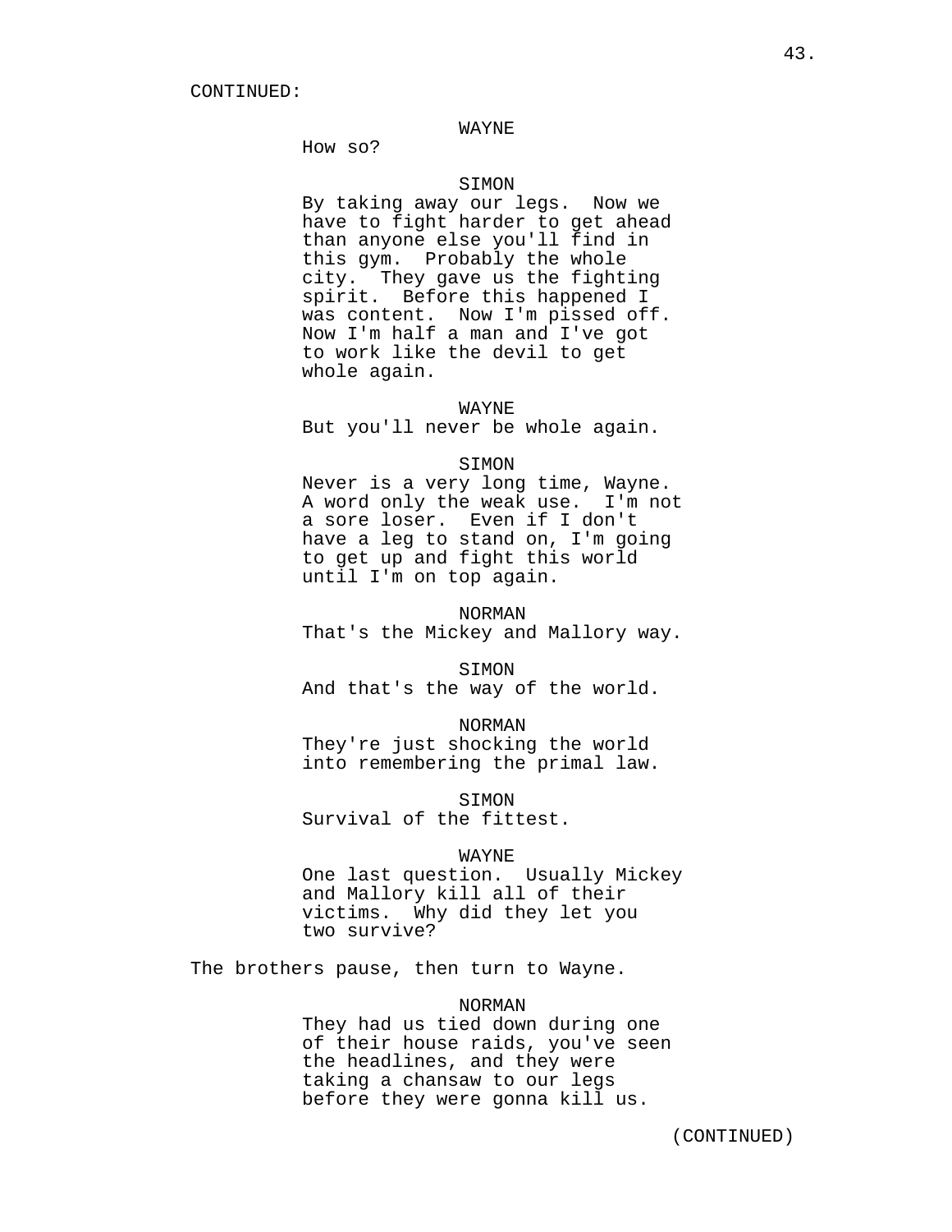CONTINUED:

WAYNE
How so?

SIMON
By taking away our legs. Now we have to fight harder to get ahead than anyone else you'll find in this gym. Probably the whole city. They gave us the fighting spirit. Before this happened I was content. Now I'm pissed off. Now I'm half a man and I've got to work like the devil to get whole again.

WAYNE
But you'll never be whole again.

SIMON
Never is a very long time, Wayne. A word only the weak use. I'm not a sore loser. Even if I don't have a leg to stand on, I'm going to get up and fight this world until I'm on top again.

NORMAN
That's the Mickey and Mallory way.

SIMON
And that's the way of the world.

NORMAN
They're just shocking the world into remembering the primal law.

SIMON
Survival of the fittest.

WAYNE
One last question. Usually Mickey and Mallory kill all of their victims. Why did they let you two survive?

The brothers pause, then turn to Wayne.

NORMAN
They had us tied down during one of their house raids, you've seen the headlines, and they were taking a chansaw to our legs before they were gonna kill us.

(CONTINUED)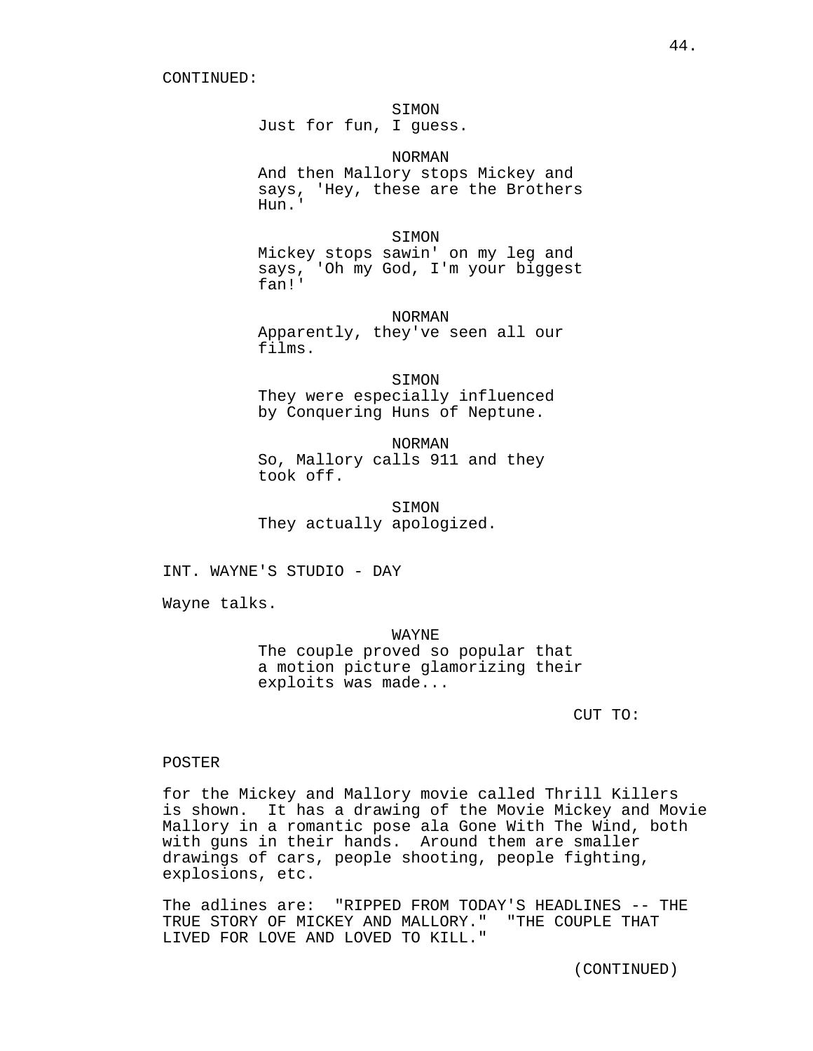CONTINUED:

SIMON
Just for fun, I guess.

NORMAN
And then Mallory stops Mickey and says, 'Hey, these are the Brothers Hun.'

SIMON
Mickey stops sawin' on my leg and says, 'Oh my God, I'm your biggest fan!'

NORMAN
Apparently, they've seen all our films.

SIMON
They were especially influenced by Conquering Huns of Neptune.

NORMAN
So, Mallory calls 911 and they took off.

SIMON
They actually apologized.

INT. WAYNE'S STUDIO - DAY

Wayne talks.

WAYNE
The couple proved so popular that a motion picture glamorizing their exploits was made...

CUT TO:

POSTER

for the Mickey and Mallory movie called Thrill Killers is shown. It has a drawing of the Movie Mickey and Movie Mallory in a romantic pose ala Gone With The Wind, both with guns in their hands. Around them are smaller drawings of cars, people shooting, people fighting, explosions, etc.

The adlines are: "RIPPED FROM TODAY'S HEADLINES -- THE TRUE STORY OF MICKEY AND MALLORY." "THE COUPLE THAT LIVED FOR LOVE AND LOVED TO KILL."

(CONTINUED)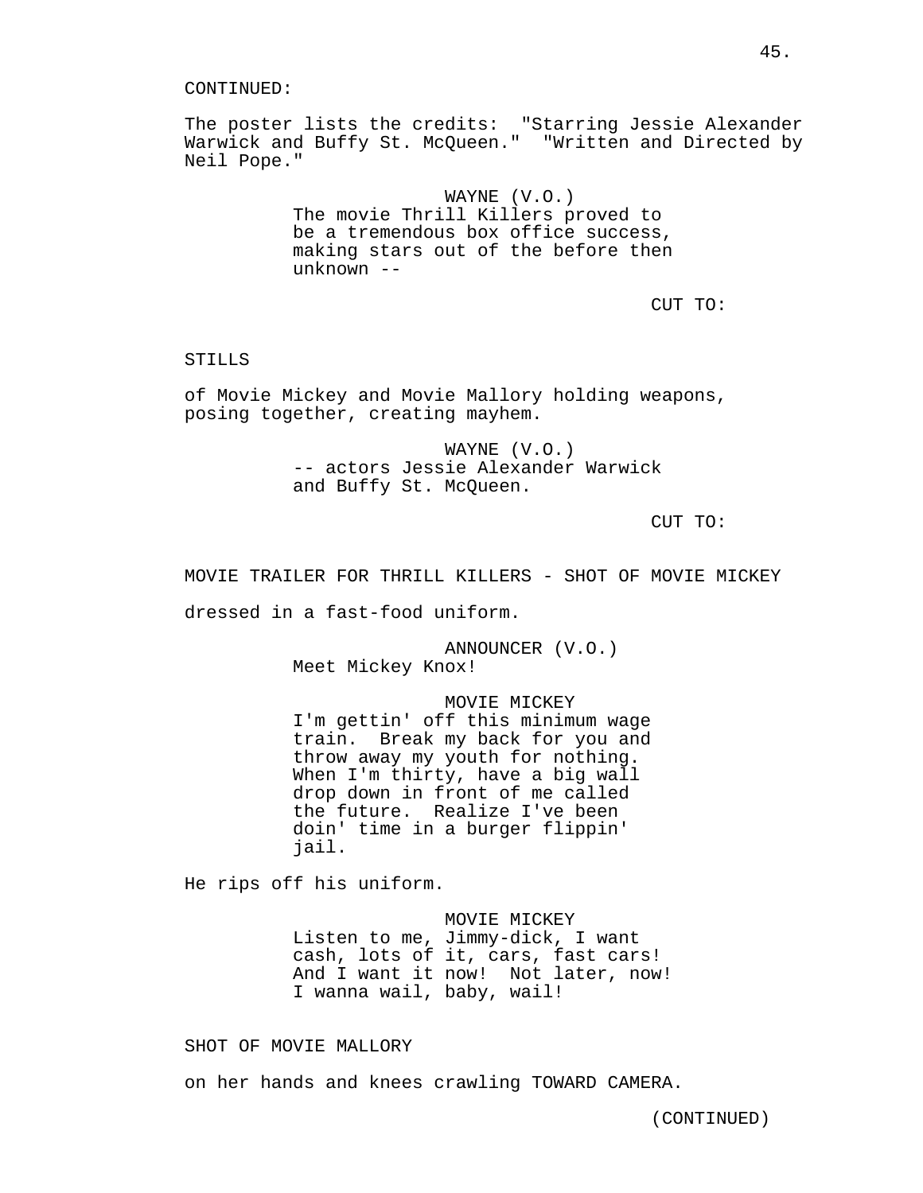CONTINUED:

The poster lists the credits: "Starring Jessie Alexander Warwick and Buffy St. McQueen." "Written and Directed by Neil Pope."

WAYNE (V.O.)
The movie Thrill Killers proved to be a tremendous box office success, making stars out of the before then unknown --

CUT TO:

STILLS

of Movie Mickey and Movie Mallory holding weapons, posing together, creating mayhem.

WAYNE (V.O.)
-- actors Jessie Alexander Warwick and Buffy St. McQueen.

CUT TO:

MOVIE TRAILER FOR THRILL KILLERS - SHOT OF MOVIE MICKEY

dressed in a fast-food uniform.

ANNOUNCER (V.O.)
Meet Mickey Knox!

MOVIE MICKEY
I'm gettin' off this minimum wage train. Break my back for you and throw away my youth for nothing. When I'm thirty, have a big wall drop down in front of me called the future. Realize I've been doin' time in a burger flippin' jail.

He rips off his uniform.

MOVIE MICKEY
Listen to me, Jimmy-dick, I want cash, lots of it, cars, fast cars! And I want it now! Not later, now! I wanna wail, baby, wail!

SHOT OF MOVIE MALLORY

on her hands and knees crawling TOWARD CAMERA.

(CONTINUED)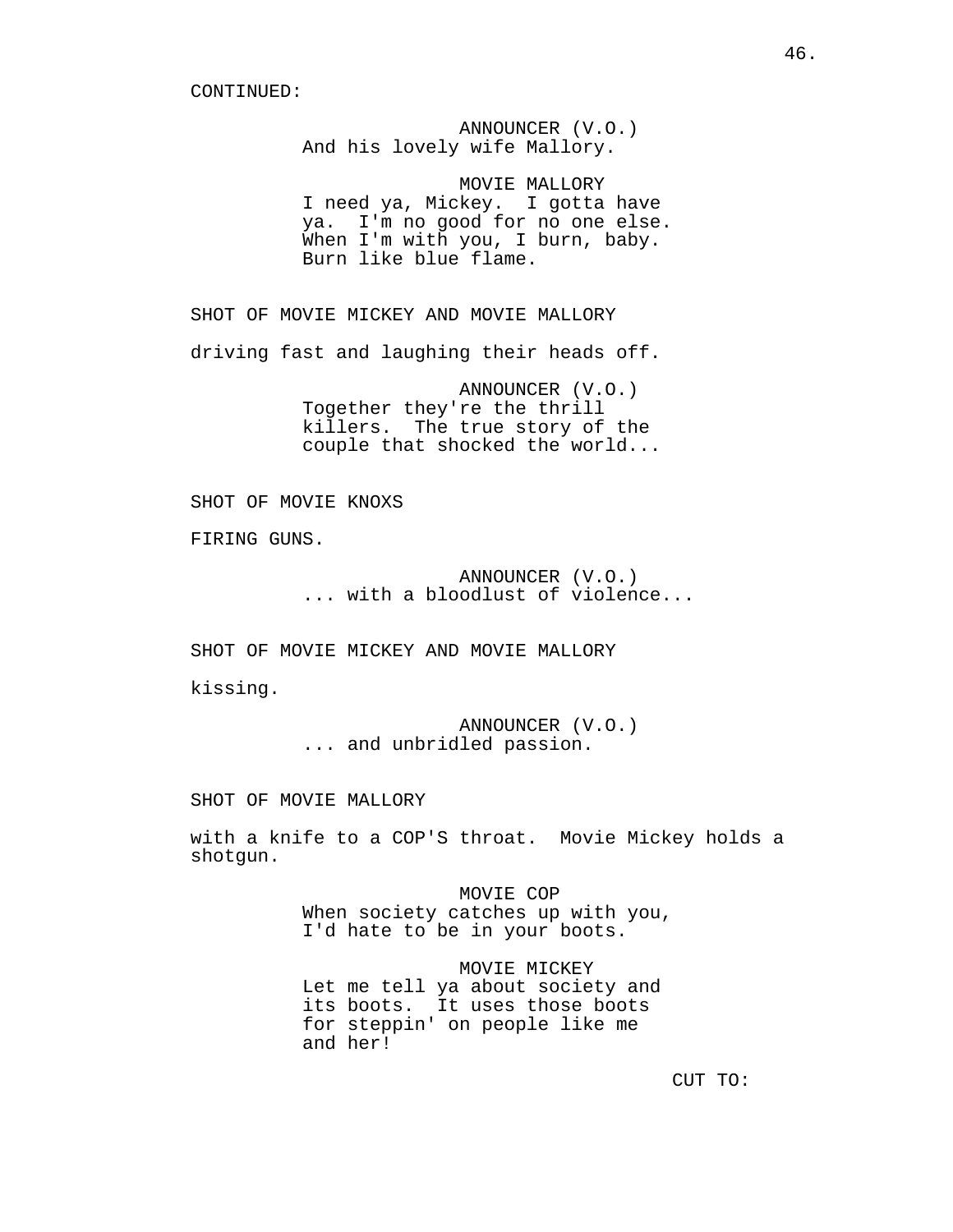CONTINUED:

ANNOUNCER (V.O.)
And his lovely wife Mallory.

MOVIE MALLORY
I need ya, Mickey. I gotta have ya. I'm no good for no one else. When I'm with you, I burn, baby. Burn like blue flame.

SHOT OF MOVIE MICKEY AND MOVIE MALLORY

driving fast and laughing their heads off.

ANNOUNCER (V.O.)
Together they're the thrill killers. The true story of the couple that shocked the world...

SHOT OF MOVIE KNOXS

FIRING GUNS.

ANNOUNCER (V.O.)
... with a bloodlust of violence...

SHOT OF MOVIE MICKEY AND MOVIE MALLORY

kissing.

ANNOUNCER (V.O.)
... and unbridled passion.

SHOT OF MOVIE MALLORY

with a knife to a COP'S throat. Movie Mickey holds a shotgun.

MOVIE COP
When society catches up with you, I'd hate to be in your boots.

MOVIE MICKEY
Let me tell ya about society and its boots. It uses those boots for steppin' on people like me and her!

CUT TO: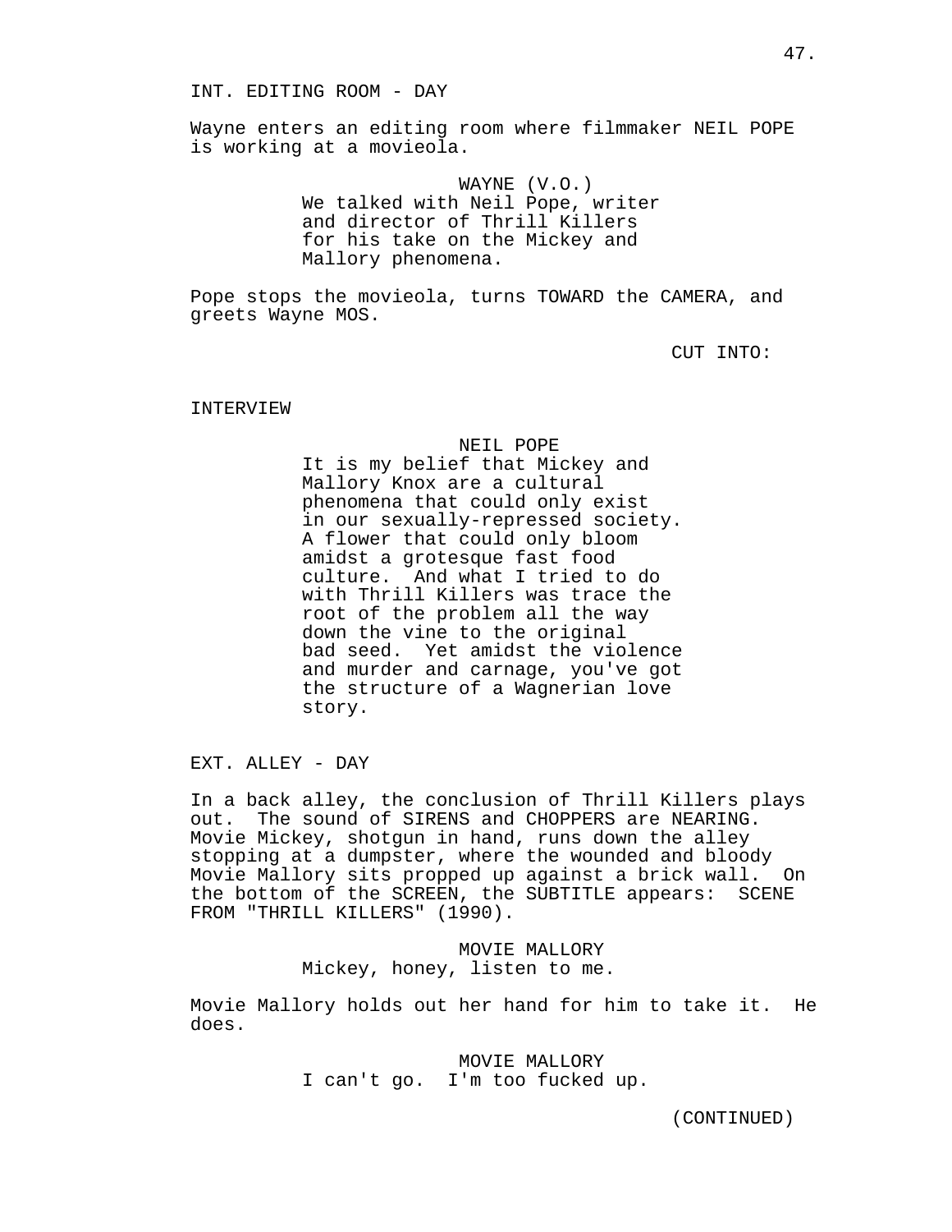INT. EDITING ROOM - DAY

Wayne enters an editing room where filmmaker NEIL POPE is working at a movieola.

WAYNE (V.O.)
We talked with Neil Pope, writer and director of Thrill Killers for his take on the Mickey and Mallory phenomena.

Pope stops the movieola, turns TOWARD the CAMERA, and greets Wayne MOS.

CUT INTO:

INTERVIEW

NEIL POPE
It is my belief that Mickey and Mallory Knox are a cultural phenomena that could only exist in our sexually-repressed society. A flower that could only bloom amidst a grotesque fast food culture. And what I tried to do with Thrill Killers was trace the root of the problem all the way down the vine to the original bad seed. Yet amidst the violence and murder and carnage, you've got the structure of a Wagnerian love story.

EXT. ALLEY - DAY

In a back alley, the conclusion of Thrill Killers plays out. The sound of SIRENS and CHOPPERS are NEARING. Movie Mickey, shotgun in hand, runs down the alley stopping at a dumpster, where the wounded and bloody Movie Mallory sits propped up against a brick wall. On the bottom of the SCREEN, the SUBTITLE appears: SCENE FROM "THRILL KILLERS" (1990).

MOVIE MALLORY
Mickey, honey, listen to me.

Movie Mallory holds out her hand for him to take it. He does.

MOVIE MALLORY
I can't go. I'm too fucked up.

(CONTINUED)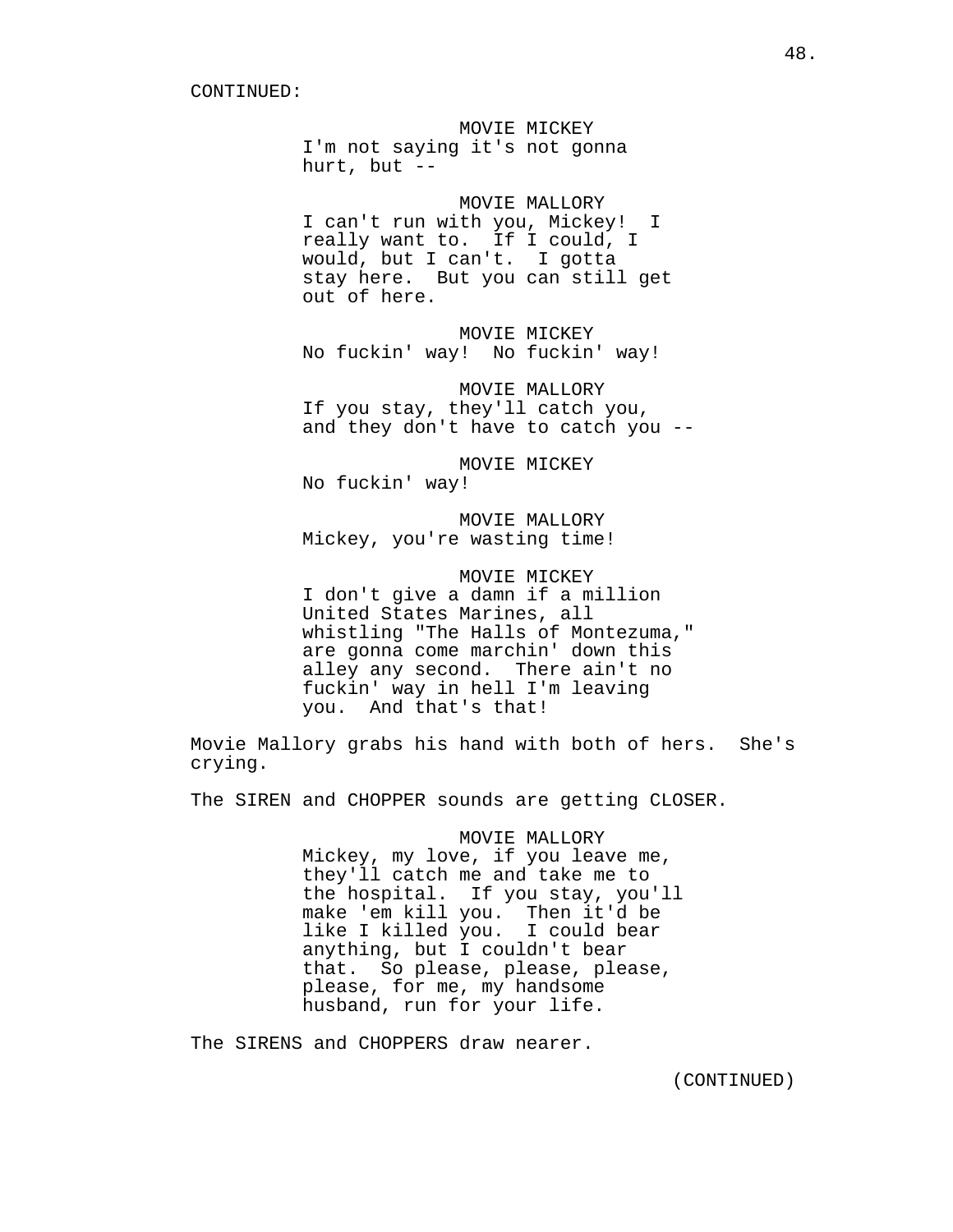CONTINUED:

MOVIE MICKEY
I'm not saying it's not gonna hurt, but --

MOVIE MALLORY
I can't run with you, Mickey! I really want to. If I could, I would, but I can't. I gotta stay here. But you can still get out of here.

MOVIE MICKEY
No fuckin' way! No fuckin' way!

MOVIE MALLORY
If you stay, they'll catch you, and they don't have to catch you --

MOVIE MICKEY
No fuckin' way!

MOVIE MALLORY
Mickey, you're wasting time!

MOVIE MICKEY
I don't give a damn if a million United States Marines, all whistling "The Halls of Montezuma," are gonna come marchin' down this alley any second. There ain't no fuckin' way in hell I'm leaving you. And that's that!

Movie Mallory grabs his hand with both of hers. She's crying.

The SIREN and CHOPPER sounds are getting CLOSER.

MOVIE MALLORY
Mickey, my love, if you leave me, they'll catch me and take me to the hospital. If you stay, you'll make 'em kill you. Then it'd be like I killed you. I could bear anything, but I couldn't bear that. So please, please, please, please, for me, my handsome husband, run for your life.

The SIRENS and CHOPPERS draw nearer.

(CONTINUED)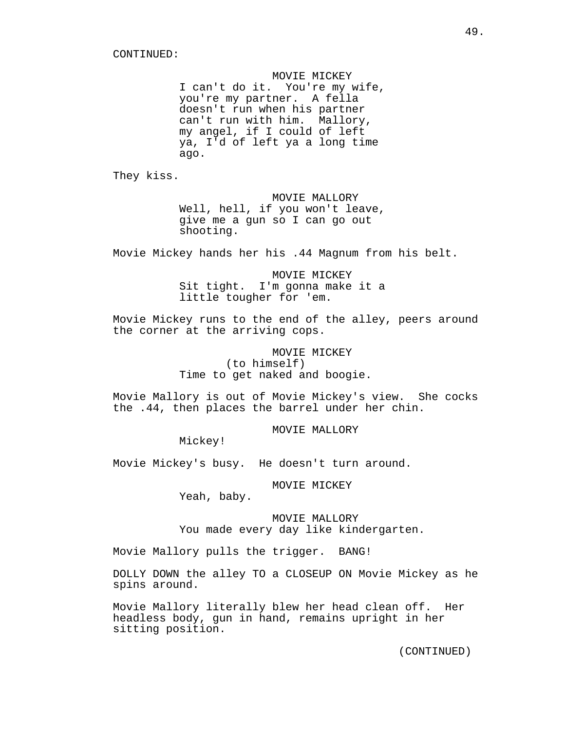CONTINUED:

MOVIE MICKEY
I can't do it. You're my wife, you're my partner. A fella doesn't run when his partner can't run with him. Mallory, my angel, if I could of left ya, I'd of left ya a long time ago.

They kiss.

MOVIE MALLORY
Well, hell, if you won't leave, give me a gun so I can go out shooting.

Movie Mickey hands her his .44 Magnum from his belt.

MOVIE MICKEY
Sit tight. I'm gonna make it a little tougher for 'em.

Movie Mickey runs to the end of the alley, peers around the corner at the arriving cops.

MOVIE MICKEY
(to himself)
Time to get naked and boogie.

Movie Mallory is out of Movie Mickey's view. She cocks the .44, then places the barrel under her chin.

MOVIE MALLORY
Mickey!

Movie Mickey's busy. He doesn't turn around.

MOVIE MICKEY
Yeah, baby.

MOVIE MALLORY
You made every day like kindergarten.

Movie Mallory pulls the trigger. BANG!

DOLLY DOWN the alley TO a CLOSEUP ON Movie Mickey as he spins around.

Movie Mallory literally blew her head clean off. Her headless body, gun in hand, remains upright in her sitting position.

(CONTINUED)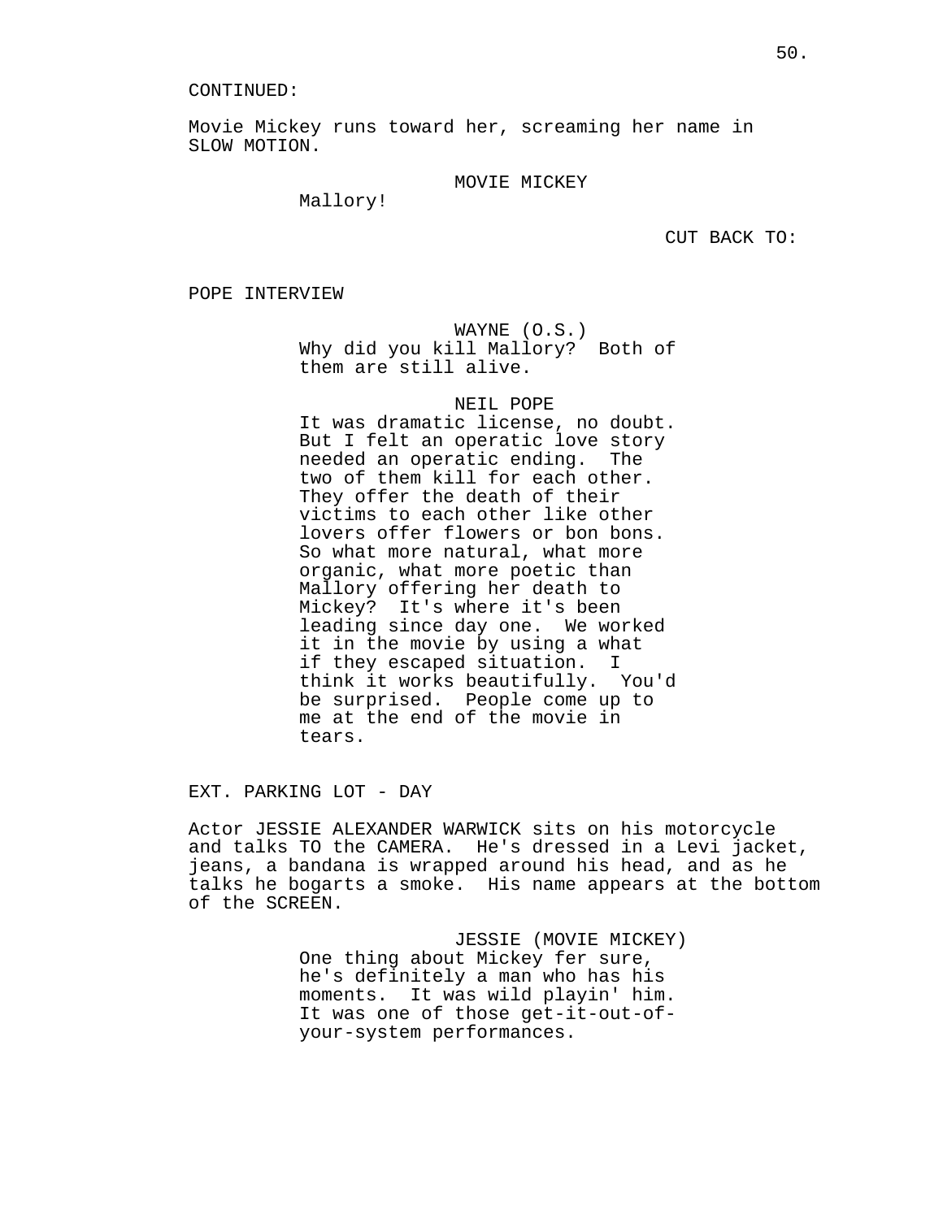CONTINUED:

Movie Mickey runs toward her, screaming her name in SLOW MOTION.

MOVIE MICKEY
Mallory!

CUT BACK TO:

POPE INTERVIEW

WAYNE (O.S.)
Why did you kill Mallory? Both of them are still alive.

NEIL POPE
It was dramatic license, no doubt. But I felt an operatic love story needed an operatic ending. The two of them kill for each other. They offer the death of their victims to each other like other lovers offer flowers or bon bons. So what more natural, what more organic, what more poetic than Mallory offering her death to Mickey? It's where it's been leading since day one. We worked it in the movie by using a what if they escaped situation. I think it works beautifully. You'd be surprised. People come up to me at the end of the movie in tears.

EXT. PARKING LOT - DAY

Actor JESSIE ALEXANDER WARWICK sits on his motorcycle and talks TO the CAMERA. He's dressed in a Levi jacket, jeans, a bandana is wrapped around his head, and as he talks he bogarts a smoke. His name appears at the bottom of the SCREEN.

JESSIE (MOVIE MICKEY)
One thing about Mickey fer sure, he's definitely a man who has his moments. It was wild playin' him. It was one of those get-it-out-of-your-system performances.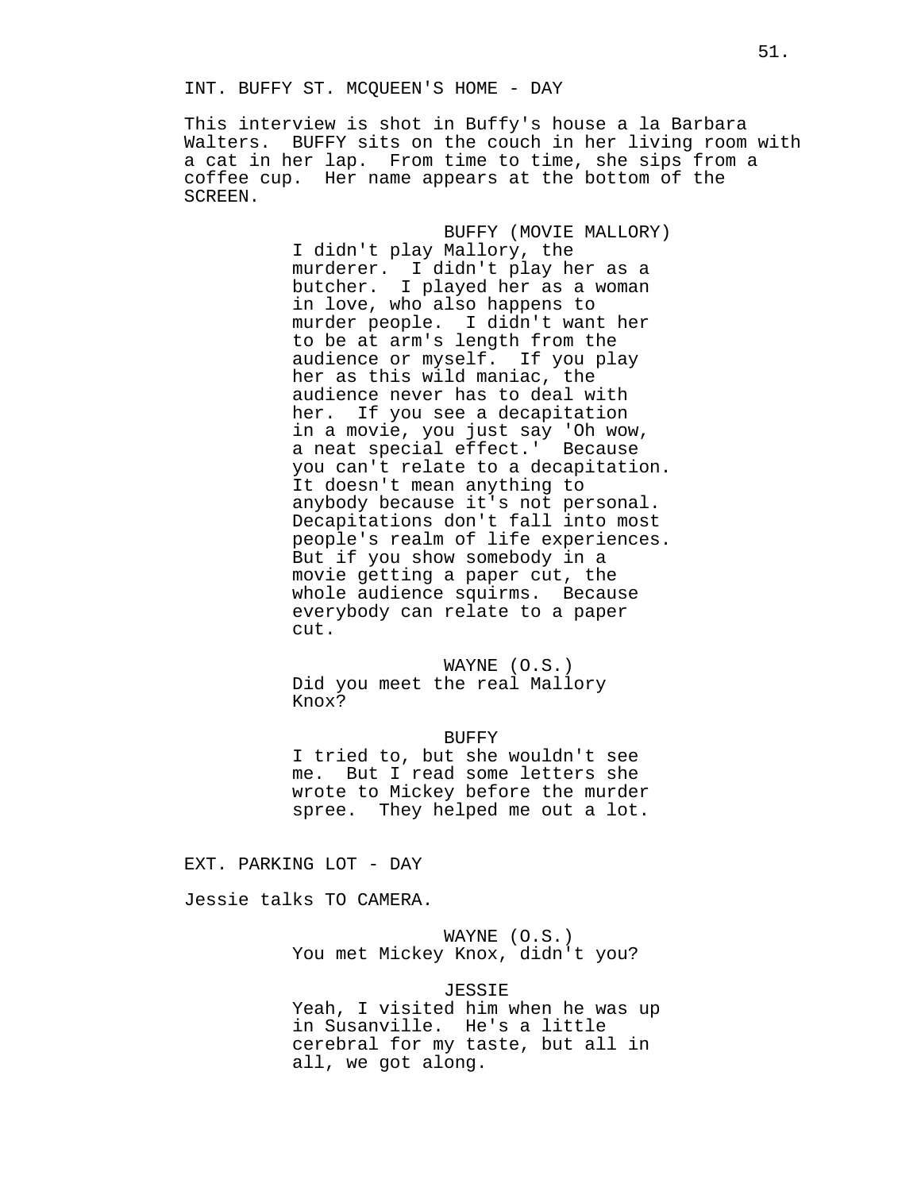INT. BUFFY ST. MCQUEEN'S HOME - DAY

This interview is shot in Buffy's house a la Barbara Walters. BUFFY sits on the couch in her living room with a cat in her lap. From time to time, she sips from a coffee cup. Her name appears at the bottom of the SCREEN.

BUFFY (MOVIE MALLORY)
I didn't play Mallory, the murderer. I didn't play her as a butcher. I played her as a woman in love, who also happens to murder people. I didn't want her to be at arm's length from the audience or myself. If you play her as this wild maniac, the audience never has to deal with her. If you see a decapitation in a movie, you just say 'Oh wow, a neat special effect.' Because you can't relate to a decapitation. It doesn't mean anything to anybody because it's not personal. Decapitations don't fall into most people's realm of life experiences. But if you show somebody in a movie getting a paper cut, the whole audience squirms. Because everybody can relate to a paper cut.

WAYNE (O.S.)
Did you meet the real Mallory Knox?

BUFFY
I tried to, but she wouldn't see me. But I read some letters she wrote to Mickey before the murder spree. They helped me out a lot.

EXT. PARKING LOT - DAY

Jessie talks TO CAMERA.

WAYNE (O.S.)
You met Mickey Knox, didn't you?

JESSIE
Yeah, I visited him when he was up in Susanville. He's a little cerebral for my taste, but all in all, we got along.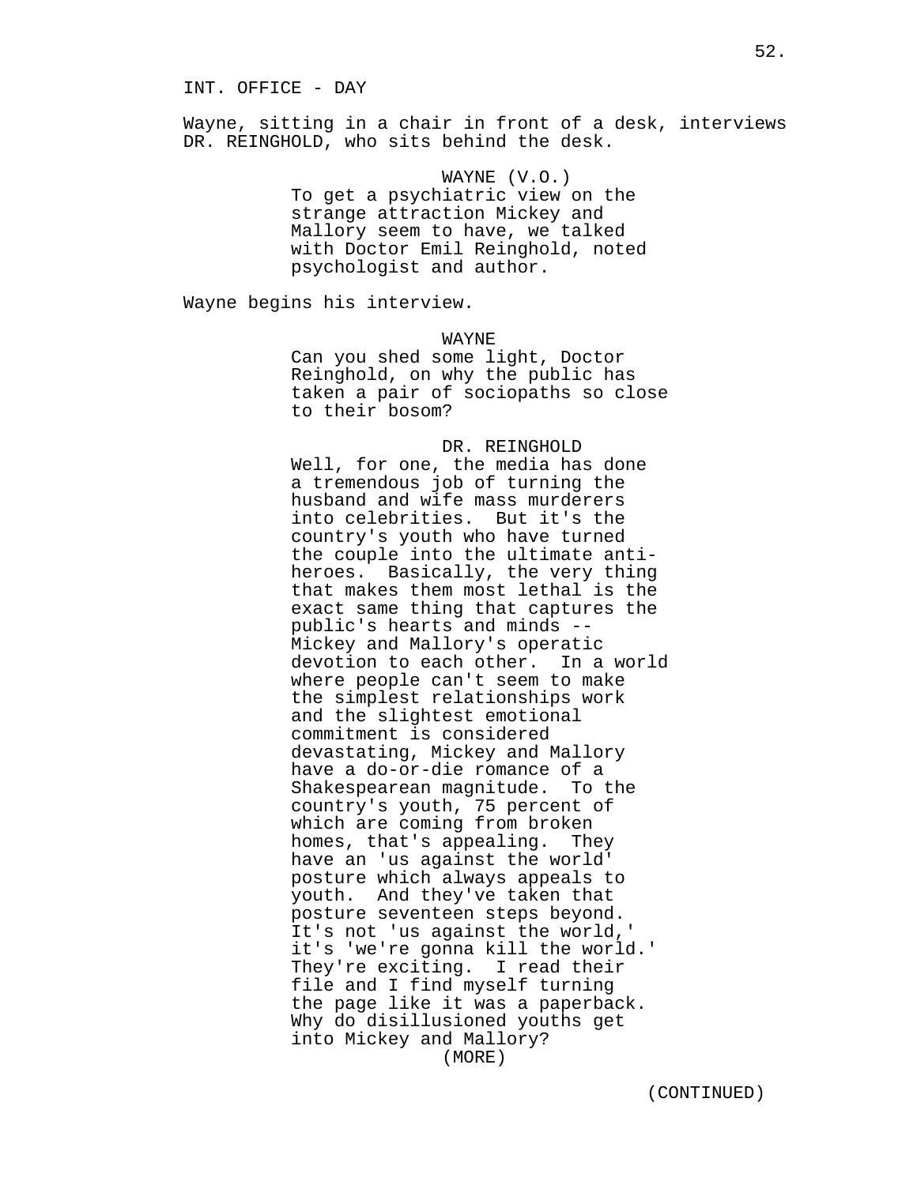INT. OFFICE - DAY

Wayne, sitting in a chair in front of a desk, interviews DR. REINGHOLD, who sits behind the desk.

WAYNE (V.O.)
To get a psychiatric view on the strange attraction Mickey and Mallory seem to have, we talked with Doctor Emil Reinghold, noted psychologist and author.

Wayne begins his interview.

WAYNE
Can you shed some light, Doctor Reinghold, on why the public has taken a pair of sociopaths so close to their bosom?

DR. REINGHOLD
Well, for one, the media has done a tremendous job of turning the husband and wife mass murderers into celebrities. But it's the country's youth who have turned the couple into the ultimate anti-heroes. Basically, the very thing that makes them most lethal is the exact same thing that captures the public's hearts and minds -- Mickey and Mallory's operatic devotion to each other. In a world where people can't seem to make the simplest relationships work and the slightest emotional commitment is considered devastating, Mickey and Mallory have a do-or-die romance of a Shakespearean magnitude. To the country's youth, 75 percent of which are coming from broken homes, that's appealing. They have an 'us against the world' posture which always appeals to youth. And they've taken that posture seventeen steps beyond. It's not 'us against the world,' it's 'we're gonna kill the world.' They're exciting. I read their file and I find myself turning the page like it was a paperback. Why do disillusioned youths get into Mickey and Mallory?
(MORE)

(CONTINUED)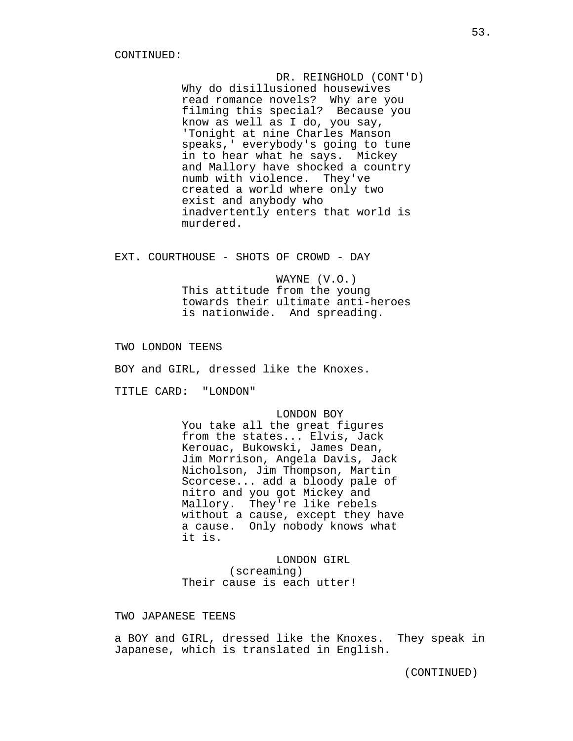CONTINUED:

DR. REINGHOLD (CONT'D)
Why do disillusioned housewives read romance novels? Why are you filming this special? Because you know as well as I do, you say, 'Tonight at nine Charles Manson speaks,' everybody's going to tune in to hear what he says. Mickey and Mallory have shocked a country numb with violence. They've created a world where only two exist and anybody who inadvertently enters that world is murdered.

EXT. COURTHOUSE - SHOTS OF CROWD - DAY

WAYNE (V.O.)
This attitude from the young towards their ultimate anti-heroes is nationwide. And spreading.

TWO LONDON TEENS

BOY and GIRL, dressed like the Knoxes.

TITLE CARD: "LONDON"

LONDON BOY
You take all the great figures from the states... Elvis, Jack Kerouac, Bukowski, James Dean, Jim Morrison, Angela Davis, Jack Nicholson, Jim Thompson, Martin Scorcese... add a bloody pale of nitro and you got Mickey and Mallory. They're like rebels without a cause, except they have a cause. Only nobody knows what it is.

LONDON GIRL
(screaming)
Their cause is each utter!

TWO JAPANESE TEENS

a BOY and GIRL, dressed like the Knoxes. They speak in Japanese, which is translated in English.

(CONTINUED)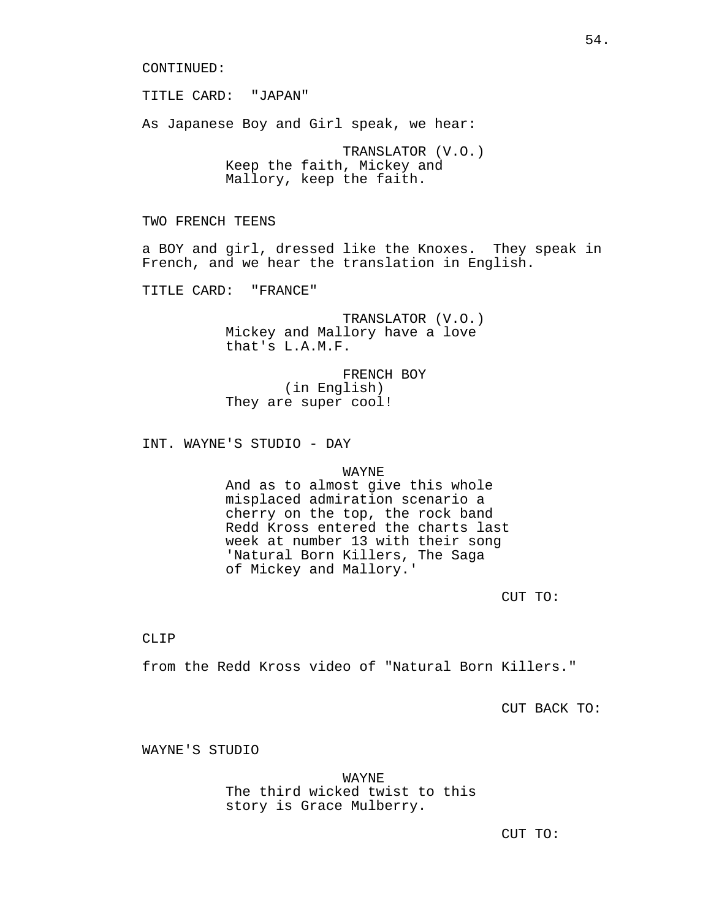CONTINUED:

TITLE CARD: "JAPAN"

As Japanese Boy and Girl speak, we hear:

TRANSLATOR (V.O.)
Keep the faith, Mickey and Mallory, keep the faith.

TWO FRENCH TEENS

a BOY and girl, dressed like the Knoxes. They speak in French, and we hear the translation in English.

TITLE CARD: "FRANCE"

TRANSLATOR (V.O.)
Mickey and Mallory have a love that's L.A.M.F.

FRENCH BOY
(in English)
They are super cool!

INT. WAYNE'S STUDIO - DAY

WAYNE
And as to almost give this whole misplaced admiration scenario a cherry on the top, the rock band Redd Kross entered the charts last week at number 13 with their song 'Natural Born Killers, The Saga of Mickey and Mallory.'

CUT TO:

CLIP

from the Redd Kross video of "Natural Born Killers."

CUT BACK TO:

WAYNE'S STUDIO

WAYNE
The third wicked twist to this story is Grace Mulberry.

CUT TO: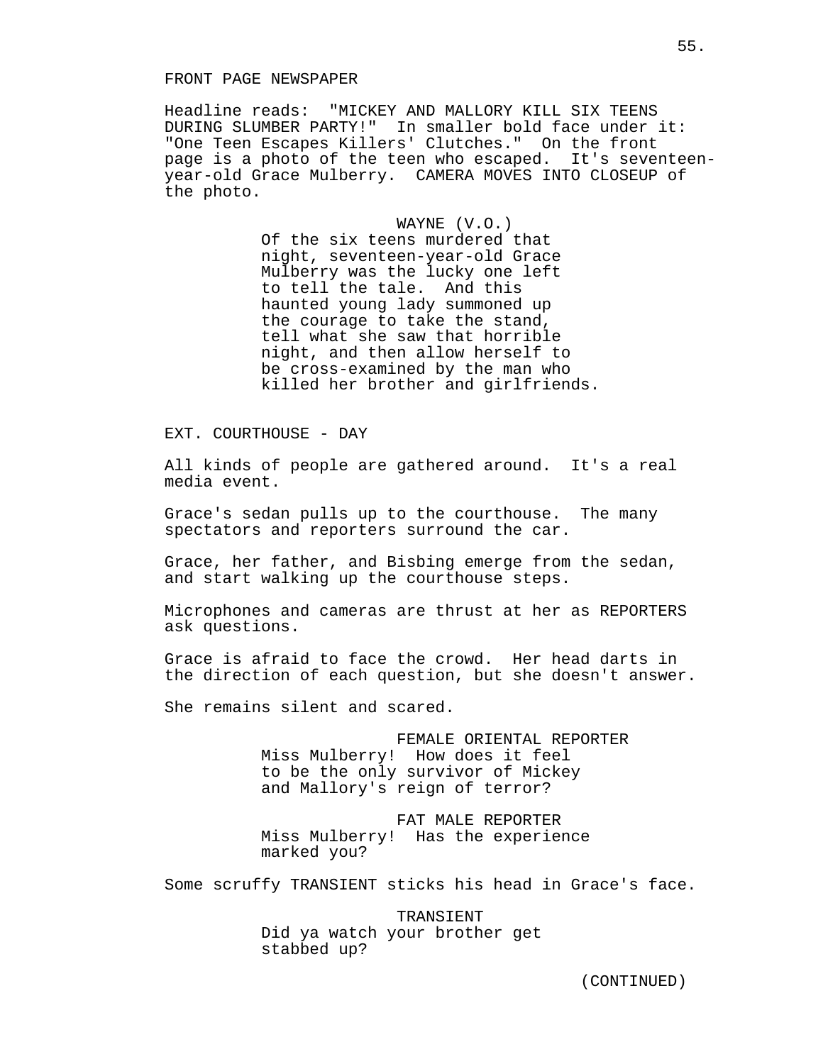FRONT PAGE NEWSPAPER

Headline reads: "MICKEY AND MALLORY KILL SIX TEENS DURING SLUMBER PARTY!" In smaller bold face under it: "One Teen Escapes Killers' Clutches." On the front page is a photo of the teen who escaped. It's seventeen-year-old Grace Mulberry. CAMERA MOVES INTO CLOSEUP of the photo.

WAYNE (V.O.)
Of the six teens murdered that night, seventeen-year-old Grace Mulberry was the lucky one left to tell the tale. And this haunted young lady summoned up the courage to take the stand, tell what she saw that horrible night, and then allow herself to be cross-examined by the man who killed her brother and girlfriends.

EXT. COURTHOUSE - DAY

All kinds of people are gathered around. It's a real media event.

Grace's sedan pulls up to the courthouse. The many spectators and reporters surround the car.

Grace, her father, and Bisbing emerge from the sedan, and start walking up the courthouse steps.

Microphones and cameras are thrust at her as REPORTERS ask questions.

Grace is afraid to face the crowd. Her head darts in the direction of each question, but she doesn't answer.

She remains silent and scared.

FEMALE ORIENTAL REPORTER
Miss Mulberry! How does it feel to be the only survivor of Mickey and Mallory's reign of terror?

FAT MALE REPORTER
Miss Mulberry! Has the experience marked you?

Some scruffy TRANSIENT sticks his head in Grace's face.

TRANSIENT
Did ya watch your brother get stabbed up?

(CONTINUED)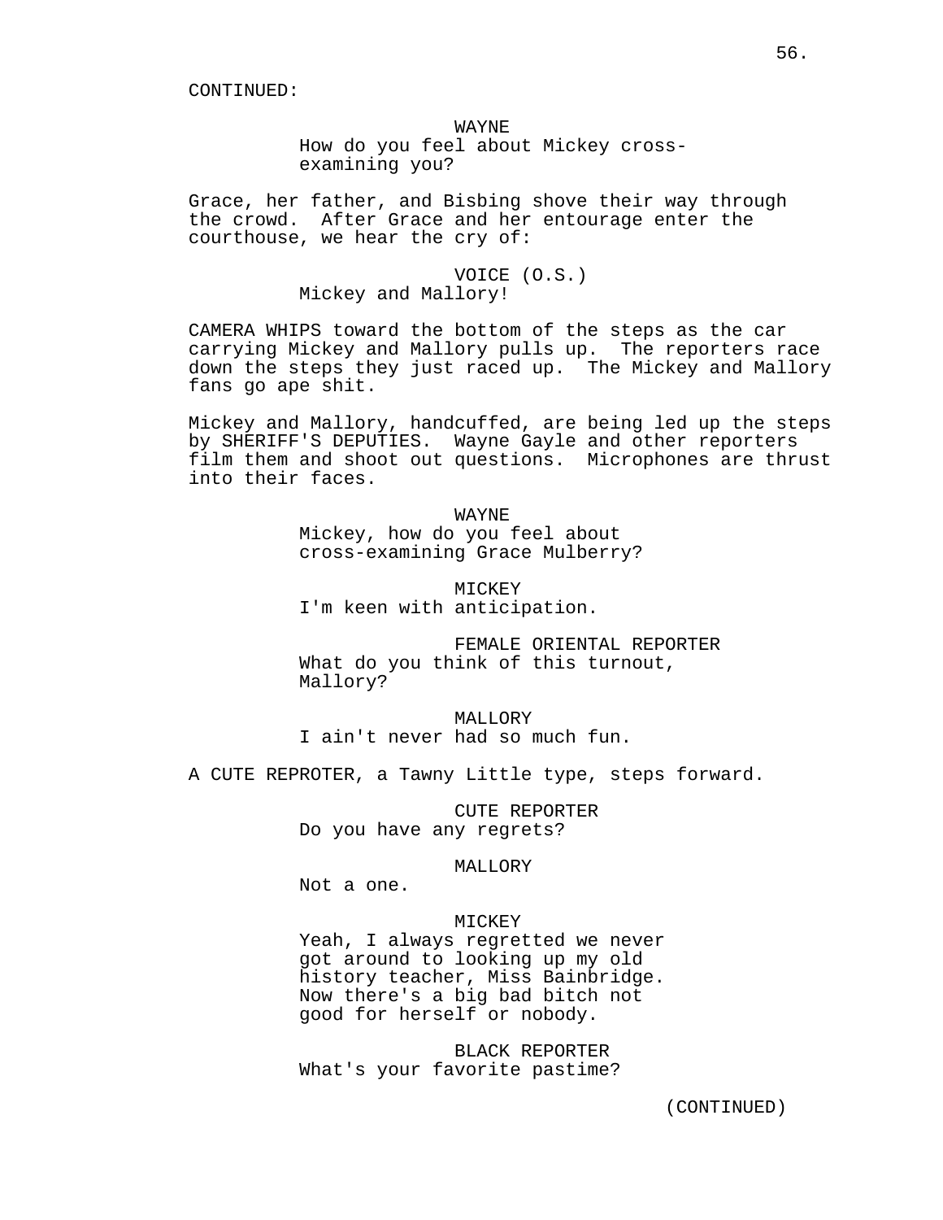CONTINUED:

WAYNE
How do you feel about Mickey cross-examining you?

Grace, her father, and Bisbing shove their way through the crowd. After Grace and her entourage enter the courthouse, we hear the cry of:

VOICE (O.S.)
Mickey and Mallory!

CAMERA WHIPS toward the bottom of the steps as the car carrying Mickey and Mallory pulls up. The reporters race down the steps they just raced up. The Mickey and Mallory fans go ape shit.

Mickey and Mallory, handcuffed, are being led up the steps by SHERIFF'S DEPUTIES. Wayne Gayle and other reporters film them and shoot out questions. Microphones are thrust into their faces.

WAYNE
Mickey, how do you feel about cross-examining Grace Mulberry?

MICKEY
I'm keen with anticipation.

FEMALE ORIENTAL REPORTER
What do you think of this turnout, Mallory?

MALLORY
I ain't never had so much fun.

A CUTE REPROTER, a Tawny Little type, steps forward.

CUTE REPORTER
Do you have any regrets?

MALLORY
Not a one.

MICKEY
Yeah, I always regretted we never got around to looking up my old history teacher, Miss Bainbridge. Now there's a big bad bitch not good for herself or nobody.

BLACK REPORTER
What's your favorite pastime?

(CONTINUED)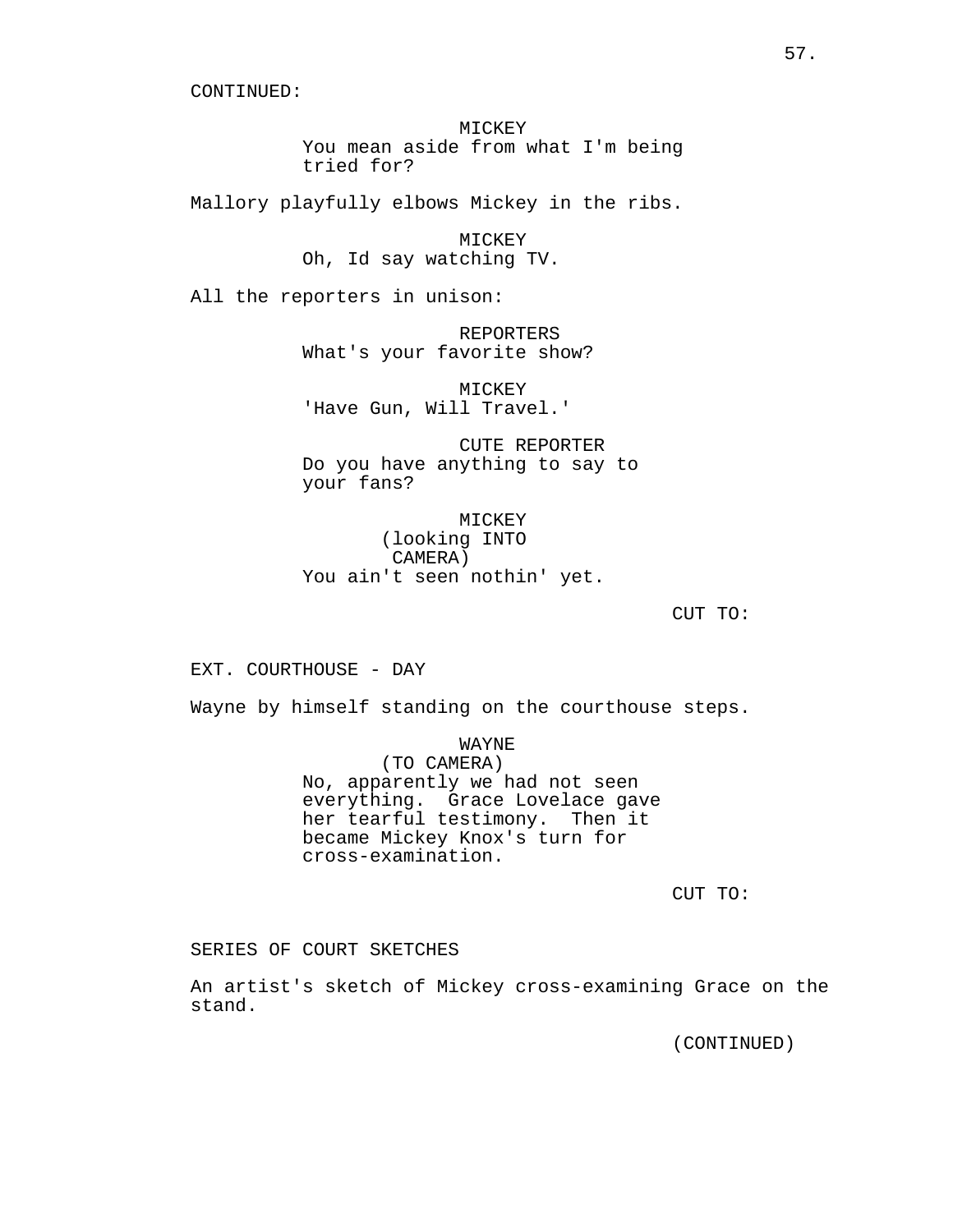CONTINUED:

MICKEY
You mean aside from what I'm being tried for?

Mallory playfully elbows Mickey in the ribs.

MICKEY
Oh, Id say watching TV.

All the reporters in unison:

REPORTERS
What's your favorite show?

MICKEY
'Have Gun, Will Travel.'

CUTE REPORTER
Do you have anything to say to your fans?

MICKEY
(looking INTO CAMERA)
You ain't seen nothin' yet.

CUT TO:

EXT. COURTHOUSE - DAY

Wayne by himself standing on the courthouse steps.

WAYNE
(TO CAMERA)
No, apparently we had not seen everything. Grace Lovelace gave her tearful testimony. Then it became Mickey Knox's turn for cross-examination.

CUT TO:

SERIES OF COURT SKETCHES

An artist's sketch of Mickey cross-examining Grace on the stand.

(CONTINUED)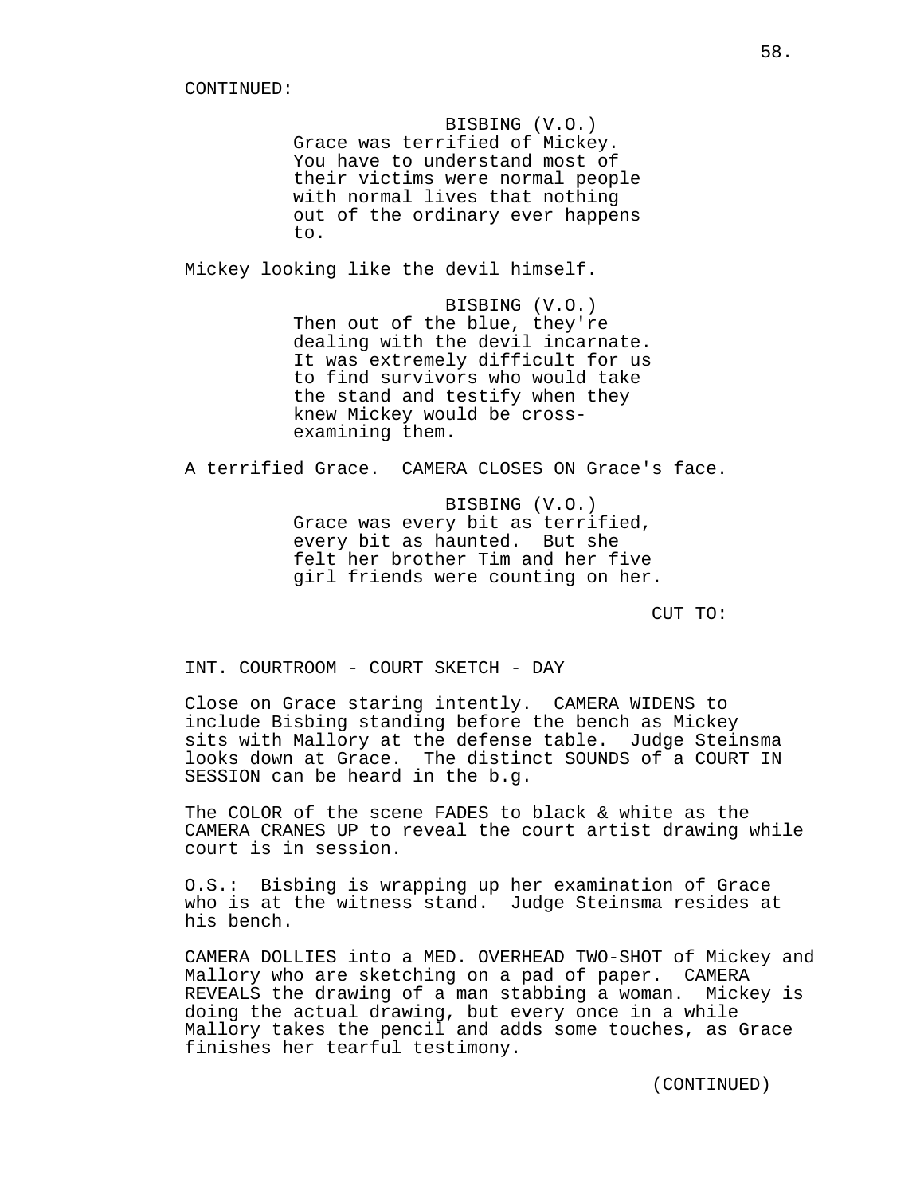CONTINUED:

BISBING (V.O.)
Grace was terrified of Mickey. You have to understand most of their victims were normal people with normal lives that nothing out of the ordinary ever happens to.

Mickey looking like the devil himself.

BISBING (V.O.)
Then out of the blue, they're dealing with the devil incarnate. It was extremely difficult for us to find survivors who would take the stand and testify when they knew Mickey would be cross-examining them.

A terrified Grace. CAMERA CLOSES ON Grace's face.

BISBING (V.O.)
Grace was every bit as terrified, every bit as haunted. But she felt her brother Tim and her five girl friends were counting on her.

CUT TO:

INT. COURTROOM - COURT SKETCH - DAY

Close on Grace staring intently. CAMERA WIDENS to include Bisbing standing before the bench as Mickey sits with Mallory at the defense table. Judge Steinsma looks down at Grace. The distinct SOUNDS of a COURT IN SESSION can be heard in the b.g.

The COLOR of the scene FADES to black & white as the CAMERA CRANES UP to reveal the court artist drawing while court is in session.

O.S.: Bisbing is wrapping up her examination of Grace who is at the witness stand. Judge Steinsma resides at his bench.

CAMERA DOLLIES into a MED. OVERHEAD TWO-SHOT of Mickey and Mallory who are sketching on a pad of paper. CAMERA REVEALS the drawing of a man stabbing a woman. Mickey is doing the actual drawing, but every once in a while Mallory takes the pencil and adds some touches, as Grace finishes her tearful testimony.

(CONTINUED)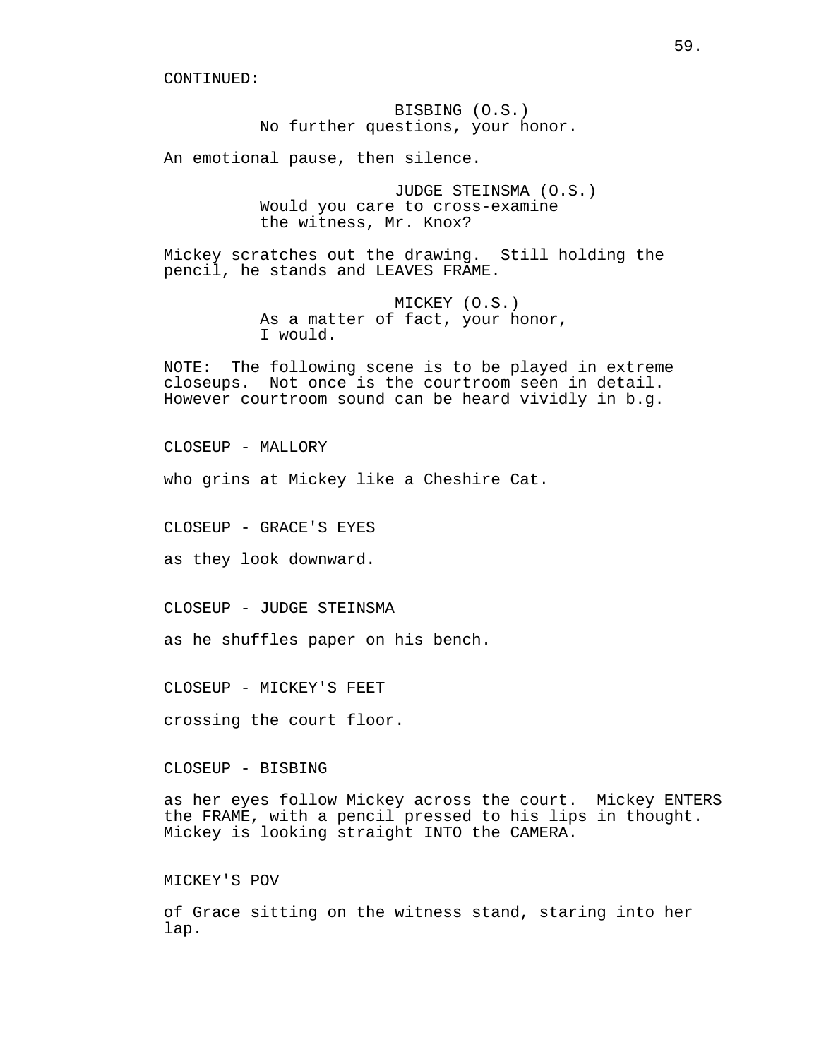CONTINUED:

BISBING (O.S.)
No further questions, your honor.

An emotional pause, then silence.

JUDGE STEINSMA (O.S.)
Would you care to cross-examine the witness, Mr. Knox?

Mickey scratches out the drawing. Still holding the pencil, he stands and LEAVES FRAME.

MICKEY (O.S.)
As a matter of fact, your honor, I would.

NOTE: The following scene is to be played in extreme closeups. Not once is the courtroom seen in detail. However courtroom sound can be heard vividly in b.g.

CLOSEUP - MALLORY

who grins at Mickey like a Cheshire Cat.

CLOSEUP - GRACE'S EYES

as they look downward.

CLOSEUP - JUDGE STEINSMA

as he shuffles paper on his bench.

CLOSEUP - MICKEY'S FEET

crossing the court floor.

CLOSEUP - BISBING

as her eyes follow Mickey across the court. Mickey ENTERS the FRAME, with a pencil pressed to his lips in thought. Mickey is looking straight INTO the CAMERA.

MICKEY'S POV

of Grace sitting on the witness stand, staring into her lap.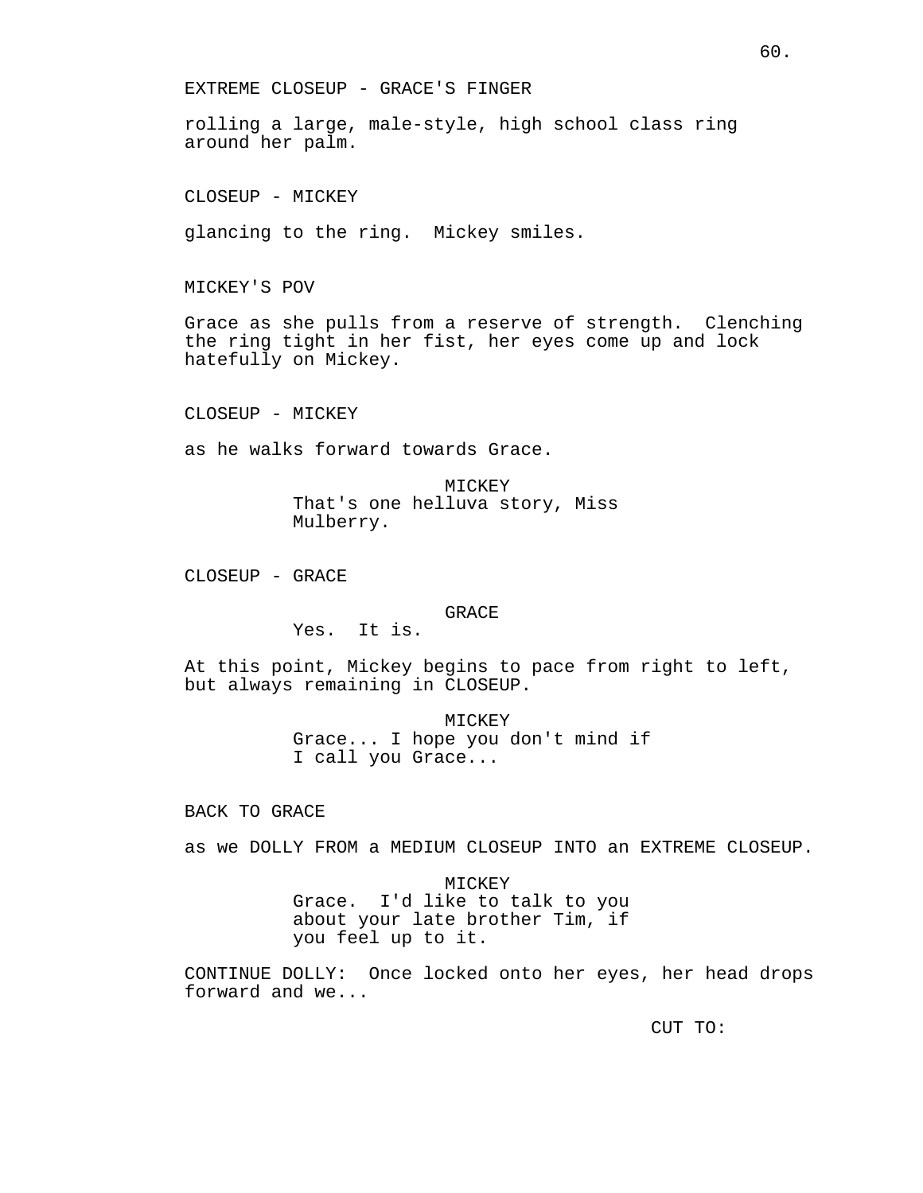EXTREME CLOSEUP - GRACE'S FINGER

rolling a large, male-style, high school class ring around her palm.

CLOSEUP - MICKEY

glancing to the ring. Mickey smiles.

MICKEY'S POV

Grace as she pulls from a reserve of strength. Clenching the ring tight in her fist, her eyes come up and lock hatefully on Mickey.

CLOSEUP - MICKEY

as he walks forward towards Grace.

MICKEY
That's one helluva story, Miss Mulberry.

CLOSEUP - GRACE

GRACE
Yes. It is.

At this point, Mickey begins to pace from right to left, but always remaining in CLOSEUP.

MICKEY
Grace... I hope you don't mind if I call you Grace...

BACK TO GRACE

as we DOLLY FROM a MEDIUM CLOSEUP INTO an EXTREME CLOSEUP.

MICKEY
Grace. I'd like to talk to you about your late brother Tim, if you feel up to it.

CONTINUE DOLLY: Once locked onto her eyes, her head drops forward and we...

CUT TO: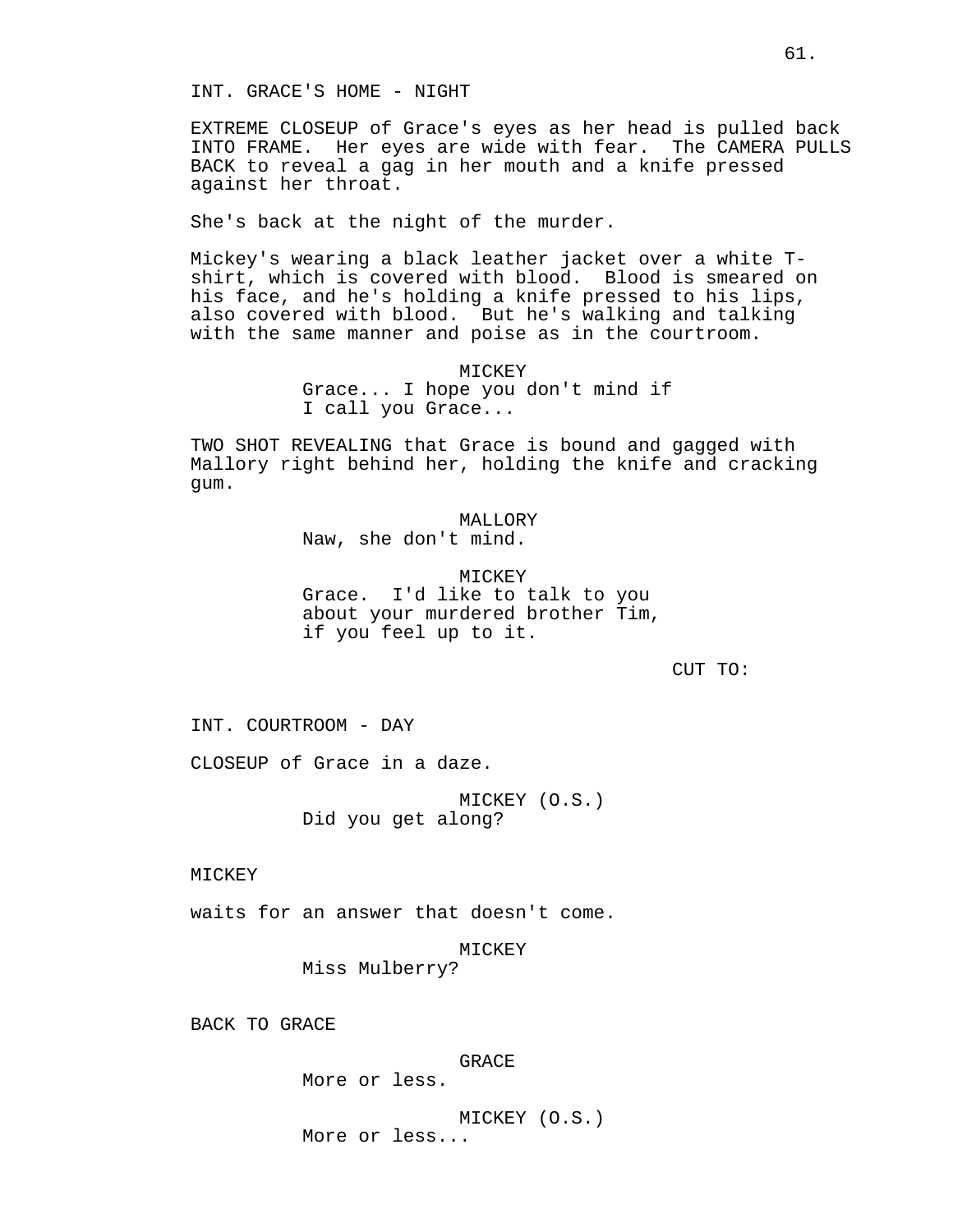INT. GRACE'S HOME - NIGHT

EXTREME CLOSEUP of Grace's eyes as her head is pulled back INTO FRAME. Her eyes are wide with fear. The CAMERA PULLS BACK to reveal a gag in her mouth and a knife pressed against her throat.

She's back at the night of the murder.

Mickey's wearing a black leather jacket over a white T-shirt, which is covered with blood. Blood is smeared on his face, and he's holding a knife pressed to his lips, also covered with blood. But he's walking and talking with the same manner and poise as in the courtroom.

MICKEY
Grace... I hope you don't mind if I call you Grace...

TWO SHOT REVEALING that Grace is bound and gagged with Mallory right behind her, holding the knife and cracking gum.

MALLORY
Naw, she don't mind.

MICKEY
Grace. I'd like to talk to you about your murdered brother Tim, if you feel up to it.

CUT TO:

INT. COURTROOM - DAY

CLOSEUP of Grace in a daze.

MICKEY (O.S.)
Did you get along?

MICKEY

waits for an answer that doesn't come.

MICKEY
Miss Mulberry?

BACK TO GRACE

GRACE
More or less.

MICKEY (O.S.)
More or less...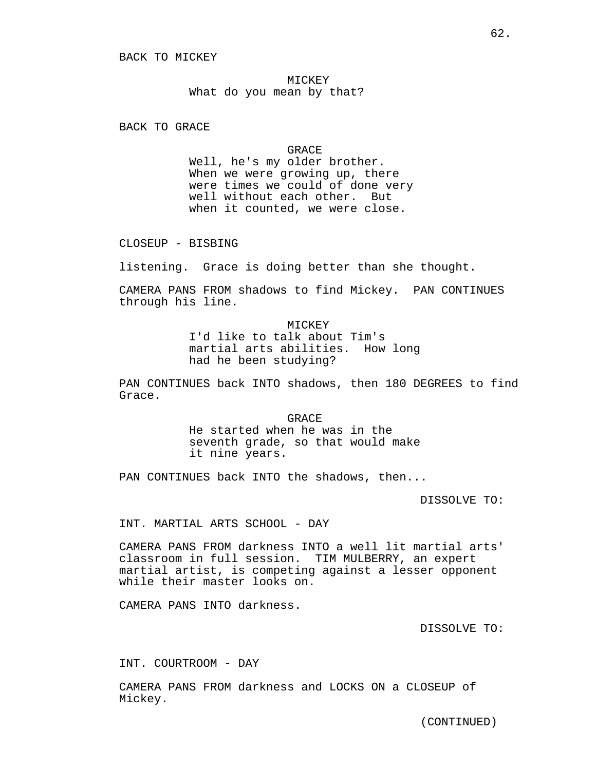BACK TO MICKEY

MICKEY
What do you mean by that?

BACK TO GRACE

GRACE
Well, he's my older brother. When we were growing up, there were times we could of done very well without each other. But when it counted, we were close.

CLOSEUP - BISBING

listening. Grace is doing better than she thought.

CAMERA PANS FROM shadows to find Mickey. PAN CONTINUES through his line.

MICKEY
I'd like to talk about Tim's martial arts abilities. How long had he been studying?

PAN CONTINUES back INTO shadows, then 180 DEGREES to find Grace.

GRACE
He started when he was in the seventh grade, so that would make it nine years.

PAN CONTINUES back INTO the shadows, then...

DISSOLVE TO:

INT. MARTIAL ARTS SCHOOL - DAY

CAMERA PANS FROM darkness INTO a well lit martial arts' classroom in full session. TIM MULBERRY, an expert martial artist, is competing against a lesser opponent while their master looks on.

CAMERA PANS INTO darkness.

DISSOLVE TO:

INT. COURTROOM - DAY

CAMERA PANS FROM darkness and LOCKS ON a CLOSEUP of Mickey.

(CONTINUED)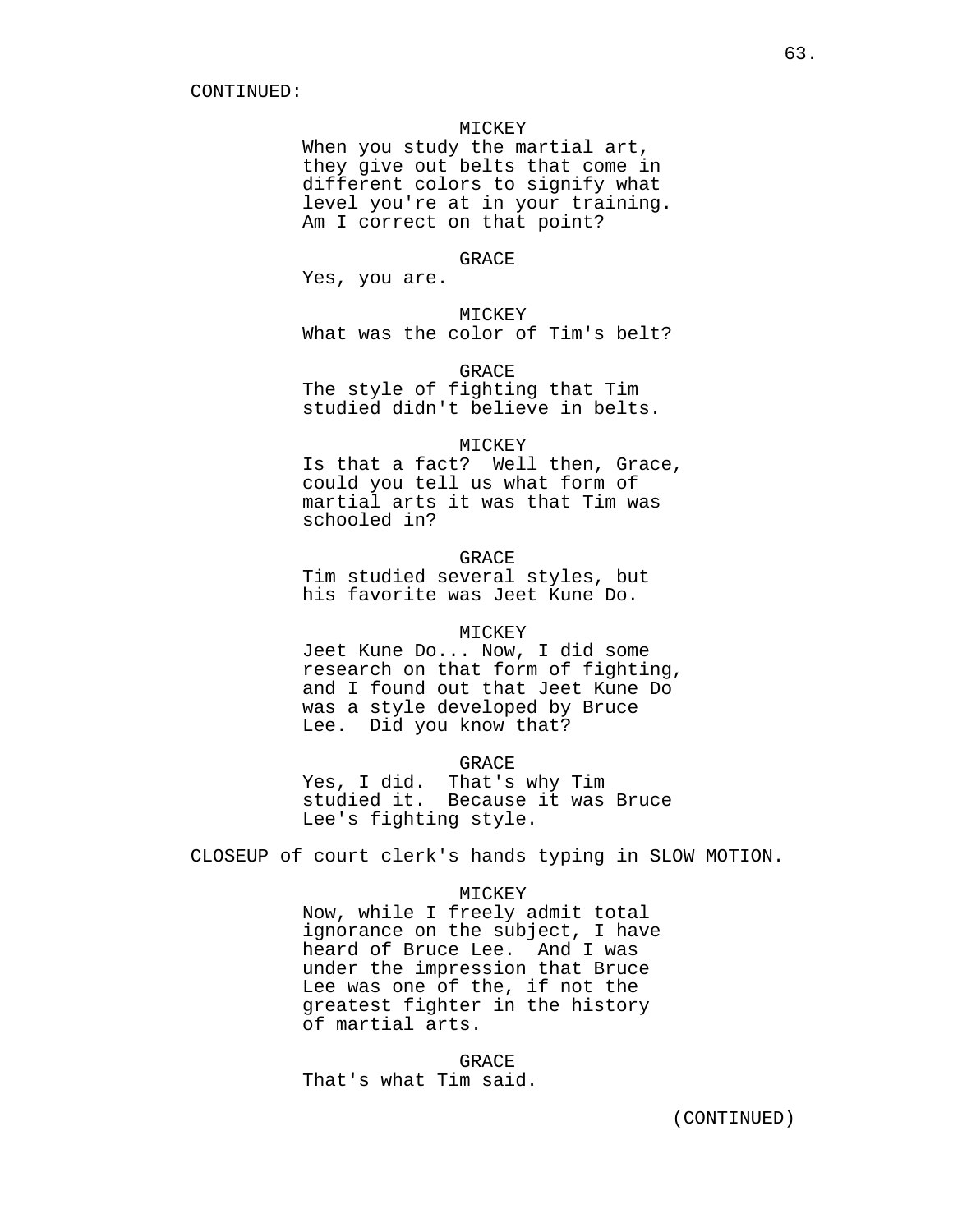CONTINUED:

MICKEY
When you study the martial art, they give out belts that come in different colors to signify what level you're at in your training. Am I correct on that point?

GRACE
Yes, you are.

MICKEY
What was the color of Tim's belt?

GRACE
The style of fighting that Tim studied didn't believe in belts.

MICKEY
Is that a fact? Well then, Grace, could you tell us what form of martial arts it was that Tim was schooled in?

GRACE
Tim studied several styles, but his favorite was Jeet Kune Do.

MICKEY
Jeet Kune Do... Now, I did some research on that form of fighting, and I found out that Jeet Kune Do was a style developed by Bruce Lee. Did you know that?

GRACE
Yes, I did. That's why Tim studied it. Because it was Bruce Lee's fighting style.

CLOSEUP of court clerk's hands typing in SLOW MOTION.

MICKEY
Now, while I freely admit total ignorance on the subject, I have heard of Bruce Lee. And I was under the impression that Bruce Lee was one of the, if not the greatest fighter in the history of martial arts.

GRACE
That's what Tim said.

(CONTINUED)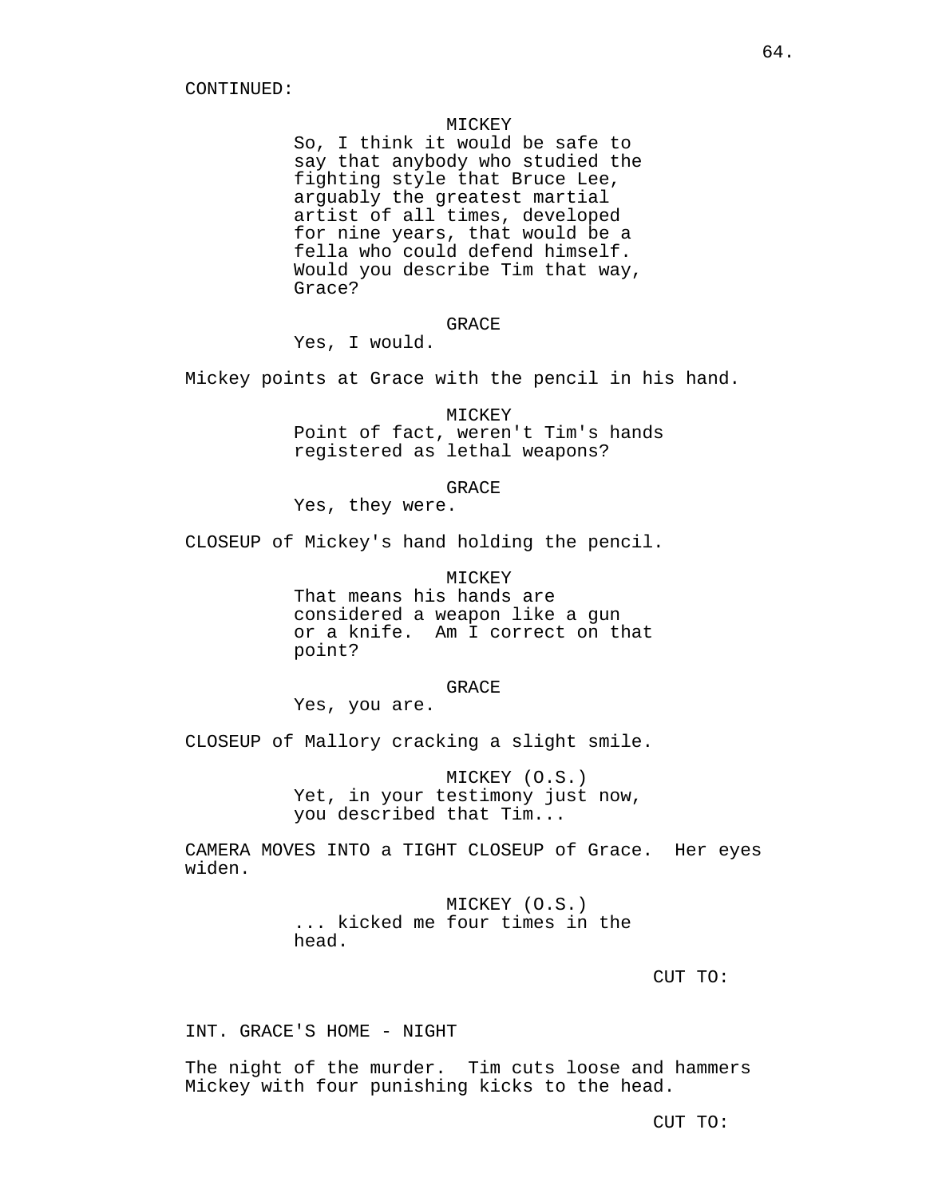CONTINUED:

MICKEY
So, I think it would be safe to say that anybody who studied the fighting style that Bruce Lee, arguably the greatest martial artist of all times, developed for nine years, that would be a fella who could defend himself. Would you describe Tim that way, Grace?

GRACE
Yes, I would.

Mickey points at Grace with the pencil in his hand.

MICKEY
Point of fact, weren't Tim's hands registered as lethal weapons?

GRACE
Yes, they were.

CLOSEUP of Mickey's hand holding the pencil.

MICKEY
That means his hands are considered a weapon like a gun or a knife.  Am I correct on that point?

GRACE
Yes, you are.

CLOSEUP of Mallory cracking a slight smile.

MICKEY (O.S.)
Yet, in your testimony just now, you described that Tim...

CAMERA MOVES INTO a TIGHT CLOSEUP of Grace.  Her eyes widen.

MICKEY (O.S.)
... kicked me four times in the head.

CUT TO:

INT. GRACE'S HOME - NIGHT

The night of the murder.  Tim cuts loose and hammers Mickey with four punishing kicks to the head.

CUT TO: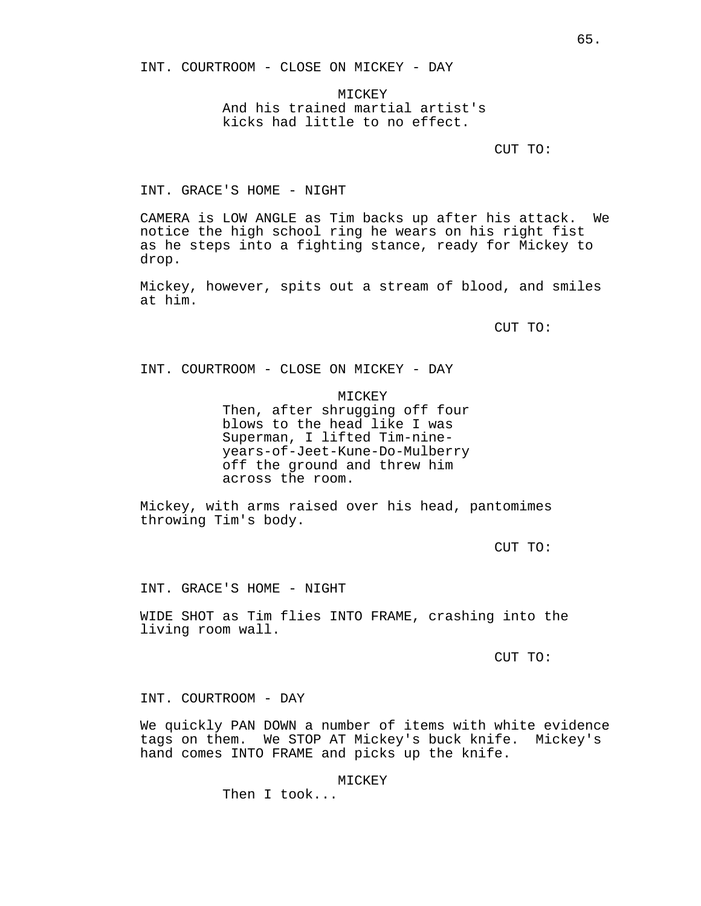INT. COURTROOM - CLOSE ON MICKEY - DAY

MICKEY
And his trained martial artist's kicks had little to no effect.

CUT TO:

INT. GRACE'S HOME - NIGHT

CAMERA is LOW ANGLE as Tim backs up after his attack. We notice the high school ring he wears on his right fist as he steps into a fighting stance, ready for Mickey to drop.

Mickey, however, spits out a stream of blood, and smiles at him.

CUT TO:

INT. COURTROOM - CLOSE ON MICKEY - DAY

MICKEY
Then, after shrugging off four blows to the head like I was Superman, I lifted Tim-nine-years-of-Jeet-Kune-Do-Mulberry off the ground and threw him across the room.

Mickey, with arms raised over his head, pantomimes throwing Tim's body.

CUT TO:

INT. GRACE'S HOME - NIGHT

WIDE SHOT as Tim flies INTO FRAME, crashing into the living room wall.

CUT TO:

INT. COURTROOM - DAY

We quickly PAN DOWN a number of items with white evidence tags on them. We STOP AT Mickey's buck knife. Mickey's hand comes INTO FRAME and picks up the knife.

MICKEY
Then I took...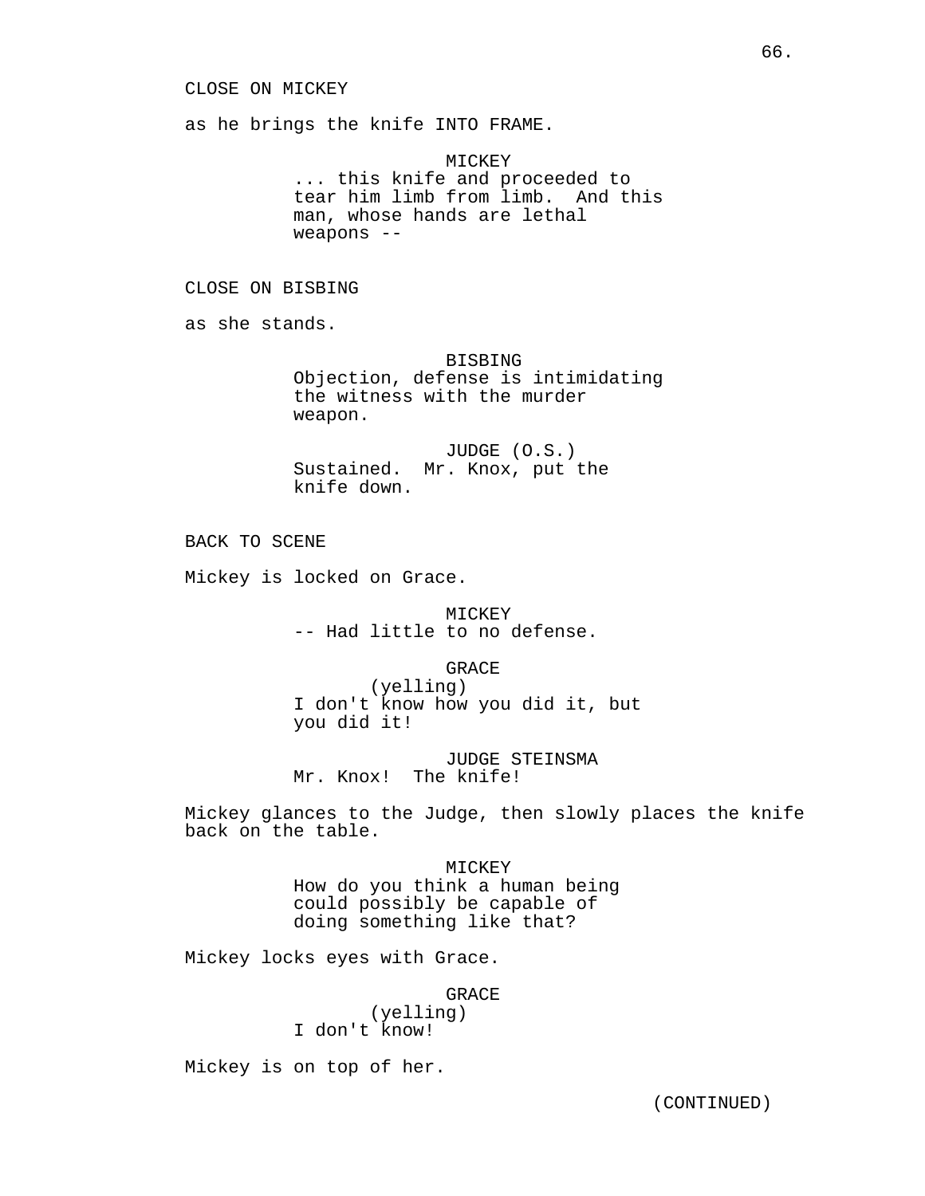CLOSE ON MICKEY

as he brings the knife INTO FRAME.

MICKEY
... this knife and proceeded to tear him limb from limb. And this man, whose hands are lethal weapons --

CLOSE ON BISBING

as she stands.

BISBING
Objection, defense is intimidating the witness with the murder weapon.

JUDGE (O.S.)
Sustained. Mr. Knox, put the knife down.

BACK TO SCENE

Mickey is locked on Grace.

MICKEY
-- Had little to no defense.

GRACE
(yelling)
I don't know how you did it, but you did it!

JUDGE STEINSMA
Mr. Knox! The knife!

Mickey glances to the Judge, then slowly places the knife back on the table.

MICKEY
How do you think a human being could possibly be capable of doing something like that?

Mickey locks eyes with Grace.

GRACE
(yelling)
I don't know!

Mickey is on top of her.

(CONTINUED)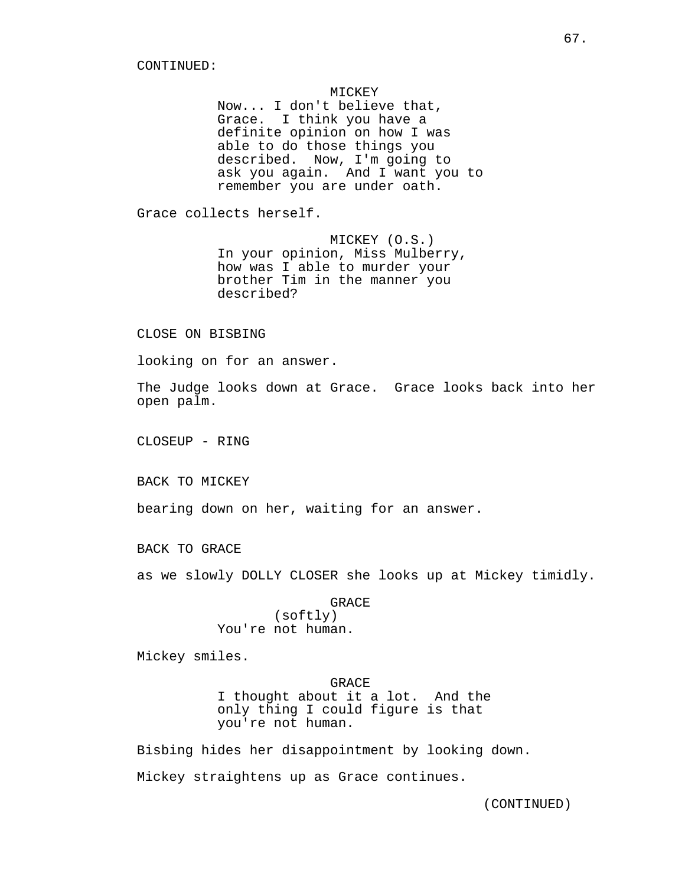CONTINUED:

MICKEY
Now... I don't believe that, Grace. I think you have a definite opinion on how I was able to do those things you described. Now, I'm going to ask you again. And I want you to remember you are under oath.

Grace collects herself.

MICKEY (O.S.)
In your opinion, Miss Mulberry, how was I able to murder your brother Tim in the manner you described?

CLOSE ON BISBING

looking on for an answer.

The Judge looks down at Grace. Grace looks back into her open palm.

CLOSEUP - RING

BACK TO MICKEY

bearing down on her, waiting for an answer.

BACK TO GRACE

as we slowly DOLLY CLOSER she looks up at Mickey timidly.

GRACE
(softly)
You're not human.

Mickey smiles.

GRACE
I thought about it a lot. And the only thing I could figure is that you're not human.

Bisbing hides her disappointment by looking down.

Mickey straightens up as Grace continues.

(CONTINUED)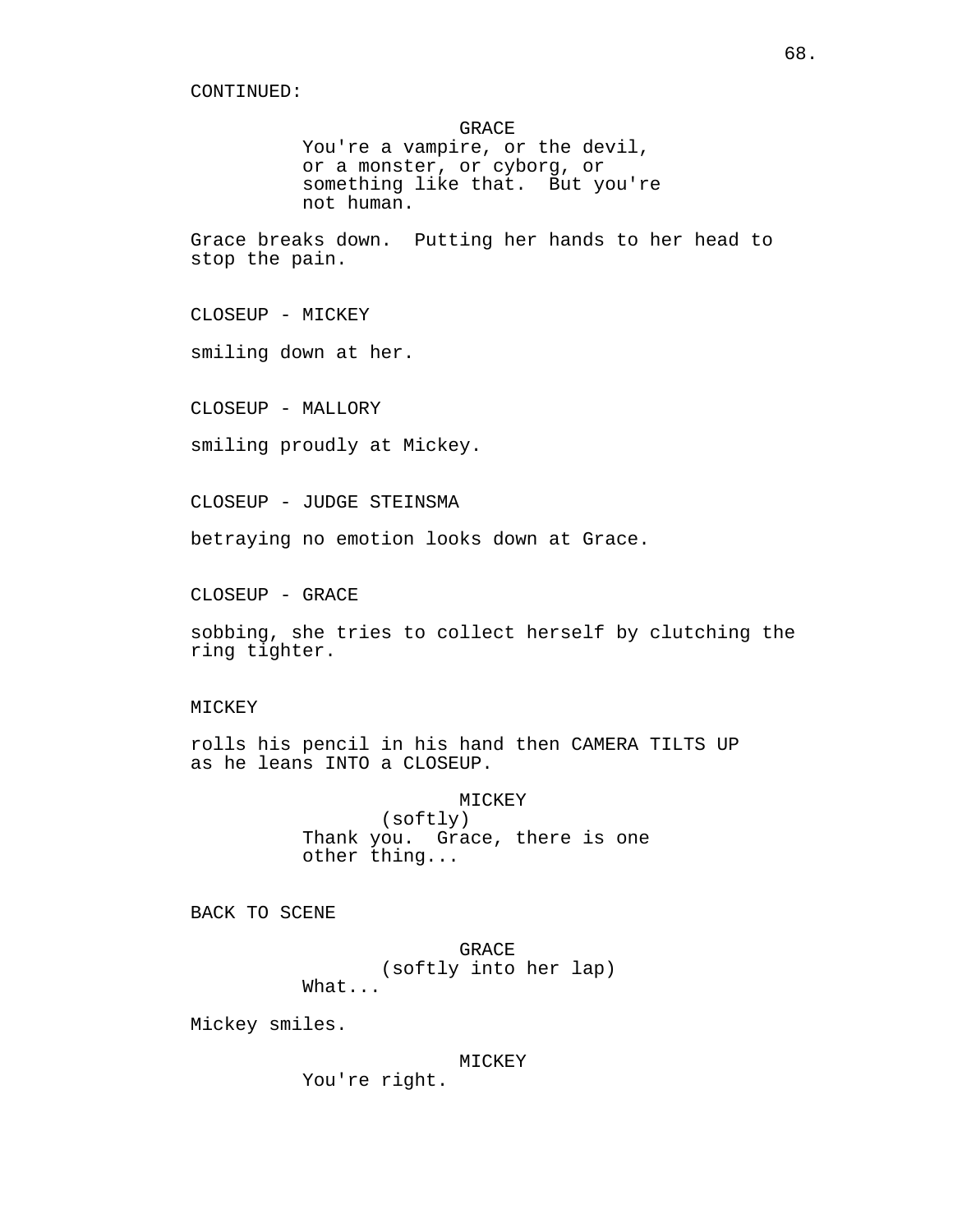CONTINUED:

GRACE
You're a vampire, or the devil, or a monster, or cyborg, or something like that. But you're not human.

Grace breaks down. Putting her hands to her head to stop the pain.

CLOSEUP - MICKEY

smiling down at her.

CLOSEUP - MALLORY

smiling proudly at Mickey.

CLOSEUP - JUDGE STEINSMA

betraying no emotion looks down at Grace.

CLOSEUP - GRACE

sobbing, she tries to collect herself by clutching the ring tighter.

MICKEY

rolls his pencil in his hand then CAMERA TILTS UP as he leans INTO a CLOSEUP.

MICKEY
(softly)
Thank you. Grace, there is one other thing...

BACK TO SCENE

GRACE
(softly into her lap)
What...

Mickey smiles.

MICKEY
You're right.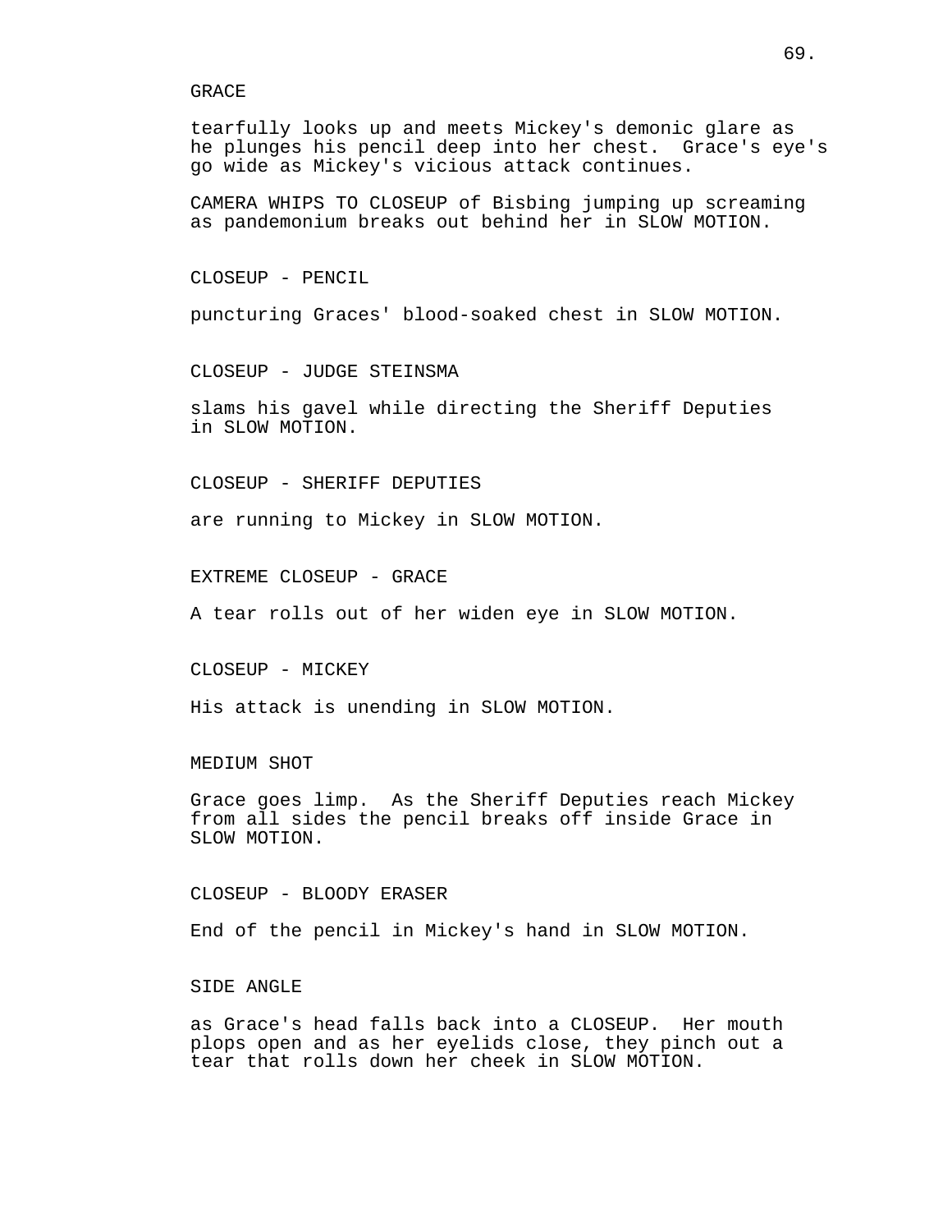GRACE

tearfully looks up and meets Mickey's demonic glare as he plunges his pencil deep into her chest. Grace's eye's go wide as Mickey's vicious attack continues.

CAMERA WHIPS TO CLOSEUP of Bisbing jumping up screaming as pandemonium breaks out behind her in SLOW MOTION.

CLOSEUP - PENCIL

puncturing Graces' blood-soaked chest in SLOW MOTION.

CLOSEUP - JUDGE STEINSMA

slams his gavel while directing the Sheriff Deputies in SLOW MOTION.

CLOSEUP - SHERIFF DEPUTIES

are running to Mickey in SLOW MOTION.

EXTREME CLOSEUP - GRACE

A tear rolls out of her widen eye in SLOW MOTION.

CLOSEUP - MICKEY

His attack is unending in SLOW MOTION.

MEDIUM SHOT

Grace goes limp. As the Sheriff Deputies reach Mickey from all sides the pencil breaks off inside Grace in SLOW MOTION.

CLOSEUP - BLOODY ERASER

End of the pencil in Mickey's hand in SLOW MOTION.

SIDE ANGLE

as Grace's head falls back into a CLOSEUP. Her mouth plops open and as her eyelids close, they pinch out a tear that rolls down her cheek in SLOW MOTION.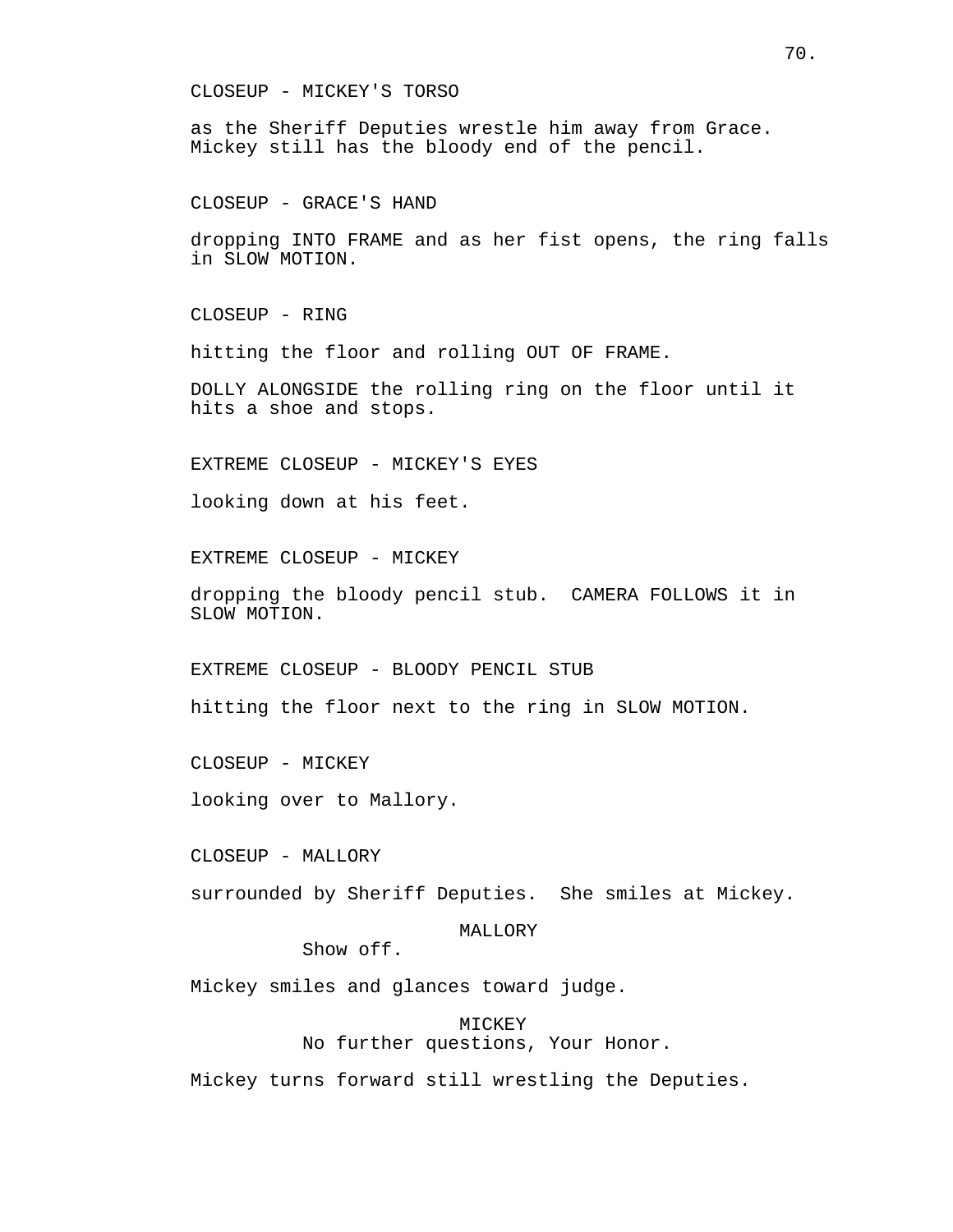CLOSEUP - MICKEY'S TORSO

as the Sheriff Deputies wrestle him away from Grace. Mickey still has the bloody end of the pencil.

CLOSEUP - GRACE'S HAND

dropping INTO FRAME and as her fist opens, the ring falls in SLOW MOTION.

CLOSEUP - RING

hitting the floor and rolling OUT OF FRAME.

DOLLY ALONGSIDE the rolling ring on the floor until it hits a shoe and stops.

EXTREME CLOSEUP - MICKEY'S EYES

looking down at his feet.

EXTREME CLOSEUP - MICKEY

dropping the bloody pencil stub. CAMERA FOLLOWS it in SLOW MOTION.

EXTREME CLOSEUP - BLOODY PENCIL STUB

hitting the floor next to the ring in SLOW MOTION.

CLOSEUP - MICKEY

looking over to Mallory.

CLOSEUP - MALLORY

surrounded by Sheriff Deputies. She smiles at Mickey.

MALLORY
Show off.

Mickey smiles and glances toward judge.

MICKEY
No further questions, Your Honor.

Mickey turns forward still wrestling the Deputies.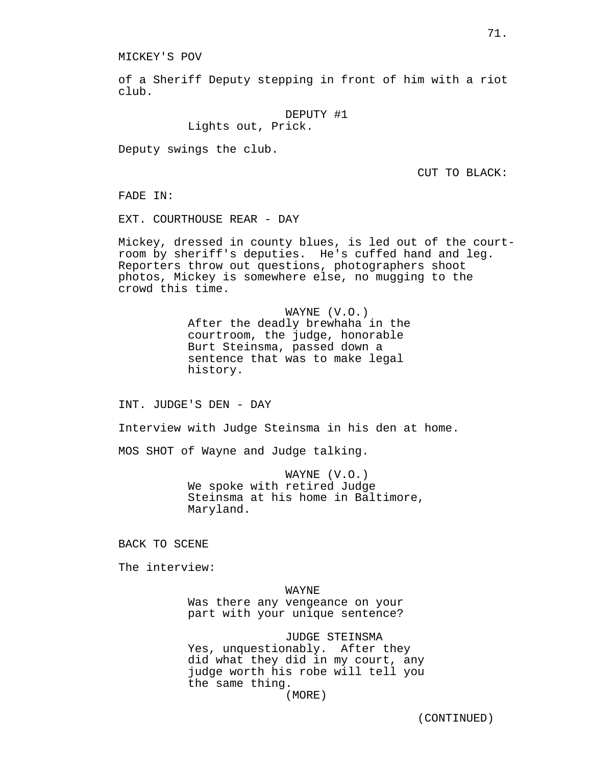MICKEY'S POV

of a Sheriff Deputy stepping in front of him with a riot club.

DEPUTY #1
Lights out, Prick.

Deputy swings the club.

CUT TO BLACK:

FADE IN:

EXT. COURTHOUSE REAR - DAY

Mickey, dressed in county blues, is led out of the court-room by sheriff's deputies. He's cuffed hand and leg. Reporters throw out questions, photographers shoot photos, Mickey is somewhere else, no mugging to the crowd this time.

WAYNE (V.O.)
After the deadly brewhaha in the courtroom, the judge, honorable Burt Steinsma, passed down a sentence that was to make legal history.

INT. JUDGE'S DEN - DAY

Interview with Judge Steinsma in his den at home.

MOS SHOT of Wayne and Judge talking.

WAYNE (V.O.)
We spoke with retired Judge Steinsma at his home in Baltimore, Maryland.

BACK TO SCENE

The interview:

WAYNE
Was there any vengeance on your part with your unique sentence?

JUDGE STEINSMA
Yes, unquestionably. After they did what they did in my court, any judge worth his robe will tell you the same thing.
(MORE)

(CONTINUED)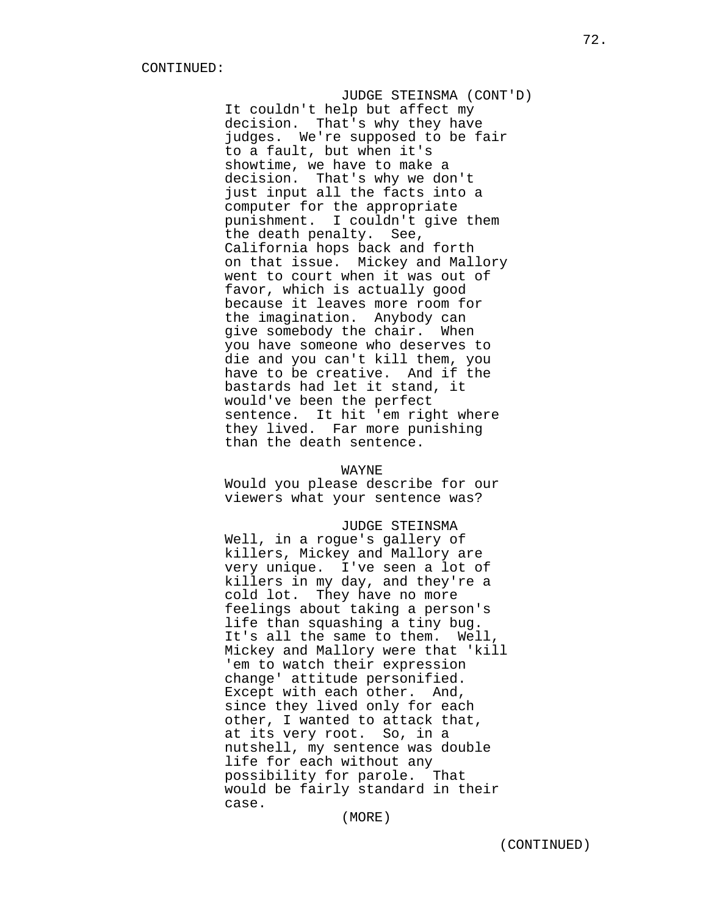CONTINUED:

JUDGE STEINSMA (CONT'D)
It couldn't help but affect my decision. That's why they have judges. We're supposed to be fair to a fault, but when it's showtime, we have to make a decision. That's why we don't just input all the facts into a computer for the appropriate punishment. I couldn't give them the death penalty. See, California hops back and forth on that issue. Mickey and Mallory went to court when it was out of favor, which is actually good because it leaves more room for the imagination. Anybody can give somebody the chair. When you have someone who deserves to die and you can't kill them, you have to be creative. And if the bastards had let it stand, it would've been the perfect sentence. It hit 'em right where they lived. Far more punishing than the death sentence.

WAYNE
Would you please describe for our viewers what your sentence was?

JUDGE STEINSMA
Well, in a rogue's gallery of killers, Mickey and Mallory are very unique. I've seen a lot of killers in my day, and they're a cold lot. They have no more feelings about taking a person's life than squashing a tiny bug. It's all the same to them. Well, Mickey and Mallory were that 'kill 'em to watch their expression change' attitude personified. Except with each other. And, since they lived only for each other, I wanted to attack that, at its very root. So, in a nutshell, my sentence was double life for each without any possibility for parole. That would be fairly standard in their case.

(MORE)

(CONTINUED)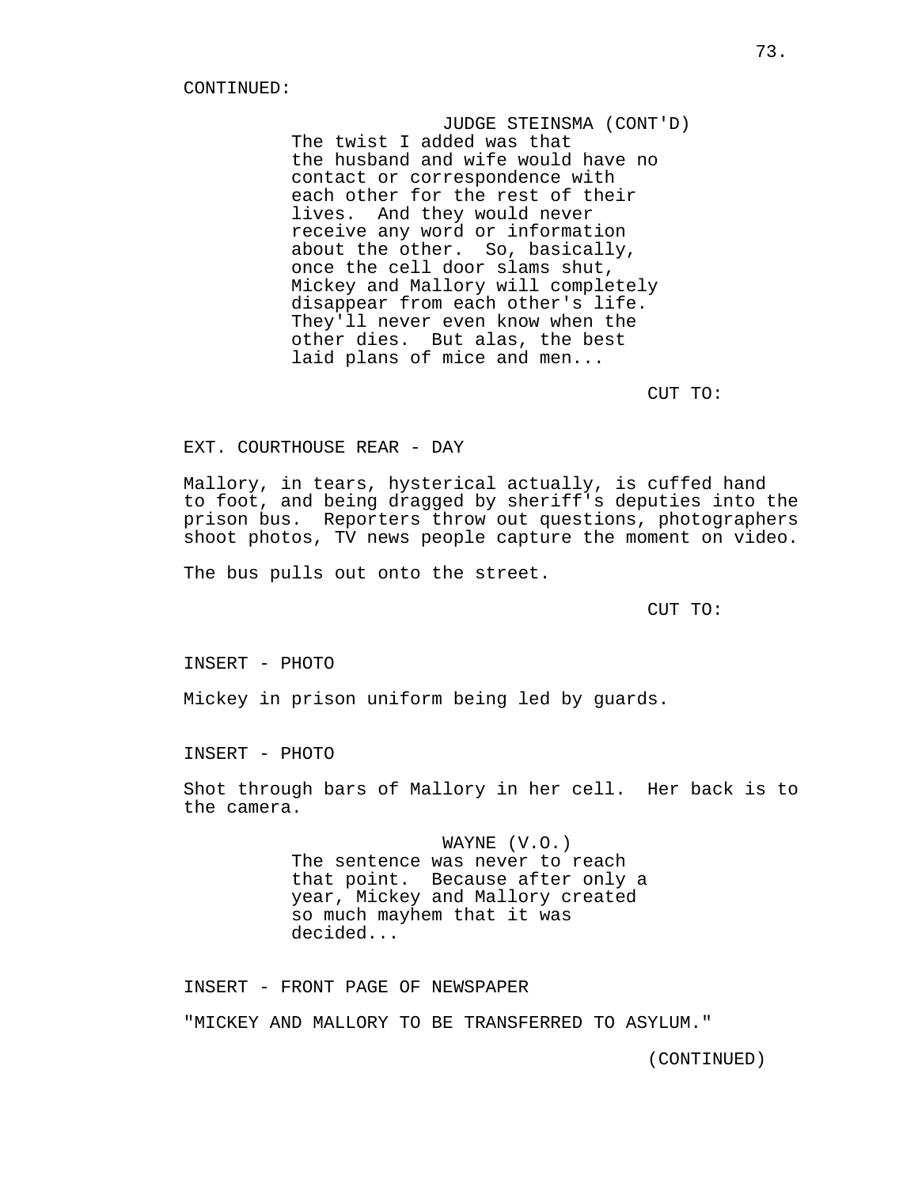CONTINUED:

JUDGE STEINSMA (CONT'D)
The twist I added was that the husband and wife would have no contact or correspondence with each other for the rest of their lives. And they would never receive any word or information about the other. So, basically, once the cell door slams shut, Mickey and Mallory will completely disappear from each other's life. They'll never even know when the other dies. But alas, the best laid plans of mice and men...

CUT TO:

EXT. COURTHOUSE REAR - DAY

Mallory, in tears, hysterical actually, is cuffed hand to foot, and being dragged by sheriff's deputies into the prison bus. Reporters throw out questions, photographers shoot photos, TV news people capture the moment on video.

The bus pulls out onto the street.

CUT TO:

INSERT - PHOTO

Mickey in prison uniform being led by guards.

INSERT - PHOTO

Shot through bars of Mallory in her cell. Her back is to the camera.

WAYNE (V.O.)
The sentence was never to reach that point. Because after only a year, Mickey and Mallory created so much mayhem that it was decided...

INSERT - FRONT PAGE OF NEWSPAPER

"MICKEY AND MALLORY TO BE TRANSFERRED TO ASYLUM."

(CONTINUED)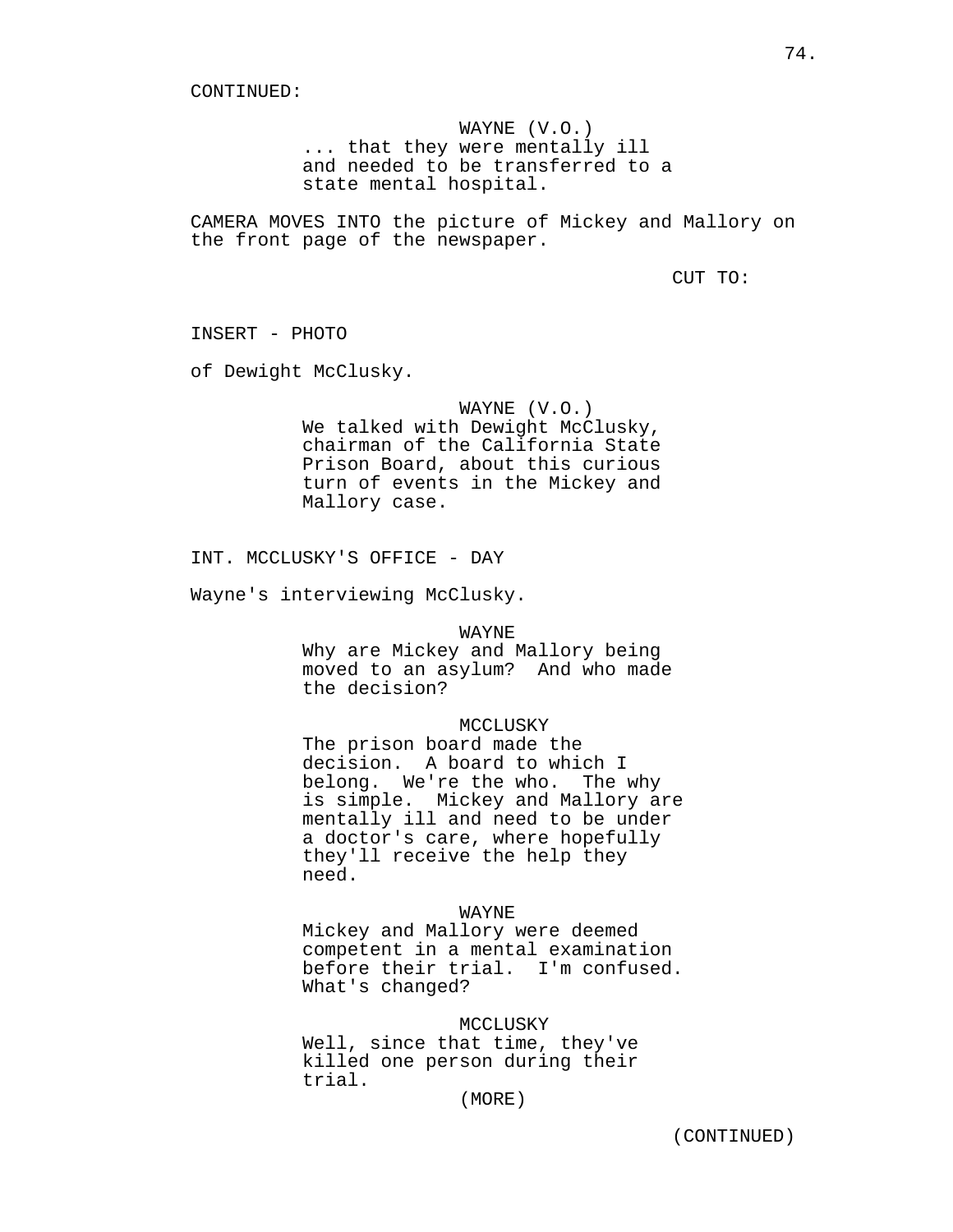CONTINUED:

WAYNE (V.O.)
... that they were mentally ill and needed to be transferred to a state mental hospital.

CAMERA MOVES INTO the picture of Mickey and Mallory on the front page of the newspaper.

CUT TO:

INSERT - PHOTO

of Dewight McClusky.

WAYNE (V.O.)
We talked with Dewight McClusky, chairman of the California State Prison Board, about this curious turn of events in the Mickey and Mallory case.

INT. MCCLUSKY'S OFFICE - DAY

Wayne's interviewing McClusky.

WAYNE
Why are Mickey and Mallory being moved to an asylum? And who made the decision?

MCCLUSKY
The prison board made the decision. A board to which I belong. We're the who. The why is simple. Mickey and Mallory are mentally ill and need to be under a doctor's care, where hopefully they'll receive the help they need.

WAYNE
Mickey and Mallory were deemed competent in a mental examination before their trial. I'm confused. What's changed?

MCCLUSKY
Well, since that time, they've killed one person during their trial.
(MORE)

(CONTINUED)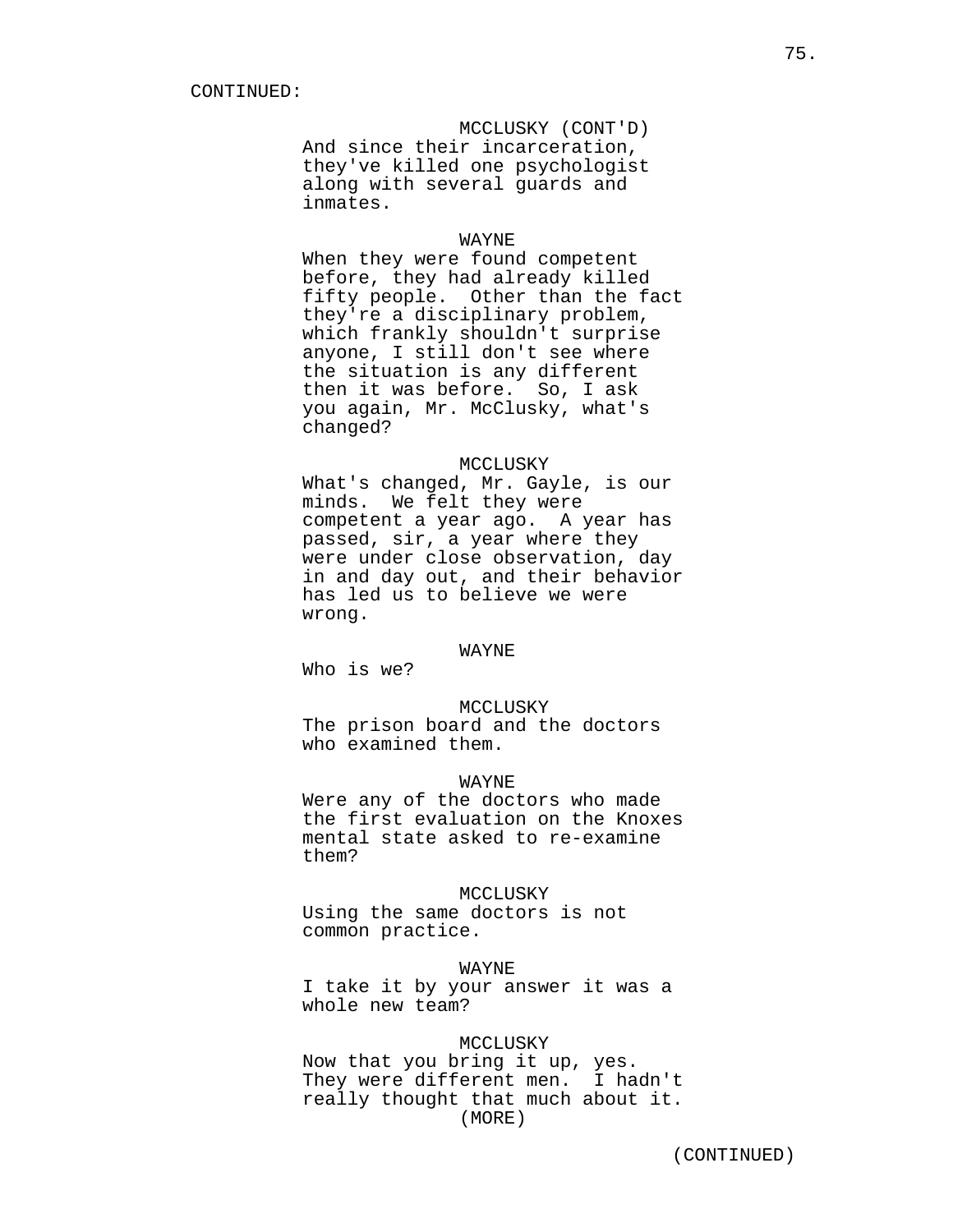CONTINUED:

MCCLUSKY (CONT'D)
And since their incarceration, they've killed one psychologist along with several guards and inmates.

WAYNE
When they were found competent before, they had already killed fifty people. Other than the fact they're a disciplinary problem, which frankly shouldn't surprise anyone, I still don't see where the situation is any different then it was before. So, I ask you again, Mr. McClusky, what's changed?

MCCLUSKY
What's changed, Mr. Gayle, is our minds. We felt they were competent a year ago. A year has passed, sir, a year where they were under close observation, day in and day out, and their behavior has led us to believe we were wrong.

WAYNE
Who is we?

MCCLUSKY
The prison board and the doctors who examined them.

WAYNE
Were any of the doctors who made the first evaluation on the Knoxes mental state asked to re-examine them?

MCCLUSKY
Using the same doctors is not common practice.

WAYNE
I take it by your answer it was a whole new team?

MCCLUSKY
Now that you bring it up, yes. They were different men. I hadn't really thought that much about it.
(MORE)

(CONTINUED)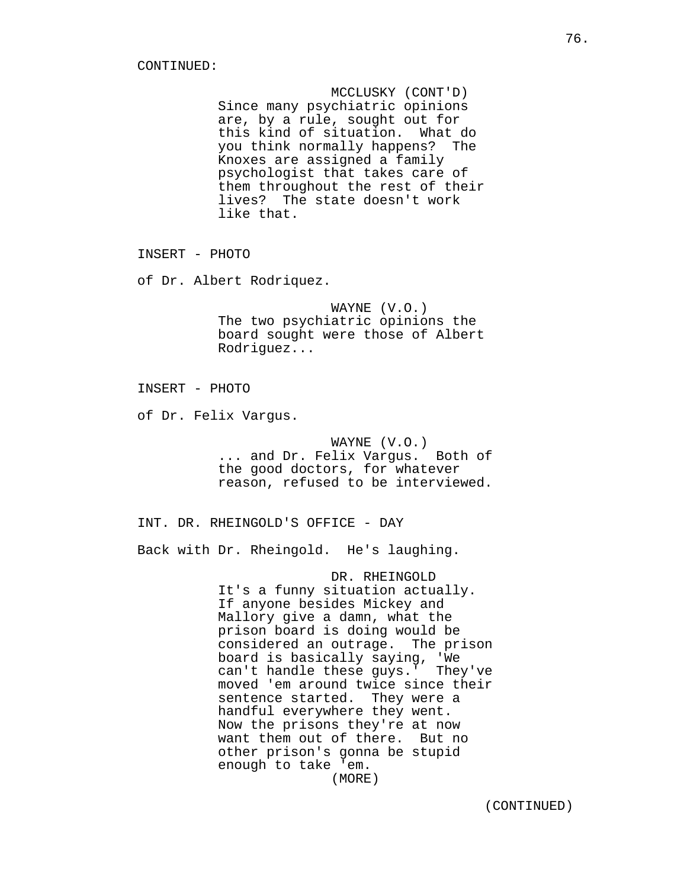CONTINUED:

MCCLUSKY (CONT'D)
Since many psychiatric opinions are, by a rule, sought out for this kind of situation. What do you think normally happens? The Knoxes are assigned a family psychologist that takes care of them throughout the rest of their lives? The state doesn't work like that.

INSERT - PHOTO

of Dr. Albert Rodriquez.

WAYNE (V.O.)
The two psychiatric opinions the board sought were those of Albert Rodriguez...

INSERT - PHOTO

of Dr. Felix Vargus.

WAYNE (V.O.)
... and Dr. Felix Vargus. Both of the good doctors, for whatever reason, refused to be interviewed.

INT. DR. RHEINGOLD'S OFFICE - DAY

Back with Dr. Rheingold. He's laughing.

DR. RHEINGOLD
It's a funny situation actually. If anyone besides Mickey and Mallory give a damn, what the prison board is doing would be considered an outrage. The prison board is basically saying, 'We can't handle these guys.' They've moved 'em around twice since their sentence started. They were a handful everywhere they went. Now the prisons they're at now want them out of there. But no other prison's gonna be stupid enough to take 'em.
(MORE)

(CONTINUED)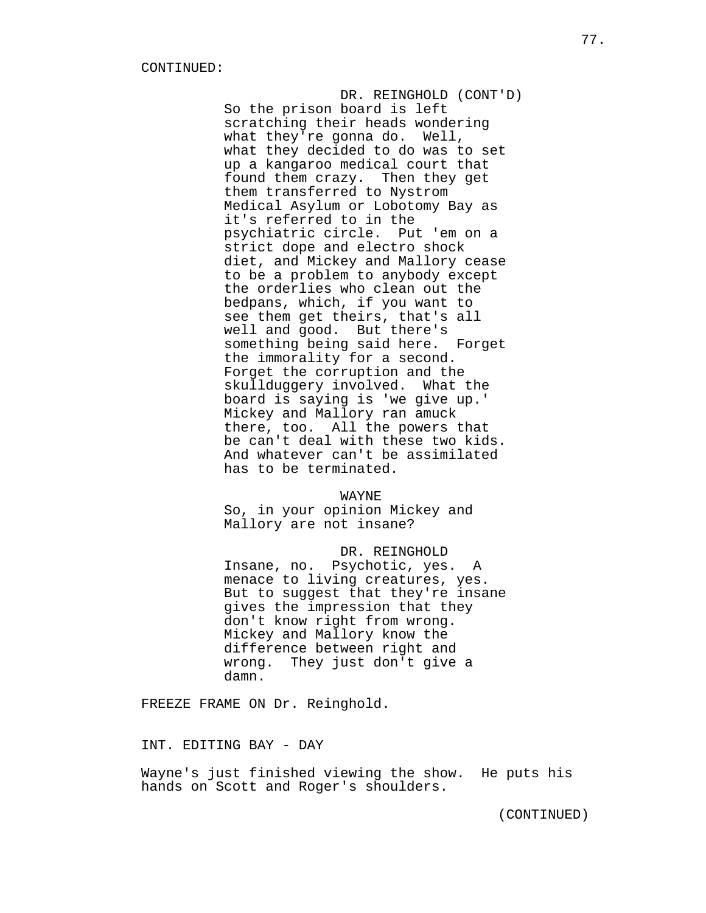CONTINUED:

DR. REINGHOLD (CONT'D)
So the prison board is left scratching their heads wondering what they're gonna do. Well, what they decided to do was to set up a kangaroo medical court that found them crazy. Then they get them transferred to Nystrom Medical Asylum or Lobotomy Bay as it's referred to in the psychiatric circle. Put 'em on a strict dope and electro shock diet, and Mickey and Mallory cease to be a problem to anybody except the orderlies who clean out the bedpans, which, if you want to see them get theirs, that's all well and good. But there's something being said here. Forget the immorality for a second. Forget the corruption and the skullduggery involved. What the board is saying is 'we give up.' Mickey and Mallory ran amuck there, too. All the powers that be can't deal with these two kids. And whatever can't be assimilated has to be terminated.

WAYNE
So, in your opinion Mickey and Mallory are not insane?

DR. REINGHOLD
Insane, no. Psychotic, yes. A menace to living creatures, yes. But to suggest that they're insane gives the impression that they don't know right from wrong. Mickey and Mallory know the difference between right and wrong. They just don't give a damn.

FREEZE FRAME ON Dr. Reinghold.

INT. EDITING BAY - DAY

Wayne's just finished viewing the show. He puts his hands on Scott and Roger's shoulders.

(CONTINUED)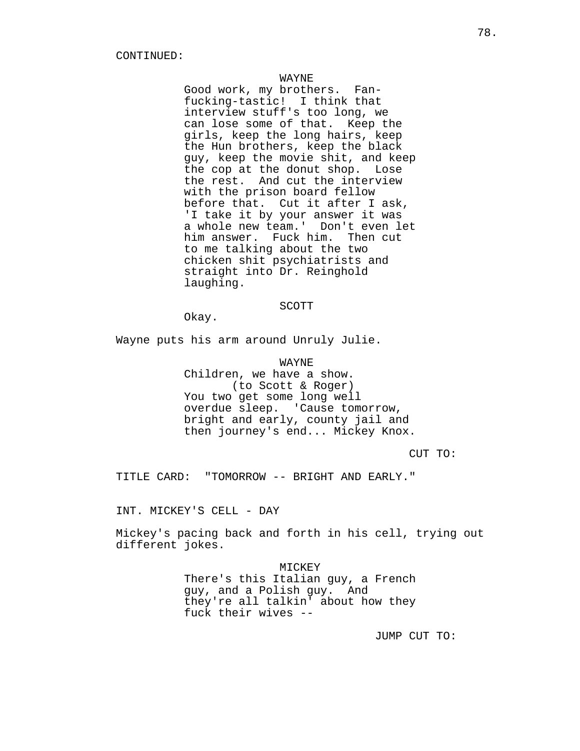CONTINUED:

WAYNE

Good work, my brothers. Fan-fucking-tastic! I think that interview stuff's too long, we can lose some of that. Keep the girls, keep the long hairs, keep the Hun brothers, keep the black guy, keep the movie shit, and keep the cop at the donut shop. Lose the rest. And cut the interview with the prison board fellow before that. Cut it after I ask, 'I take it by your answer it was a whole new team.' Don't even let him answer. Fuck him. Then cut to me talking about the two chicken shit psychiatrists and straight into Dr. Reinghold laughing.

SCOTT

Okay.

Wayne puts his arm around Unruly Julie.

WAYNE

Children, we have a show.
(to Scott & Roger)
You two get some long well overdue sleep. 'Cause tomorrow, bright and early, county jail and then journey's end... Mickey Knox.

CUT TO:

TITLE CARD: "TOMORROW -- BRIGHT AND EARLY."

INT. MICKEY'S CELL - DAY

Mickey's pacing back and forth in his cell, trying out different jokes.

MICKEY

There's this Italian guy, a French guy, and a Polish guy. And they're all talkin' about how they fuck their wives --

JUMP CUT TO: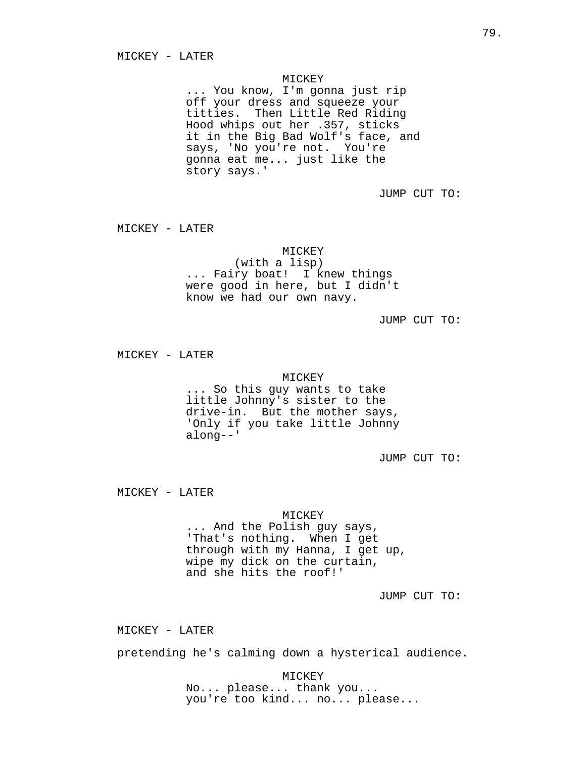MICKEY - LATER

MICKEY

... You know, I'm gonna just rip off your dress and squeeze your titties.  Then Little Red Riding Hood whips out her .357, sticks it in the Big Bad Wolf's face, and says, 'No you're not.  You're gonna eat me... just like the story says.'

JUMP CUT TO:

MICKEY - LATER

MICKEY

(with a lisp)

... Fairy boat!  I knew things were good in here, but I didn't know we had our own navy.

JUMP CUT TO:

MICKEY - LATER

MICKEY

... So this guy wants to take little Johnny's sister to the drive-in.  But the mother says, 'Only if you take little Johnny along--'

JUMP CUT TO:

MICKEY - LATER

MICKEY

... And the Polish guy says, 'That's nothing.  When I get through with my Hanna, I get up, wipe my dick on the curtain, and she hits the roof!'

JUMP CUT TO:

MICKEY - LATER

pretending he's calming down a hysterical audience.

MICKEY

No... please... thank you... you're too kind... no... please...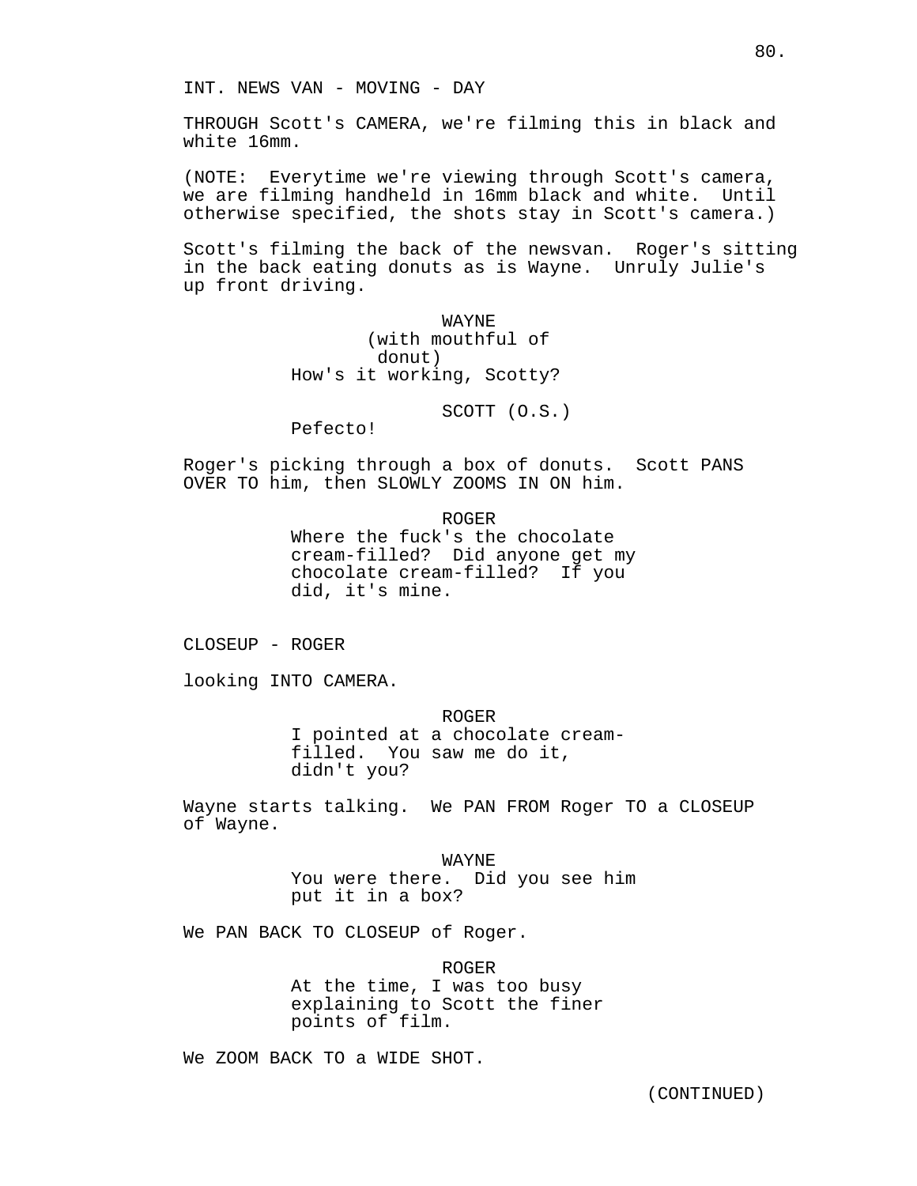INT. NEWS VAN - MOVING - DAY

THROUGH Scott's CAMERA, we're filming this in black and white 16mm.

(NOTE: Everytime we're viewing through Scott's camera, we are filming handheld in 16mm black and white. Until otherwise specified, the shots stay in Scott's camera.)

Scott's filming the back of the newsvan. Roger's sitting in the back eating donuts as is Wayne. Unruly Julie's up front driving.

WAYNE
(with mouthful of donut)
How's it working, Scotty?

SCOTT (O.S.)
Pefecto!

Roger's picking through a box of donuts. Scott PANS OVER TO him, then SLOWLY ZOOMS IN ON him.

ROGER
Where the fuck's the chocolate cream-filled? Did anyone get my chocolate cream-filled? If you did, it's mine.

CLOSEUP - ROGER

looking INTO CAMERA.

ROGER
I pointed at a chocolate cream-filled. You saw me do it, didn't you?

Wayne starts talking. We PAN FROM Roger TO a CLOSEUP of Wayne.

WAYNE
You were there. Did you see him put it in a box?

We PAN BACK TO CLOSEUP of Roger.

ROGER
At the time, I was too busy explaining to Scott the finer points of film.

We ZOOM BACK TO a WIDE SHOT.

(CONTINUED)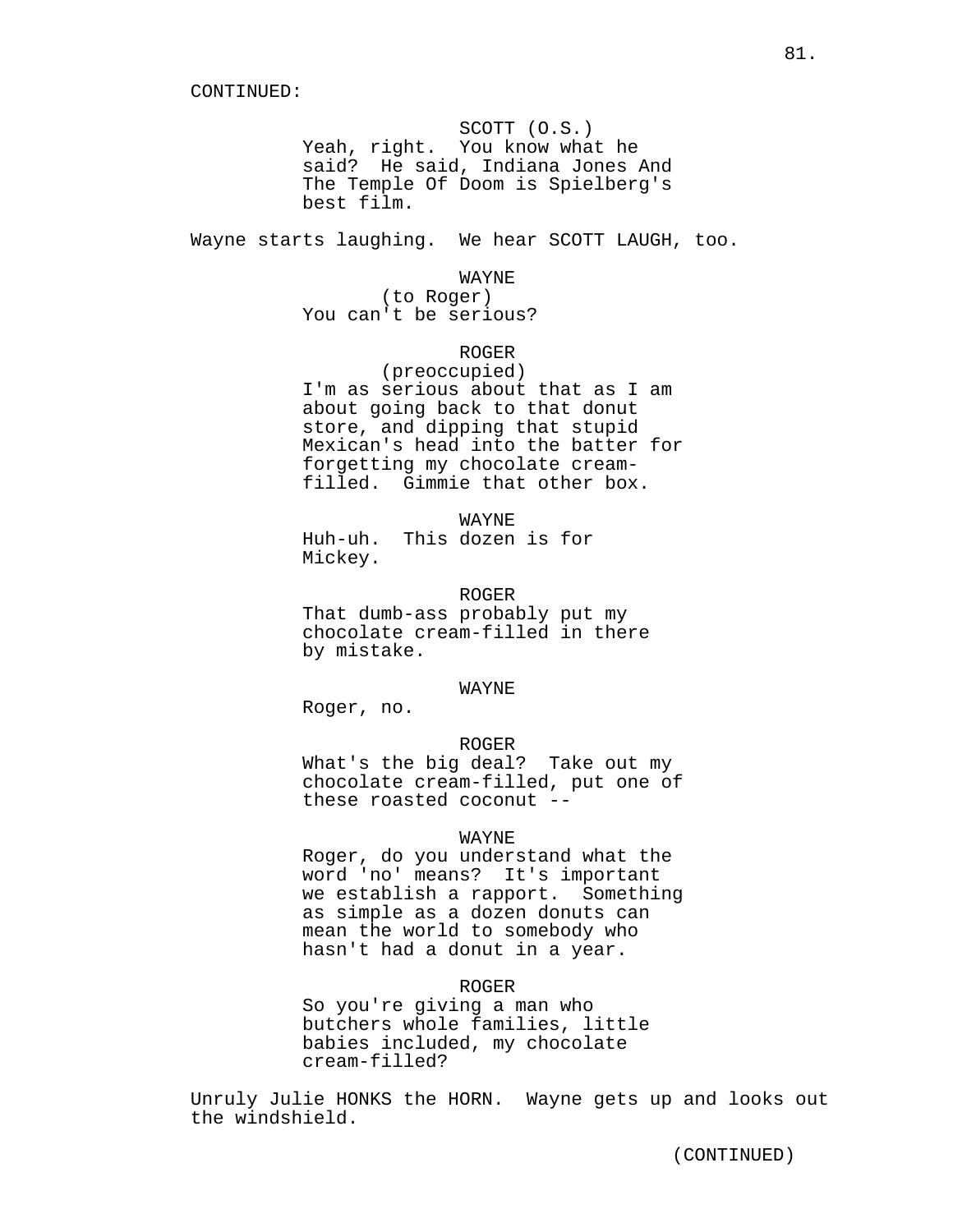CONTINUED:

SCOTT (O.S.)
Yeah, right. You know what he said? He said, Indiana Jones And The Temple Of Doom is Spielberg's best film.

Wayne starts laughing. We hear SCOTT LAUGH, too.

WAYNE
(to Roger)
You can't be serious?

ROGER
(preoccupied)
I'm as serious about that as I am about going back to that donut store, and dipping that stupid Mexican's head into the batter for forgetting my chocolate cream-filled. Gimmie that other box.

WAYNE
Huh-uh. This dozen is for Mickey.

ROGER
That dumb-ass probably put my chocolate cream-filled in there by mistake.

WAYNE
Roger, no.

ROGER
What's the big deal? Take out my chocolate cream-filled, put one of these roasted coconut --

WAYNE
Roger, do you understand what the word 'no' means? It's important we establish a rapport. Something as simple as a dozen donuts can mean the world to somebody who hasn't had a donut in a year.

ROGER
So you're giving a man who butchers whole families, little babies included, my chocolate cream-filled?

Unruly Julie HONKS the HORN. Wayne gets up and looks out the windshield.

(CONTINUED)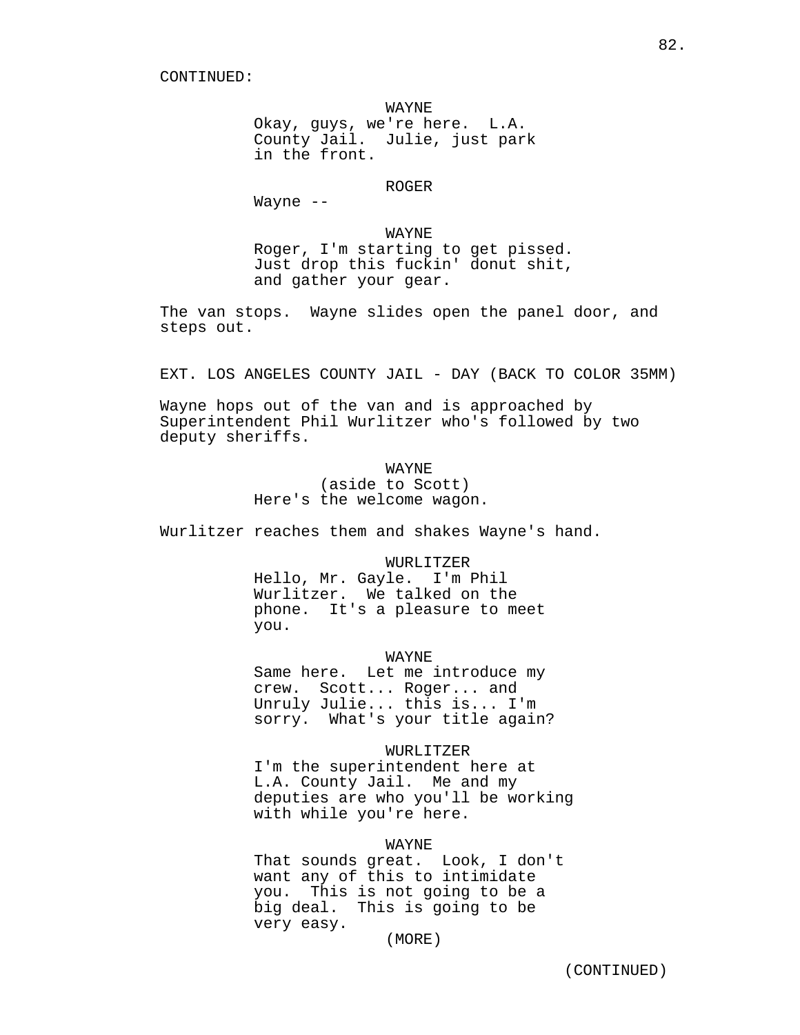CONTINUED:

WAYNE
Okay, guys, we're here. L.A. County Jail. Julie, just park in the front.

ROGER
Wayne --

WAYNE
Roger, I'm starting to get pissed. Just drop this fuckin' donut shit, and gather your gear.

The van stops. Wayne slides open the panel door, and steps out.

EXT. LOS ANGELES COUNTY JAIL - DAY (BACK TO COLOR 35MM)

Wayne hops out of the van and is approached by Superintendent Phil Wurlitzer who's followed by two deputy sheriffs.

WAYNE
(aside to Scott)
Here's the welcome wagon.

Wurlitzer reaches them and shakes Wayne's hand.

WURLITZER
Hello, Mr. Gayle. I'm Phil Wurlitzer. We talked on the phone. It's a pleasure to meet you.

WAYNE
Same here. Let me introduce my crew. Scott... Roger... and Unruly Julie... this is... I'm sorry. What's your title again?

WURLITZER
I'm the superintendent here at L.A. County Jail. Me and my deputies are who you'll be working with while you're here.

WAYNE
That sounds great. Look, I don't want any of this to intimidate you. This is not going to be a big deal. This is going to be very easy.
(MORE)

(CONTINUED)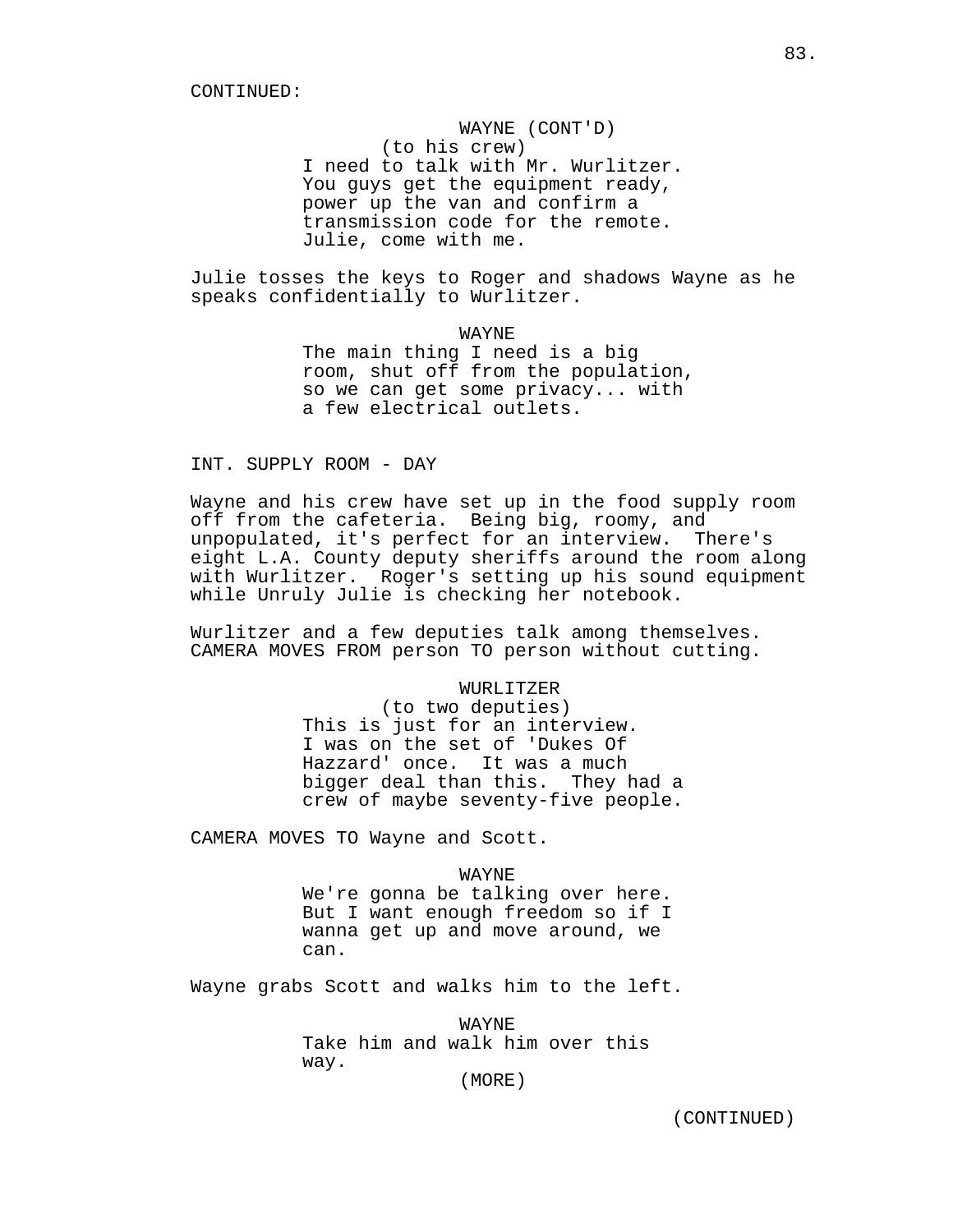CONTINUED:

WAYNE (CONT'D)
(to his crew)
I need to talk with Mr. Wurlitzer.
You guys get the equipment ready,
power up the van and confirm a
transmission code for the remote.
Julie, come with me.

Julie tosses the keys to Roger and shadows Wayne as he speaks confidentially to Wurlitzer.

WAYNE
The main thing I need is a big
room, shut off from the population,
so we can get some privacy... with
a few electrical outlets.

INT. SUPPLY ROOM - DAY

Wayne and his crew have set up in the food supply room off from the cafeteria. Being big, roomy, and unpopulated, it's perfect for an interview. There's eight L.A. County deputy sheriffs around the room along with Wurlitzer. Roger's setting up his sound equipment while Unruly Julie is checking her notebook.

Wurlitzer and a few deputies talk among themselves. CAMERA MOVES FROM person TO person without cutting.

WURLITZER
(to two deputies)
This is just for an interview.
I was on the set of 'Dukes Of
Hazzard' once. It was a much
bigger deal than this. They had a
crew of maybe seventy-five people.

CAMERA MOVES TO Wayne and Scott.

WAYNE
We're gonna be talking over here.
But I want enough freedom so if I
wanna get up and move around, we
can.

Wayne grabs Scott and walks him to the left.

WAYNE
Take him and walk him over this
way.
(MORE)

(CONTINUED)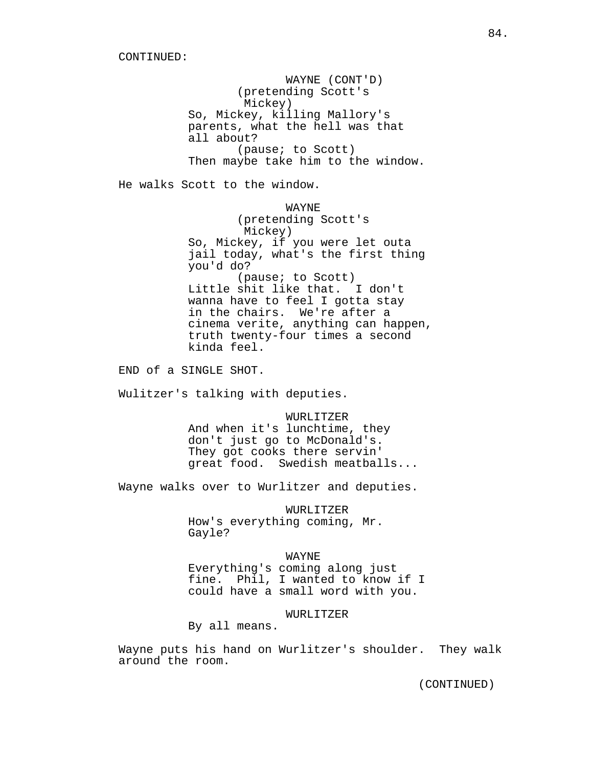CONTINUED:

WAYNE (CONT'D)
(pretending Scott's Mickey)
So, Mickey, killing Mallory's parents, what the hell was that all about?
(pause; to Scott)
Then maybe take him to the window.

He walks Scott to the window.

WAYNE
(pretending Scott's Mickey)
So, Mickey, if you were let outa jail today, what's the first thing you'd do?
(pause; to Scott)
Little shit like that. I don't wanna have to feel I gotta stay in the chairs. We're after a cinema verite, anything can happen, truth twenty-four times a second kinda feel.

END of a SINGLE SHOT.

Wulitzer's talking with deputies.

WURLITZER
And when it's lunchtime, they don't just go to McDonald's. They got cooks there servin' great food. Swedish meatballs...

Wayne walks over to Wurlitzer and deputies.

WURLITZER
How's everything coming, Mr. Gayle?

WAYNE
Everything's coming along just fine. Phil, I wanted to know if I could have a small word with you.

WURLITZER
By all means.

Wayne puts his hand on Wurlitzer's shoulder. They walk around the room.

(CONTINUED)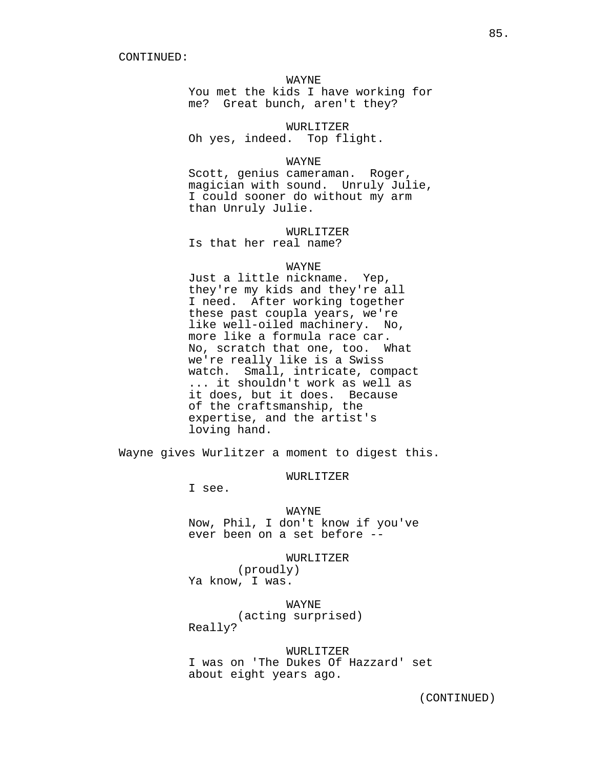CONTINUED:

WAYNE
You met the kids I have working for me?  Great bunch, aren't they?

WURLITZER
Oh yes, indeed.  Top flight.

WAYNE
Scott, genius cameraman.  Roger, magician with sound.  Unruly Julie, I could sooner do without my arm than Unruly Julie.

WURLITZER
Is that her real name?

WAYNE
Just a little nickname.  Yep, they're my kids and they're all I need.  After working together these past coupla years, we're like well-oiled machinery.  No, more like a formula race car.  No, scratch that one, too.  What we're really like is a Swiss watch.  Small, intricate, compact ... it shouldn't work as well as it does, but it does.  Because of the craftsmanship, the expertise, and the artist's loving hand.

Wayne gives Wurlitzer a moment to digest this.

WURLITZER
I see.

WAYNE
Now, Phil, I don't know if you've ever been on a set before --

WURLITZER
(proudly)
Ya know, I was.

WAYNE
(acting surprised)
Really?

WURLITZER
I was on 'The Dukes Of Hazzard' set about eight years ago.

(CONTINUED)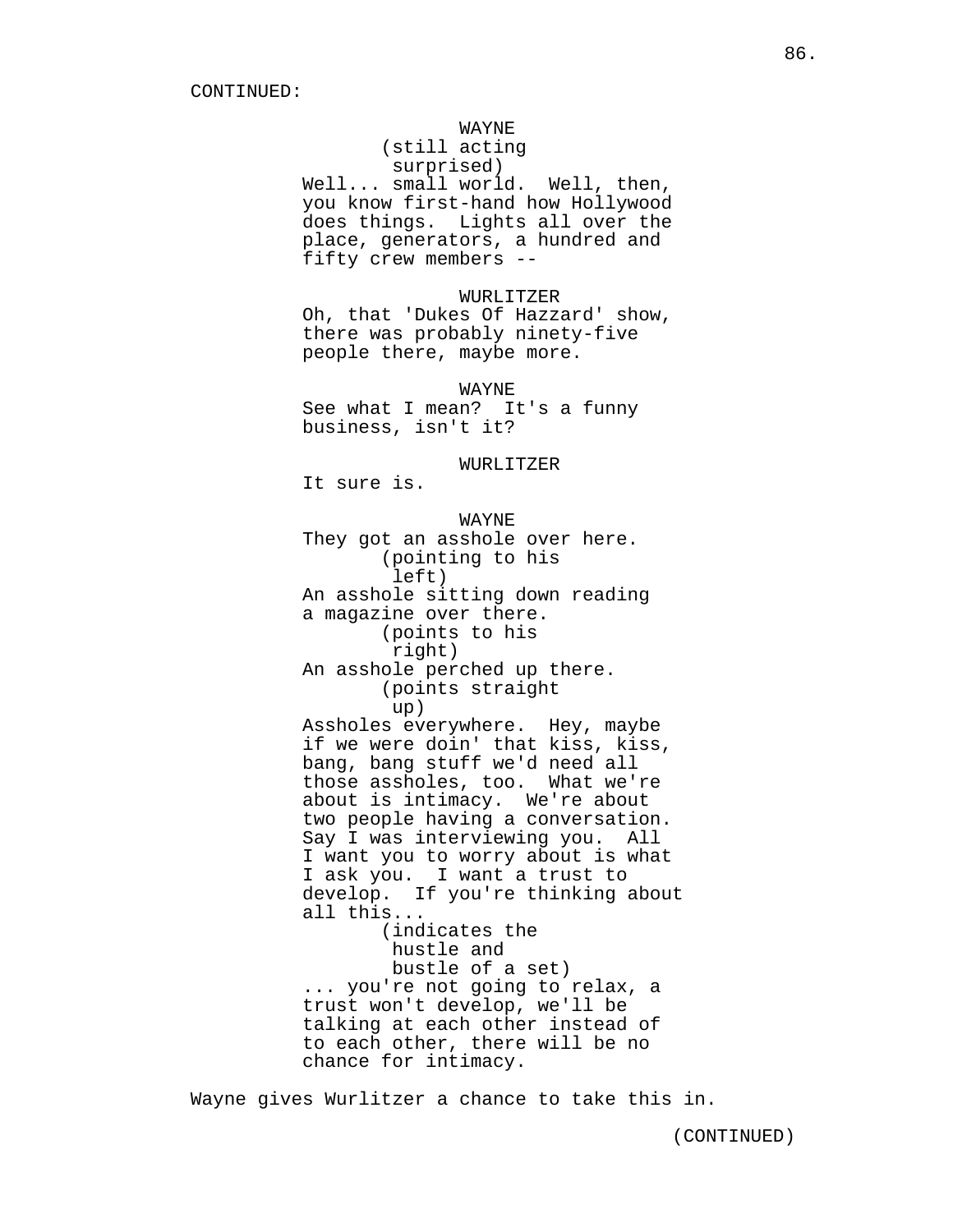CONTINUED:

WAYNE
(still acting surprised)
Well... small world. Well, then, you know first-hand how Hollywood does things. Lights all over the place, generators, a hundred and fifty crew members --

WURLITZER
Oh, that 'Dukes Of Hazzard' show, there was probably ninety-five people there, maybe more.

WAYNE
See what I mean? It's a funny business, isn't it?

WURLITZER
It sure is.

WAYNE
They got an asshole over here.
(pointing to his left)
An asshole sitting down reading a magazine over there.
(points to his right)
An asshole perched up there.
(points straight up)
Assholes everywhere. Hey, maybe if we were doin' that kiss, kiss, bang, bang stuff we'd need all those assholes, too. What we're about is intimacy. We're about two people having a conversation. Say I was interviewing you. All I want you to worry about is what I ask you. I want a trust to develop. If you're thinking about all this...
(indicates the hustle and bustle of a set)
... you're not going to relax, a trust won't develop, we'll be talking at each other instead of to each other, there will be no chance for intimacy.

Wayne gives Wurlitzer a chance to take this in.

(CONTINUED)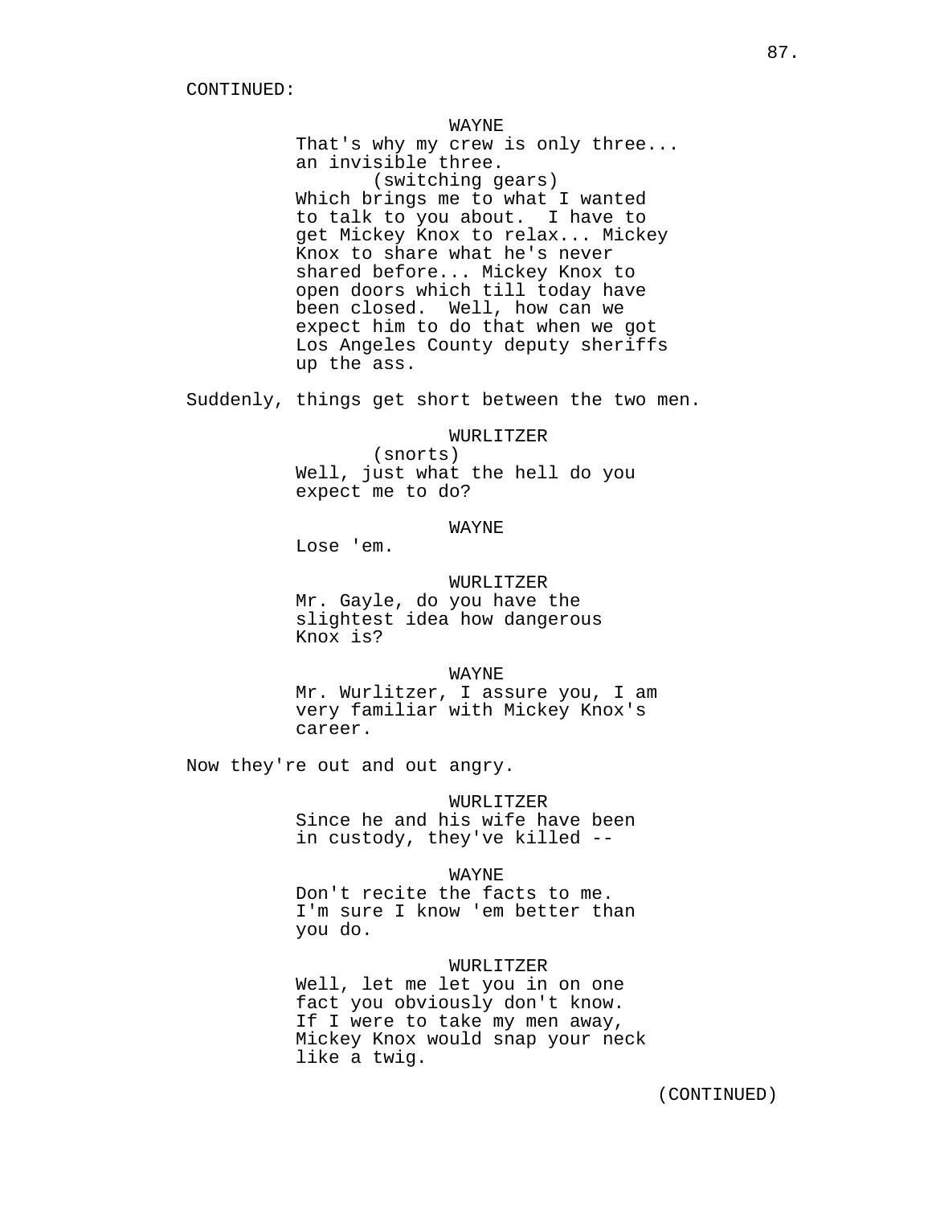CONTINUED:

WAYNE
That's why my crew is only three... an invisible three.
(switching gears)
Which brings me to what I wanted to talk to you about. I have to get Mickey Knox to relax... Mickey Knox to share what he's never shared before... Mickey Knox to open doors which till today have been closed. Well, how can we expect him to do that when we got Los Angeles County deputy sheriffs up the ass.

Suddenly, things get short between the two men.

WURLITZER
(snorts)
Well, just what the hell do you expect me to do?

WAYNE
Lose 'em.

WURLITZER
Mr. Gayle, do you have the slightest idea how dangerous Knox is?

WAYNE
Mr. Wurlitzer, I assure you, I am very familiar with Mickey Knox's career.

Now they're out and out angry.

WURLITZER
Since he and his wife have been in custody, they've killed --

WAYNE
Don't recite the facts to me. I'm sure I know 'em better than you do.

WURLITZER
Well, let me let you in on one fact you obviously don't know. If I were to take my men away, Mickey Knox would snap your neck like a twig.

(CONTINUED)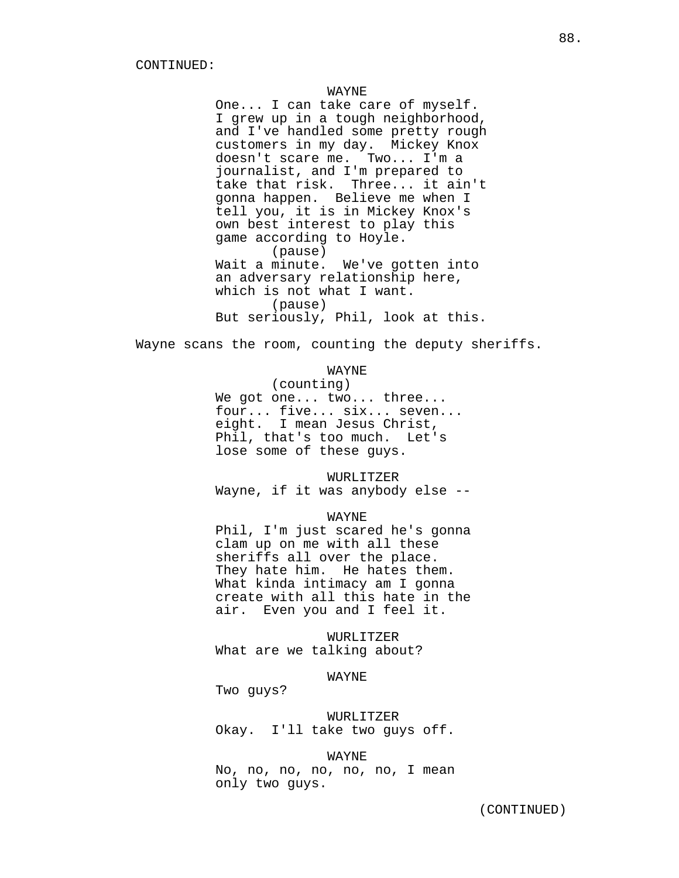CONTINUED:

WAYNE

One... I can take care of myself. I grew up in a tough neighborhood, and I've handled some pretty rough customers in my day. Mickey Knox doesn't scare me. Two... I'm a journalist, and I'm prepared to take that risk. Three... it ain't gonna happen. Believe me when I tell you, it is in Mickey Knox's own best interest to play this game according to Hoyle.

(pause)

Wait a minute. We've gotten into an adversary relationship here, which is not what I want.

(pause)

But seriously, Phil, look at this.

Wayne scans the room, counting the deputy sheriffs.

WAYNE

(counting)

We got one... two... three... four... five... six... seven... eight. I mean Jesus Christ, Phil, that's too much. Let's lose some of these guys.

WURLITZER

Wayne, if it was anybody else --

WAYNE

Phil, I'm just scared he's gonna clam up on me with all these sheriffs all over the place. They hate him. He hates them. What kinda intimacy am I gonna create with all this hate in the air. Even you and I feel it.

WURLITZER

What are we talking about?

WAYNE

Two guys?

WURLITZER

Okay. I'll take two guys off.

WAYNE

No, no, no, no, no, no, I mean only two guys.

(CONTINUED)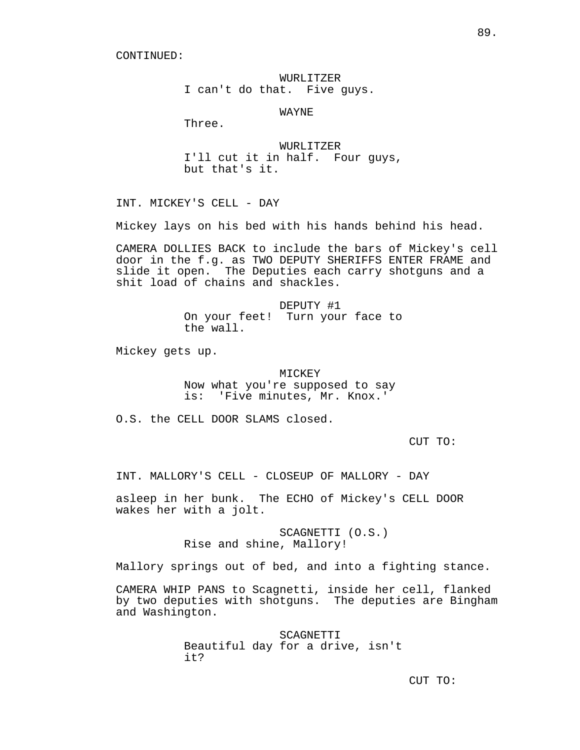CONTINUED:

WURLITZER
I can't do that.  Five guys.

WAYNE
Three.

WURLITZER
I'll cut it in half.  Four guys, but that's it.

INT. MICKEY'S CELL - DAY

Mickey lays on his bed with his hands behind his head.

CAMERA DOLLIES BACK to include the bars of Mickey's cell door in the f.g. as TWO DEPUTY SHERIFFS ENTER FRAME and slide it open.  The Deputies each carry shotguns and a shit load of chains and shackles.

DEPUTY #1
On your feet!  Turn your face to the wall.

Mickey gets up.

MICKEY
Now what you're supposed to say is:  'Five minutes, Mr. Knox.'

O.S. the CELL DOOR SLAMS closed.

CUT TO:

INT. MALLORY'S CELL - CLOSEUP OF MALLORY - DAY

asleep in her bunk.  The ECHO of Mickey's CELL DOOR wakes her with a jolt.

SCAGNETTI (O.S.)
Rise and shine, Mallory!

Mallory springs out of bed, and into a fighting stance.

CAMERA WHIP PANS to Scagnetti, inside her cell, flanked by two deputies with shotguns.  The deputies are Bingham and Washington.

SCAGNETTI
Beautiful day for a drive, isn't it?

CUT TO: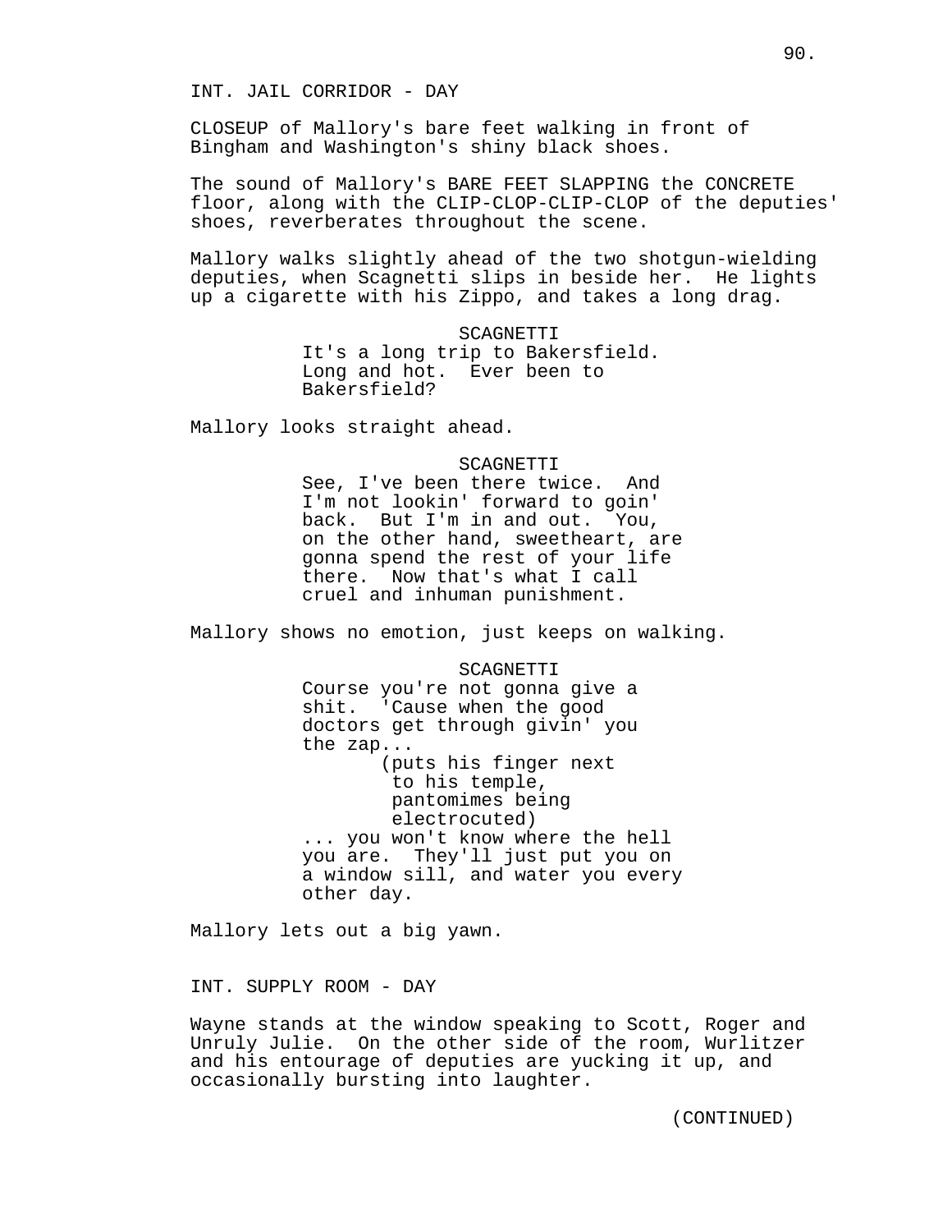INT. JAIL CORRIDOR - DAY

CLOSEUP of Mallory's bare feet walking in front of Bingham and Washington's shiny black shoes.

The sound of Mallory's BARE FEET SLAPPING the CONCRETE floor, along with the CLIP-CLOP-CLIP-CLOP of the deputies' shoes, reverberates throughout the scene.

Mallory walks slightly ahead of the two shotgun-wielding deputies, when Scagnetti slips in beside her. He lights up a cigarette with his Zippo, and takes a long drag.

SCAGNETTI
It's a long trip to Bakersfield. Long and hot. Ever been to Bakersfield?

Mallory looks straight ahead.

SCAGNETTI
See, I've been there twice. And I'm not lookin' forward to goin' back. But I'm in and out. You, on the other hand, sweetheart, are gonna spend the rest of your life there. Now that's what I call cruel and inhuman punishment.

Mallory shows no emotion, just keeps on walking.

SCAGNETTI
Course you're not gonna give a shit. 'Cause when the good doctors get through givin' you the zap...
(puts his finger next to his temple, pantomimes being electrocuted)
... you won't know where the hell you are. They'll just put you on a window sill, and water you every other day.

Mallory lets out a big yawn.

INT. SUPPLY ROOM - DAY

Wayne stands at the window speaking to Scott, Roger and Unruly Julie. On the other side of the room, Wurlitzer and his entourage of deputies are yucking it up, and occasionally bursting into laughter.

(CONTINUED)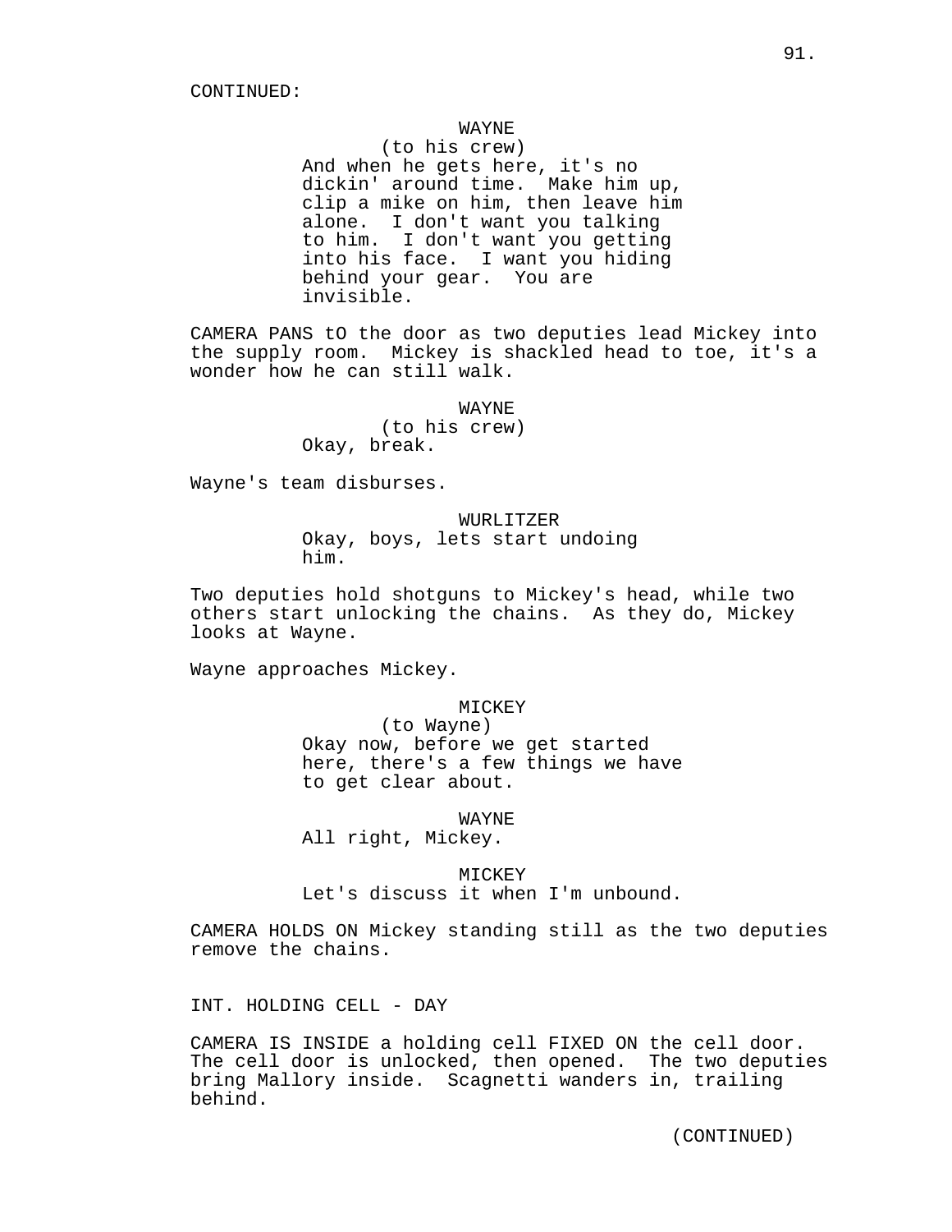CONTINUED:

WAYNE
(to his crew)
And when he gets here, it's no dickin' around time. Make him up, clip a mike on him, then leave him alone. I don't want you talking to him. I don't want you getting into his face. I want you hiding behind your gear. You are invisible.

CAMERA PANS tO the door as two deputies lead Mickey into the supply room. Mickey is shackled head to toe, it's a wonder how he can still walk.

WAYNE
(to his crew)
Okay, break.

Wayne's team disburses.

WURLITZER
Okay, boys, lets start undoing him.

Two deputies hold shotguns to Mickey's head, while two others start unlocking the chains. As they do, Mickey looks at Wayne.

Wayne approaches Mickey.

MICKEY
(to Wayne)
Okay now, before we get started here, there's a few things we have to get clear about.

WAYNE
All right, Mickey.

MICKEY
Let's discuss it when I'm unbound.

CAMERA HOLDS ON Mickey standing still as the two deputies remove the chains.

INT. HOLDING CELL - DAY

CAMERA IS INSIDE a holding cell FIXED ON the cell door. The cell door is unlocked, then opened. The two deputies bring Mallory inside. Scagnetti wanders in, trailing behind.

(CONTINUED)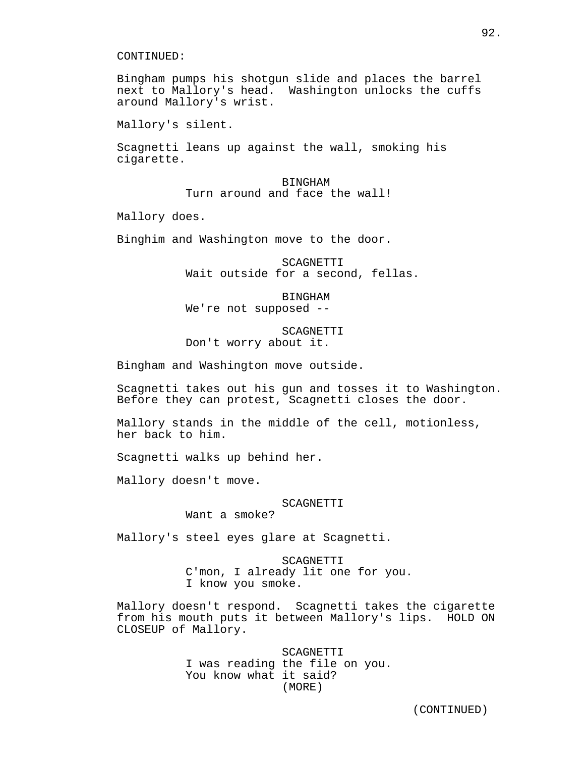CONTINUED:

Bingham pumps his shotgun slide and places the barrel next to Mallory's head.  Washington unlocks the cuffs around Mallory's wrist.

Mallory's silent.

Scagnetti leans up against the wall, smoking his cigarette.

BINGHAM
Turn around and face the wall!

Mallory does.

Binghim and Washington move to the door.

SCAGNETTI
Wait outside for a second, fellas.

BINGHAM
We're not supposed --

SCAGNETTI
Don't worry about it.

Bingham and Washington move outside.

Scagnetti takes out his gun and tosses it to Washington. Before they can protest, Scagnetti closes the door.

Mallory stands in the middle of the cell, motionless, her back to him.

Scagnetti walks up behind her.

Mallory doesn't move.

SCAGNETTI
Want a smoke?

Mallory's steel eyes glare at Scagnetti.

SCAGNETTI
C'mon, I already lit one for you.
I know you smoke.

Mallory doesn't respond.  Scagnetti takes the cigarette from his mouth puts it between Mallory's lips.  HOLD ON CLOSEUP of Mallory.

SCAGNETTI
I was reading the file on you.
You know what it said?
(MORE)

(CONTINUED)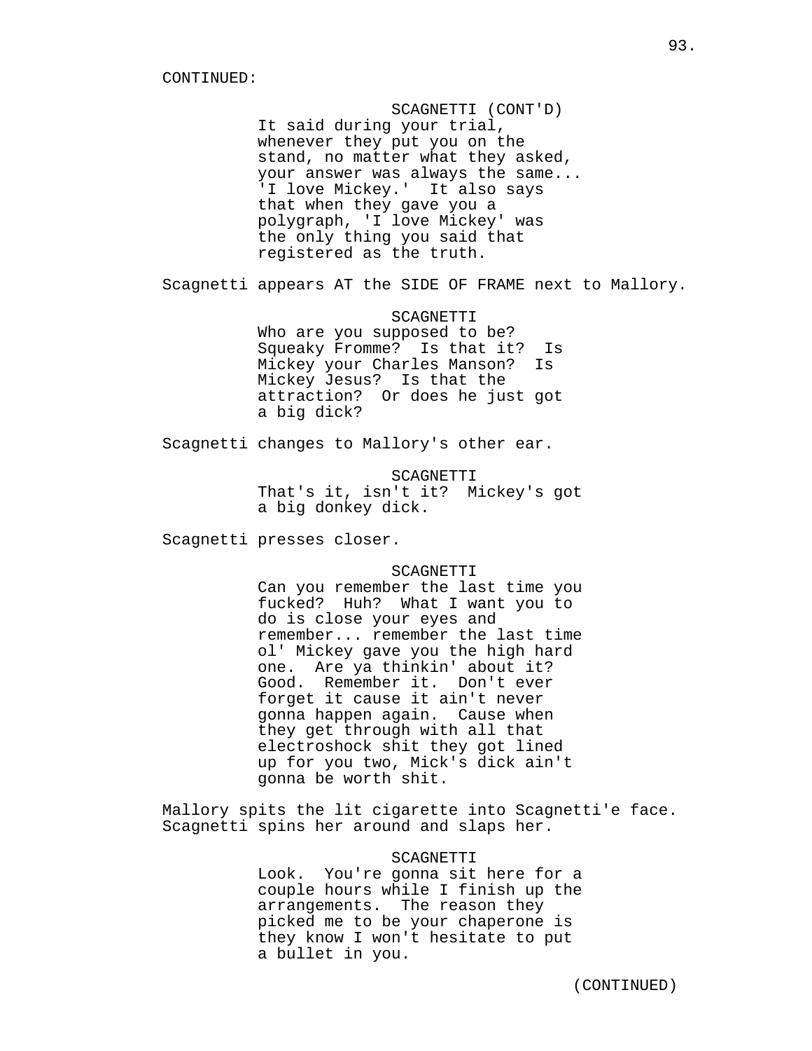CONTINUED:

SCAGNETTI (CONT'D)
It said during your trial, whenever they put you on the stand, no matter what they asked, your answer was always the same... 'I love Mickey.' It also says that when they gave you a polygraph, 'I love Mickey' was the only thing you said that registered as the truth.

Scagnetti appears AT the SIDE OF FRAME next to Mallory.

SCAGNETTI
Who are you supposed to be? Squeaky Fromme? Is that it? Is Mickey your Charles Manson? Is Mickey Jesus? Is that the attraction? Or does he just got a big dick?

Scagnetti changes to Mallory's other ear.

SCAGNETTI
That's it, isn't it? Mickey's got a big donkey dick.

Scagnetti presses closer.

SCAGNETTI
Can you remember the last time you fucked? Huh? What I want you to do is close your eyes and remember... remember the last time ol' Mickey gave you the high hard one. Are ya thinkin' about it? Good. Remember it. Don't ever forget it cause it ain't never gonna happen again. Cause when they get through with all that electroshock shit they got lined up for you two, Mick's dick ain't gonna be worth shit.

Mallory spits the lit cigarette into Scagnetti'e face. Scagnetti spins her around and slaps her.

SCAGNETTI
Look. You're gonna sit here for a couple hours while I finish up the arrangements. The reason they picked me to be your chaperone is they know I won't hesitate to put a bullet in you.

(CONTINUED)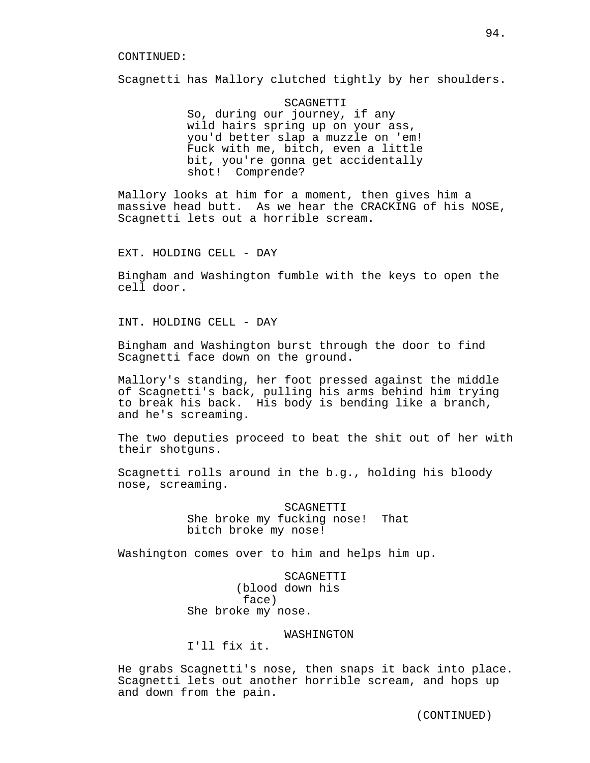CONTINUED:

Scagnetti has Mallory clutched tightly by her shoulders.

SCAGNETTI
So, during our journey, if any wild hairs spring up on your ass, you'd better slap a muzzle on 'em! Fuck with me, bitch, even a little bit, you're gonna get accidentally shot! Comprende?

Mallory looks at him for a moment, then gives him a massive head butt. As we hear the CRACKING of his NOSE, Scagnetti lets out a horrible scream.

EXT. HOLDING CELL - DAY

Bingham and Washington fumble with the keys to open the cell door.

INT. HOLDING CELL - DAY

Bingham and Washington burst through the door to find Scagnetti face down on the ground.

Mallory's standing, her foot pressed against the middle of Scagnetti's back, pulling his arms behind him trying to break his back. His body is bending like a branch, and he's screaming.

The two deputies proceed to beat the shit out of her with their shotguns.

Scagnetti rolls around in the b.g., holding his bloody nose, screaming.

SCAGNETTI
She broke my fucking nose! That bitch broke my nose!

Washington comes over to him and helps him up.

SCAGNETTI
(blood down his face)
She broke my nose.

WASHINGTON
I'll fix it.

He grabs Scagnetti's nose, then snaps it back into place. Scagnetti lets out another horrible scream, and hops up and down from the pain.

(CONTINUED)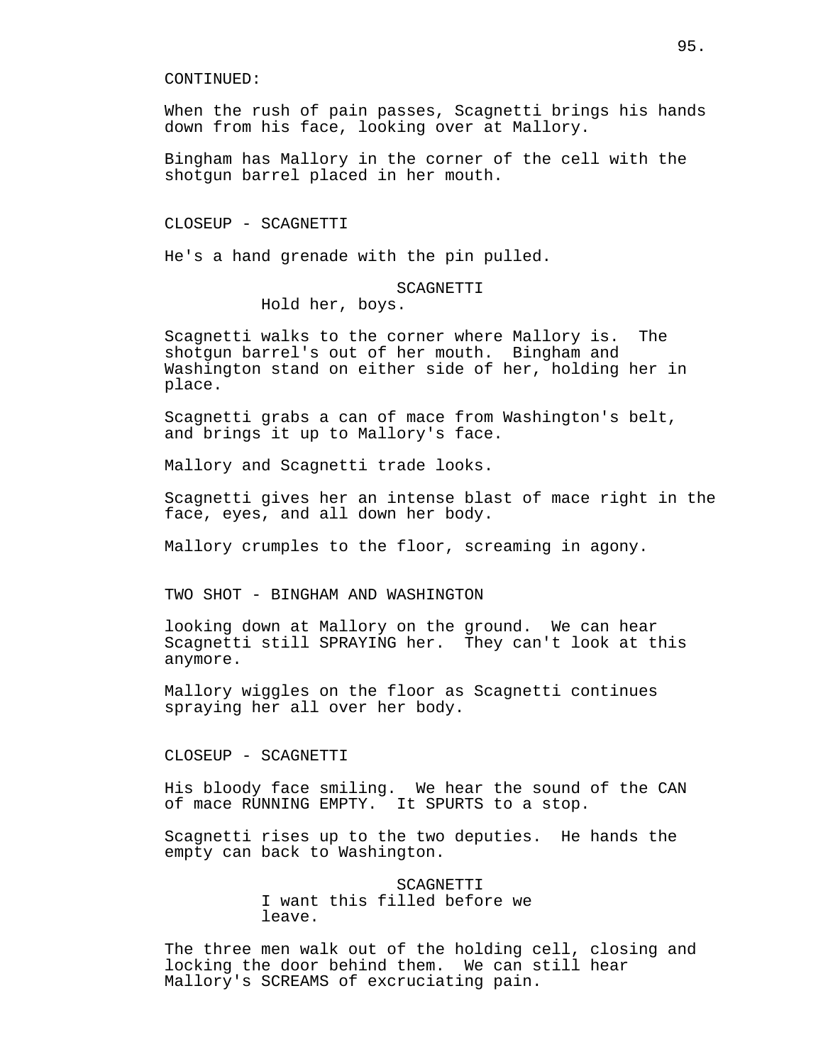CONTINUED:

When the rush of pain passes, Scagnetti brings his hands down from his face, looking over at Mallory.

Bingham has Mallory in the corner of the cell with the shotgun barrel placed in her mouth.

CLOSEUP - SCAGNETTI

He's a hand grenade with the pin pulled.

SCAGNETTI
Hold her, boys.

Scagnetti walks to the corner where Mallory is. The shotgun barrel's out of her mouth. Bingham and Washington stand on either side of her, holding her in place.

Scagnetti grabs a can of mace from Washington's belt, and brings it up to Mallory's face.

Mallory and Scagnetti trade looks.

Scagnetti gives her an intense blast of mace right in the face, eyes, and all down her body.

Mallory crumples to the floor, screaming in agony.

TWO SHOT - BINGHAM AND WASHINGTON

looking down at Mallory on the ground. We can hear Scagnetti still SPRAYING her. They can't look at this anymore.

Mallory wiggles on the floor as Scagnetti continues spraying her all over her body.

CLOSEUP - SCAGNETTI

His bloody face smiling. We hear the sound of the CAN of mace RUNNING EMPTY. It SPURTS to a stop.

Scagnetti rises up to the two deputies. He hands the empty can back to Washington.

SCAGNETTI
I want this filled before we leave.

The three men walk out of the holding cell, closing and locking the door behind them. We can still hear Mallory's SCREAMS of excruciating pain.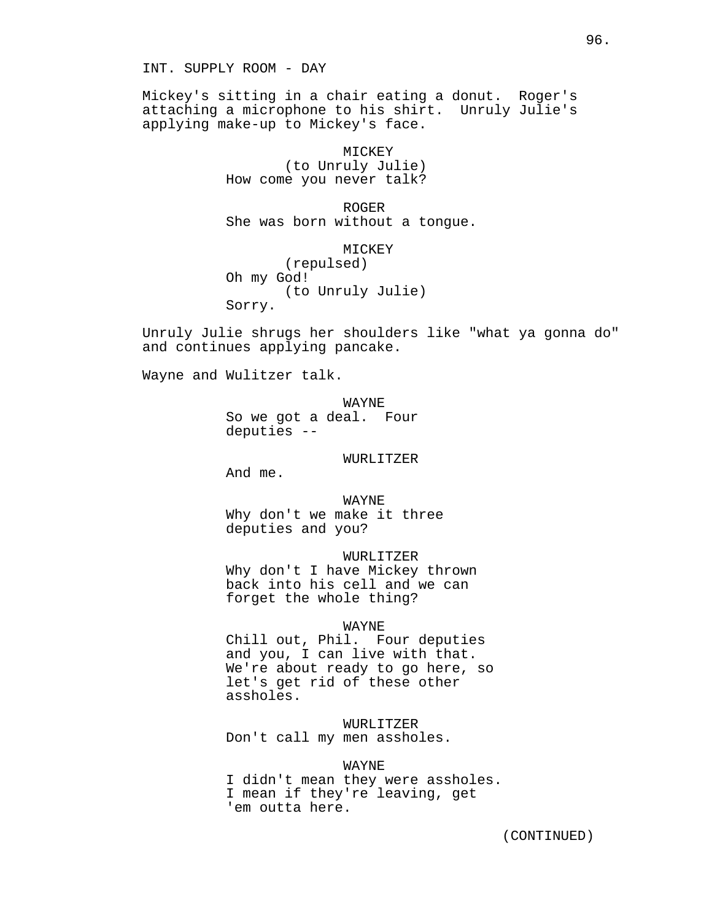INT. SUPPLY ROOM - DAY

Mickey's sitting in a chair eating a donut. Roger's attaching a microphone to his shirt. Unruly Julie's applying make-up to Mickey's face.

MICKEY
(to Unruly Julie)
How come you never talk?

ROGER
She was born without a tongue.

MICKEY
(repulsed)
Oh my God!
(to Unruly Julie)
Sorry.

Unruly Julie shrugs her shoulders like "what ya gonna do" and continues applying pancake.

Wayne and Wulitzer talk.

WAYNE
So we got a deal. Four deputies --

WURLITZER
And me.

WAYNE
Why don't we make it three deputies and you?

WURLITZER
Why don't I have Mickey thrown back into his cell and we can forget the whole thing?

WAYNE
Chill out, Phil. Four deputies and you, I can live with that. We're about ready to go here, so let's get rid of these other assholes.

WURLITZER
Don't call my men assholes.

WAYNE
I didn't mean they were assholes. I mean if they're leaving, get 'em outta here.

(CONTINUED)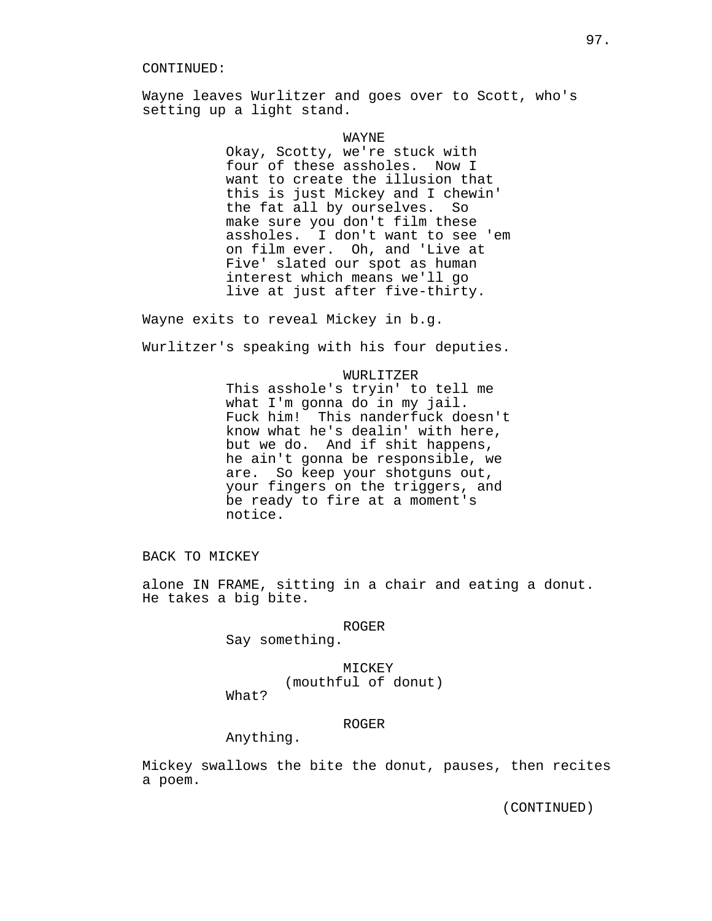CONTINUED:

Wayne leaves Wurlitzer and goes over to Scott, who's setting up a light stand.

WAYNE
Okay, Scotty, we're stuck with four of these assholes. Now I want to create the illusion that this is just Mickey and I chewin' the fat all by ourselves. So make sure you don't film these assholes. I don't want to see 'em on film ever. Oh, and 'Live at Five' slated our spot as human interest which means we'll go live at just after five-thirty.

Wayne exits to reveal Mickey in b.g.

Wurlitzer's speaking with his four deputies.

WURLITZER
This asshole's tryin' to tell me what I'm gonna do in my jail. Fuck him! This nanderfuck doesn't know what he's dealin' with here, but we do. And if shit happens, he ain't gonna be responsible, we are. So keep your shotguns out, your fingers on the triggers, and be ready to fire at a moment's notice.

BACK TO MICKEY

alone IN FRAME, sitting in a chair and eating a donut. He takes a big bite.

ROGER
Say something.

MICKEY
(mouthful of donut)
What?

ROGER
Anything.

Mickey swallows the bite the donut, pauses, then recites a poem.

(CONTINUED)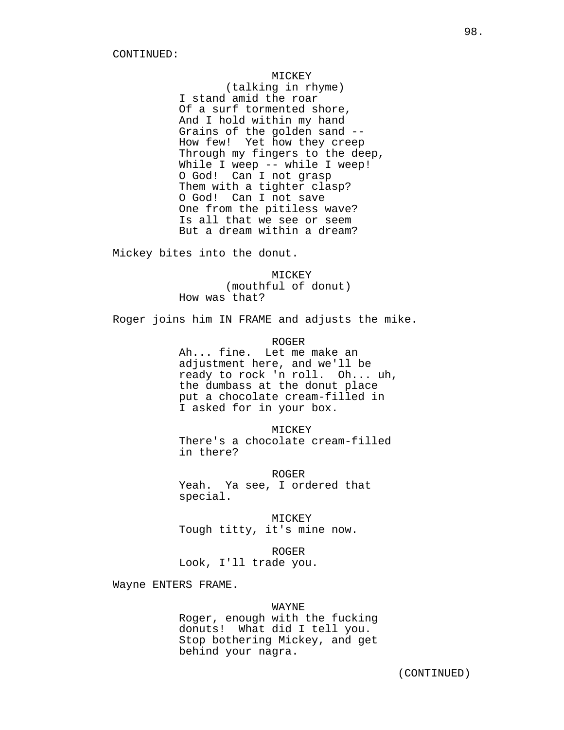CONTINUED:

MICKEY
(talking in rhyme)
I stand amid the roar
Of a surf tormented shore,
And I hold within my hand
Grains of the golden sand --
How few! Yet how they creep
Through my fingers to the deep,
While I weep -- while I weep!
O God! Can I not grasp
Them with a tighter clasp?
O God! Can I not save
One from the pitiless wave?
Is all that we see or seem
But a dream within a dream?

Mickey bites into the donut.

MICKEY
(mouthful of donut)
How was that?

Roger joins him IN FRAME and adjusts the mike.

ROGER
Ah... fine. Let me make an adjustment here, and we'll be ready to rock 'n roll. Oh... uh, the dumbass at the donut place put a chocolate cream-filled in I asked for in your box.

MICKEY
There's a chocolate cream-filled in there?

ROGER
Yeah. Ya see, I ordered that special.

MICKEY
Tough titty, it's mine now.

ROGER
Look, I'll trade you.

Wayne ENTERS FRAME.

WAYNE
Roger, enough with the fucking donuts! What did I tell you. Stop bothering Mickey, and get behind your nagra.

(CONTINUED)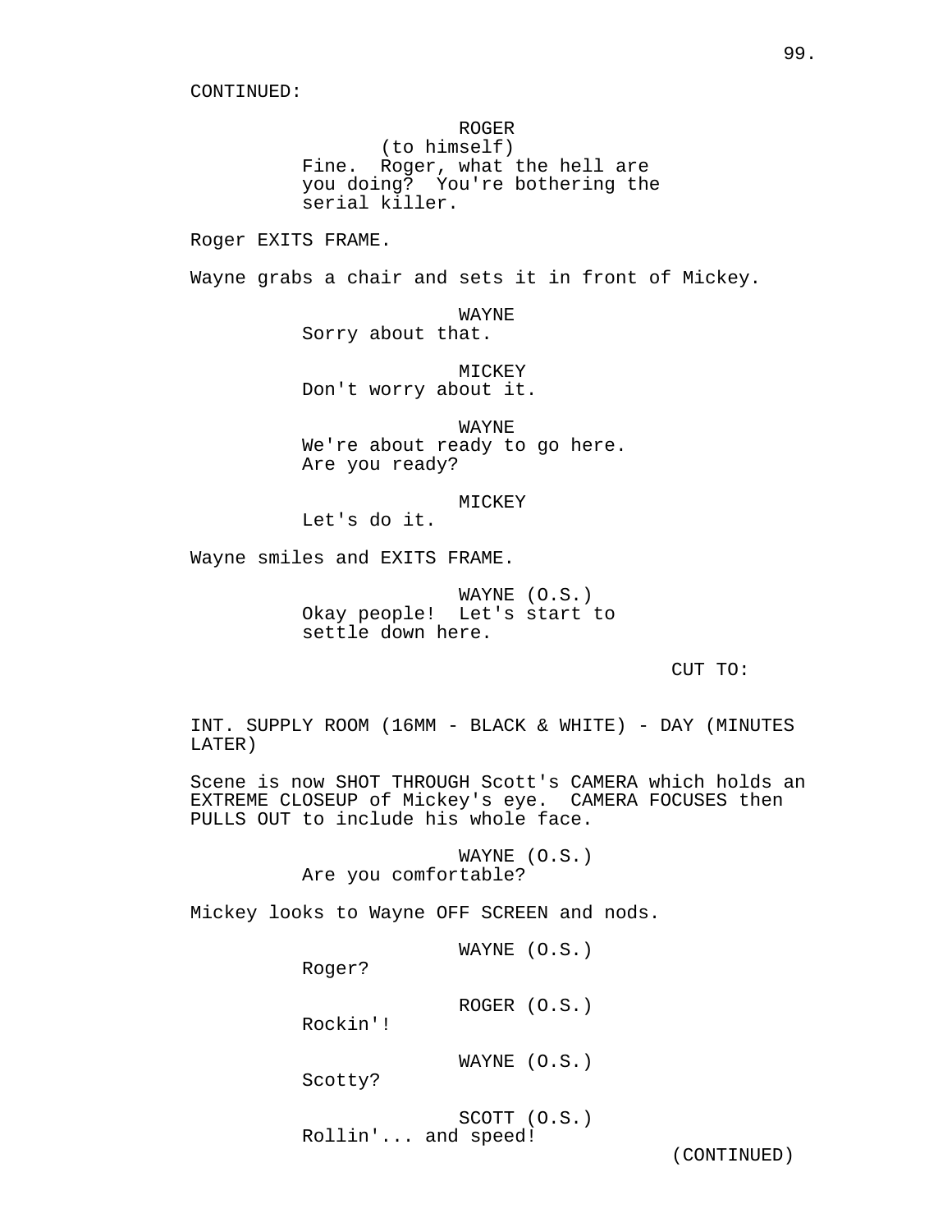CONTINUED:

ROGER
(to himself)
Fine. Roger, what the hell are you doing? You're bothering the serial killer.

Roger EXITS FRAME.

Wayne grabs a chair and sets it in front of Mickey.

WAYNE
Sorry about that.

MICKEY
Don't worry about it.

WAYNE
We're about ready to go here. Are you ready?

MICKEY
Let's do it.

Wayne smiles and EXITS FRAME.

WAYNE (O.S.)
Okay people! Let's start to settle down here.

CUT TO:

INT. SUPPLY ROOM (16MM - BLACK & WHITE) - DAY (MINUTES LATER)

Scene is now SHOT THROUGH Scott's CAMERA which holds an EXTREME CLOSEUP of Mickey's eye. CAMERA FOCUSES then PULLS OUT to include his whole face.

WAYNE (O.S.)
Are you comfortable?

Mickey looks to Wayne OFF SCREEN and nods.

WAYNE (O.S.)
Roger?

ROGER (O.S.)
Rockin'!

WAYNE (O.S.)
Scotty?

SCOTT (O.S.)
Rollin'... and speed!

(CONTINUED)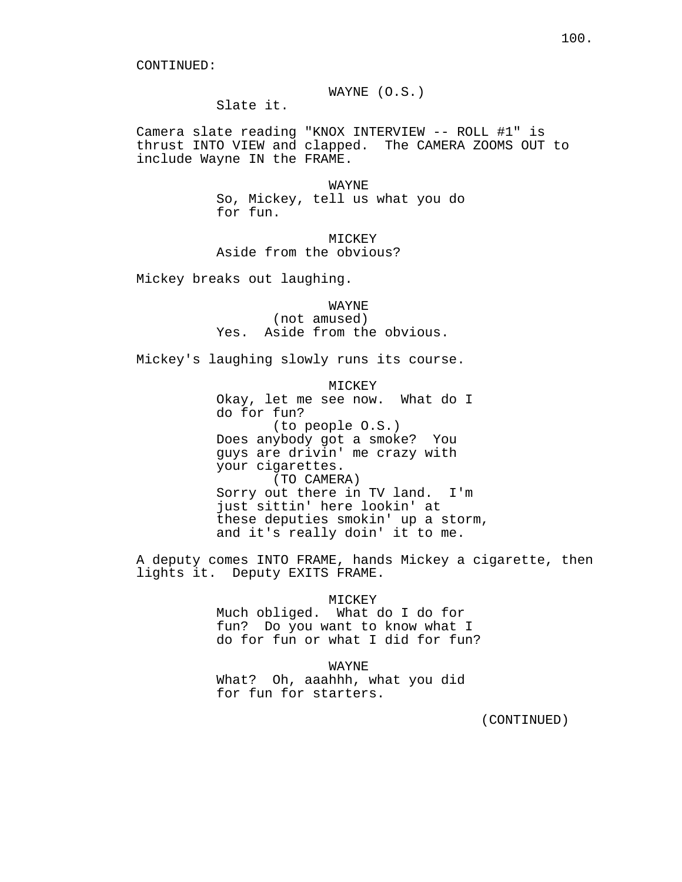CONTINUED:

WAYNE (O.S.)
Slate it.

Camera slate reading "KNOX INTERVIEW -- ROLL #1" is thrust INTO VIEW and clapped. The CAMERA ZOOMS OUT to include Wayne IN the FRAME.

WAYNE
So, Mickey, tell us what you do for fun.

MICKEY
Aside from the obvious?

Mickey breaks out laughing.

WAYNE
(not amused)
Yes. Aside from the obvious.

Mickey's laughing slowly runs its course.

MICKEY
Okay, let me see now. What do I do for fun?
(to people O.S.)
Does anybody got a smoke? You guys are drivin' me crazy with your cigarettes.
(TO CAMERA)
Sorry out there in TV land. I'm just sittin' here lookin' at these deputies smokin' up a storm, and it's really doin' it to me.

A deputy comes INTO FRAME, hands Mickey a cigarette, then lights it. Deputy EXITS FRAME.

MICKEY
Much obliged. What do I do for fun? Do you want to know what I do for fun or what I did for fun?

WAYNE
What? Oh, aaahhh, what you did for fun for starters.

(CONTINUED)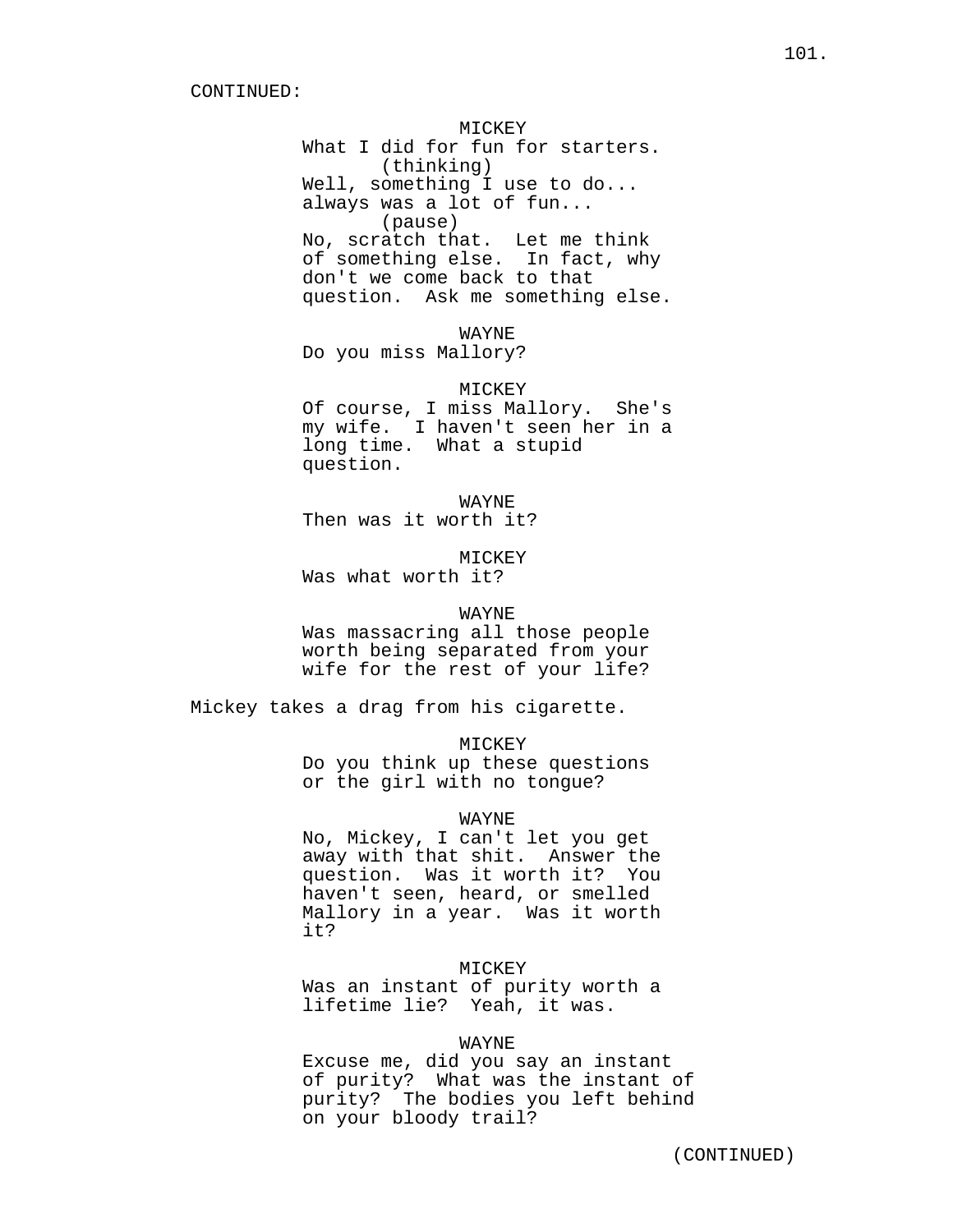CONTINUED:

MICKEY
What I did for fun for starters.
(thinking)
Well, something I use to do...
always was a lot of fun...
(pause)
No, scratch that. Let me think
of something else. In fact, why
don't we come back to that
question. Ask me something else.

WAYNE
Do you miss Mallory?

MICKEY
Of course, I miss Mallory. She's
my wife. I haven't seen her in a
long time. What a stupid
question.

WAYNE
Then was it worth it?

MICKEY
Was what worth it?

WAYNE
Was massacring all those people
worth being separated from your
wife for the rest of your life?

Mickey takes a drag from his cigarette.

MICKEY
Do you think up these questions
or the girl with no tongue?

WAYNE
No, Mickey, I can't let you get
away with that shit. Answer the
question. Was it worth it? You
haven't seen, heard, or smelled
Mallory in a year. Was it worth
it?

MICKEY
Was an instant of purity worth a
lifetime lie? Yeah, it was.

WAYNE
Excuse me, did you say an instant
of purity? What was the instant of
purity? The bodies you left behind
on your bloody trail?

(CONTINUED)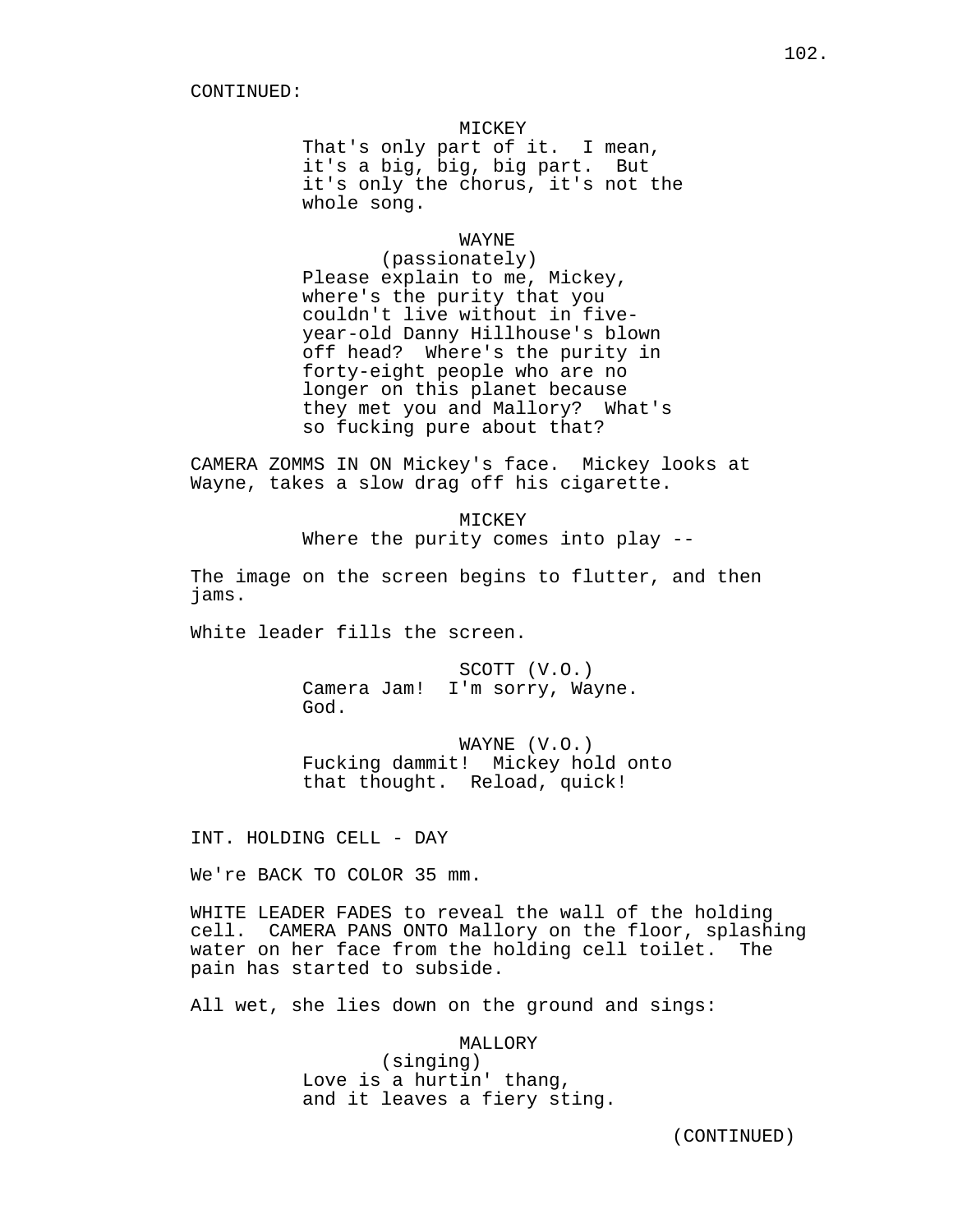CONTINUED:

MICKEY
That's only part of it. I mean, it's a big, big, big part. But it's only the chorus, it's not the whole song.

WAYNE
(passionately)
Please explain to me, Mickey, where's the purity that you couldn't live without in five-year-old Danny Hillhouse's blown off head? Where's the purity in forty-eight people who are no longer on this planet because they met you and Mallory? What's so fucking pure about that?

CAMERA ZOMMS IN ON Mickey's face. Mickey looks at Wayne, takes a slow drag off his cigarette.

MICKEY
Where the purity comes into play --

The image on the screen begins to flutter, and then jams.

White leader fills the screen.

SCOTT (V.O.)
Camera Jam! I'm sorry, Wayne. God.

WAYNE (V.O.)
Fucking dammit! Mickey hold onto that thought. Reload, quick!

INT. HOLDING CELL - DAY

We're BACK TO COLOR 35 mm.

WHITE LEADER FADES to reveal the wall of the holding cell. CAMERA PANS ONTO Mallory on the floor, splashing water on her face from the holding cell toilet. The pain has started to subside.

All wet, she lies down on the ground and sings:

MALLORY
(singing)
Love is a hurtin' thang,
and it leaves a fiery sting.

(CONTINUED)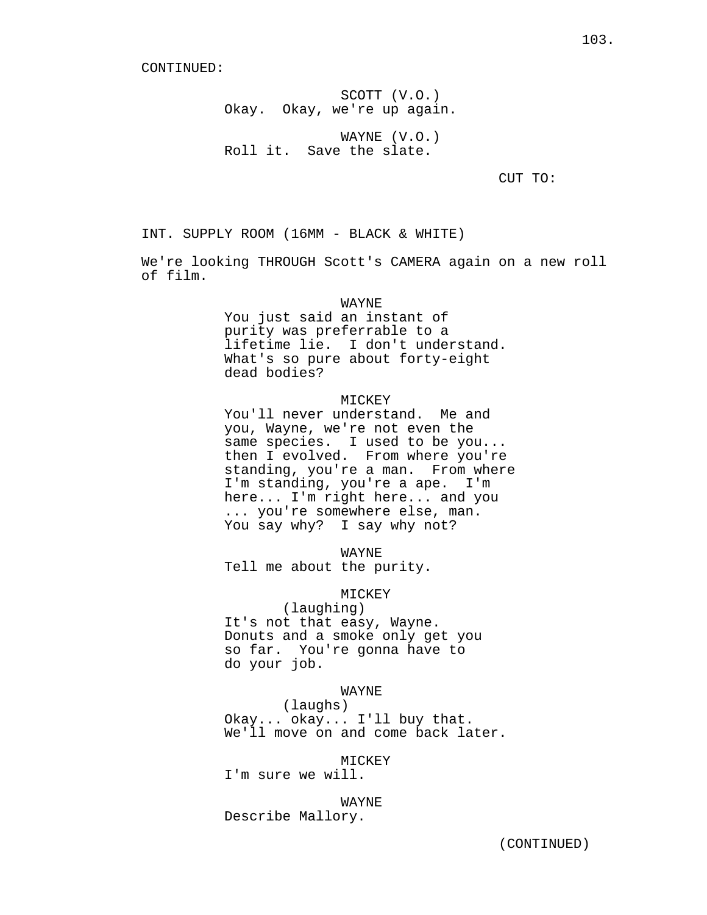CONTINUED:

SCOTT (V.O.)
Okay. Okay, we're up again.

WAYNE (V.O.)
Roll it. Save the slate.

CUT TO:

INT. SUPPLY ROOM (16MM - BLACK & WHITE)

We're looking THROUGH Scott's CAMERA again on a new roll of film.

WAYNE
You just said an instant of purity was preferrable to a lifetime lie. I don't understand. What's so pure about forty-eight dead bodies?

MICKEY
You'll never understand. Me and you, Wayne, we're not even the same species. I used to be you... then I evolved. From where you're standing, you're a man. From where I'm standing, you're a ape. I'm here... I'm right here... and you ... you're somewhere else, man. You say why? I say why not?

WAYNE
Tell me about the purity.

MICKEY
(laughing)
It's not that easy, Wayne. Donuts and a smoke only get you so far. You're gonna have to do your job.

WAYNE
(laughs)
Okay... okay... I'll buy that. We'll move on and come back later.

MICKEY
I'm sure we will.

WAYNE
Describe Mallory.

(CONTINUED)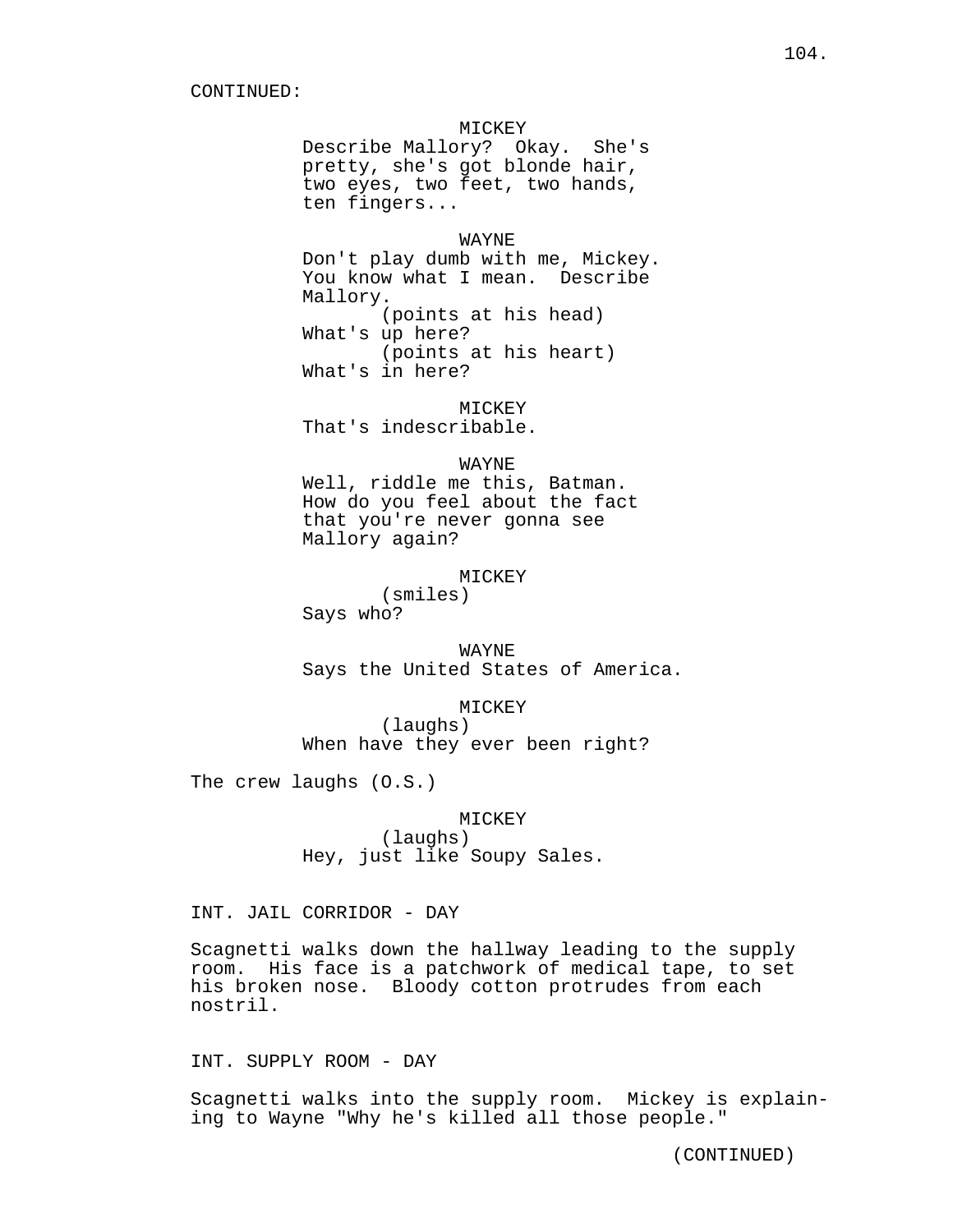CONTINUED:

MICKEY
Describe Mallory? Okay. She's pretty, she's got blonde hair, two eyes, two feet, two hands, ten fingers...

WAYNE
Don't play dumb with me, Mickey. You know what I mean. Describe Mallory.
(points at his head)
What's up here?
(points at his heart)
What's in here?

MICKEY
That's indescribable.

WAYNE
Well, riddle me this, Batman. How do you feel about the fact that you're never gonna see Mallory again?

MICKEY
(smiles)
Says who?

WAYNE
Says the United States of America.

MICKEY
(laughs)
When have they ever been right?

The crew laughs (O.S.)

MICKEY
(laughs)
Hey, just like Soupy Sales.

INT. JAIL CORRIDOR - DAY

Scagnetti walks down the hallway leading to the supply room. His face is a patchwork of medical tape, to set his broken nose. Bloody cotton protrudes from each nostril.

INT. SUPPLY ROOM - DAY

Scagnetti walks into the supply room. Mickey is explaining to Wayne "Why he's killed all those people."

(CONTINUED)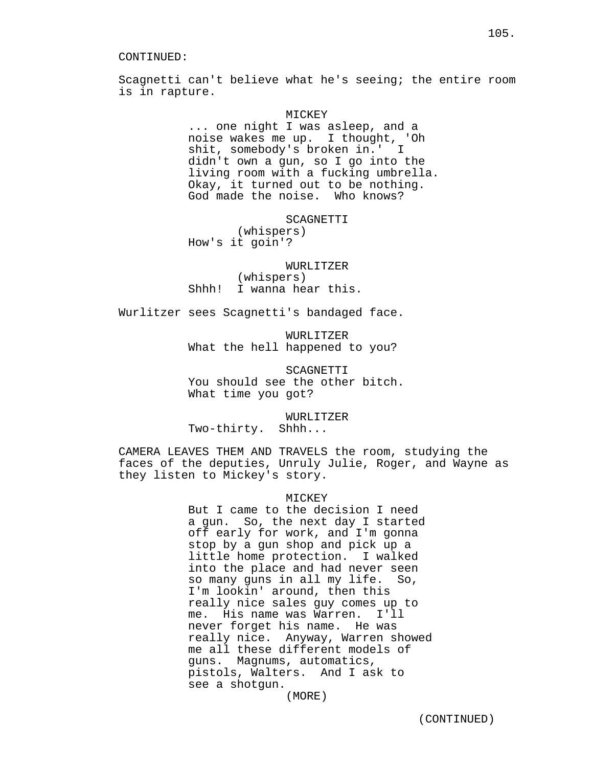CONTINUED:

Scagnetti can't believe what he's seeing; the entire room is in rapture.

MICKEY
... one night I was asleep, and a noise wakes me up. I thought, 'Oh shit, somebody's broken in.' I didn't own a gun, so I go into the living room with a fucking umbrella. Okay, it turned out to be nothing. God made the noise. Who knows?

SCAGNETTI
(whispers)
How's it goin'?

WURLITZER
(whispers)
Shhh! I wanna hear this.

Wurlitzer sees Scagnetti's bandaged face.

WURLITZER
What the hell happened to you?

SCAGNETTI
You should see the other bitch. What time you got?

WURLITZER
Two-thirty. Shhh...

CAMERA LEAVES THEM AND TRAVELS the room, studying the faces of the deputies, Unruly Julie, Roger, and Wayne as they listen to Mickey's story.

MICKEY
But I came to the decision I need a gun. So, the next day I started off early for work, and I'm gonna stop by a gun shop and pick up a little home protection. I walked into the place and had never seen so many guns in all my life. So, I'm lookin' around, then this really nice sales guy comes up to me. His name was Warren. I'll never forget his name. He was really nice. Anyway, Warren showed me all these different models of guns. Magnums, automatics, pistols, Walters. And I ask to see a shotgun.
(MORE)

(CONTINUED)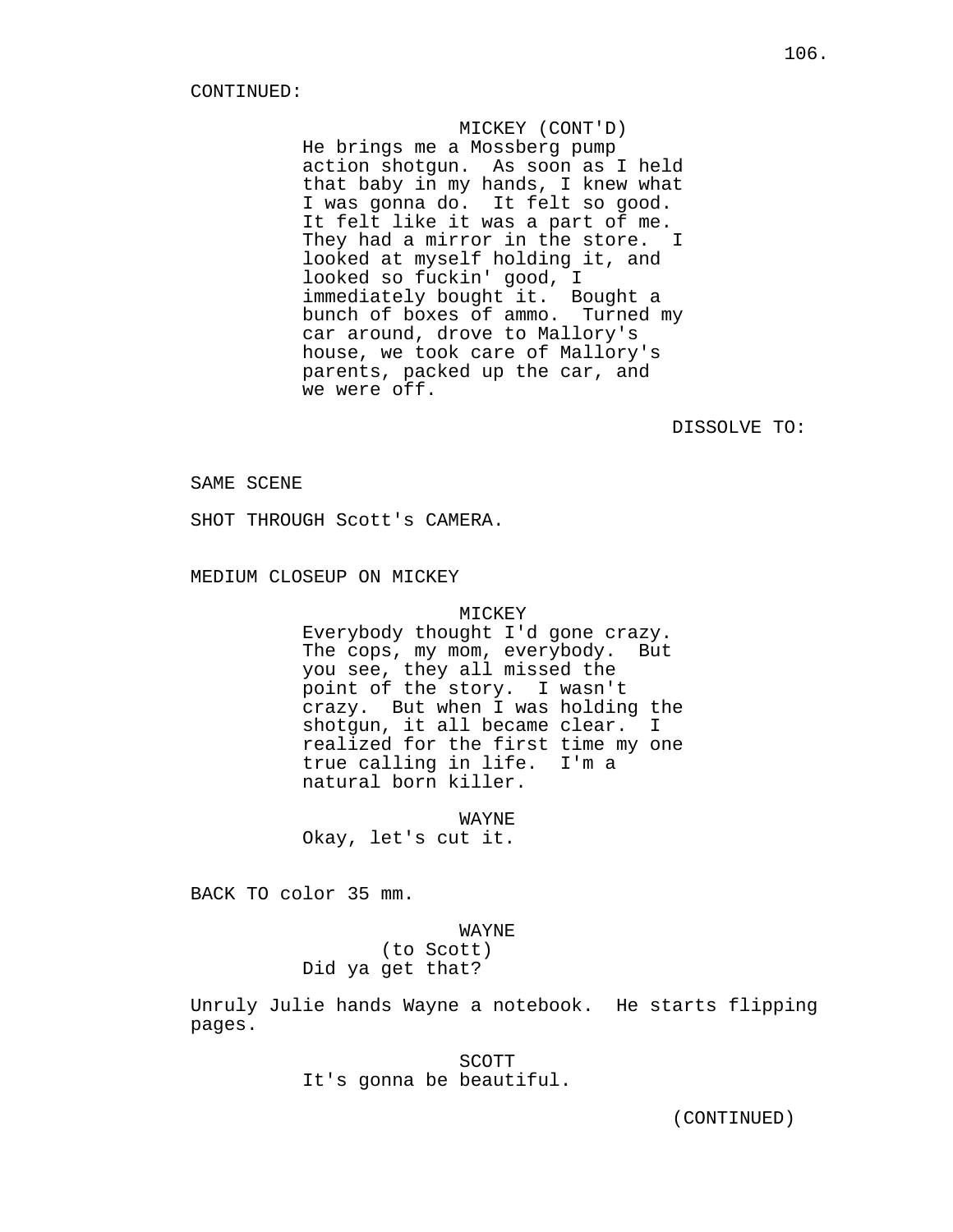CONTINUED:

MICKEY (CONT'D)
He brings me a Mossberg pump action shotgun. As soon as I held that baby in my hands, I knew what I was gonna do. It felt so good. It felt like it was a part of me. They had a mirror in the store. I looked at myself holding it, and looked so fuckin' good, I immediately bought it. Bought a bunch of boxes of ammo. Turned my car around, drove to Mallory's house, we took care of Mallory's parents, packed up the car, and we were off.

DISSOLVE TO:

SAME SCENE

SHOT THROUGH Scott's CAMERA.

MEDIUM CLOSEUP ON MICKEY

MICKEY
Everybody thought I'd gone crazy. The cops, my mom, everybody. But you see, they all missed the point of the story. I wasn't crazy. But when I was holding the shotgun, it all became clear. I realized for the first time my one true calling in life. I'm a natural born killer.

WAYNE
Okay, let's cut it.

BACK TO color 35 mm.

WAYNE
(to Scott)
Did ya get that?

Unruly Julie hands Wayne a notebook. He starts flipping pages.

SCOTT
It's gonna be beautiful.

(CONTINUED)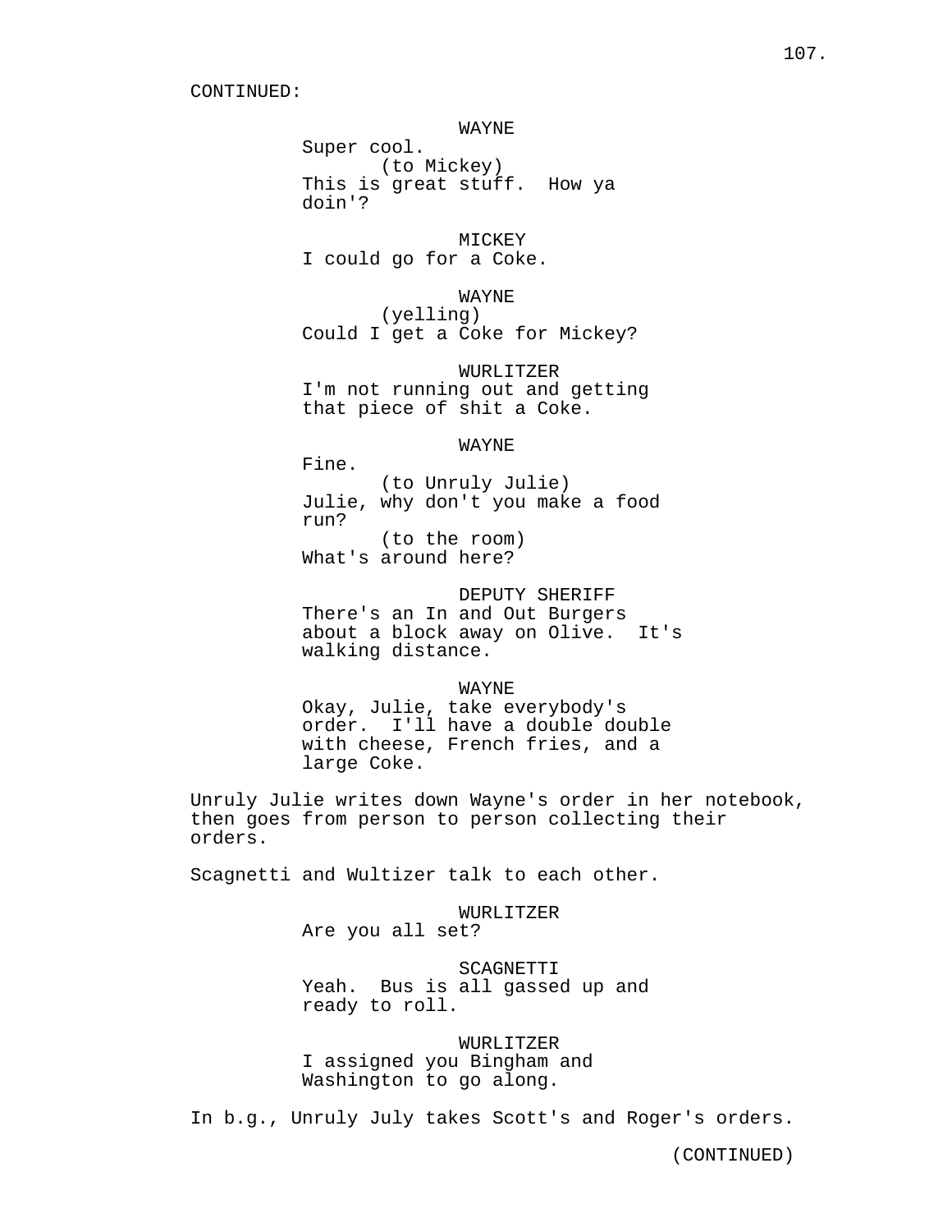CONTINUED:

WAYNE
Super cool.
(to Mickey)
This is great stuff. How ya doin'?

MICKEY
I could go for a Coke.

WAYNE
(yelling)
Could I get a Coke for Mickey?

WURLITZER
I'm not running out and getting that piece of shit a Coke.

WAYNE
Fine.
(to Unruly Julie)
Julie, why don't you make a food run?
(to the room)
What's around here?

DEPUTY SHERIFF
There's an In and Out Burgers about a block away on Olive. It's walking distance.

WAYNE
Okay, Julie, take everybody's order. I'll have a double double with cheese, French fries, and a large Coke.

Unruly Julie writes down Wayne's order in her notebook, then goes from person to person collecting their orders.

Scagnetti and Wultizer talk to each other.

WURLITZER
Are you all set?

SCAGNETTI
Yeah. Bus is all gassed up and ready to roll.

WURLITZER
I assigned you Bingham and Washington to go along.

In b.g., Unruly July takes Scott's and Roger's orders.

(CONTINUED)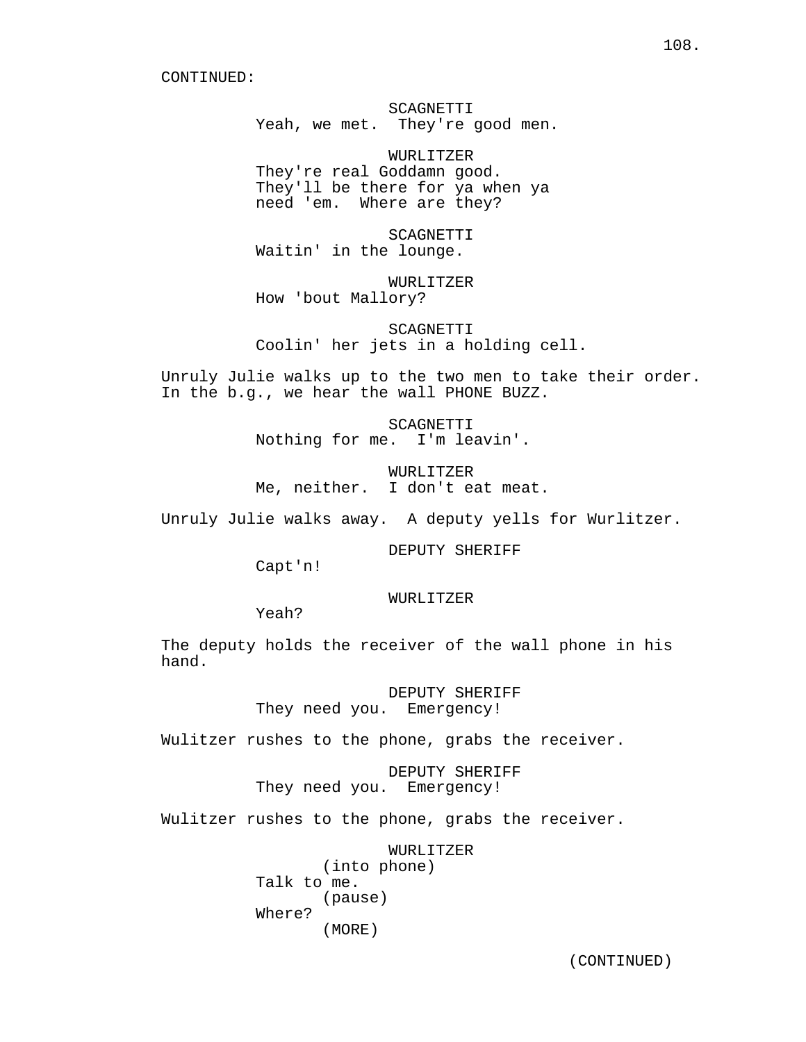CONTINUED:

SCAGNETTI
Yeah, we met. They're good men.

WURLITZER
They're real Goddamn good. They'll be there for ya when ya need 'em. Where are they?

SCAGNETTI
Waitin' in the lounge.

WURLITZER
How 'bout Mallory?

SCAGNETTI
Coolin' her jets in a holding cell.

Unruly Julie walks up to the two men to take their order. In the b.g., we hear the wall PHONE BUZZ.

SCAGNETTI
Nothing for me. I'm leavin'.

WURLITZER
Me, neither. I don't eat meat.

Unruly Julie walks away. A deputy yells for Wurlitzer.

DEPUTY SHERIFF
Capt'n!

WURLITZER
Yeah?

The deputy holds the receiver of the wall phone in his hand.

DEPUTY SHERIFF
They need you. Emergency!

Wulitzer rushes to the phone, grabs the receiver.

DEPUTY SHERIFF
They need you. Emergency!

Wulitzer rushes to the phone, grabs the receiver.

WURLITZER
(into phone)
Talk to me.
(pause)
Where?
(MORE)

(CONTINUED)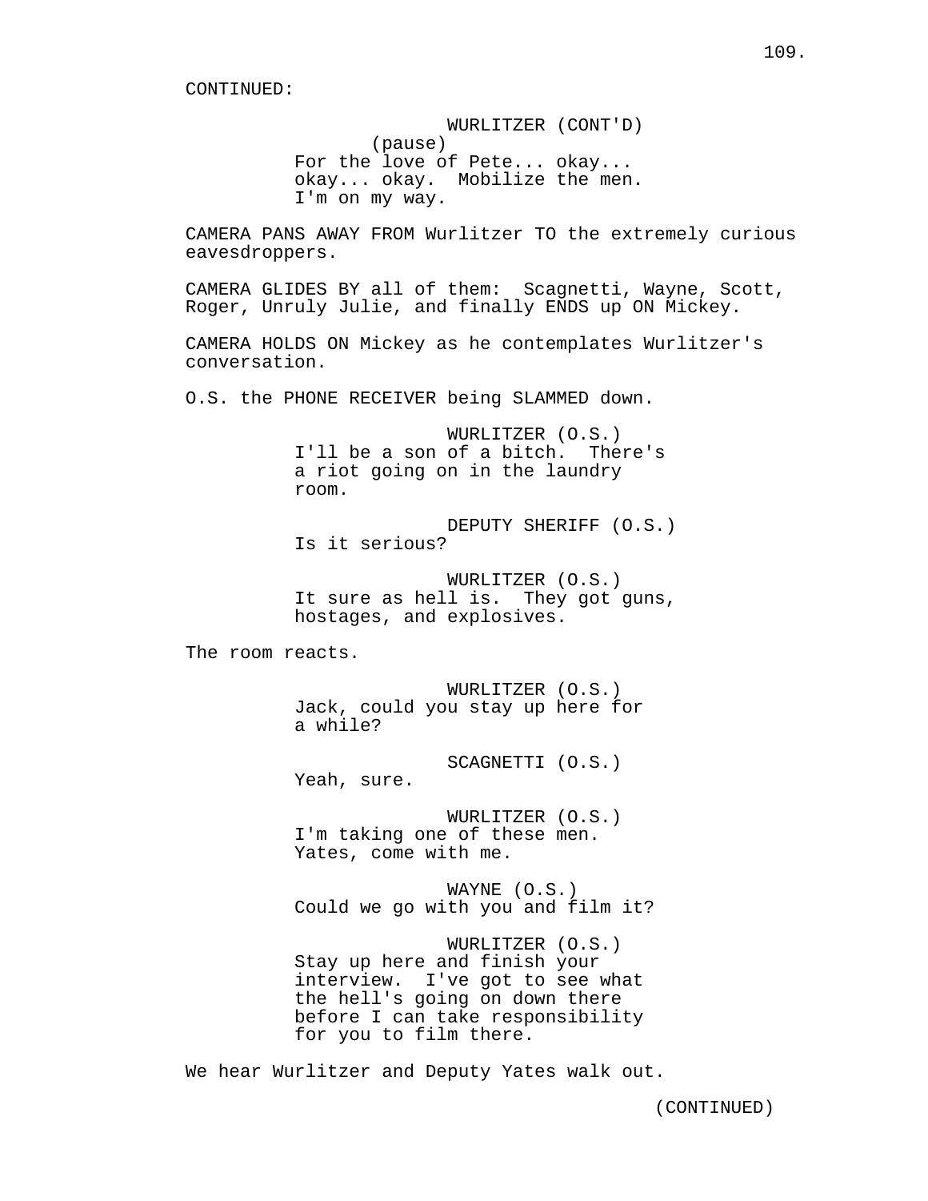CONTINUED:

WURLITZER (CONT'D)
(pause)
For the love of Pete... okay... okay... okay. Mobilize the men. I'm on my way.

CAMERA PANS AWAY FROM Wurlitzer TO the extremely curious eavesdroppers.

CAMERA GLIDES BY all of them: Scagnetti, Wayne, Scott, Roger, Unruly Julie, and finally ENDS up ON Mickey.

CAMERA HOLDS ON Mickey as he contemplates Wurlitzer's conversation.

O.S. the PHONE RECEIVER being SLAMMED down.

WURLITZER (O.S.)
I'll be a son of a bitch. There's a riot going on in the laundry room.

DEPUTY SHERIFF (O.S.)
Is it serious?

WURLITZER (O.S.)
It sure as hell is. They got guns, hostages, and explosives.

The room reacts.

WURLITZER (O.S.)
Jack, could you stay up here for a while?

SCAGNETTI (O.S.)
Yeah, sure.

WURLITZER (O.S.)
I'm taking one of these men. Yates, come with me.

WAYNE (O.S.)
Could we go with you and film it?

WURLITZER (O.S.)
Stay up here and finish your interview. I've got to see what the hell's going on down there before I can take responsibility for you to film there.

We hear Wurlitzer and Deputy Yates walk out.

(CONTINUED)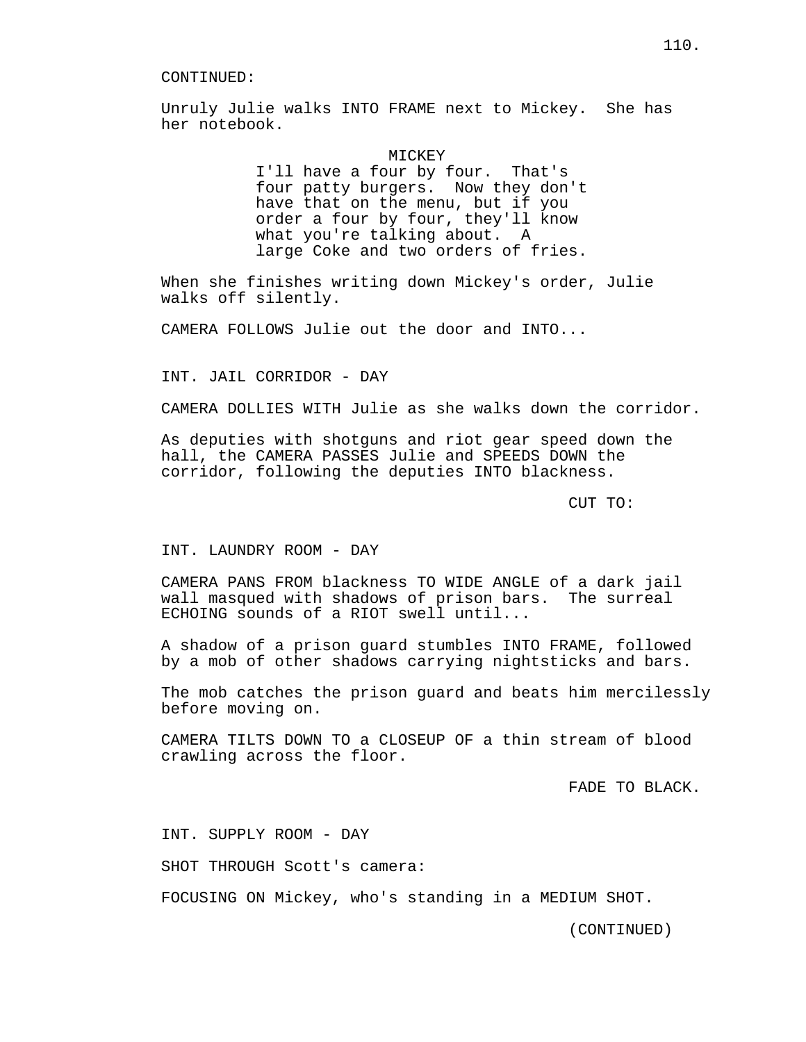CONTINUED:

Unruly Julie walks INTO FRAME next to Mickey. She has her notebook.

MICKEY
I'll have a four by four. That's four patty burgers. Now they don't have that on the menu, but if you order a four by four, they'll know what you're talking about. A large Coke and two orders of fries.

When she finishes writing down Mickey's order, Julie walks off silently.

CAMERA FOLLOWS Julie out the door and INTO...

INT. JAIL CORRIDOR - DAY

CAMERA DOLLIES WITH Julie as she walks down the corridor.

As deputies with shotguns and riot gear speed down the hall, the CAMERA PASSES Julie and SPEEDS DOWN the corridor, following the deputies INTO blackness.

CUT TO:

INT. LAUNDRY ROOM - DAY

CAMERA PANS FROM blackness TO WIDE ANGLE of a dark jail wall masqued with shadows of prison bars. The surreal ECHOING sounds of a RIOT swell until...

A shadow of a prison guard stumbles INTO FRAME, followed by a mob of other shadows carrying nightsticks and bars.

The mob catches the prison guard and beats him mercilessly before moving on.

CAMERA TILTS DOWN TO a CLOSEUP OF a thin stream of blood crawling across the floor.

FADE TO BLACK.

INT. SUPPLY ROOM - DAY

SHOT THROUGH Scott's camera:

FOCUSING ON Mickey, who's standing in a MEDIUM SHOT.

(CONTINUED)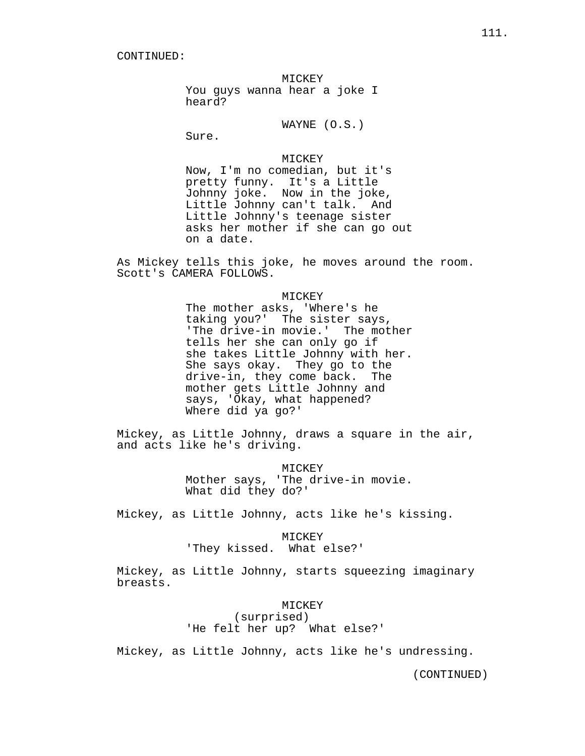CONTINUED:

MICKEY
You guys wanna hear a joke I heard?

WAYNE (O.S.)
Sure.

MICKEY
Now, I'm no comedian, but it's pretty funny. It's a Little Johnny joke. Now in the joke, Little Johnny can't talk. And Little Johnny's teenage sister asks her mother if she can go out on a date.

As Mickey tells this joke, he moves around the room. Scott's CAMERA FOLLOWS.

MICKEY
The mother asks, 'Where's he taking you?' The sister says, 'The drive-in movie.' The mother tells her she can only go if she takes Little Johnny with her. She says okay. They go to the drive-in, they come back. The mother gets Little Johnny and says, 'Okay, what happened? Where did ya go?'

Mickey, as Little Johnny, draws a square in the air, and acts like he's driving.

MICKEY
Mother says, 'The drive-in movie. What did they do?'

Mickey, as Little Johnny, acts like he's kissing.

MICKEY
'They kissed. What else?'

Mickey, as Little Johnny, starts squeezing imaginary breasts.

MICKEY
(surprised)
'He felt her up? What else?'

Mickey, as Little Johnny, acts like he's undressing.

(CONTINUED)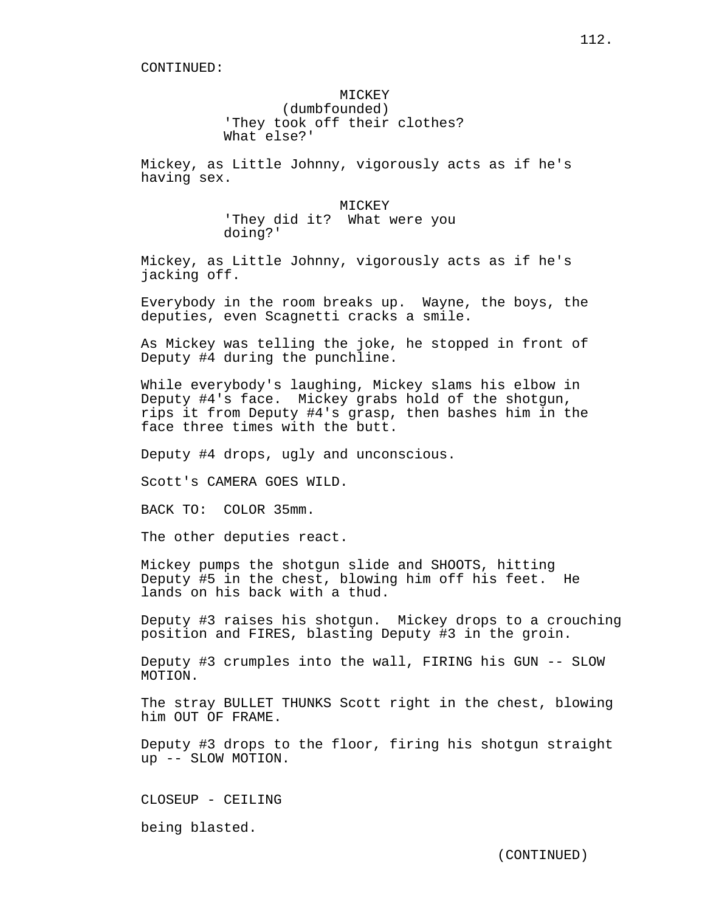CONTINUED:

MICKEY
(dumbfounded)
'They took off their clothes? What else?'

Mickey, as Little Johnny, vigorously acts as if he's having sex.

MICKEY
'They did it?  What were you doing?'

Mickey, as Little Johnny, vigorously acts as if he's jacking off.

Everybody in the room breaks up.  Wayne, the boys, the deputies, even Scagnetti cracks a smile.

As Mickey was telling the joke, he stopped in front of Deputy #4 during the punchline.

While everybody's laughing, Mickey slams his elbow in Deputy #4's face.  Mickey grabs hold of the shotgun, rips it from Deputy #4's grasp, then bashes him in the face three times with the butt.

Deputy #4 drops, ugly and unconscious.

Scott's CAMERA GOES WILD.

BACK TO:  COLOR 35mm.

The other deputies react.

Mickey pumps the shotgun slide and SHOOTS, hitting Deputy #5 in the chest, blowing him off his feet.  He lands on his back with a thud.

Deputy #3 raises his shotgun.  Mickey drops to a crouching position and FIRES, blasting Deputy #3 in the groin.

Deputy #3 crumples into the wall, FIRING his GUN -- SLOW MOTION.

The stray BULLET THUNKS Scott right in the chest, blowing him OUT OF FRAME.

Deputy #3 drops to the floor, firing his shotgun straight up -- SLOW MOTION.

CLOSEUP - CEILING

being blasted.

(CONTINUED)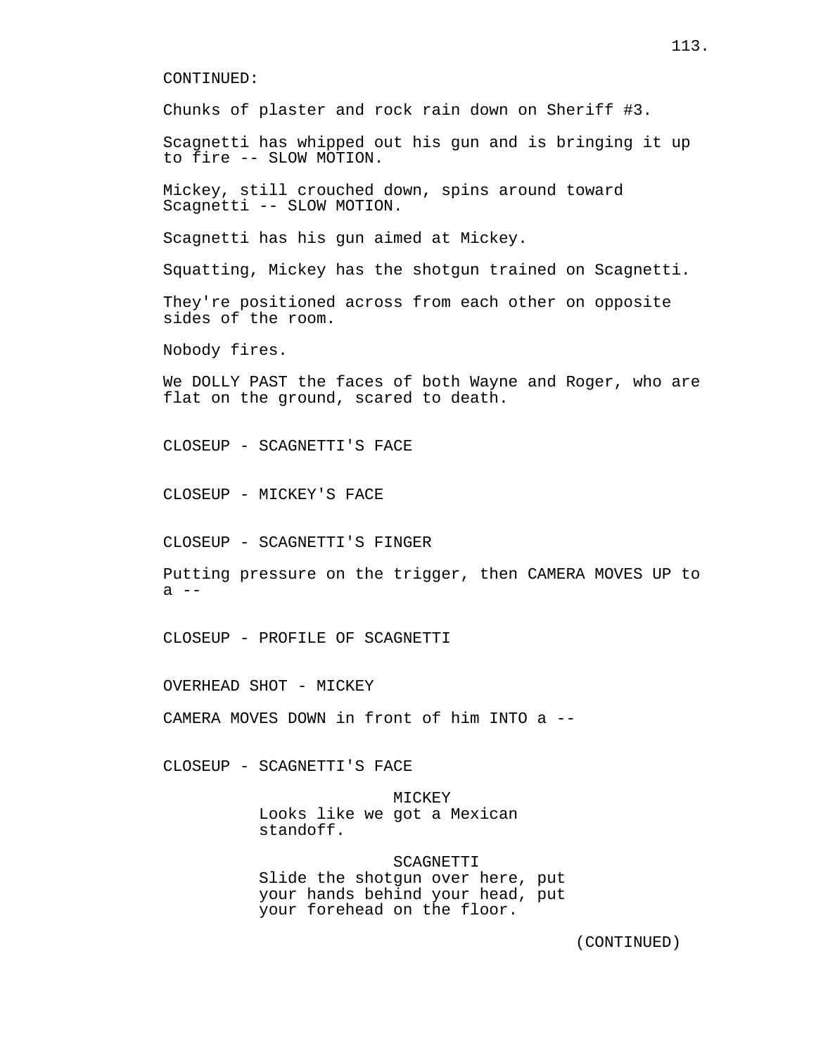CONTINUED:

Chunks of plaster and rock rain down on Sheriff #3.

Scagnetti has whipped out his gun and is bringing it up to fire -- SLOW MOTION.

Mickey, still crouched down, spins around toward Scagnetti -- SLOW MOTION.

Scagnetti has his gun aimed at Mickey.

Squatting, Mickey has the shotgun trained on Scagnetti.

They're positioned across from each other on opposite sides of the room.

Nobody fires.

We DOLLY PAST the faces of both Wayne and Roger, who are flat on the ground, scared to death.

CLOSEUP - SCAGNETTI'S FACE

CLOSEUP - MICKEY'S FACE

CLOSEUP - SCAGNETTI'S FINGER

Putting pressure on the trigger, then CAMERA MOVES UP to a --

CLOSEUP - PROFILE OF SCAGNETTI

OVERHEAD SHOT - MICKEY

CAMERA MOVES DOWN in front of him INTO a --

CLOSEUP - SCAGNETTI'S FACE

MICKEY
Looks like we got a Mexican standoff.

SCAGNETTI
Slide the shotgun over here, put your hands behind your head, put your forehead on the floor.

(CONTINUED)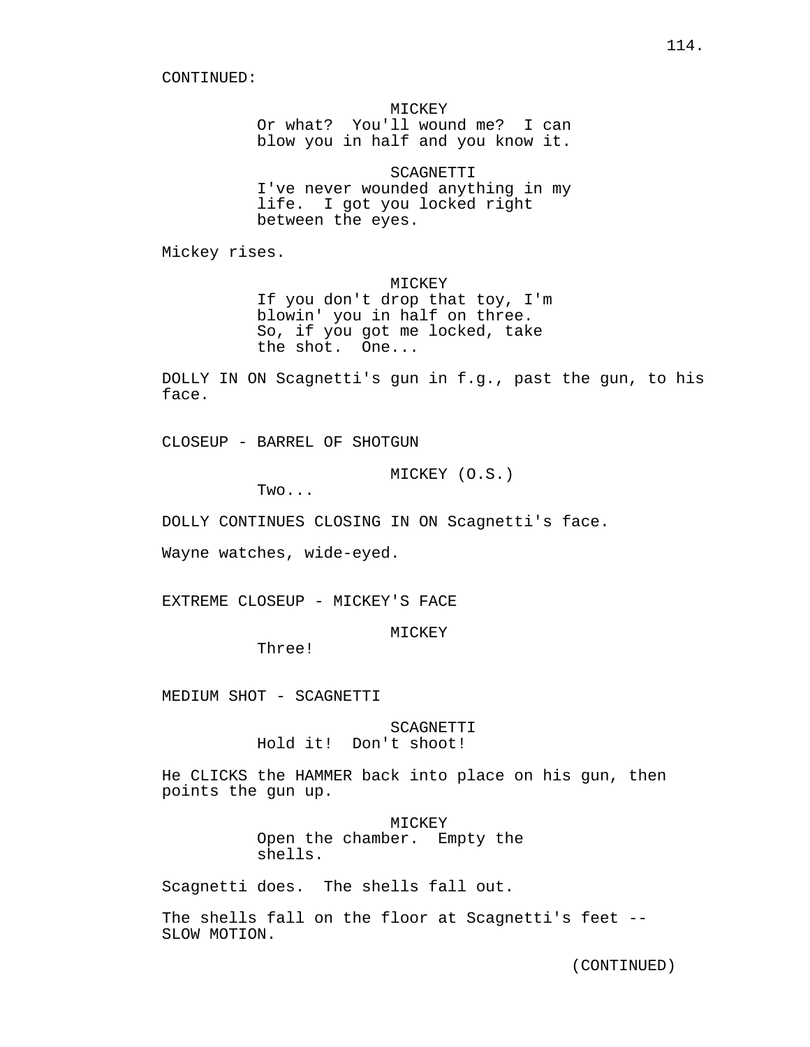CONTINUED:

MICKEY
Or what? You'll wound me? I can blow you in half and you know it.

SCAGNETTI
I've never wounded anything in my life. I got you locked right between the eyes.

Mickey rises.

MICKEY
If you don't drop that toy, I'm blowin' you in half on three. So, if you got me locked, take the shot. One...

DOLLY IN ON Scagnetti's gun in f.g., past the gun, to his face.

CLOSEUP - BARREL OF SHOTGUN

MICKEY (O.S.)
Two...

DOLLY CONTINUES CLOSING IN ON Scagnetti's face.

Wayne watches, wide-eyed.

EXTREME CLOSEUP - MICKEY'S FACE

MICKEY
Three!

MEDIUM SHOT - SCAGNETTI

SCAGNETTI
Hold it! Don't shoot!

He CLICKS the HAMMER back into place on his gun, then points the gun up.

MICKEY
Open the chamber. Empty the shells.

Scagnetti does. The shells fall out.

The shells fall on the floor at Scagnetti's feet -- SLOW MOTION.

(CONTINUED)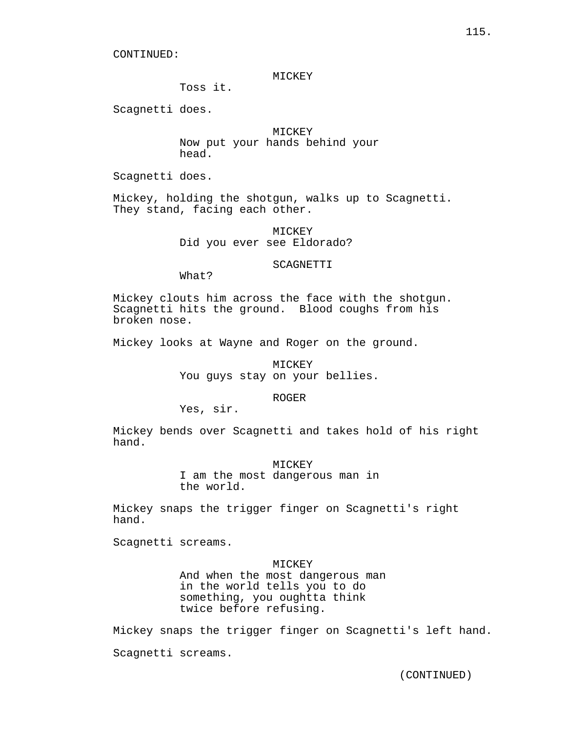CONTINUED:

MICKEY
Toss it.

Scagnetti does.

MICKEY
Now put your hands behind your head.

Scagnetti does.

Mickey, holding the shotgun, walks up to Scagnetti. They stand, facing each other.

MICKEY
Did you ever see Eldorado?

SCAGNETTI
What?

Mickey clouts him across the face with the shotgun. Scagnetti hits the ground. Blood coughs from his broken nose.

Mickey looks at Wayne and Roger on the ground.

MICKEY
You guys stay on your bellies.

ROGER
Yes, sir.

Mickey bends over Scagnetti and takes hold of his right hand.

MICKEY
I am the most dangerous man in the world.

Mickey snaps the trigger finger on Scagnetti's right hand.

Scagnetti screams.

MICKEY
And when the most dangerous man in the world tells you to do something, you oughtta think twice before refusing.

Mickey snaps the trigger finger on Scagnetti's left hand.

Scagnetti screams.

(CONTINUED)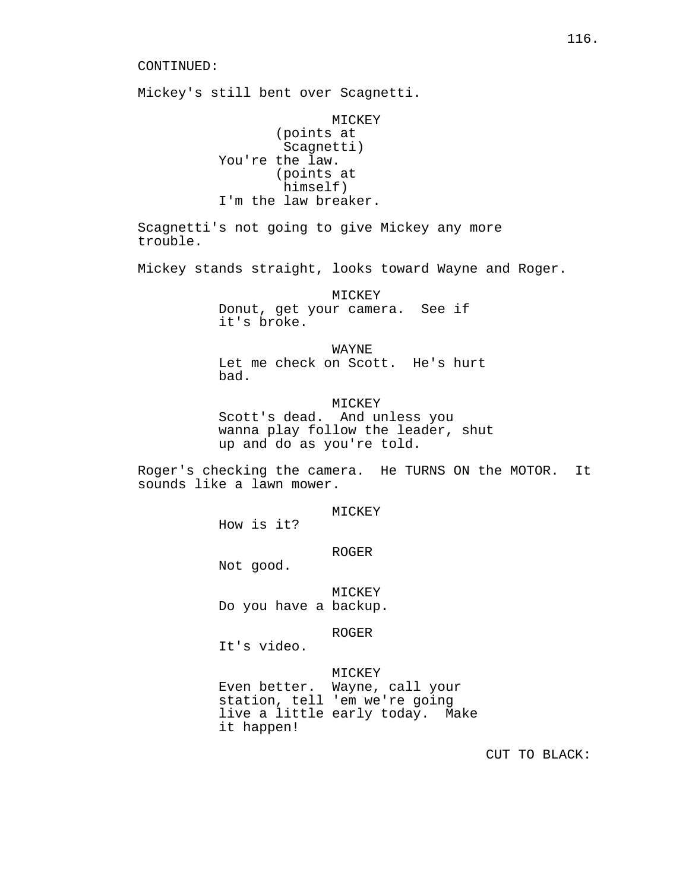CONTINUED:

Mickey's still bent over Scagnetti.

MICKEY
(points at Scagnetti)
You're the law.
(points at himself)
I'm the law breaker.

Scagnetti's not going to give Mickey any more trouble.

Mickey stands straight, looks toward Wayne and Roger.

MICKEY
Donut, get your camera. See if it's broke.

WAYNE
Let me check on Scott. He's hurt bad.

MICKEY
Scott's dead. And unless you wanna play follow the leader, shut up and do as you're told.

Roger's checking the camera. He TURNS ON the MOTOR. It sounds like a lawn mower.

MICKEY
How is it?

ROGER
Not good.

MICKEY
Do you have a backup.

ROGER
It's video.

MICKEY
Even better. Wayne, call your station, tell 'em we're going live a little early today. Make it happen!

CUT TO BLACK: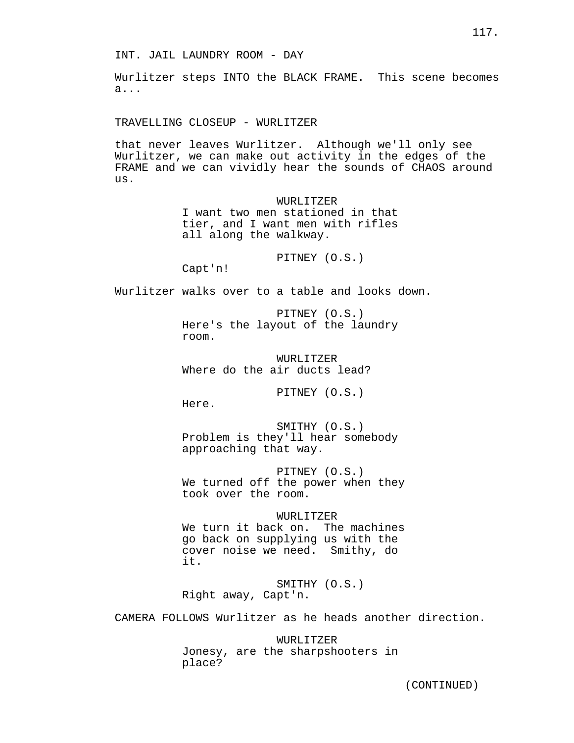INT. JAIL LAUNDRY ROOM - DAY

Wurlitzer steps INTO the BLACK FRAME. This scene becomes a...

TRAVELLING CLOSEUP - WURLITZER

that never leaves Wurlitzer. Although we'll only see Wurlitzer, we can make out activity in the edges of the FRAME and we can vividly hear the sounds of CHAOS around us.

WURLITZER
I want two men stationed in that tier, and I want men with rifles all along the walkway.

PITNEY (O.S.)
Capt'n!

Wurlitzer walks over to a table and looks down.

PITNEY (O.S.)
Here's the layout of the laundry room.

WURLITZER
Where do the air ducts lead?

PITNEY (O.S.)
Here.

SMITHY (O.S.)
Problem is they'll hear somebody approaching that way.

PITNEY (O.S.)
We turned off the power when they took over the room.

WURLITZER
We turn it back on. The machines go back on supplying us with the cover noise we need. Smithy, do it.

SMITHY (O.S.)
Right away, Capt'n.

CAMERA FOLLOWS Wurlitzer as he heads another direction.

WURLITZER
Jonesy, are the sharpshooters in place?

(CONTINUED)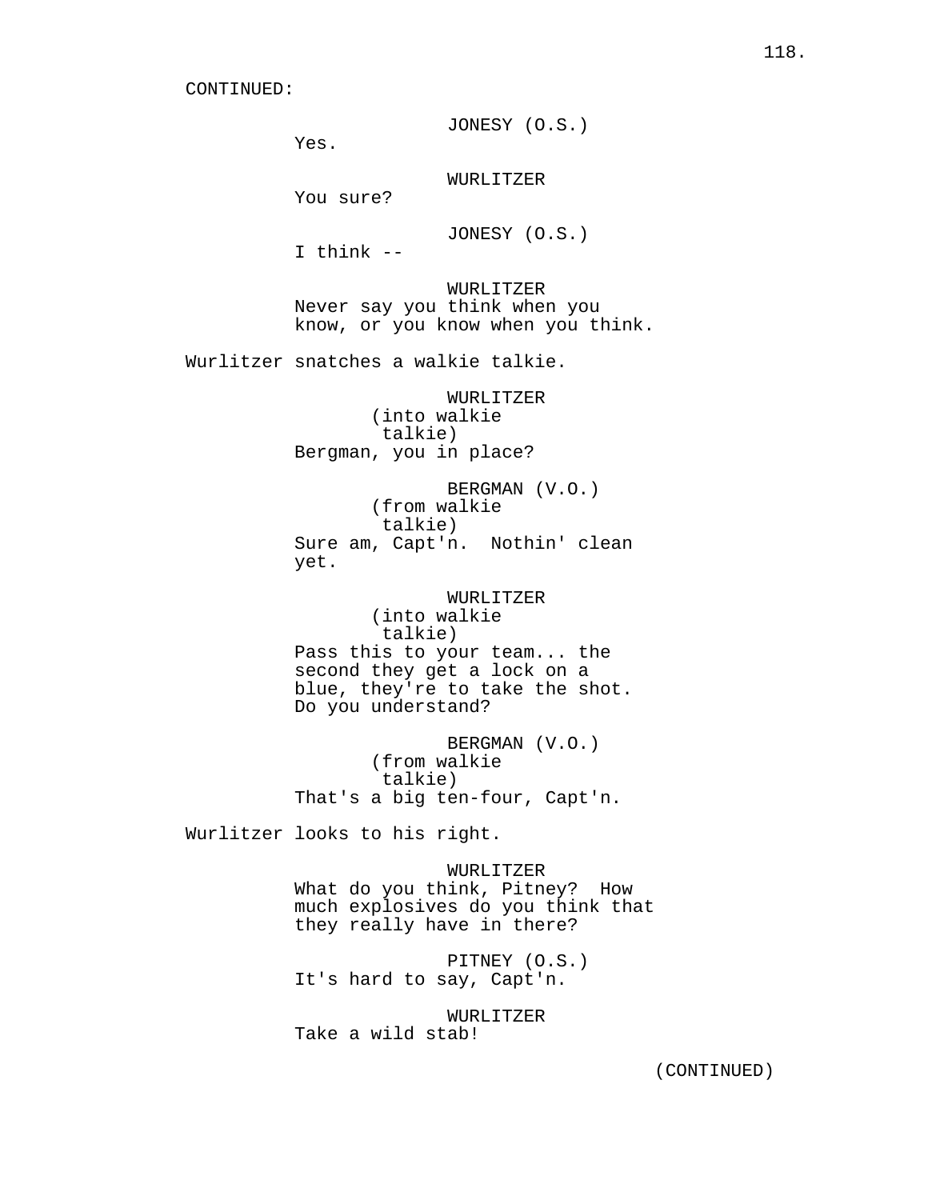CONTINUED:

JONESY (O.S.)
Yes.

WURLITZER
You sure?

JONESY (O.S.)
I think --

WURLITZER
Never say you think when you know, or you know when you think.

Wurlitzer snatches a walkie talkie.

WURLITZER
(into walkie talkie)
Bergman, you in place?

BERGMAN (V.O.)
(from walkie talkie)
Sure am, Capt'n. Nothin' clean yet.

WURLITZER
(into walkie talkie)
Pass this to your team... the second they get a lock on a blue, they're to take the shot. Do you understand?

BERGMAN (V.O.)
(from walkie talkie)
That's a big ten-four, Capt'n.

Wurlitzer looks to his right.

WURLITZER
What do you think, Pitney? How much explosives do you think that they really have in there?

PITNEY (O.S.)
It's hard to say, Capt'n.

WURLITZER
Take a wild stab!

(CONTINUED)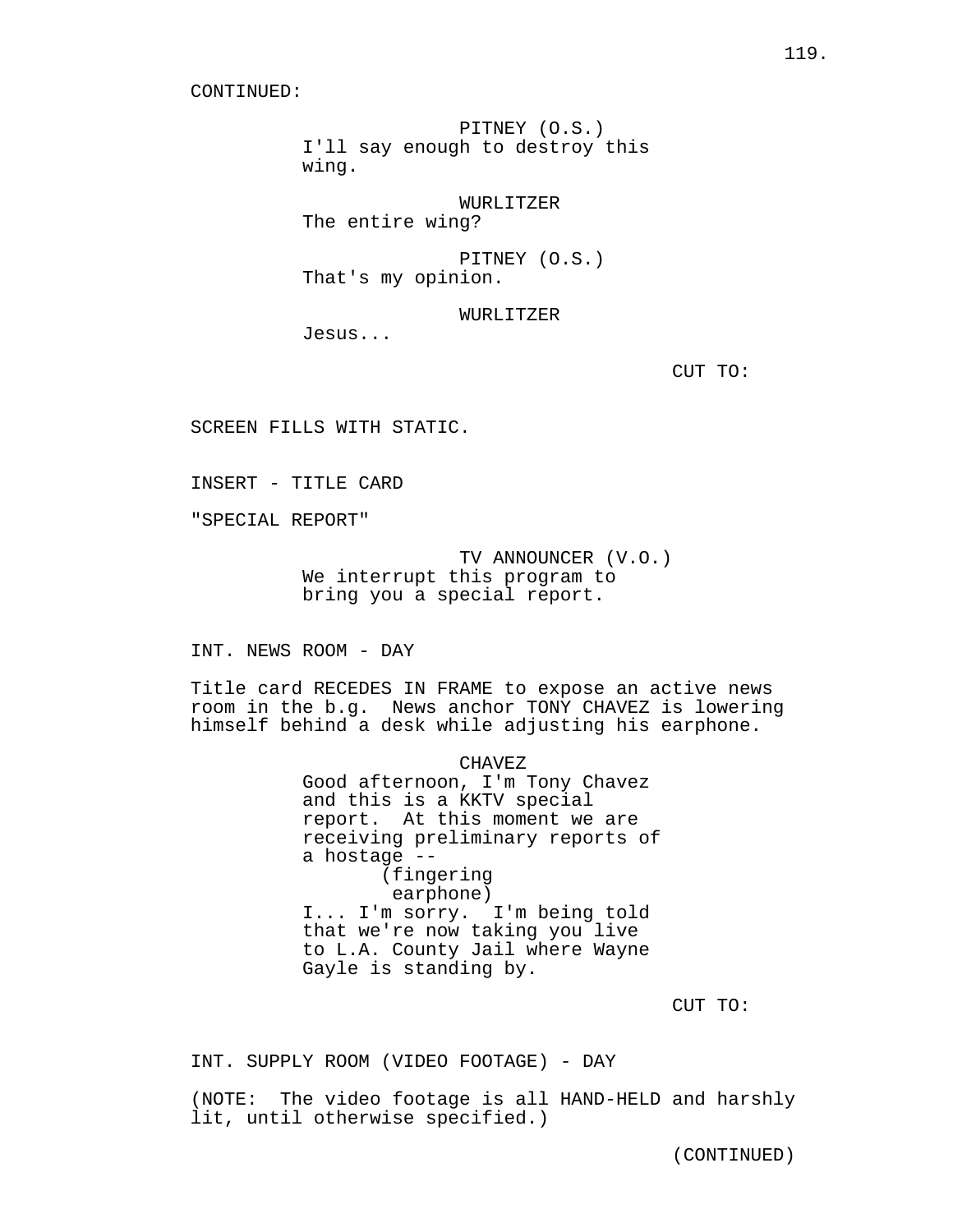CONTINUED:

PITNEY (O.S.)
I'll say enough to destroy this wing.

WURLITZER
The entire wing?

PITNEY (O.S.)
That's my opinion.

WURLITZER
Jesus...

CUT TO:

SCREEN FILLS WITH STATIC.

INSERT - TITLE CARD

"SPECIAL REPORT"

TV ANNOUNCER (V.O.)
We interrupt this program to bring you a special report.

INT. NEWS ROOM - DAY

Title card RECEDES IN FRAME to expose an active news room in the b.g. News anchor TONY CHAVEZ is lowering himself behind a desk while adjusting his earphone.

CHAVEZ
Good afternoon, I'm Tony Chavez and this is a KKTV special report. At this moment we are receiving preliminary reports of a hostage --
(fingering earphone)
I... I'm sorry. I'm being told that we're now taking you live to L.A. County Jail where Wayne Gayle is standing by.

CUT TO:

INT. SUPPLY ROOM (VIDEO FOOTAGE) - DAY

(NOTE: The video footage is all HAND-HELD and harshly lit, until otherwise specified.)

(CONTINUED)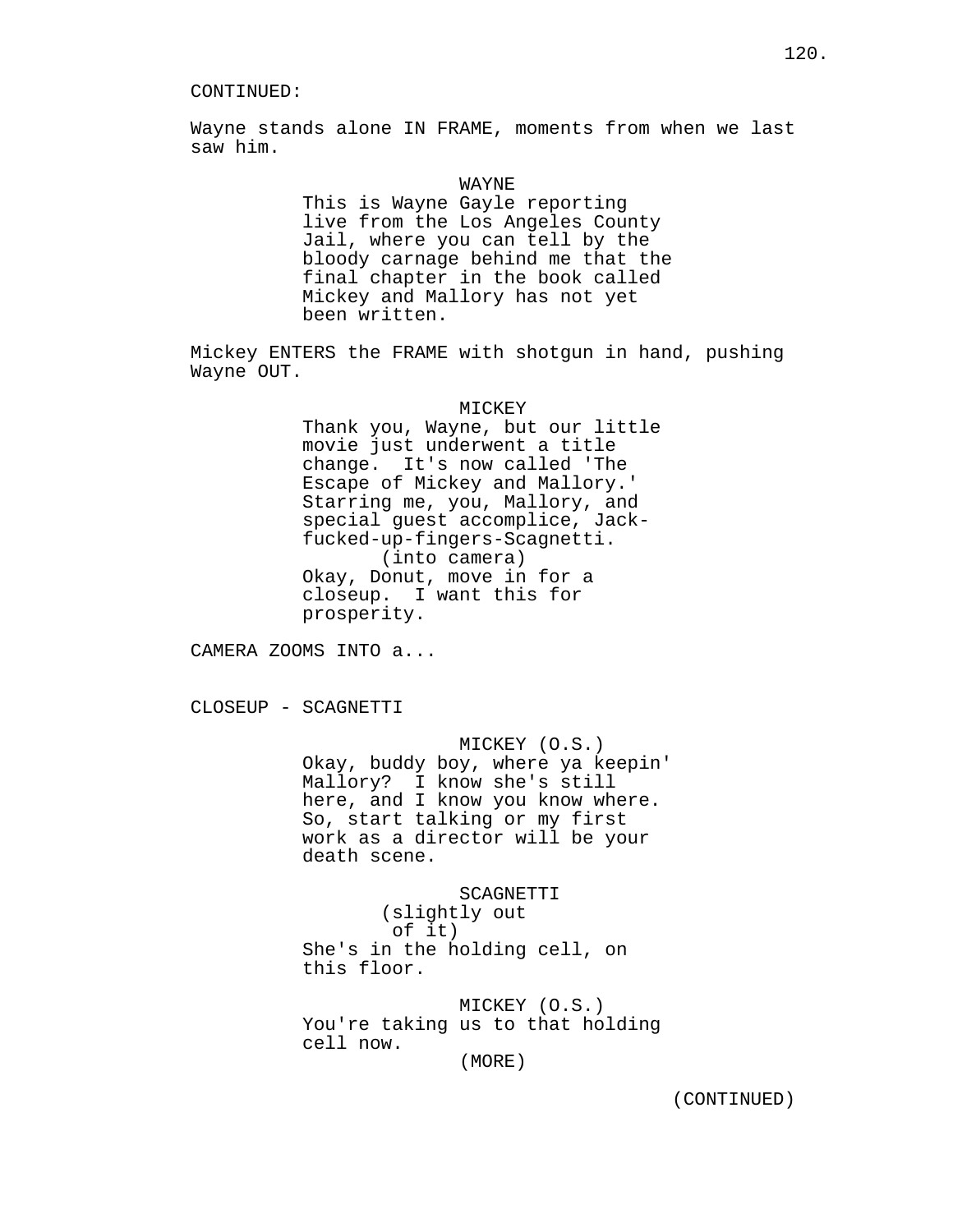CONTINUED:

Wayne stands alone IN FRAME, moments from when we last saw him.

WAYNE

This is Wayne Gayle reporting live from the Los Angeles County Jail, where you can tell by the bloody carnage behind me that the final chapter in the book called Mickey and Mallory has not yet been written.

Mickey ENTERS the FRAME with shotgun in hand, pushing Wayne OUT.

MICKEY

Thank you, Wayne, but our little movie just underwent a title change. It's now called 'The Escape of Mickey and Mallory.' Starring me, you, Mallory, and special guest accomplice, Jack-fucked-up-fingers-Scagnetti.

(into camera)

Okay, Donut, move in for a closeup. I want this for prosperity.

CAMERA ZOOMS INTO a...

CLOSEUP - SCAGNETTI

MICKEY (O.S.)

Okay, buddy boy, where ya keepin' Mallory? I know she's still here, and I know you know where. So, start talking or my first work as a director will be your death scene.

SCAGNETTI

(slightly out of it)

She's in the holding cell, on this floor.

MICKEY (O.S.)

You're taking us to that holding cell now.

(MORE)

(CONTINUED)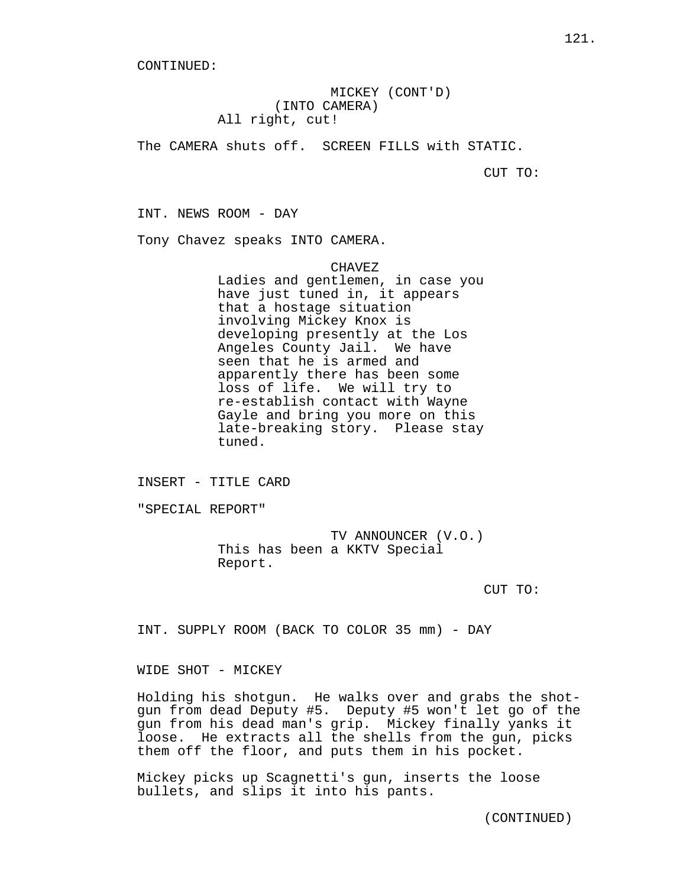CONTINUED:

MICKEY (CONT'D)
(INTO CAMERA)
All right, cut!

The CAMERA shuts off. SCREEN FILLS with STATIC.

CUT TO:

INT. NEWS ROOM - DAY

Tony Chavez speaks INTO CAMERA.

CHAVEZ
Ladies and gentlemen, in case you have just tuned in, it appears that a hostage situation involving Mickey Knox is developing presently at the Los Angeles County Jail. We have seen that he is armed and apparently there has been some loss of life. We will try to re-establish contact with Wayne Gayle and bring you more on this late-breaking story. Please stay tuned.

INSERT - TITLE CARD

"SPECIAL REPORT"

TV ANNOUNCER (V.O.)
This has been a KKTV Special Report.

CUT TO:

INT. SUPPLY ROOM (BACK TO COLOR 35 mm) - DAY

WIDE SHOT - MICKEY

Holding his shotgun. He walks over and grabs the shotgun from dead Deputy #5. Deputy #5 won't let go of the gun from his dead man's grip. Mickey finally yanks it loose. He extracts all the shells from the gun, picks them off the floor, and puts them in his pocket.

Mickey picks up Scagnetti's gun, inserts the loose bullets, and slips it into his pants.

(CONTINUED)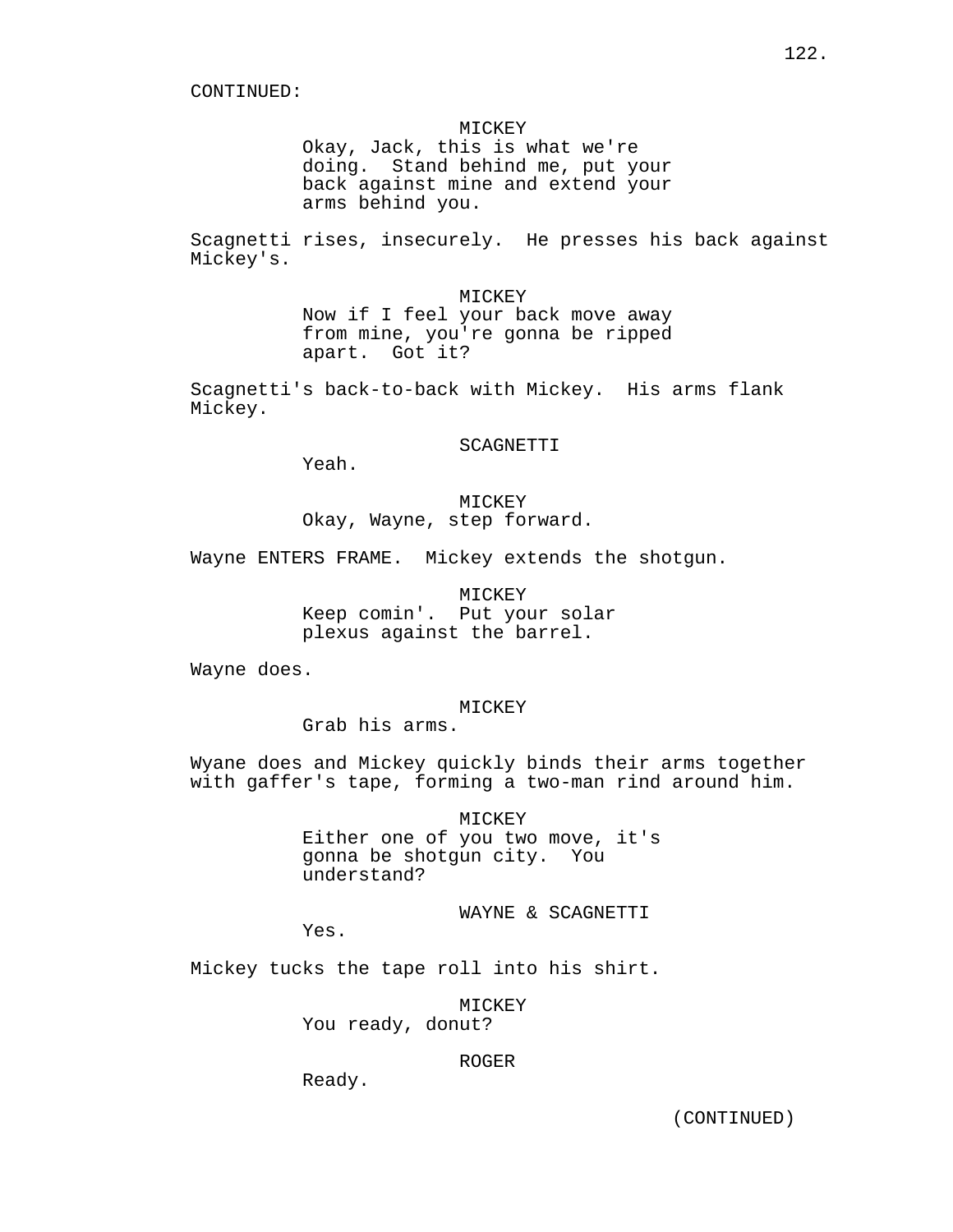CONTINUED:

MICKEY
Okay, Jack, this is what we're doing. Stand behind me, put your back against mine and extend your arms behind you.

Scagnetti rises, insecurely. He presses his back against Mickey's.

MICKEY
Now if I feel your back move away from mine, you're gonna be ripped apart. Got it?

Scagnetti's back-to-back with Mickey. His arms flank Mickey.

SCAGNETTI
Yeah.

MICKEY
Okay, Wayne, step forward.

Wayne ENTERS FRAME. Mickey extends the shotgun.

MICKEY
Keep comin'. Put your solar plexus against the barrel.

Wayne does.

MICKEY
Grab his arms.

Wyane does and Mickey quickly binds their arms together with gaffer's tape, forming a two-man rind around him.

MICKEY
Either one of you two move, it's gonna be shotgun city. You understand?

WAYNE & SCAGNETTI
Yes.

Mickey tucks the tape roll into his shirt.

MICKEY
You ready, donut?

ROGER
Ready.

(CONTINUED)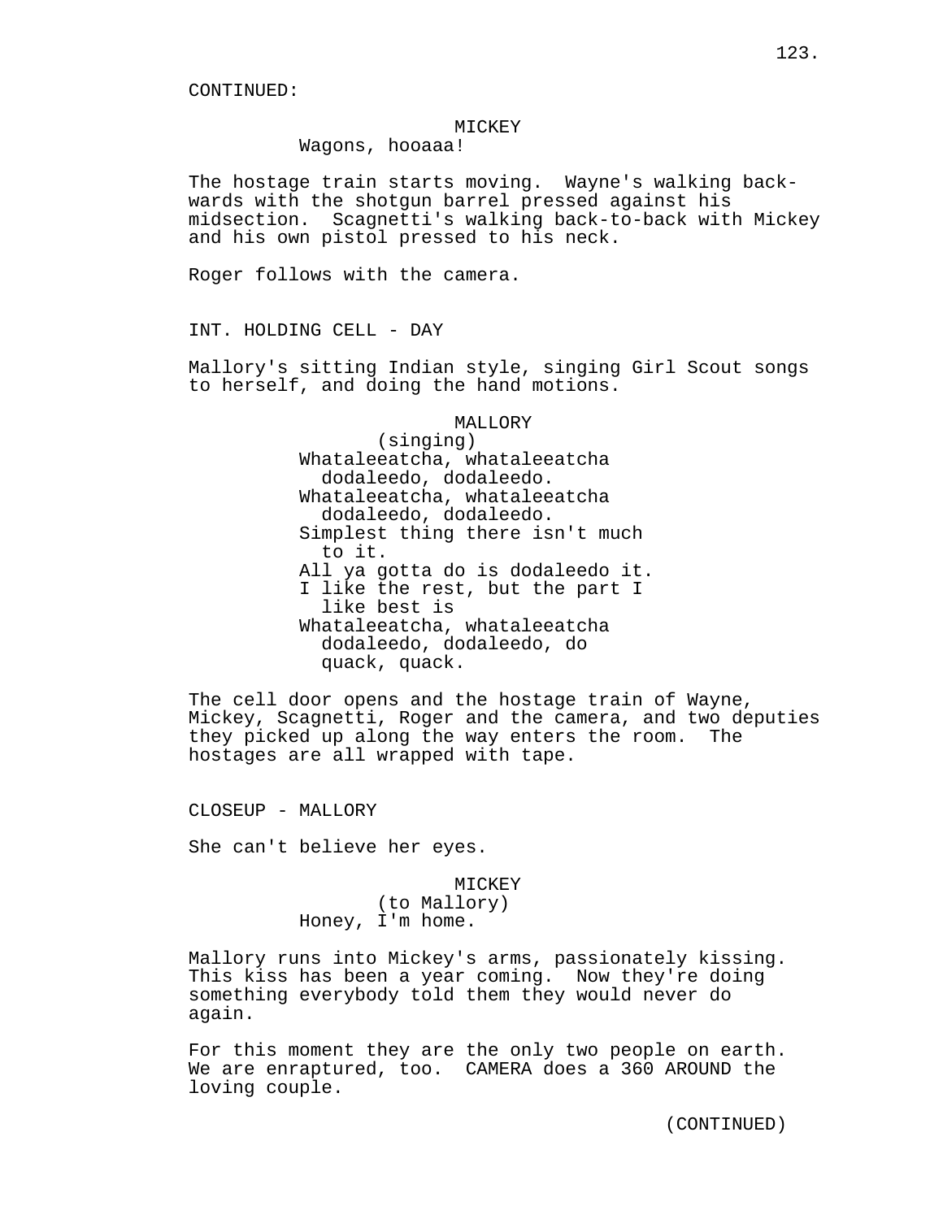CONTINUED:

MICKEY
Wagons, hooaaa!

The hostage train starts moving. Wayne's walking backwards with the shotgun barrel pressed against his midsection. Scagnetti's walking back-to-back with Mickey and his own pistol pressed to his neck.

Roger follows with the camera.

INT. HOLDING CELL - DAY

Mallory's sitting Indian style, singing Girl Scout songs to herself, and doing the hand motions.

MALLORY
(singing)
Whataleeatcha, whataleeatcha
dodaleedo, dodaleedo.
Whataleeatcha, whataleeatcha
dodaleedo, dodaleedo.
Simplest thing there isn't much
to it.
All ya gotta do is dodaleedo it.
I like the rest, but the part I
like best is
Whataleeatcha, whataleeatcha
dodaleedo, dodaleedo, do
quack, quack.

The cell door opens and the hostage train of Wayne, Mickey, Scagnetti, Roger and the camera, and two deputies they picked up along the way enters the room. The hostages are all wrapped with tape.

CLOSEUP - MALLORY

She can't believe her eyes.

MICKEY
(to Mallory)
Honey, I'm home.

Mallory runs into Mickey's arms, passionately kissing. This kiss has been a year coming. Now they're doing something everybody told them they would never do again.

For this moment they are the only two people on earth. We are enraptured, too. CAMERA does a 360 AROUND the loving couple.

(CONTINUED)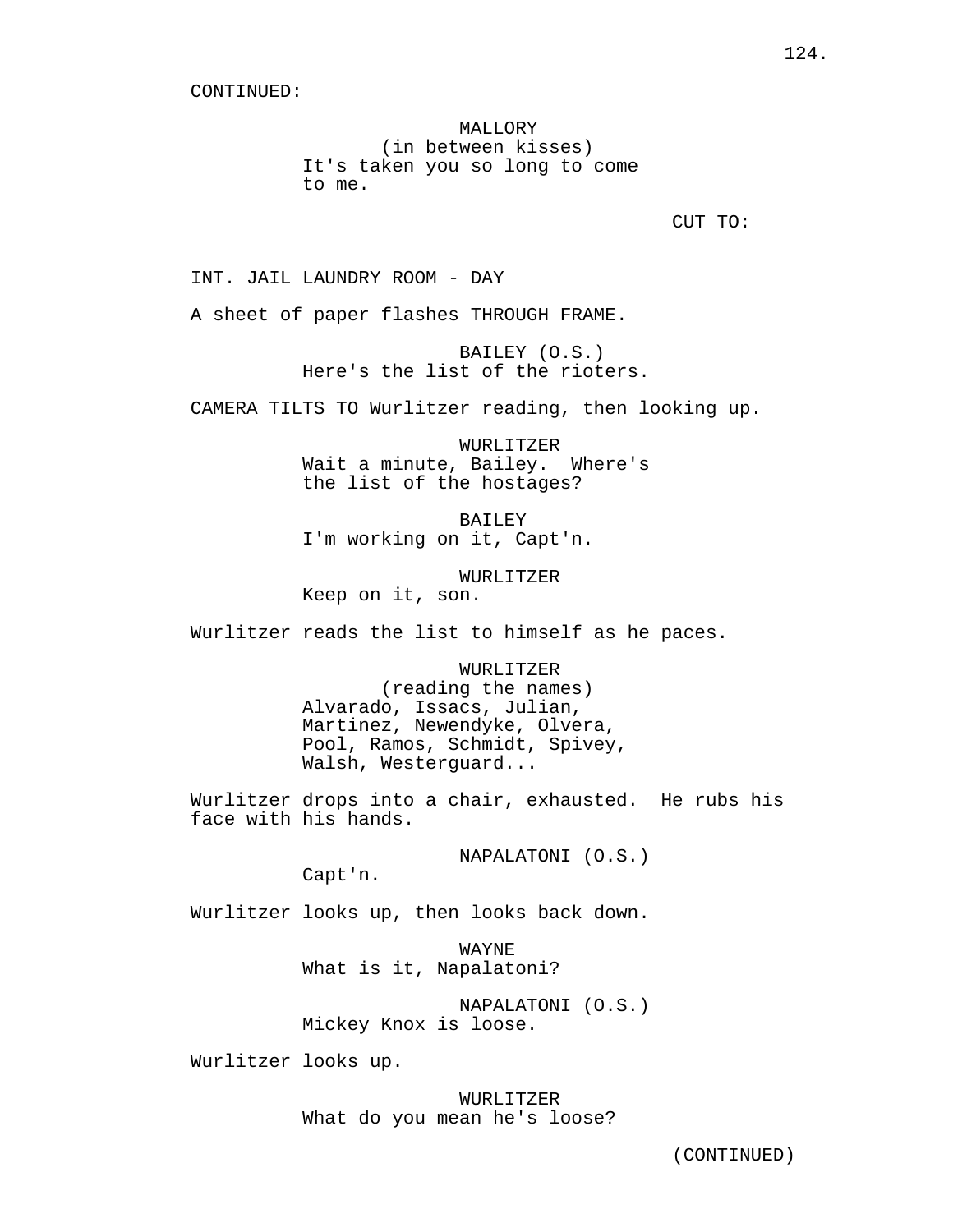CONTINUED:

MALLORY
(in between kisses)
It's taken you so long to come to me.

CUT TO:

INT. JAIL LAUNDRY ROOM - DAY

A sheet of paper flashes THROUGH FRAME.

BAILEY (O.S.)
Here's the list of the rioters.

CAMERA TILTS TO Wurlitzer reading, then looking up.

WURLITZER
Wait a minute, Bailey. Where's the list of the hostages?

BAILEY
I'm working on it, Capt'n.

WURLITZER
Keep on it, son.

Wurlitzer reads the list to himself as he paces.

WURLITZER
(reading the names)
Alvarado, Issacs, Julian, Martinez, Newendyke, Olvera, Pool, Ramos, Schmidt, Spivey, Walsh, Westerguard...

Wurlitzer drops into a chair, exhausted. He rubs his face with his hands.

NAPALATONI (O.S.)
Capt'n.

Wurlitzer looks up, then looks back down.

WAYNE
What is it, Napalatoni?

NAPALATONI (O.S.)
Mickey Knox is loose.

Wurlitzer looks up.

WURLITZER
What do you mean he's loose?

(CONTINUED)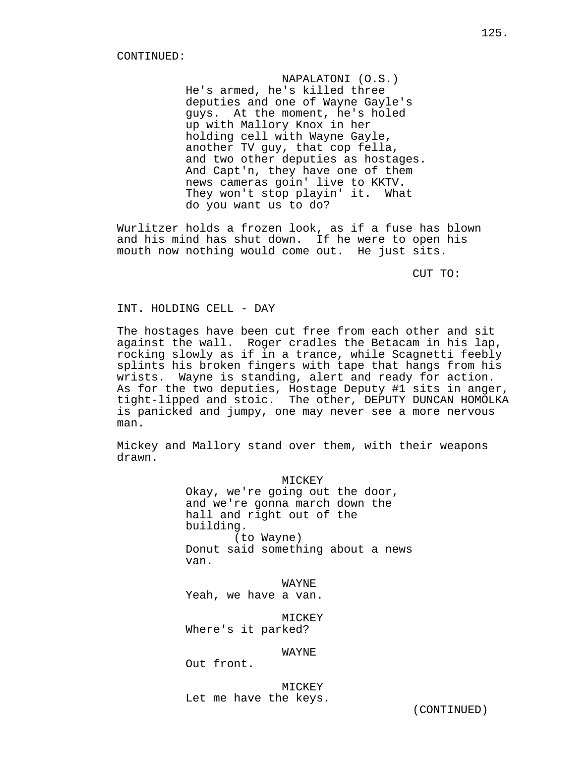CONTINUED:

NAPALATONI (O.S.)
He's armed, he's killed three deputies and one of Wayne Gayle's guys. At the moment, he's holed up with Mallory Knox in her holding cell with Wayne Gayle, another TV guy, that cop fella, and two other deputies as hostages. And Capt'n, they have one of them news cameras goin' live to KKTV. They won't stop playin' it. What do you want us to do?

Wurlitzer holds a frozen look, as if a fuse has blown and his mind has shut down. If he were to open his mouth now nothing would come out. He just sits.

CUT TO:

INT. HOLDING CELL - DAY

The hostages have been cut free from each other and sit against the wall. Roger cradles the Betacam in his lap, rocking slowly as if in a trance, while Scagnetti feebly splints his broken fingers with tape that hangs from his wrists. Wayne is standing, alert and ready for action. As for the two deputies, Hostage Deputy #1 sits in anger, tight-lipped and stoic. The other, DEPUTY DUNCAN HOMOLKA is panicked and jumpy, one may never see a more nervous man.

Mickey and Mallory stand over them, with their weapons drawn.

MICKEY
Okay, we're going out the door, and we're gonna march down the hall and right out of the building.
(to Wayne)
Donut said something about a news van.

WAYNE
Yeah, we have a van.

MICKEY
Where's it parked?

WAYNE
Out front.

MICKEY
Let me have the keys.

(CONTINUED)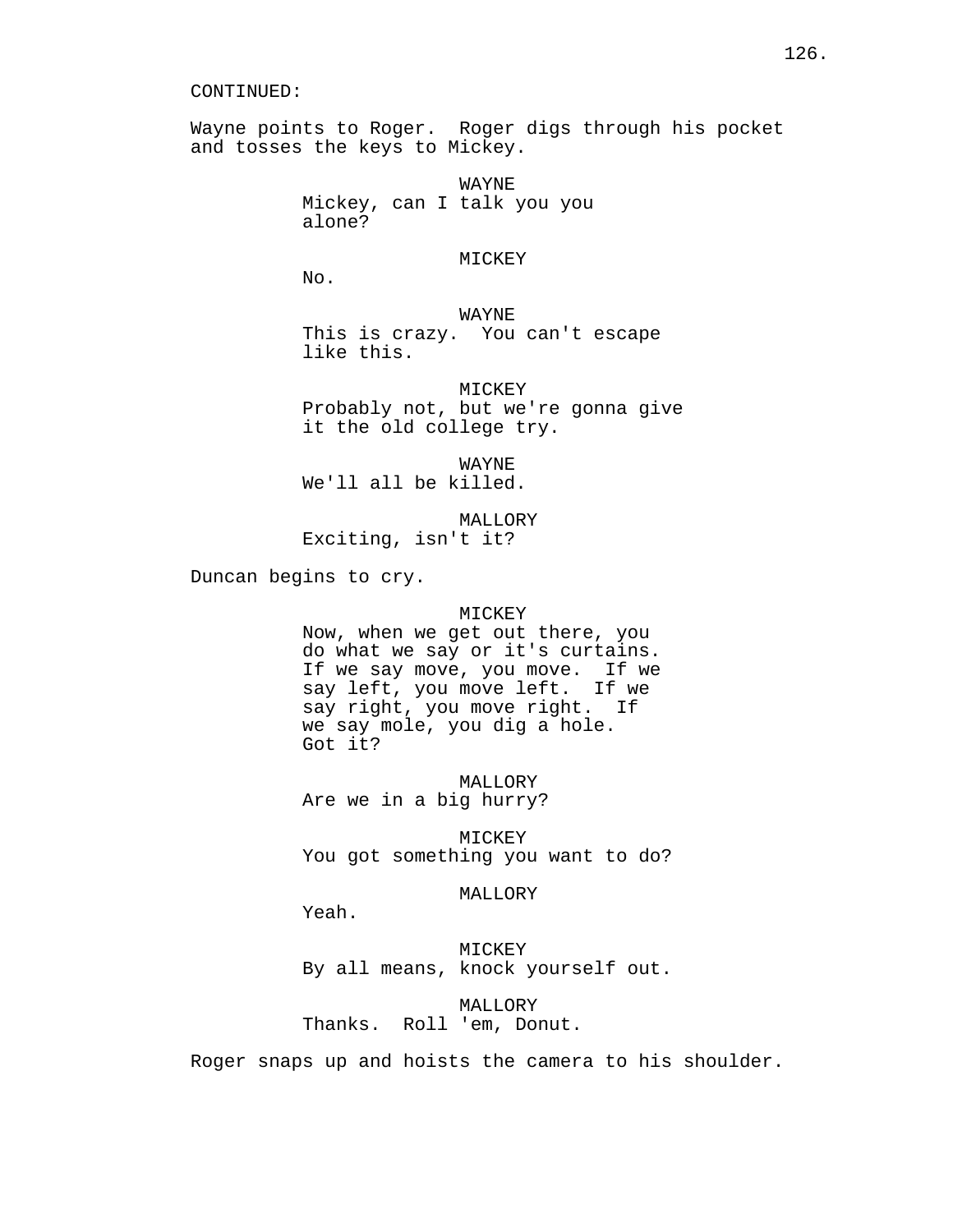CONTINUED:

Wayne points to Roger. Roger digs through his pocket and tosses the keys to Mickey.

WAYNE
Mickey, can I talk you you alone?

MICKEY
No.

WAYNE
This is crazy. You can't escape like this.

MICKEY
Probably not, but we're gonna give it the old college try.

WAYNE
We'll all be killed.

MALLORY
Exciting, isn't it?

Duncan begins to cry.

MICKEY
Now, when we get out there, you do what we say or it's curtains. If we say move, you move. If we say left, you move left. If we say right, you move right. If we say mole, you dig a hole. Got it?

MALLORY
Are we in a big hurry?

MICKEY
You got something you want to do?

MALLORY
Yeah.

MICKEY
By all means, knock yourself out.

MALLORY
Thanks. Roll 'em, Donut.

Roger snaps up and hoists the camera to his shoulder.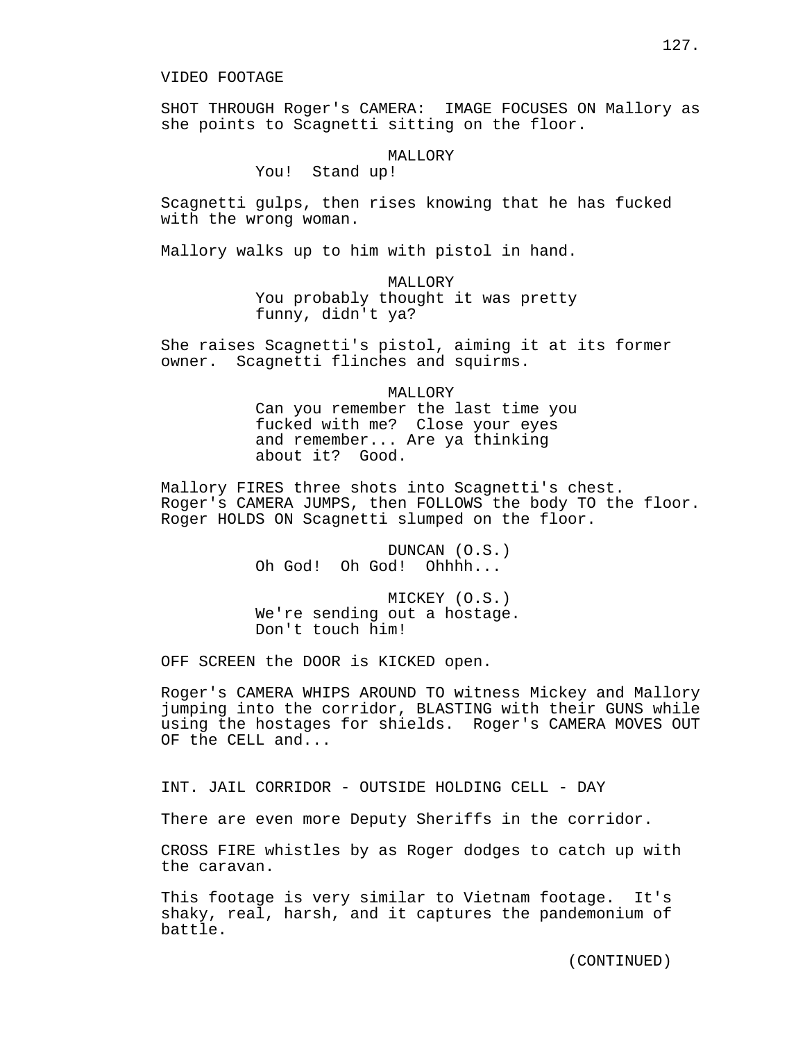VIDEO FOOTAGE

SHOT THROUGH Roger's CAMERA: IMAGE FOCUSES ON Mallory as she points to Scagnetti sitting on the floor.

MALLORY
You! Stand up!

Scagnetti gulps, then rises knowing that he has fucked with the wrong woman.

Mallory walks up to him with pistol in hand.

MALLORY
You probably thought it was pretty funny, didn't ya?

She raises Scagnetti's pistol, aiming it at its former owner. Scagnetti flinches and squirms.

MALLORY
Can you remember the last time you fucked with me? Close your eyes and remember... Are ya thinking about it? Good.

Mallory FIRES three shots into Scagnetti's chest. Roger's CAMERA JUMPS, then FOLLOWS the body TO the floor. Roger HOLDS ON Scagnetti slumped on the floor.

DUNCAN (O.S.)
Oh God! Oh God! Ohhhh...

MICKEY (O.S.)
We're sending out a hostage. Don't touch him!

OFF SCREEN the DOOR is KICKED open.

Roger's CAMERA WHIPS AROUND TO witness Mickey and Mallory jumping into the corridor, BLASTING with their GUNS while using the hostages for shields. Roger's CAMERA MOVES OUT OF the CELL and...

INT. JAIL CORRIDOR - OUTSIDE HOLDING CELL - DAY

There are even more Deputy Sheriffs in the corridor.

CROSS FIRE whistles by as Roger dodges to catch up with the caravan.

This footage is very similar to Vietnam footage. It's shaky, real, harsh, and it captures the pandemonium of battle.

(CONTINUED)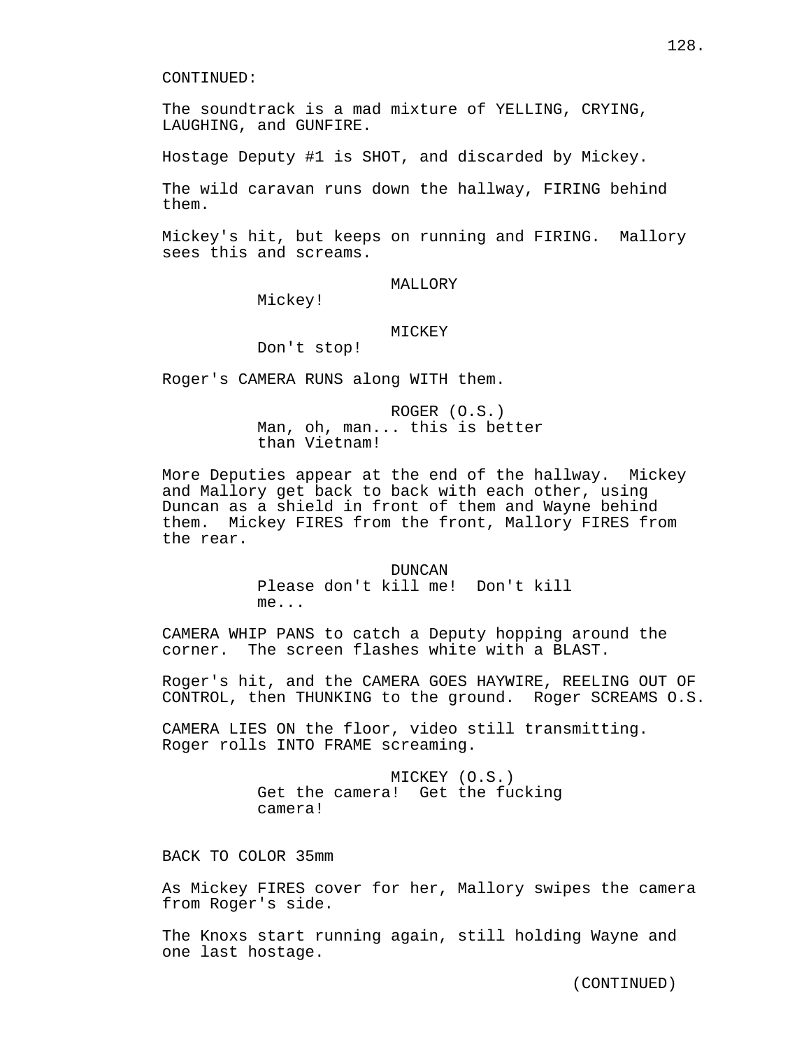CONTINUED:

The soundtrack is a mad mixture of YELLING, CRYING, LAUGHING, and GUNFIRE.

Hostage Deputy #1 is SHOT, and discarded by Mickey.

The wild caravan runs down the hallway, FIRING behind them.

Mickey's hit, but keeps on running and FIRING. Mallory sees this and screams.

MALLORY
Mickey!

MICKEY
Don't stop!

Roger's CAMERA RUNS along WITH them.

ROGER (O.S.)
Man, oh, man... this is better than Vietnam!

More Deputies appear at the end of the hallway. Mickey and Mallory get back to back with each other, using Duncan as a shield in front of them and Wayne behind them. Mickey FIRES from the front, Mallory FIRES from the rear.

DUNCAN
Please don't kill me! Don't kill me...

CAMERA WHIP PANS to catch a Deputy hopping around the corner. The screen flashes white with a BLAST.

Roger's hit, and the CAMERA GOES HAYWIRE, REELING OUT OF CONTROL, then THUNKING to the ground. Roger SCREAMS O.S.

CAMERA LIES ON the floor, video still transmitting. Roger rolls INTO FRAME screaming.

MICKEY (O.S.)
Get the camera! Get the fucking camera!

BACK TO COLOR 35mm

As Mickey FIRES cover for her, Mallory swipes the camera from Roger's side.

The Knoxs start running again, still holding Wayne and one last hostage.

(CONTINUED)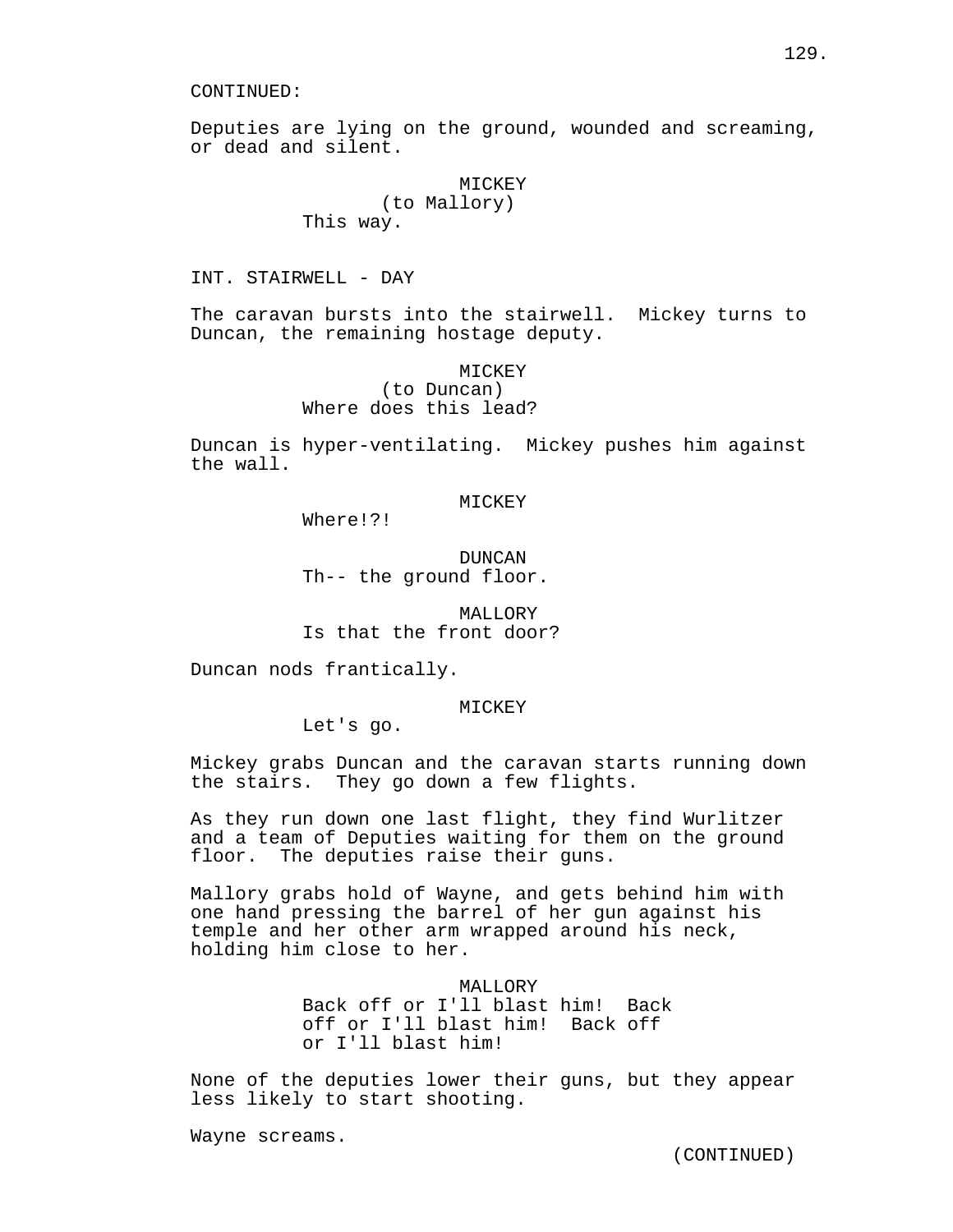CONTINUED:

Deputies are lying on the ground, wounded and screaming, or dead and silent.

MICKEY
(to Mallory)
This way.

INT. STAIRWELL - DAY

The caravan bursts into the stairwell. Mickey turns to Duncan, the remaining hostage deputy.

MICKEY
(to Duncan)
Where does this lead?

Duncan is hyper-ventilating. Mickey pushes him against the wall.

MICKEY
Where!?!

DUNCAN
Th-- the ground floor.

MALLORY
Is that the front door?

Duncan nods frantically.

MICKEY
Let's go.

Mickey grabs Duncan and the caravan starts running down the stairs. They go down a few flights.

As they run down one last flight, they find Wurlitzer and a team of Deputies waiting for them on the ground floor. The deputies raise their guns.

Mallory grabs hold of Wayne, and gets behind him with one hand pressing the barrel of her gun against his temple and her other arm wrapped around his neck, holding him close to her.

MALLORY
Back off or I'll blast him! Back off or I'll blast him! Back off or I'll blast him!

None of the deputies lower their guns, but they appear less likely to start shooting.

Wayne screams.

(CONTINUED)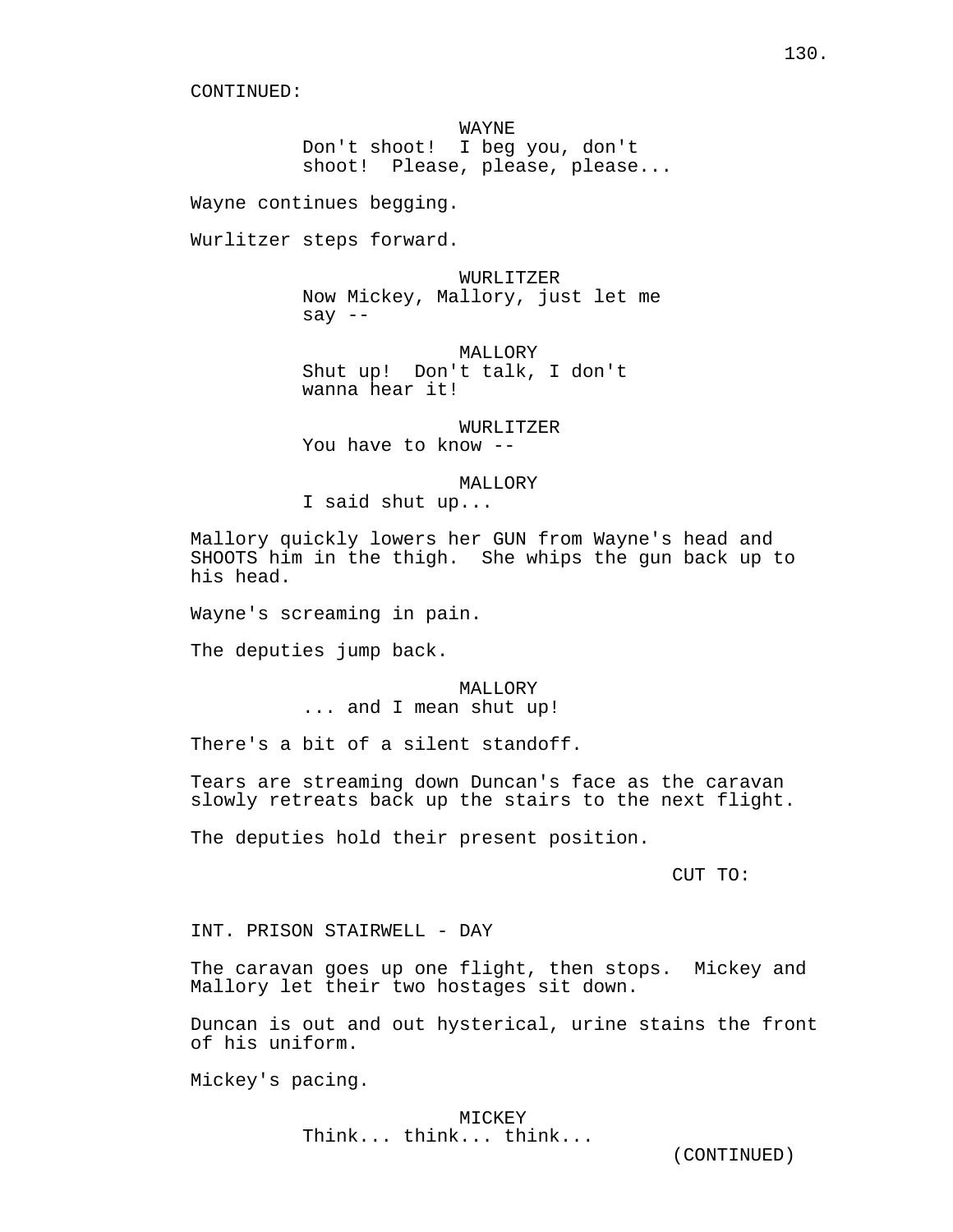CONTINUED:

WAYNE
Don't shoot! I beg you, don't shoot! Please, please, please...

Wayne continues begging.

Wurlitzer steps forward.

WURLITZER
Now Mickey, Mallory, just let me say --

MALLORY
Shut up! Don't talk, I don't wanna hear it!

WURLITZER
You have to know --

MALLORY
I said shut up...

Mallory quickly lowers her GUN from Wayne's head and SHOOTS him in the thigh. She whips the gun back up to his head.

Wayne's screaming in pain.

The deputies jump back.

MALLORY
... and I mean shut up!

There's a bit of a silent standoff.

Tears are streaming down Duncan's face as the caravan slowly retreats back up the stairs to the next flight.

The deputies hold their present position.

CUT TO:

INT. PRISON STAIRWELL - DAY

The caravan goes up one flight, then stops. Mickey and Mallory let their two hostages sit down.

Duncan is out and out hysterical, urine stains the front of his uniform.

Mickey's pacing.

MICKEY
Think... think... think...

(CONTINUED)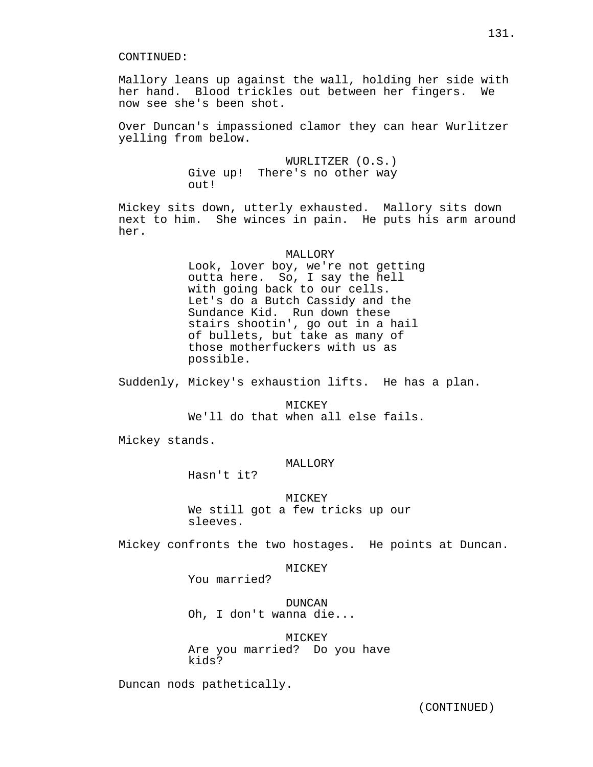CONTINUED:

Mallory leans up against the wall, holding her side with her hand. Blood trickles out between her fingers. We now see she's been shot.

Over Duncan's impassioned clamor they can hear Wurlitzer yelling from below.

WURLITZER (O.S.)
Give up! There's no other way out!

Mickey sits down, utterly exhausted. Mallory sits down next to him. She winces in pain. He puts his arm around her.

MALLORY
Look, lover boy, we're not getting outta here. So, I say the hell with going back to our cells. Let's do a Butch Cassidy and the Sundance Kid. Run down these stairs shootin', go out in a hail of bullets, but take as many of those motherfuckers with us as possible.

Suddenly, Mickey's exhaustion lifts. He has a plan.

MICKEY
We'll do that when all else fails.

Mickey stands.

MALLORY
Hasn't it?

MICKEY
We still got a few tricks up our sleeves.

Mickey confronts the two hostages. He points at Duncan.

MICKEY
You married?

DUNCAN
Oh, I don't wanna die...

MICKEY
Are you married? Do you have kids?

Duncan nods pathetically.

(CONTINUED)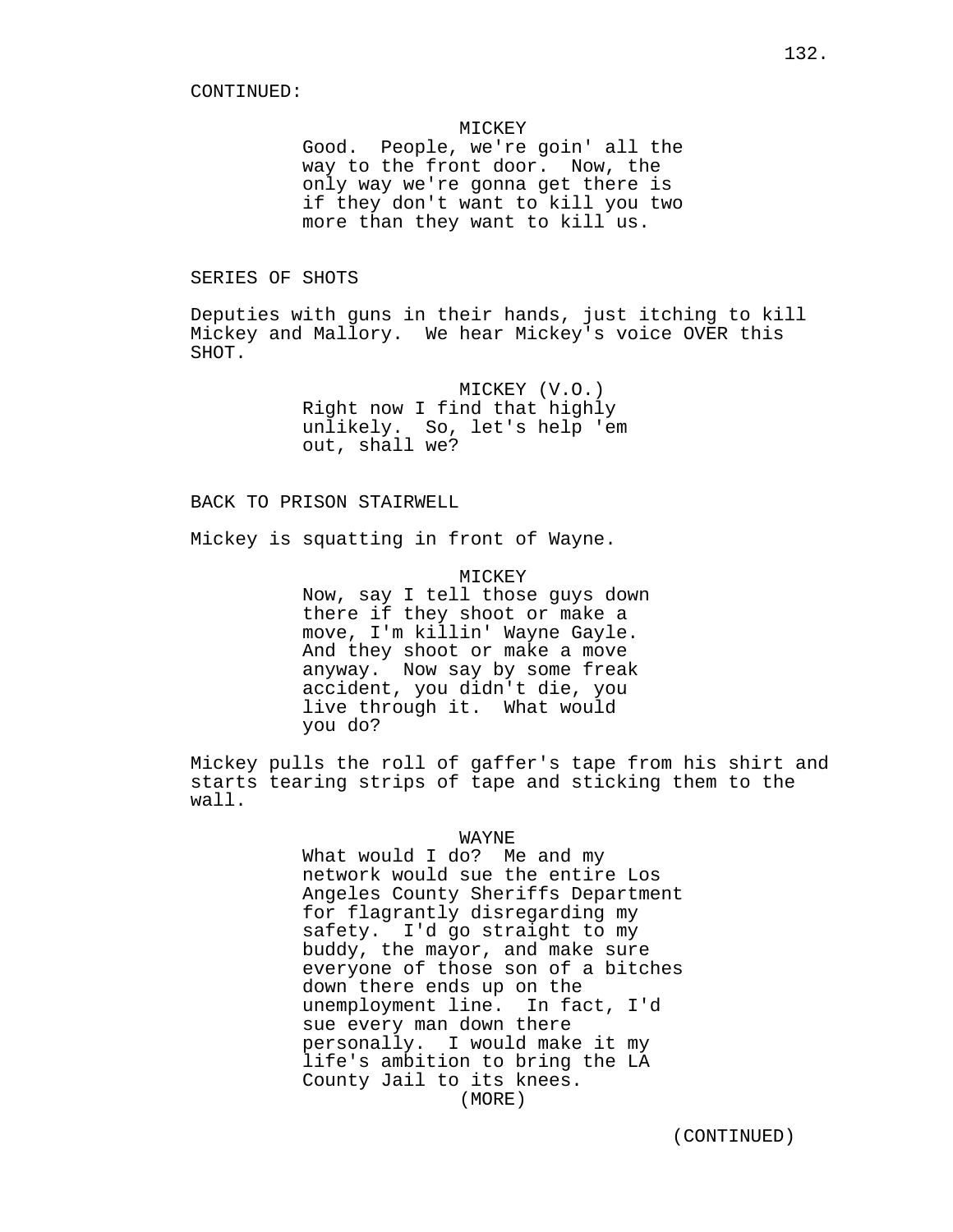CONTINUED:

MICKEY
Good. People, we're goin' all the way to the front door. Now, the only way we're gonna get there is if they don't want to kill you two more than they want to kill us.

SERIES OF SHOTS

Deputies with guns in their hands, just itching to kill Mickey and Mallory. We hear Mickey's voice OVER this SHOT.

MICKEY (V.O.)
Right now I find that highly unlikely. So, let's help 'em out, shall we?

BACK TO PRISON STAIRWELL

Mickey is squatting in front of Wayne.

MICKEY
Now, say I tell those guys down there if they shoot or make a move, I'm killin' Wayne Gayle. And they shoot or make a move anyway. Now say by some freak accident, you didn't die, you live through it. What would you do?

Mickey pulls the roll of gaffer's tape from his shirt and starts tearing strips of tape and sticking them to the wall.

WAYNE
What would I do? Me and my network would sue the entire Los Angeles County Sheriffs Department for flagrantly disregarding my safety. I'd go straight to my buddy, the mayor, and make sure everyone of those son of a bitches down there ends up on the unemployment line. In fact, I'd sue every man down there personally. I would make it my life's ambition to bring the LA County Jail to its knees.
(MORE)

(CONTINUED)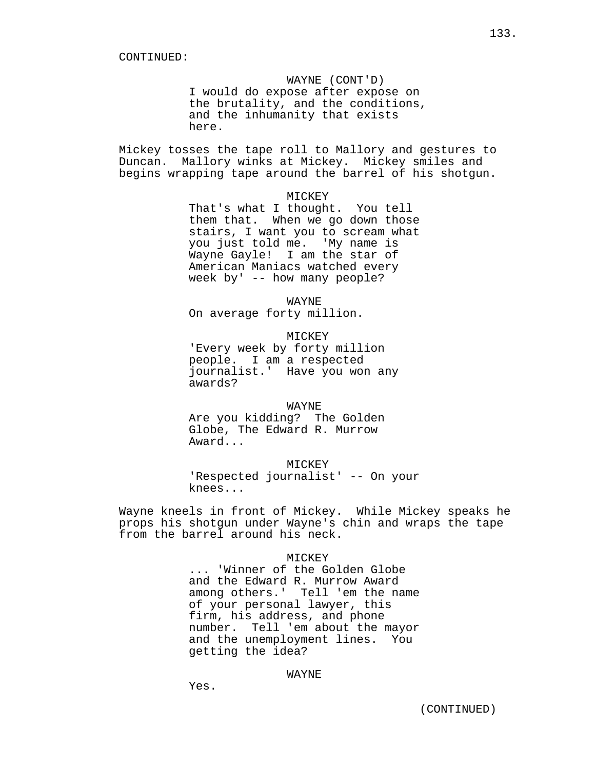CONTINUED:

WAYNE (CONT'D)
I would do expose after expose on the brutality, and the conditions, and the inhumanity that exists here.

Mickey tosses the tape roll to Mallory and gestures to Duncan. Mallory winks at Mickey. Mickey smiles and begins wrapping tape around the barrel of his shotgun.

MICKEY
That's what I thought. You tell them that. When we go down those stairs, I want you to scream what you just told me. 'My name is Wayne Gayle! I am the star of American Maniacs watched every week by' -- how many people?

WAYNE
On average forty million.

MICKEY
'Every week by forty million people. I am a respected journalist.' Have you won any awards?

WAYNE
Are you kidding? The Golden Globe, The Edward R. Murrow Award...

MICKEY
'Respected journalist' -- On your knees...

Wayne kneels in front of Mickey. While Mickey speaks he props his shotgun under Wayne's chin and wraps the tape from the barrel around his neck.

MICKEY
... 'Winner of the Golden Globe and the Edward R. Murrow Award among others.' Tell 'em the name of your personal lawyer, this firm, his address, and phone number. Tell 'em about the mayor and the unemployment lines. You getting the idea?

WAYNE
Yes.

(CONTINUED)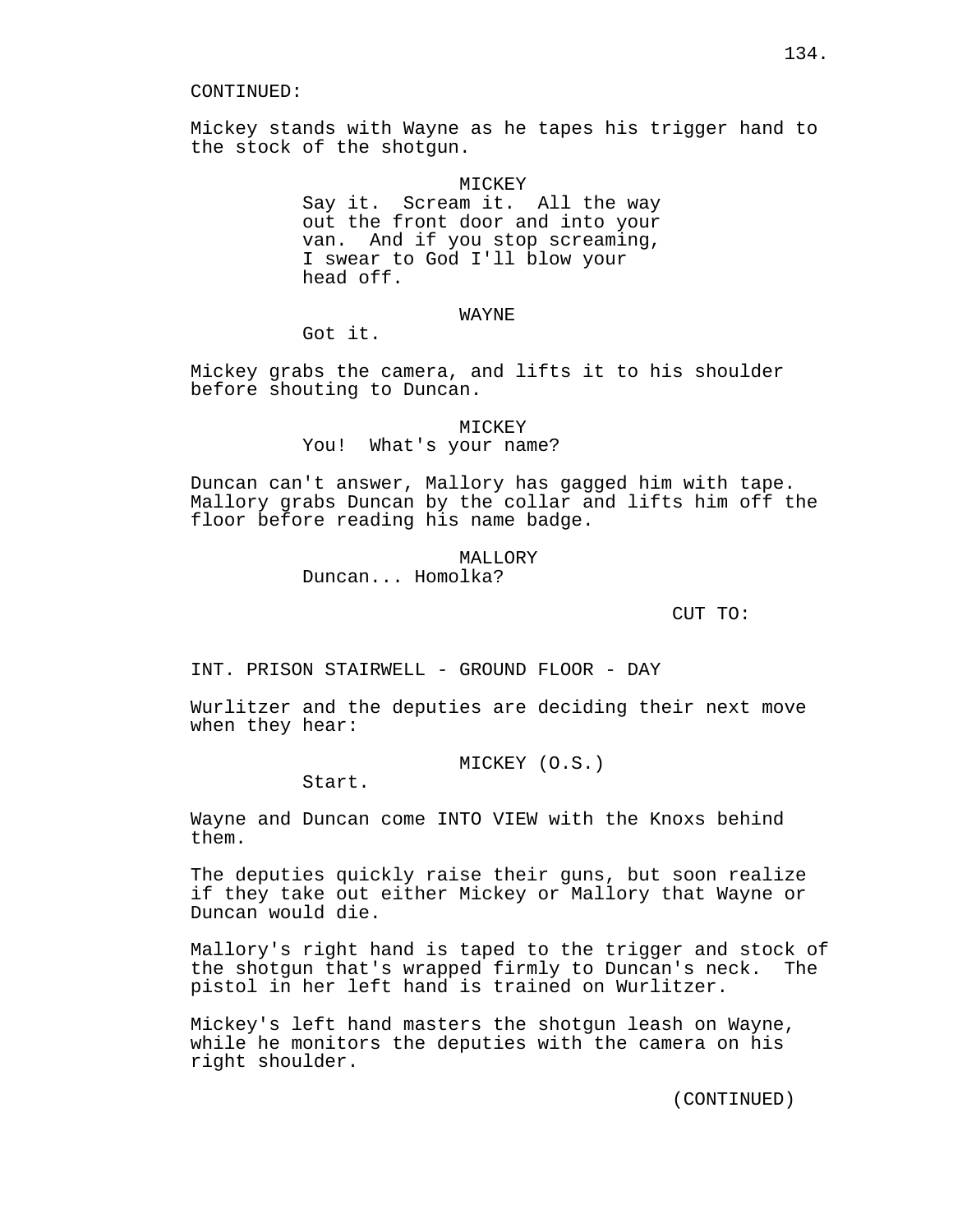CONTINUED:

Mickey stands with Wayne as he tapes his trigger hand to the stock of the shotgun.

MICKEY
Say it. Scream it. All the way out the front door and into your van. And if you stop screaming, I swear to God I'll blow your head off.

WAYNE
Got it.

Mickey grabs the camera, and lifts it to his shoulder before shouting to Duncan.

MICKEY
You! What's your name?

Duncan can't answer, Mallory has gagged him with tape. Mallory grabs Duncan by the collar and lifts him off the floor before reading his name badge.

MALLORY
Duncan... Homolka?

CUT TO:

INT. PRISON STAIRWELL - GROUND FLOOR - DAY

Wurlitzer and the deputies are deciding their next move when they hear:

MICKEY (O.S.)
Start.

Wayne and Duncan come INTO VIEW with the Knoxs behind them.

The deputies quickly raise their guns, but soon realize if they take out either Mickey or Mallory that Wayne or Duncan would die.

Mallory's right hand is taped to the trigger and stock of the shotgun that's wrapped firmly to Duncan's neck. The pistol in her left hand is trained on Wurlitzer.

Mickey's left hand masters the shotgun leash on Wayne, while he monitors the deputies with the camera on his right shoulder.

(CONTINUED)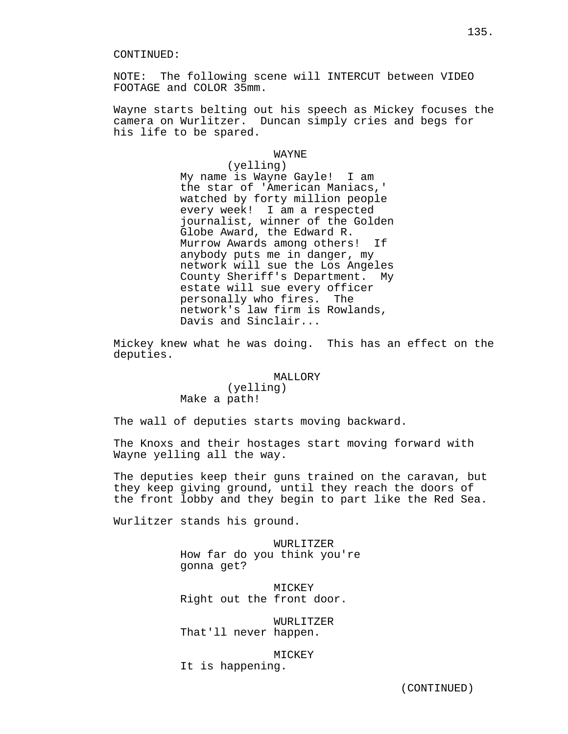CONTINUED:

NOTE: The following scene will INTERCUT between VIDEO FOOTAGE and COLOR 35mm.

Wayne starts belting out his speech as Mickey focuses the camera on Wurlitzer. Duncan simply cries and begs for his life to be spared.

WAYNE
(yelling)
My name is Wayne Gayle! I am the star of 'American Maniacs,' watched by forty million people every week! I am a respected journalist, winner of the Golden Globe Award, the Edward R. Murrow Awards among others! If anybody puts me in danger, my network will sue the Los Angeles County Sheriff's Department. My estate will sue every officer personally who fires. The network's law firm is Rowlands, Davis and Sinclair...

Mickey knew what he was doing. This has an effect on the deputies.

MALLORY
(yelling)
Make a path!

The wall of deputies starts moving backward.

The Knoxs and their hostages start moving forward with Wayne yelling all the way.

The deputies keep their guns trained on the caravan, but they keep giving ground, until they reach the doors of the front lobby and they begin to part like the Red Sea.

Wurlitzer stands his ground.

WURLITZER
How far do you think you're gonna get?

MICKEY
Right out the front door.

WURLITZER
That'll never happen.

MICKEY
It is happening.

(CONTINUED)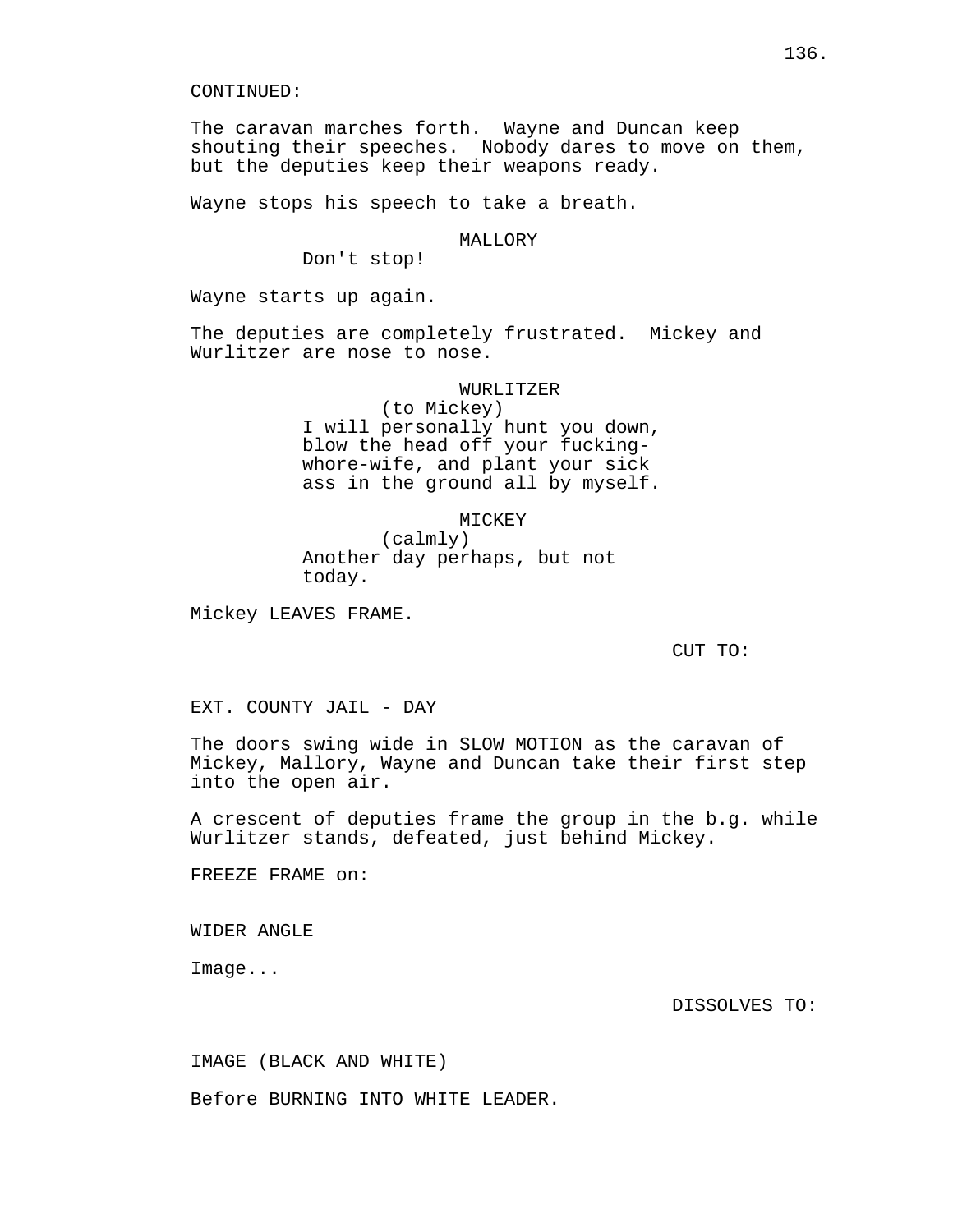CONTINUED:

The caravan marches forth. Wayne and Duncan keep shouting their speeches. Nobody dares to move on them, but the deputies keep their weapons ready.

Wayne stops his speech to take a breath.

MALLORY

Don't stop!

Wayne starts up again.

The deputies are completely frustrated. Mickey and Wurlitzer are nose to nose.

WURLITZER

(to Mickey)

I will personally hunt you down, blow the head off your fucking-whore-wife, and plant your sick ass in the ground all by myself.

MICKEY

(calmly)

Another day perhaps, but not today.

Mickey LEAVES FRAME.

CUT TO:

EXT. COUNTY JAIL - DAY

The doors swing wide in SLOW MOTION as the caravan of Mickey, Mallory, Wayne and Duncan take their first step into the open air.

A crescent of deputies frame the group in the b.g. while Wurlitzer stands, defeated, just behind Mickey.

FREEZE FRAME on:

WIDER ANGLE

Image...

DISSOLVES TO:

IMAGE (BLACK AND WHITE)

Before BURNING INTO WHITE LEADER.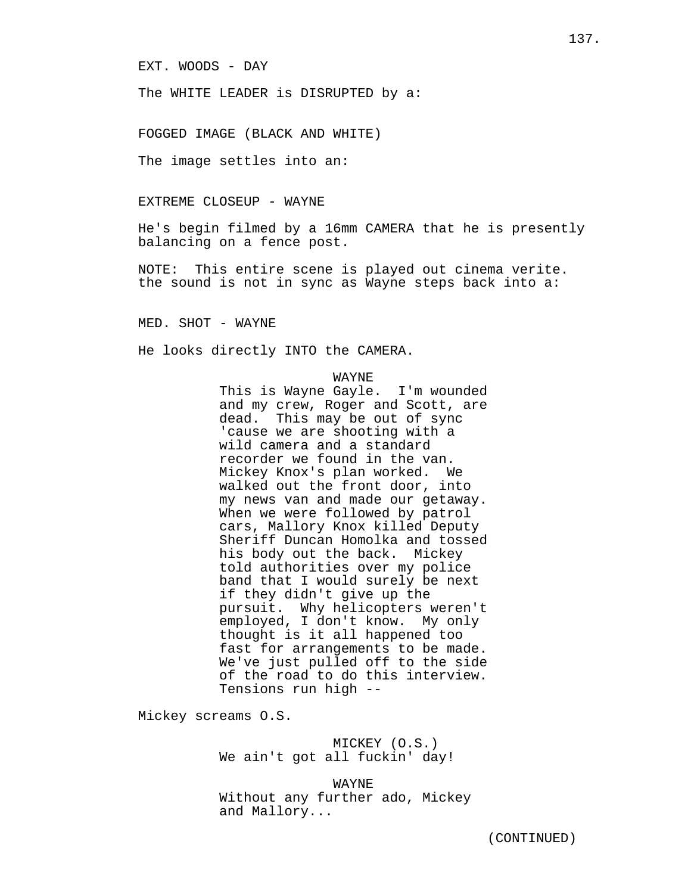EXT. WOODS - DAY

The WHITE LEADER is DISRUPTED by a:

FOGGED IMAGE (BLACK AND WHITE)

The image settles into an:

EXTREME CLOSEUP - WAYNE

He's begin filmed by a 16mm CAMERA that he is presently balancing on a fence post.

NOTE: This entire scene is played out cinema verite. the sound is not in sync as Wayne steps back into a:

MED. SHOT - WAYNE

He looks directly INTO the CAMERA.

WAYNE
This is Wayne Gayle. I'm wounded and my crew, Roger and Scott, are dead. This may be out of sync 'cause we are shooting with a wild camera and a standard recorder we found in the van. Mickey Knox's plan worked. We walked out the front door, into my news van and made our getaway. When we were followed by patrol cars, Mallory Knox killed Deputy Sheriff Duncan Homolka and tossed his body out the back. Mickey told authorities over my police band that I would surely be next if they didn't give up the pursuit. Why helicopters weren't employed, I don't know. My only thought is it all happened too fast for arrangements to be made. We've just pulled off to the side of the road to do this interview. Tensions run high --

Mickey screams O.S.

MICKEY (O.S.)
We ain't got all fuckin' day!

WAYNE
Without any further ado, Mickey and Mallory...

(CONTINUED)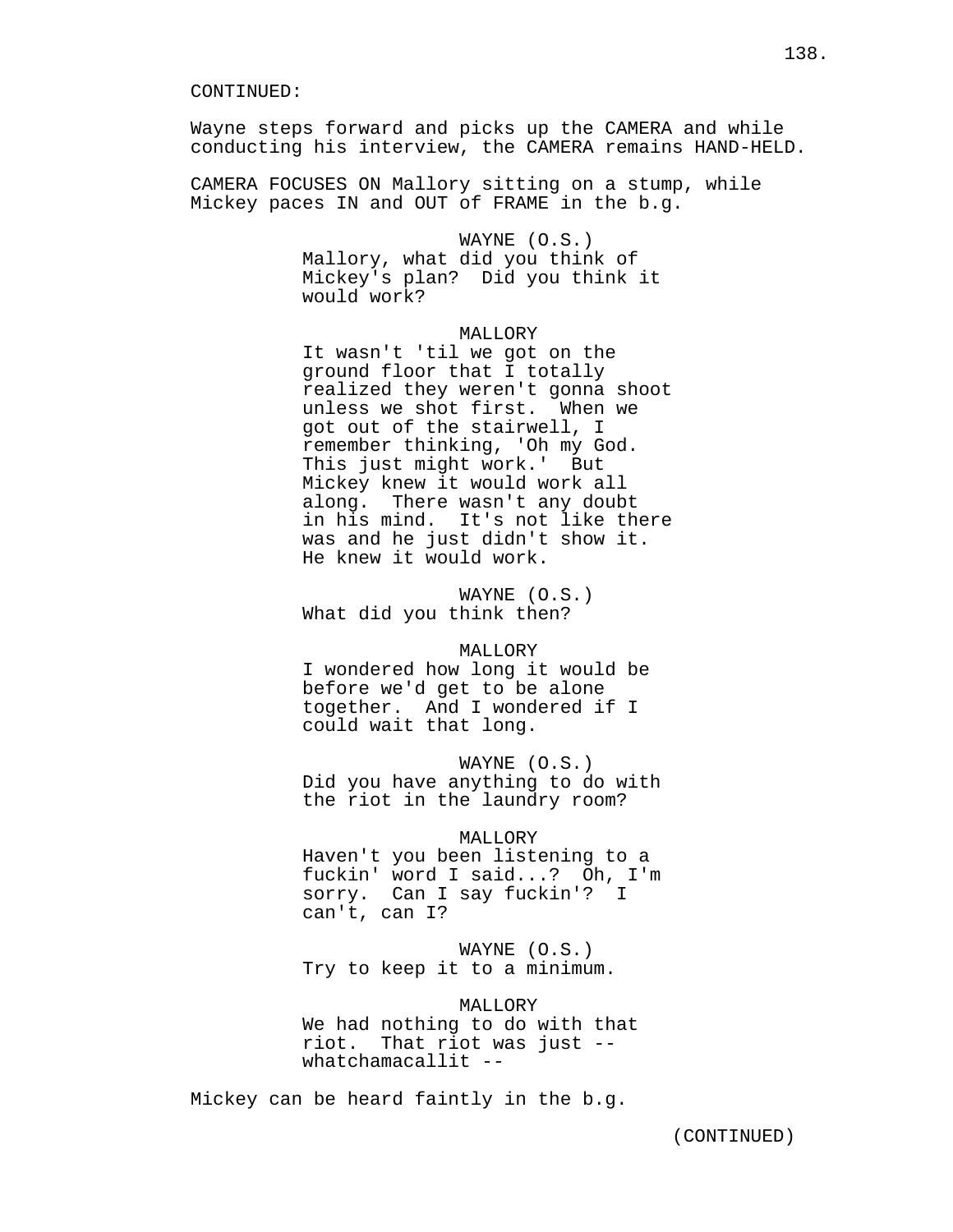CONTINUED:

Wayne steps forward and picks up the CAMERA and while conducting his interview, the CAMERA remains HAND-HELD.

CAMERA FOCUSES ON Mallory sitting on a stump, while Mickey paces IN and OUT of FRAME in the b.g.

WAYNE (O.S.)
Mallory, what did you think of Mickey's plan? Did you think it would work?

MALLORY
It wasn't 'til we got on the ground floor that I totally realized they weren't gonna shoot unless we shot first. When we got out of the stairwell, I remember thinking, 'Oh my God. This just might work.' But Mickey knew it would work all along. There wasn't any doubt in his mind. It's not like there was and he just didn't show it. He knew it would work.

WAYNE (O.S.)
What did you think then?

MALLORY
I wondered how long it would be before we'd get to be alone together. And I wondered if I could wait that long.

WAYNE (O.S.)
Did you have anything to do with the riot in the laundry room?

MALLORY
Haven't you been listening to a fuckin' word I said...? Oh, I'm sorry. Can I say fuckin'? I can't, can I?

WAYNE (O.S.)
Try to keep it to a minimum.

MALLORY
We had nothing to do with that riot. That riot was just -- whatchamacallit --

Mickey can be heard faintly in the b.g.

(CONTINUED)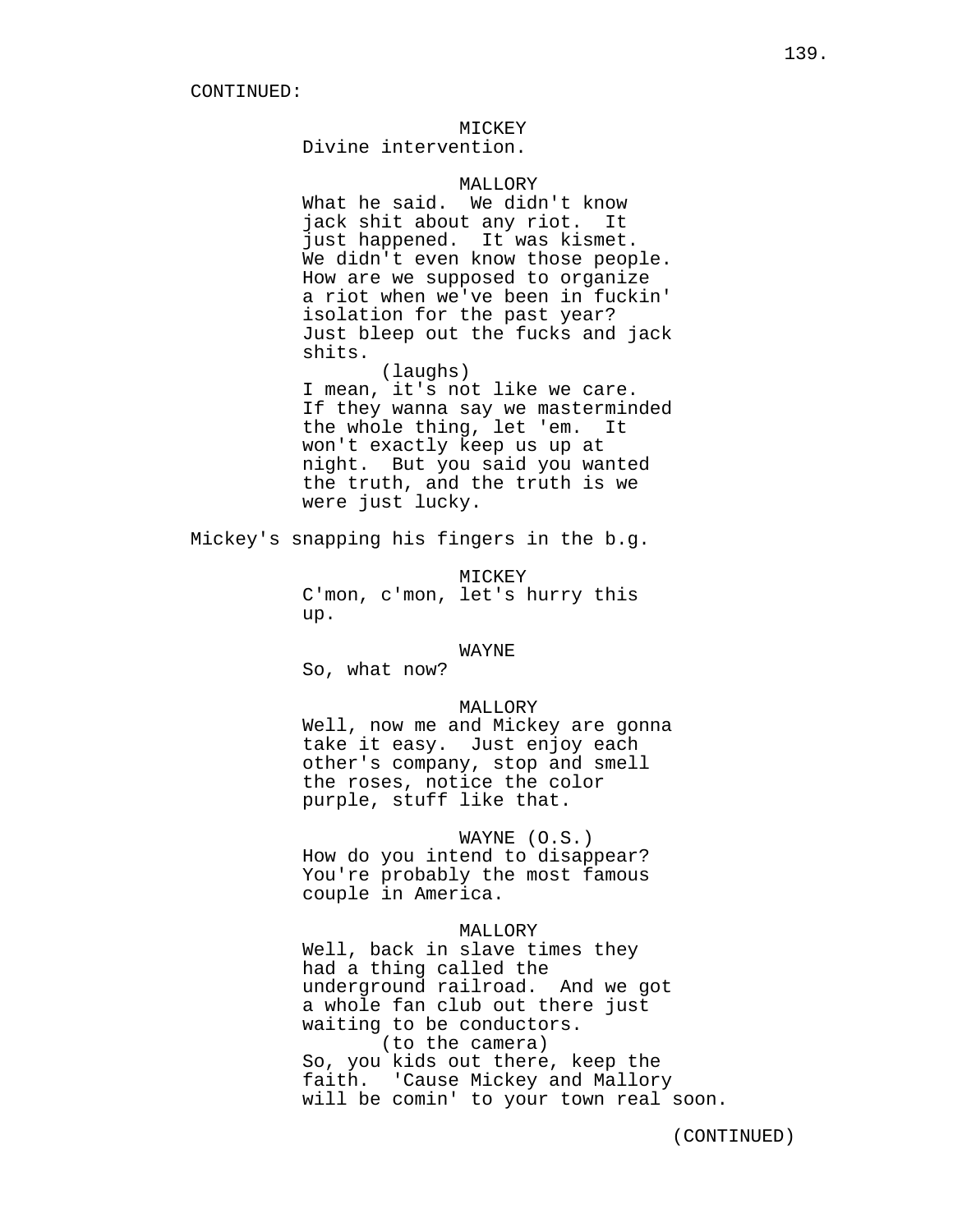CONTINUED:

MICKEY
Divine intervention.

MALLORY
What he said. We didn't know jack shit about any riot. It just happened. It was kismet. We didn't even know those people. How are we supposed to organize a riot when we've been in fuckin' isolation for the past year? Just bleep out the fucks and jack shits.
(laughs)
I mean, it's not like we care. If they wanna say we masterminded the whole thing, let 'em. It won't exactly keep us up at night. But you said you wanted the truth, and the truth is we were just lucky.

Mickey's snapping his fingers in the b.g.

MICKEY
C'mon, c'mon, let's hurry this up.

WAYNE
So, what now?

MALLORY
Well, now me and Mickey are gonna take it easy. Just enjoy each other's company, stop and smell the roses, notice the color purple, stuff like that.

WAYNE (O.S.)
How do you intend to disappear? You're probably the most famous couple in America.

MALLORY
Well, back in slave times they had a thing called the underground railroad. And we got a whole fan club out there just waiting to be conductors.
(to the camera)
So, you kids out there, keep the faith. 'Cause Mickey and Mallory will be comin' to your town real soon.

(CONTINUED)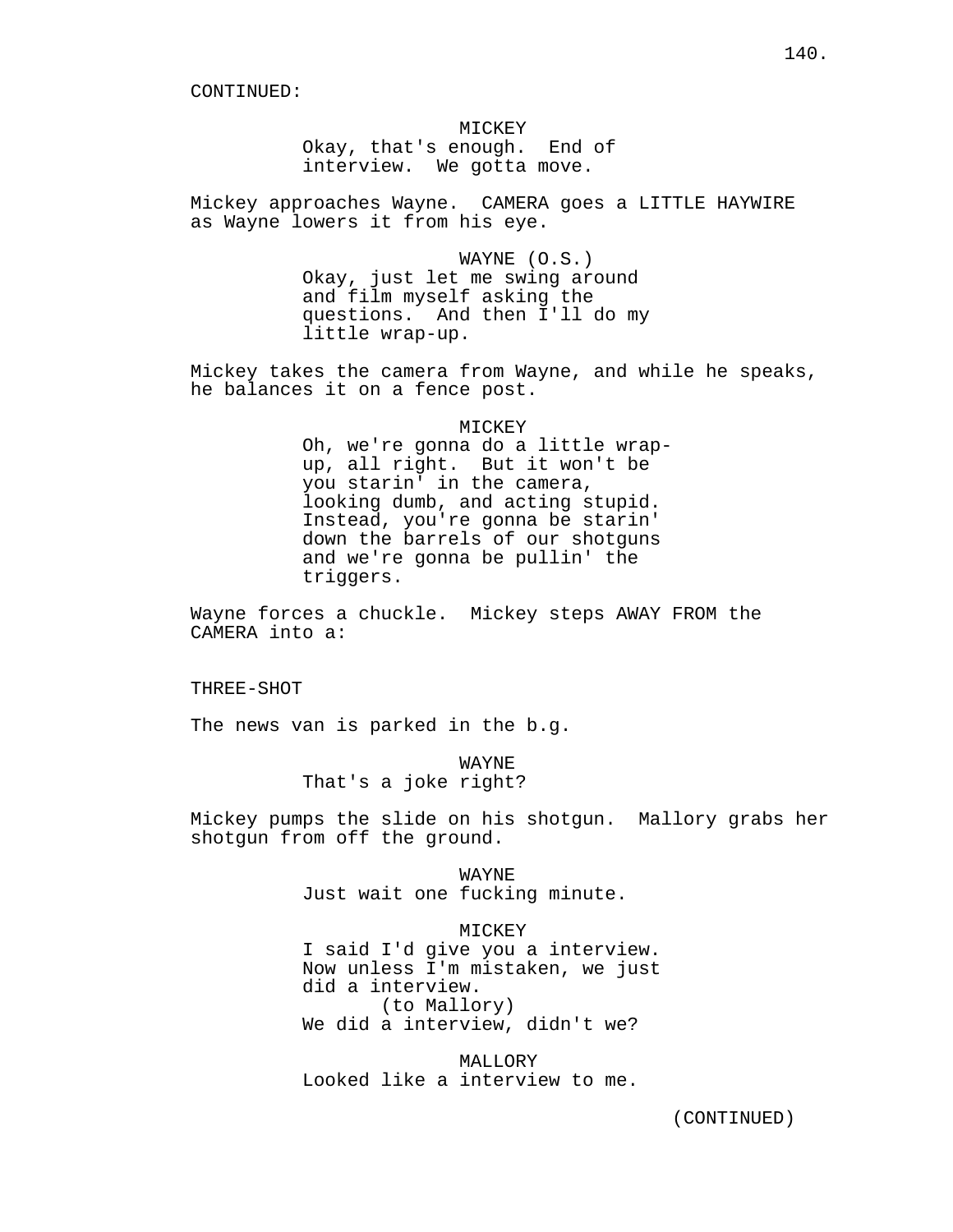CONTINUED:

MICKEY
Okay, that's enough. End of interview. We gotta move.

Mickey approaches Wayne. CAMERA goes a LITTLE HAYWIRE as Wayne lowers it from his eye.

WAYNE (O.S.)
Okay, just let me swing around and film myself asking the questions. And then I'll do my little wrap-up.

Mickey takes the camera from Wayne, and while he speaks, he balances it on a fence post.

MICKEY
Oh, we're gonna do a little wrap-up, all right. But it won't be you starin' in the camera, looking dumb, and acting stupid. Instead, you're gonna be starin' down the barrels of our shotguns and we're gonna be pullin' the triggers.

Wayne forces a chuckle. Mickey steps AWAY FROM the CAMERA into a:

THREE-SHOT

The news van is parked in the b.g.

WAYNE
That's a joke right?

Mickey pumps the slide on his shotgun. Mallory grabs her shotgun from off the ground.

WAYNE
Just wait one fucking minute.

MICKEY
I said I'd give you a interview. Now unless I'm mistaken, we just did a interview.
(to Mallory)
We did a interview, didn't we?

MALLORY
Looked like a interview to me.

(CONTINUED)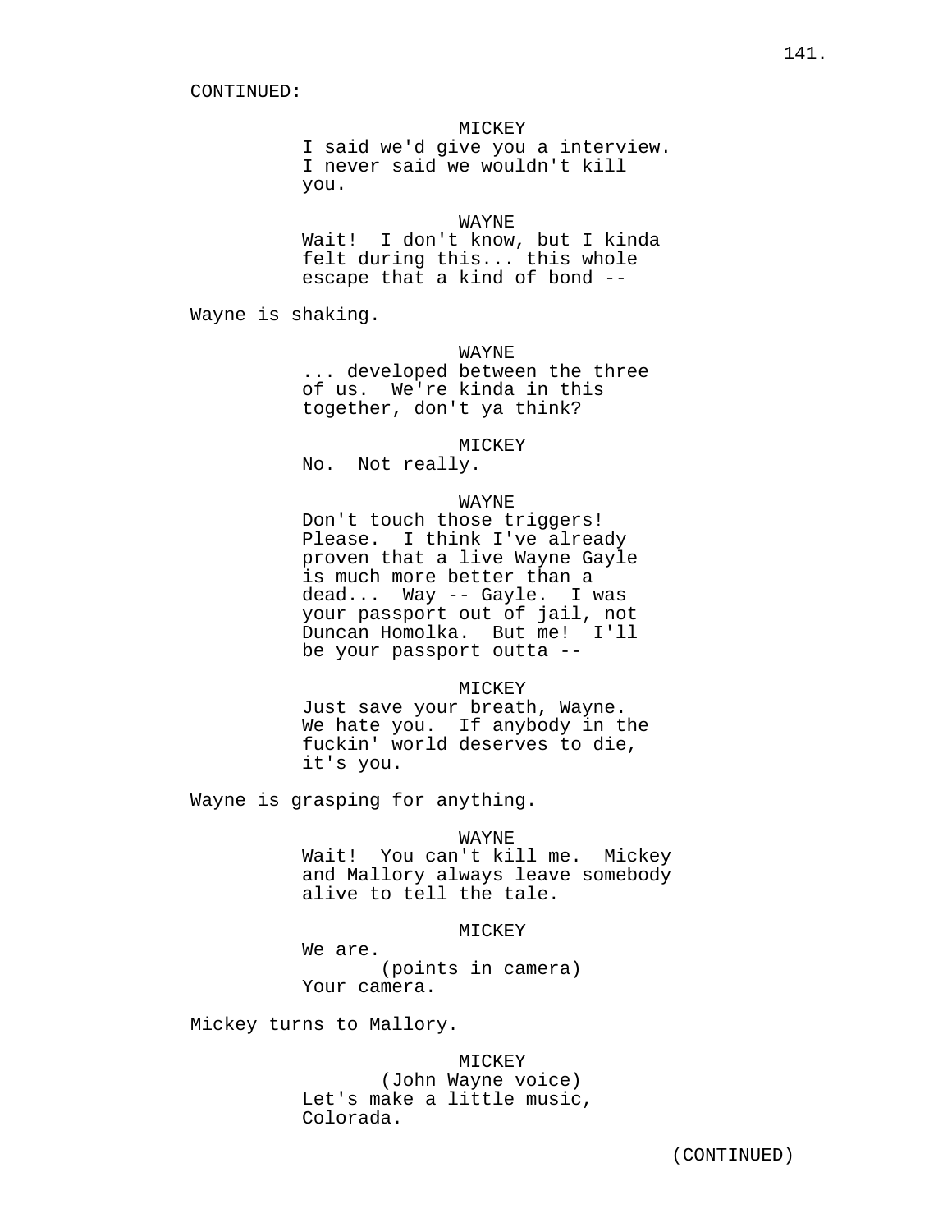CONTINUED:

MICKEY
I said we'd give you a interview. I never said we wouldn't kill you.

WAYNE
Wait! I don't know, but I kinda felt during this... this whole escape that a kind of bond --

Wayne is shaking.

WAYNE
... developed between the three of us. We're kinda in this together, don't ya think?

MICKEY
No. Not really.

WAYNE
Don't touch those triggers! Please. I think I've already proven that a live Wayne Gayle is much more better than a dead... Way -- Gayle. I was your passport out of jail, not Duncan Homolka. But me! I'll be your passport outta --

MICKEY
Just save your breath, Wayne. We hate you. If anybody in the fuckin' world deserves to die, it's you.

Wayne is grasping for anything.

WAYNE
Wait! You can't kill me. Mickey and Mallory always leave somebody alive to tell the tale.

MICKEY
We are.
(points in camera)
Your camera.

Mickey turns to Mallory.

MICKEY
(John Wayne voice)
Let's make a little music, Colorada.

(CONTINUED)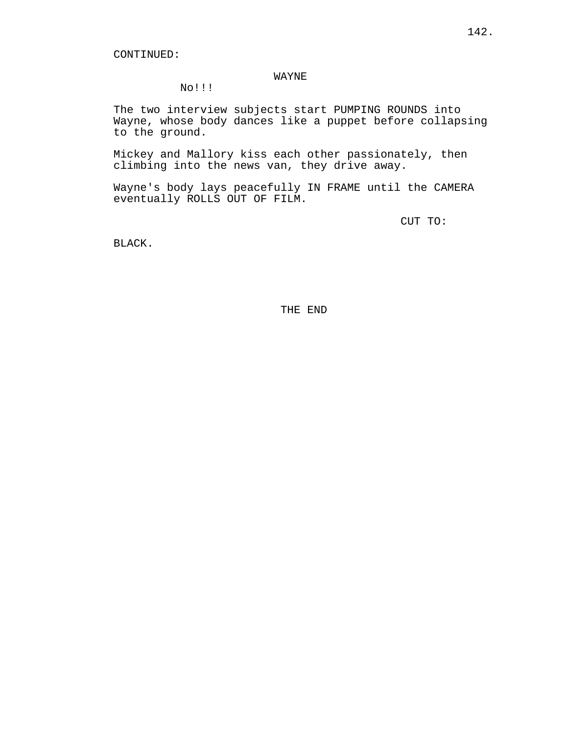CONTINUED:

WAYNE

No!!!

The two interview subjects start PUMPING ROUNDS into Wayne, whose body dances like a puppet before collapsing to the ground.

Mickey and Mallory kiss each other passionately, then climbing into the news van, they drive away.

Wayne's body lays peacefully IN FRAME until the CAMERA eventually ROLLS OUT OF FILM.

CUT TO:

BLACK.

THE END